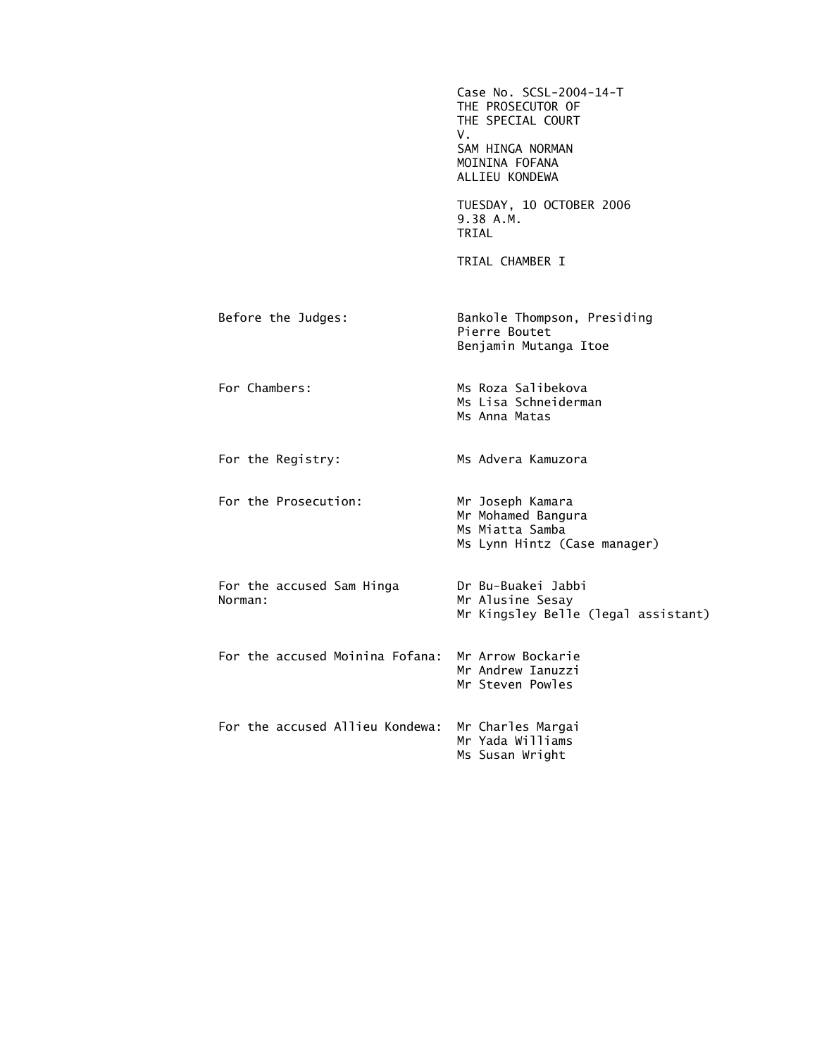Case No. SCSL-2004-14-T
THE PROSECUTOR OF
THE SPECIAL COURT
V.
SAM HINGA NORMAN
MOININA FOFANA
ALLIEU KONDEWA

TUESDAY, 10 OCTOBER 2006
9.38 A.M.
TRIAL

TRIAL CHAMBER I

| | |
|---|---|
| Before the Judges: | Bankole Thompson, Presiding<br>Pierre Boutet<br>Benjamin Mutanga Itoe |
| For Chambers: | Ms Roza Salibekova<br>Ms Lisa Schneiderman<br>Ms Anna Matas |
| For the Registry: | Ms Advera Kamuzora |
| For the Prosecution: | Mr Joseph Kamara<br>Mr Mohamed Bangura<br>Ms Miatta Samba<br>Ms Lynn Hintz (Case manager) |
| For the accused Sam Hinga Norman: | Dr Bu-Buakei Jabbi<br>Mr Alusine Sesay<br>Mr Kingsley Belle (legal assistant) |
| For the accused Moinina Fofana: | Mr Arrow Bockarie<br>Mr Andrew Ianuzzi<br>Mr Steven Powles |
| For the accused Allieu Kondewa: | Mr Charles Margai<br>Mr Yada Williams<br>Ms Susan Wright |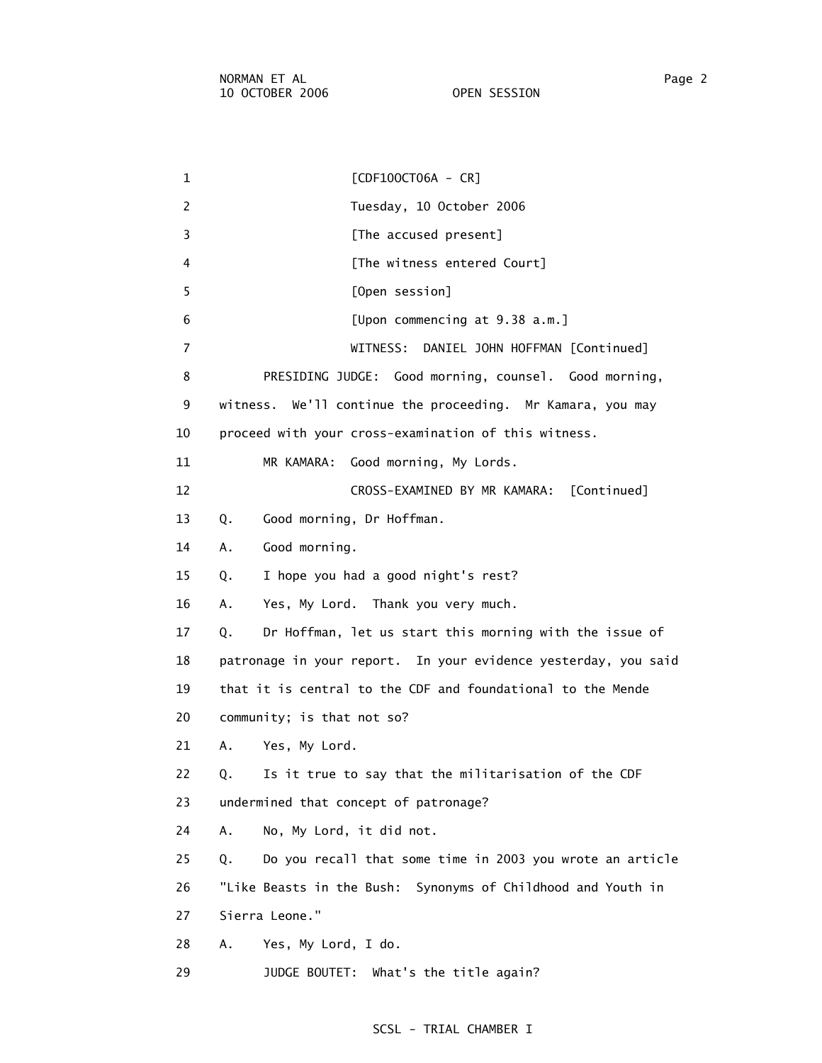[CDF10OCT06A - CR]

Tuesday, 10 October 2006

[The accused present]

[The witness entered Court]

[Open session]

[Upon commencing at 9.38 a.m.]

WITNESS: DANIEL JOHN HOFFMAN [Continued]

PRESIDING JUDGE: Good morning, counsel. Good morning, witness. We'll continue the proceeding. Mr Kamara, you may proceed with your cross-examination of this witness.

MR KAMARA: Good morning, My Lords.

CROSS-EXAMINED BY MR KAMARA: [Continued]

Q. Good morning, Dr Hoffman.

A. Good morning.

Q. I hope you had a good night's rest?

A. Yes, My Lord. Thank you very much.

Q. Dr Hoffman, let us start this morning with the issue of patronage in your report. In your evidence yesterday, you said that it is central to the CDF and foundational to the Mende community; is that not so?

A. Yes, My Lord.

Q. Is it true to say that the militarisation of the CDF undermined that concept of patronage?

A. No, My Lord, it did not.

Q. Do you recall that some time in 2003 you wrote an article "Like Beasts in the Bush: Synonyms of Childhood and Youth in Sierra Leone."

A. Yes, My Lord, I do.

JUDGE BOUTET: What's the title again?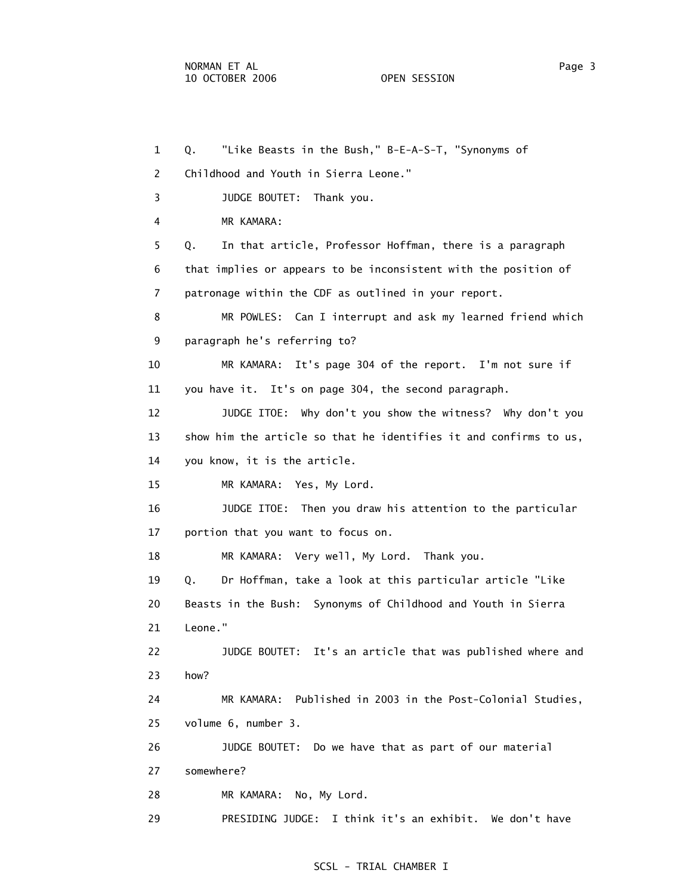1 Q. "Like Beasts in the Bush," B-E-A-S-T, "Synonyms of

2 Childhood and Youth in Sierra Leone."

3 JUDGE BOUTET: Thank you.

4 MR KAMARA:

5 Q. In that article, Professor Hoffman, there is a paragraph

6 that implies or appears to be inconsistent with the position of

7 patronage within the CDF as outlined in your report.

8 MR POWLES: Can I interrupt and ask my learned friend which

9 paragraph he's referring to?

10 MR KAMARA: It's page 304 of the report. I'm not sure if

11 you have it. It's on page 304, the second paragraph.

12 JUDGE ITOE: Why don't you show the witness? Why don't you

13 show him the article so that he identifies it and confirms to us,

14 you know, it is the article.

15 MR KAMARA: Yes, My Lord.

16 JUDGE ITOE: Then you draw his attention to the particular

17 portion that you want to focus on.

18 MR KAMARA: Very well, My Lord. Thank you.

19 Q. Dr Hoffman, take a look at this particular article "Like

20 Beasts in the Bush: Synonyms of Childhood and Youth in Sierra

21 Leone."

22 JUDGE BOUTET: It's an article that was published where and

23 how?

24 MR KAMARA: Published in 2003 in the Post-Colonial Studies,

25 volume 6, number 3.

26 JUDGE BOUTET: Do we have that as part of our material

27 somewhere?

28 MR KAMARA: No, My Lord.

29 PRESIDING JUDGE: I think it's an exhibit. We don't have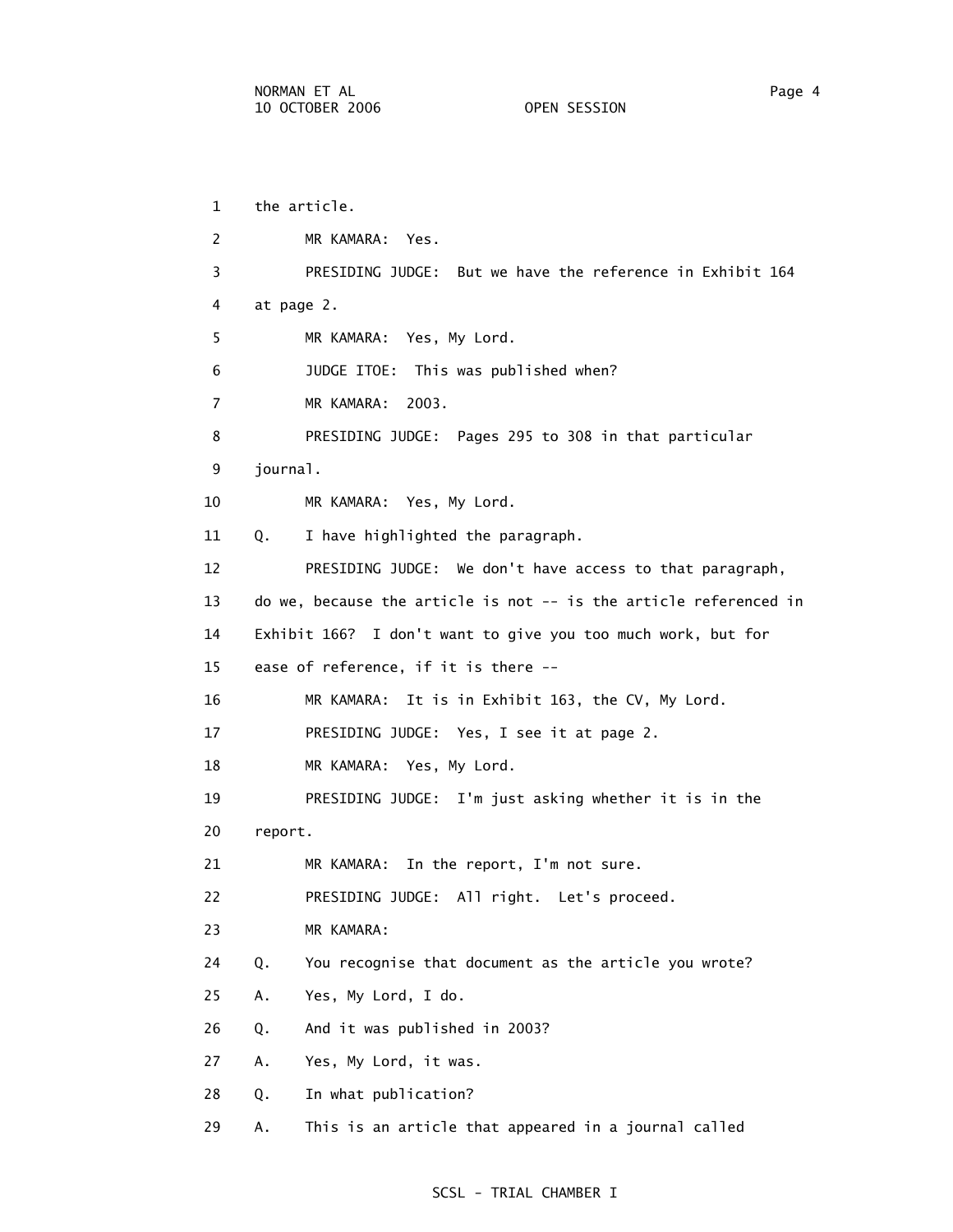1 the article.

2 MR KAMARA: Yes.

3 PRESIDING JUDGE: But we have the reference in Exhibit 164

4 at page 2.

5 MR KAMARA: Yes, My Lord.

6 JUDGE ITOE: This was published when?

7 MR KAMARA: 2003.

8 PRESIDING JUDGE: Pages 295 to 308 in that particular

9 journal.

10 MR KAMARA: Yes, My Lord.

11 Q. I have highlighted the paragraph.

12 PRESIDING JUDGE: We don't have access to that paragraph,

13 do we, because the article is not -- is the article referenced in

14 Exhibit 166? I don't want to give you too much work, but for

15 ease of reference, if it is there --

16 MR KAMARA: It is in Exhibit 163, the CV, My Lord.

17 PRESIDING JUDGE: Yes, I see it at page 2.

18 MR KAMARA: Yes, My Lord.

19 PRESIDING JUDGE: I'm just asking whether it is in the

20 report.

21 MR KAMARA: In the report, I'm not sure.

22 PRESIDING JUDGE: All right. Let's proceed.

23 MR KAMARA:

24 Q. You recognise that document as the article you wrote?

25 A. Yes, My Lord, I do.

26 Q. And it was published in 2003?

27 A. Yes, My Lord, it was.

28 Q. In what publication?

29 A. This is an article that appeared in a journal called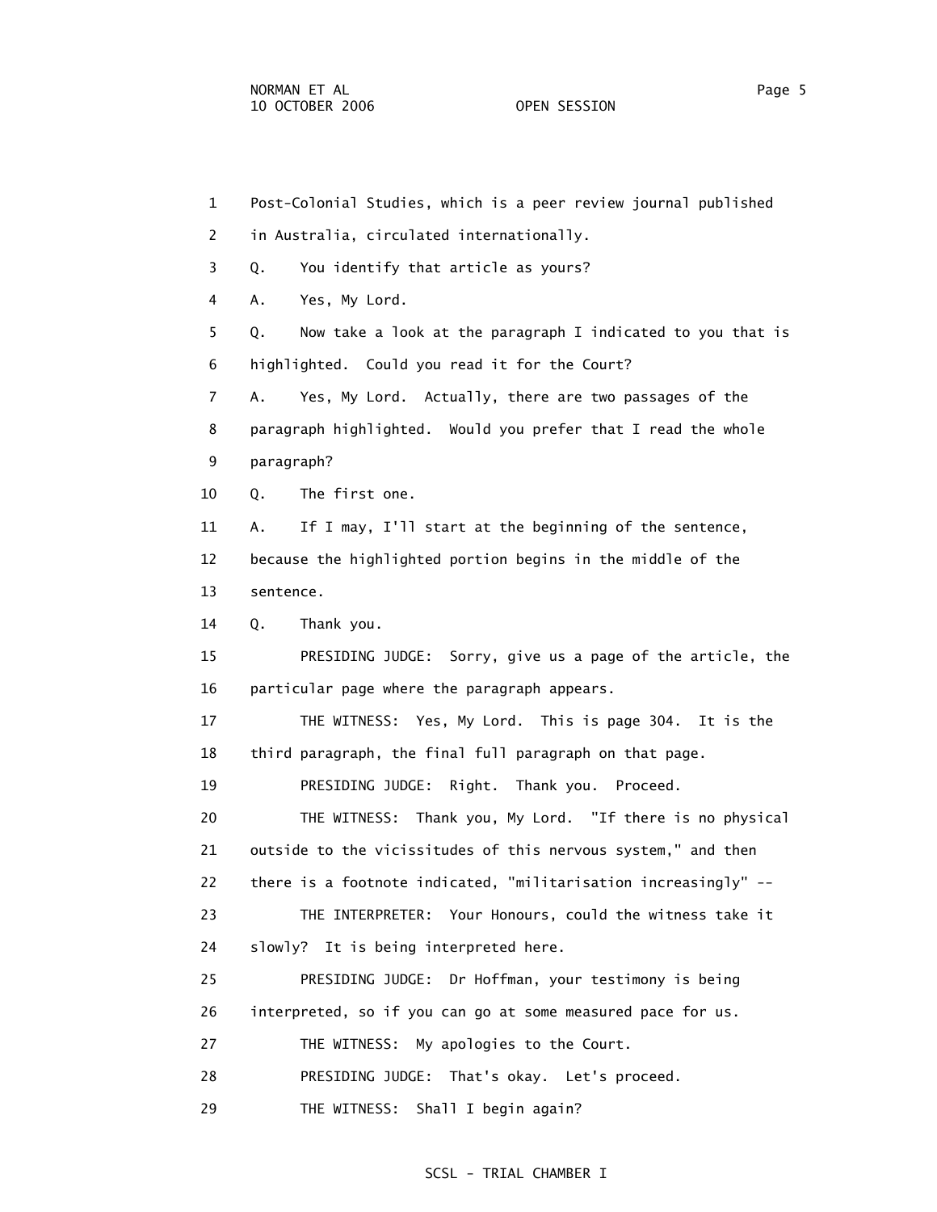1 Post-Colonial Studies, which is a peer review journal published

2 in Australia, circulated internationally.

3 Q. You identify that article as yours?

4 A. Yes, My Lord.

5 Q. Now take a look at the paragraph I indicated to you that is

6 highlighted. Could you read it for the Court?

7 A. Yes, My Lord. Actually, there are two passages of the

8 paragraph highlighted. Would you prefer that I read the whole

9 paragraph?

10 Q. The first one.

11 A. If I may, I'll start at the beginning of the sentence,

12 because the highlighted portion begins in the middle of the

13 sentence.

14 Q. Thank you.

15 PRESIDING JUDGE: Sorry, give us a page of the article, the

16 particular page where the paragraph appears.

17 THE WITNESS: Yes, My Lord. This is page 304. It is the

18 third paragraph, the final full paragraph on that page.

19 PRESIDING JUDGE: Right. Thank you. Proceed.

20 THE WITNESS: Thank you, My Lord. "If there is no physical

21 outside to the vicissitudes of this nervous system," and then

22 there is a footnote indicated, "militarisation increasingly" --

23 THE INTERPRETER: Your Honours, could the witness take it

24 slowly? It is being interpreted here.

25 PRESIDING JUDGE: Dr Hoffman, your testimony is being

26 interpreted, so if you can go at some measured pace for us.

27 THE WITNESS: My apologies to the Court.

28 PRESIDING JUDGE: That's okay. Let's proceed.

29 THE WITNESS: Shall I begin again?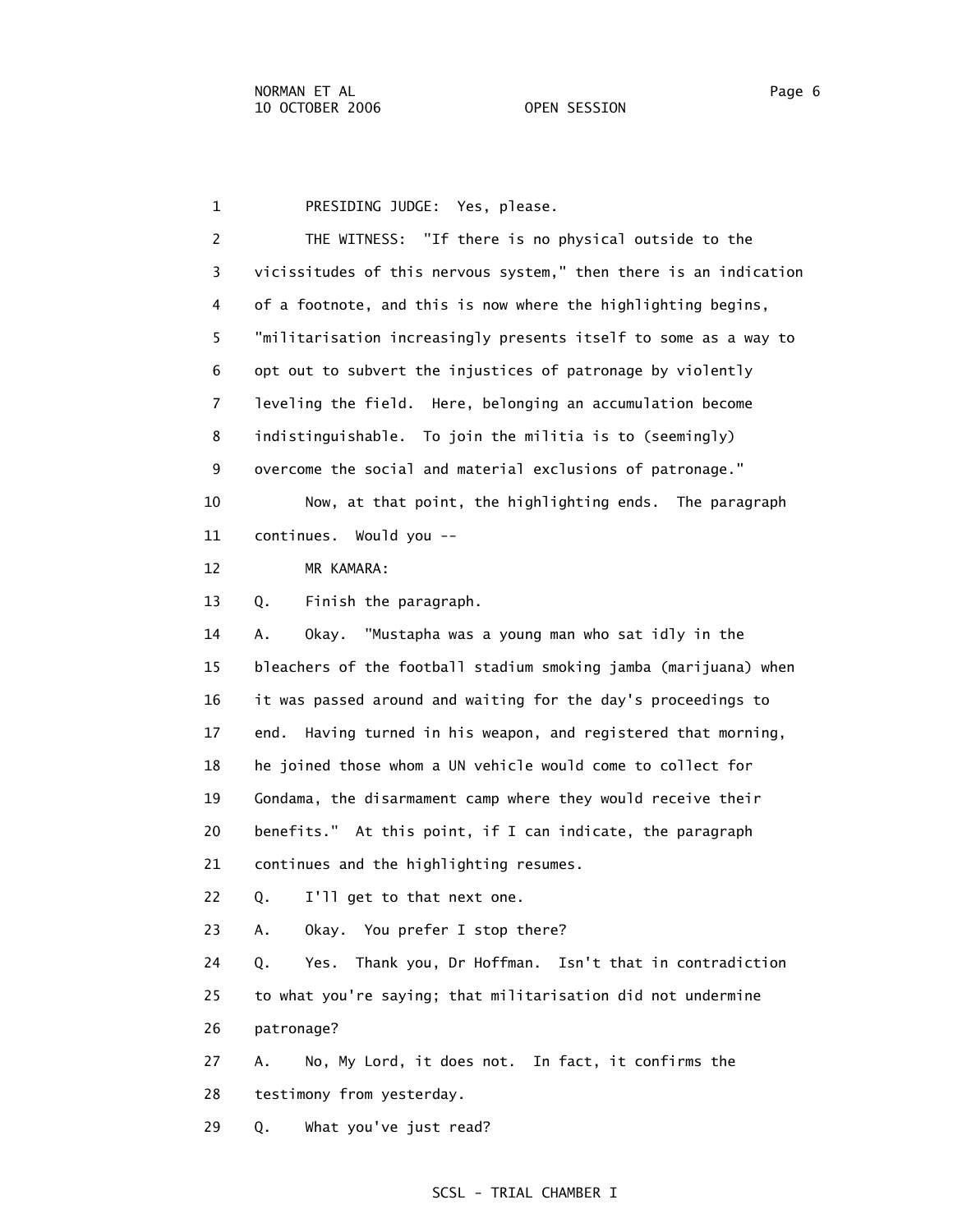1 PRESIDING JUDGE: Yes, please.

2 THE WITNESS: "If there is no physical outside to the

3 vicissitudes of this nervous system," then there is an indication

4 of a footnote, and this is now where the highlighting begins,

5 "militarisation increasingly presents itself to some as a way to

6 opt out to subvert the injustices of patronage by violently

7 leveling the field. Here, belonging an accumulation become

8 indistinguishable. To join the militia is to (seemingly)

9 overcome the social and material exclusions of patronage."

10 Now, at that point, the highlighting ends. The paragraph

11 continues. Would you --

12 MR KAMARA:

13 Q. Finish the paragraph.

14 A. Okay. "Mustapha was a young man who sat idly in the

15 bleachers of the football stadium smoking jamba (marijuana) when

16 it was passed around and waiting for the day's proceedings to

17 end. Having turned in his weapon, and registered that morning,

18 he joined those whom a UN vehicle would come to collect for

19 Gondama, the disarmament camp where they would receive their

20 benefits." At this point, if I can indicate, the paragraph

21 continues and the highlighting resumes.

22 Q. I'll get to that next one.

23 A. Okay. You prefer I stop there?

24 Q. Yes. Thank you, Dr Hoffman. Isn't that in contradiction

25 to what you're saying; that militarisation did not undermine

26 patronage?

27 A. No, My Lord, it does not. In fact, it confirms the

28 testimony from yesterday.

29 Q. What you've just read?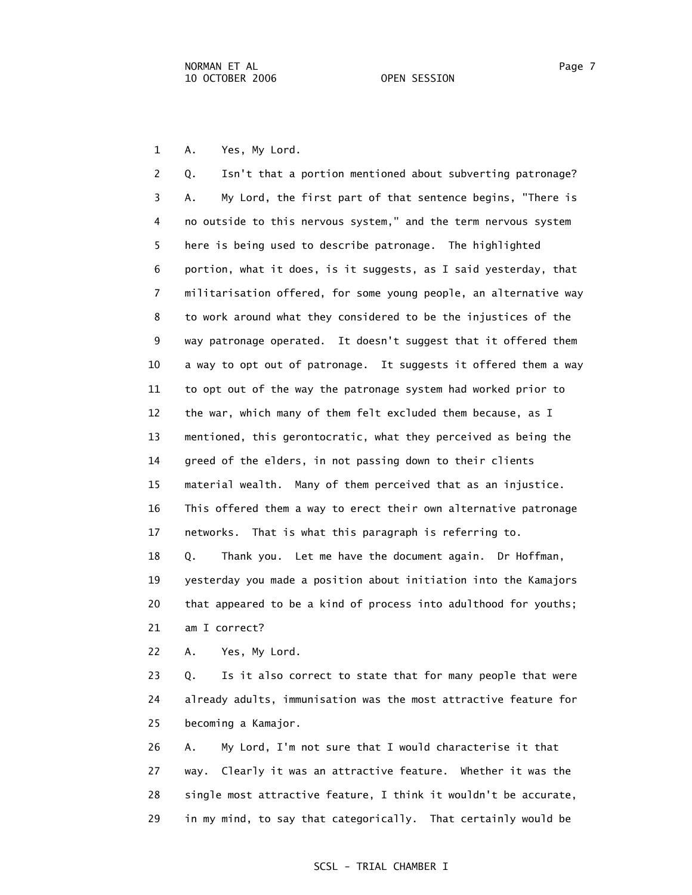1 A. Yes, My Lord.

2 Q. Isn't that a portion mentioned about subverting patronage?

3 A. My Lord, the first part of that sentence begins, "There is

4 no outside to this nervous system," and the term nervous system

5 here is being used to describe patronage. The highlighted

6 portion, what it does, is it suggests, as I said yesterday, that

7 militarisation offered, for some young people, an alternative way

8 to work around what they considered to be the injustices of the

9 way patronage operated. It doesn't suggest that it offered them

10 a way to opt out of patronage. It suggests it offered them a way

11 to opt out of the way the patronage system had worked prior to

12 the war, which many of them felt excluded them because, as I

13 mentioned, this gerontocratic, what they perceived as being the

14 greed of the elders, in not passing down to their clients

15 material wealth. Many of them perceived that as an injustice.

16 This offered them a way to erect their own alternative patronage

17 networks. That is what this paragraph is referring to.

18 Q. Thank you. Let me have the document again. Dr Hoffman,

19 yesterday you made a position about initiation into the Kamajors

20 that appeared to be a kind of process into adulthood for youths;

21 am I correct?

22 A. Yes, My Lord.

23 Q. Is it also correct to state that for many people that were

24 already adults, immunisation was the most attractive feature for

25 becoming a Kamajor.

26 A. My Lord, I'm not sure that I would characterise it that

27 way. Clearly it was an attractive feature. Whether it was the

28 single most attractive feature, I think it wouldn't be accurate,

29 in my mind, to say that categorically. That certainly would be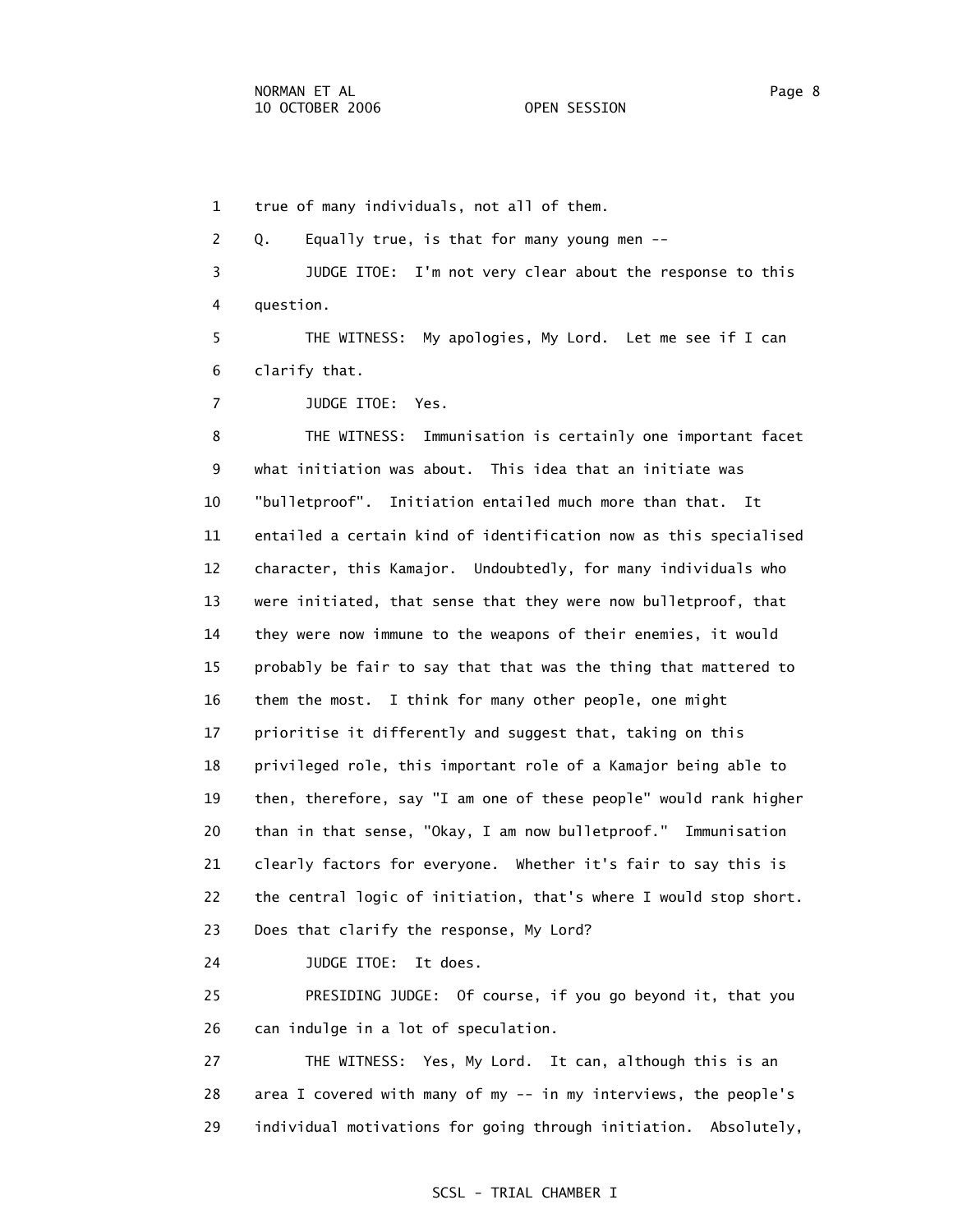1 true of many individuals, not all of them.

2 Q. Equally true, is that for many young men --

3 JUDGE ITOE: I'm not very clear about the response to this

4 question.

5 THE WITNESS: My apologies, My Lord. Let me see if I can

6 clarify that.

7 JUDGE ITOE: Yes.

8 THE WITNESS: Immunisation is certainly one important facet

9 what initiation was about. This idea that an initiate was

10 "bulletproof". Initiation entailed much more than that. It

11 entailed a certain kind of identification now as this specialised

12 character, this Kamajor. Undoubtedly, for many individuals who

13 were initiated, that sense that they were now bulletproof, that

14 they were now immune to the weapons of their enemies, it would

15 probably be fair to say that that was the thing that mattered to

16 them the most. I think for many other people, one might

17 prioritise it differently and suggest that, taking on this

18 privileged role, this important role of a Kamajor being able to

19 then, therefore, say "I am one of these people" would rank higher

20 than in that sense, "Okay, I am now bulletproof." Immunisation

21 clearly factors for everyone. Whether it's fair to say this is

22 the central logic of initiation, that's where I would stop short.

23 Does that clarify the response, My Lord?

24 JUDGE ITOE: It does.

25 PRESIDING JUDGE: Of course, if you go beyond it, that you

26 can indulge in a lot of speculation.

27 THE WITNESS: Yes, My Lord. It can, although this is an

28 area I covered with many of my -- in my interviews, the people's

29 individual motivations for going through initiation. Absolutely,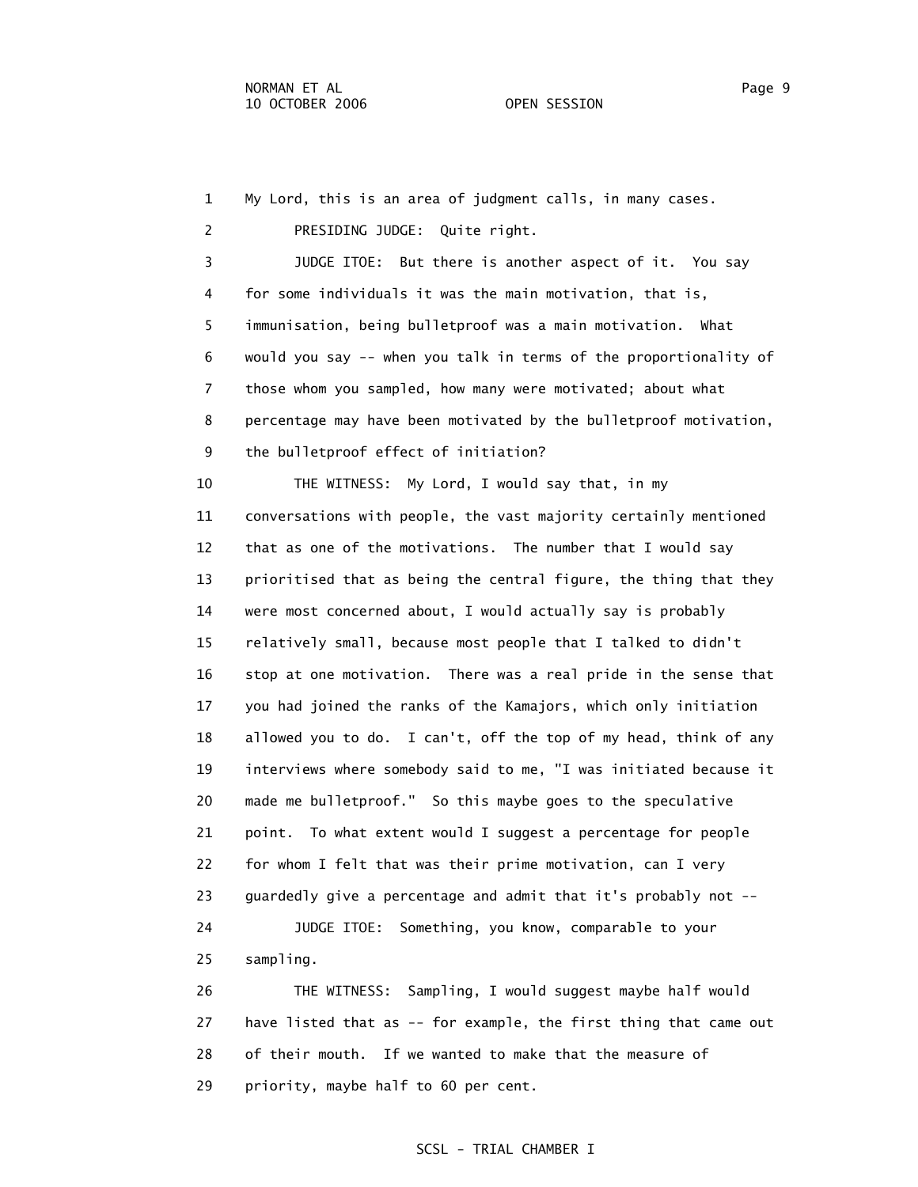My Lord, this is an area of judgment calls, in many cases.

PRESIDING JUDGE: Quite right.

JUDGE ITOE: But there is another aspect of it. You say for some individuals it was the main motivation, that is, immunisation, being bulletproof was a main motivation. What would you say -- when you talk in terms of the proportionality of those whom you sampled, how many were motivated; about what percentage may have been motivated by the bulletproof motivation, the bulletproof effect of initiation?

THE WITNESS: My Lord, I would say that, in my conversations with people, the vast majority certainly mentioned that as one of the motivations. The number that I would say prioritised that as being the central figure, the thing that they were most concerned about, I would actually say is probably relatively small, because most people that I talked to didn't stop at one motivation. There was a real pride in the sense that you had joined the ranks of the Kamajors, which only initiation allowed you to do. I can't, off the top of my head, think of any interviews where somebody said to me, "I was initiated because it made me bulletproof." So this maybe goes to the speculative point. To what extent would I suggest a percentage for people for whom I felt that was their prime motivation, can I very guardedly give a percentage and admit that it's probably not --

JUDGE ITOE: Something, you know, comparable to your sampling.

THE WITNESS: Sampling, I would suggest maybe half would have listed that as -- for example, the first thing that came out of their mouth. If we wanted to make that the measure of priority, maybe half to 60 per cent.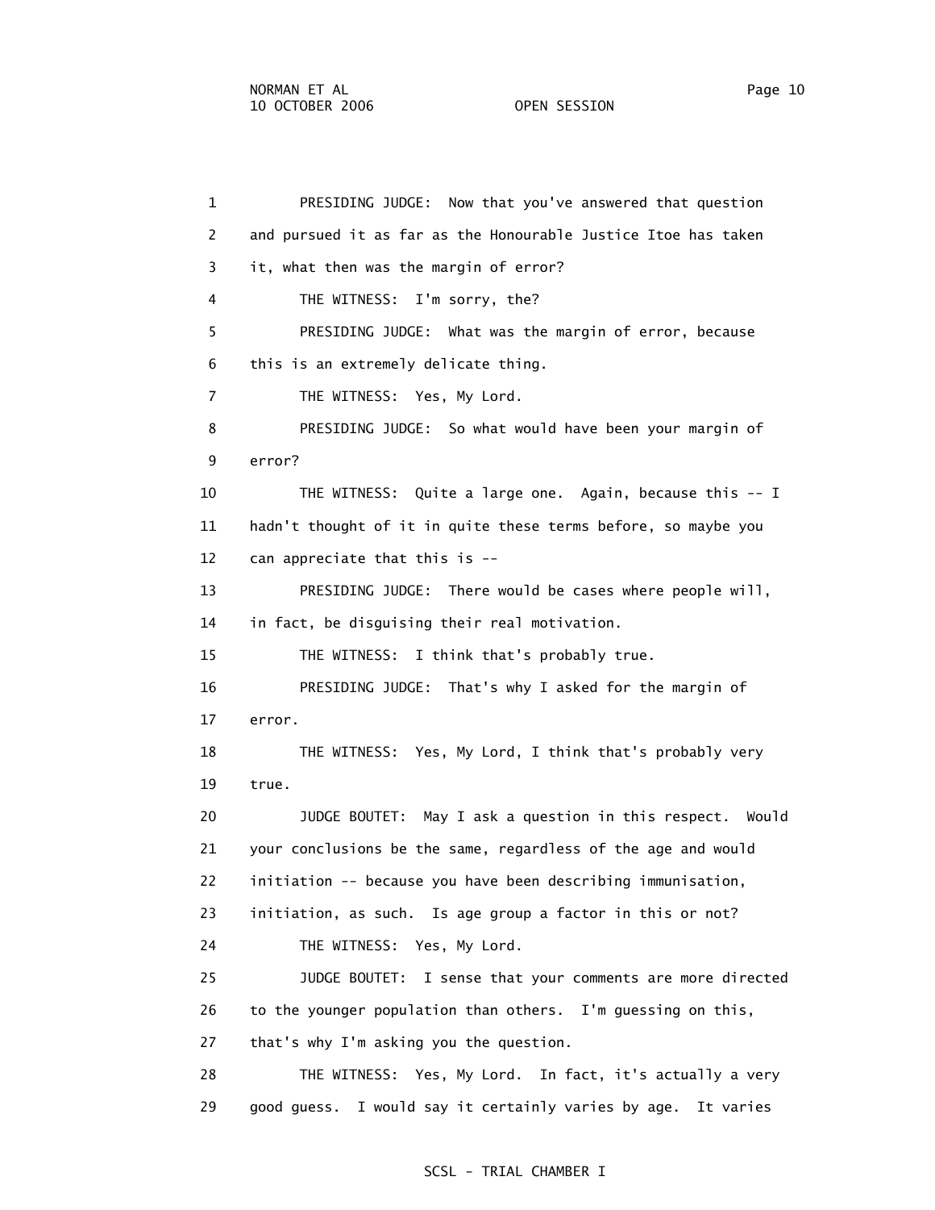PRESIDING JUDGE: Now that you've answered that question and pursued it as far as the Honourable Justice Itoe has taken it, what then was the margin of error?

THE WITNESS: I'm sorry, the?

PRESIDING JUDGE: What was the margin of error, because this is an extremely delicate thing.

THE WITNESS: Yes, My Lord.

PRESIDING JUDGE: So what would have been your margin of error?

THE WITNESS: Quite a large one. Again, because this -- I hadn't thought of it in quite these terms before, so maybe you can appreciate that this is --

PRESIDING JUDGE: There would be cases where people will, in fact, be disguising their real motivation.

THE WITNESS: I think that's probably true.

PRESIDING JUDGE: That's why I asked for the margin of error.

THE WITNESS: Yes, My Lord, I think that's probably very true.

JUDGE BOUTET: May I ask a question in this respect. Would your conclusions be the same, regardless of the age and would initiation -- because you have been describing immunisation, initiation, as such. Is age group a factor in this or not?

THE WITNESS: Yes, My Lord.

JUDGE BOUTET: I sense that your comments are more directed to the younger population than others. I'm guessing on this, that's why I'm asking you the question.

THE WITNESS: Yes, My Lord. In fact, it's actually a very good guess. I would say it certainly varies by age. It varies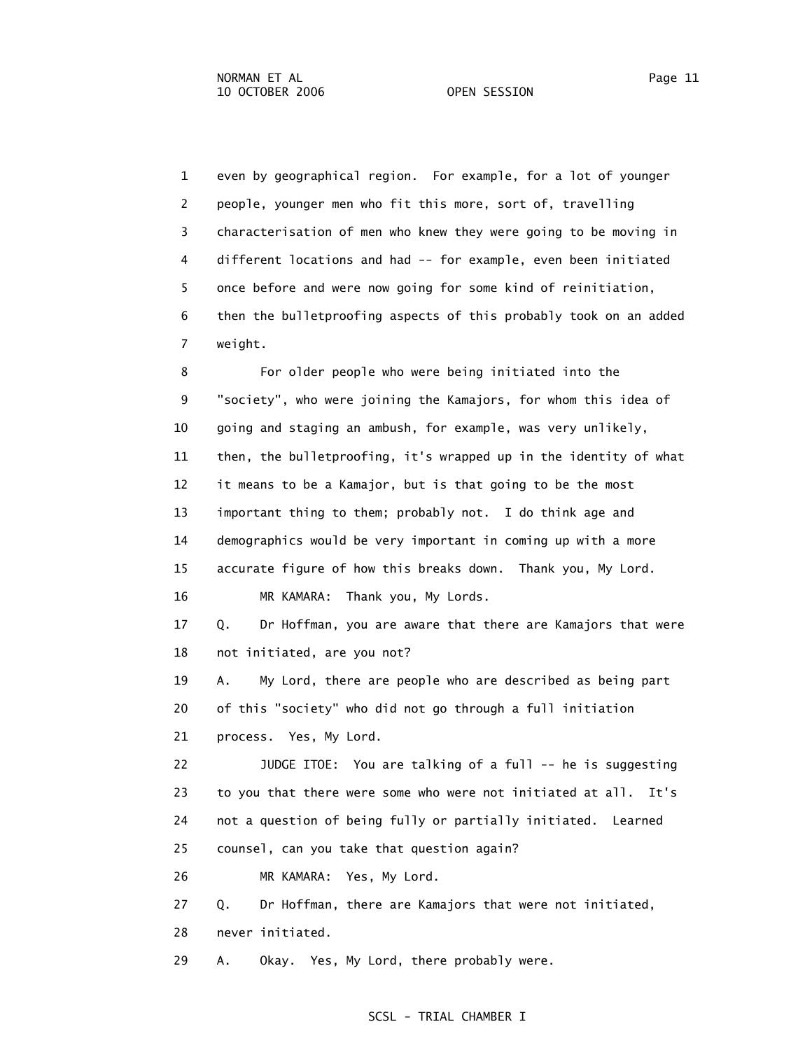1 even by geographical region. For example, for a lot of younger
2 people, younger men who fit this more, sort of, travelling
3 characterisation of men who knew they were going to be moving in
4 different locations and had -- for example, even been initiated
5 once before and were now going for some kind of reinitiation,
6 then the bulletproofing aspects of this probably took on an added
7 weight.

8 For older people who were being initiated into the
9 "society", who were joining the Kamajors, for whom this idea of
10 going and staging an ambush, for example, was very unlikely,
11 then, the bulletproofing, it's wrapped up in the identity of what
12 it means to be a Kamajor, but is that going to be the most
13 important thing to them; probably not. I do think age and
14 demographics would be very important in coming up with a more
15 accurate figure of how this breaks down. Thank you, My Lord.

16 MR KAMARA: Thank you, My Lords.

17 Q. Dr Hoffman, you are aware that there are Kamajors that were
18 not initiated, are you not?

19 A. My Lord, there are people who are described as being part
20 of this "society" who did not go through a full initiation
21 process. Yes, My Lord.

22 JUDGE ITOE: You are talking of a full -- he is suggesting
23 to you that there were some who were not initiated at all. It's
24 not a question of being fully or partially initiated. Learned
25 counsel, can you take that question again?

26 MR KAMARA: Yes, My Lord.

27 Q. Dr Hoffman, there are Kamajors that were not initiated,
28 never initiated.

29 A. Okay. Yes, My Lord, there probably were.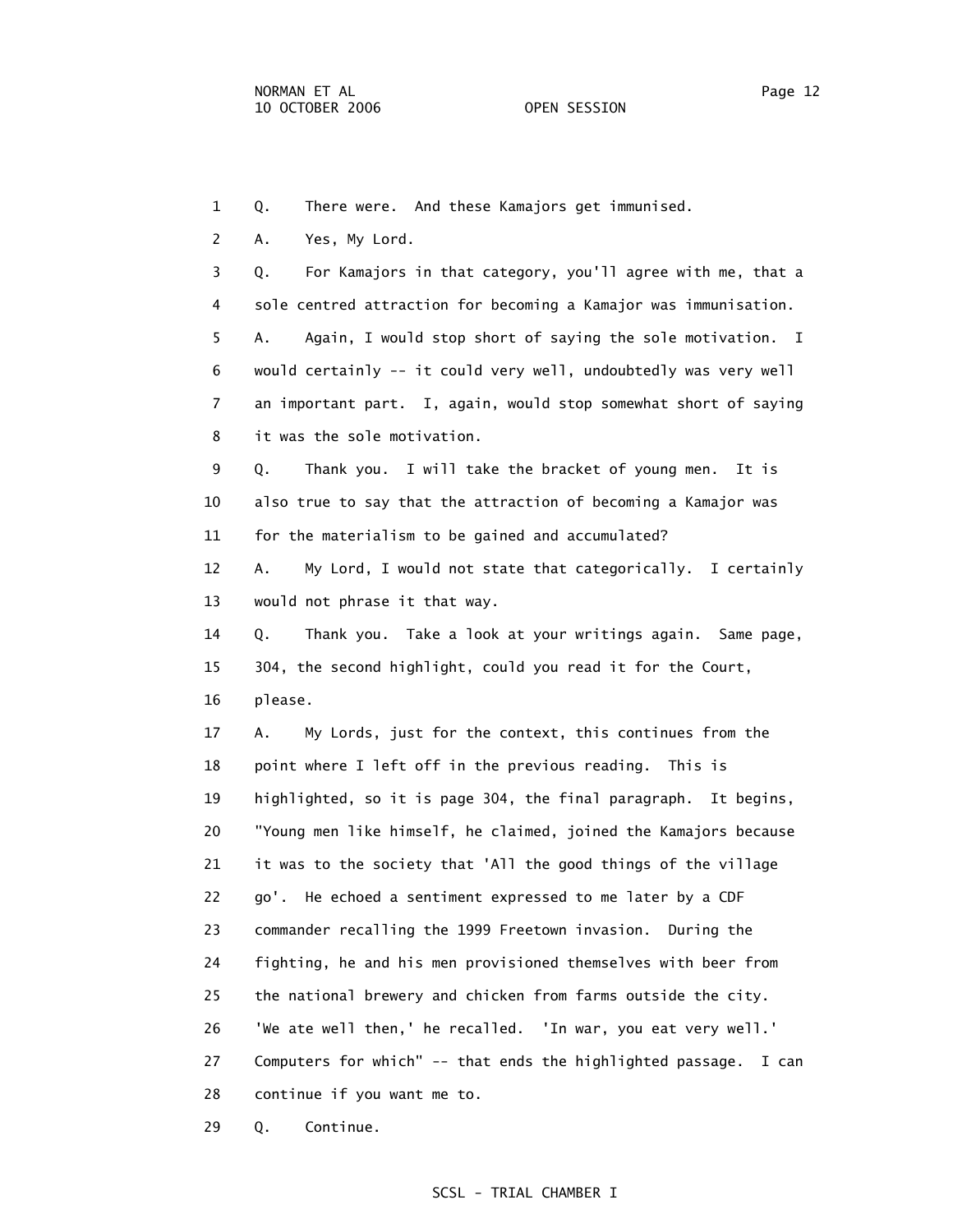1 Q. There were. And these Kamajors get immunised.

2 A. Yes, My Lord.

3 Q. For Kamajors in that category, you'll agree with me, that a

4 sole centred attraction for becoming a Kamajor was immunisation.

5 A. Again, I would stop short of saying the sole motivation. I

6 would certainly -- it could very well, undoubtedly was very well

7 an important part. I, again, would stop somewhat short of saying

8 it was the sole motivation.

9 Q. Thank you. I will take the bracket of young men. It is

10 also true to say that the attraction of becoming a Kamajor was

11 for the materialism to be gained and accumulated?

12 A. My Lord, I would not state that categorically. I certainly

13 would not phrase it that way.

14 Q. Thank you. Take a look at your writings again. Same page,

15 304, the second highlight, could you read it for the Court,

16 please.

17 A. My Lords, just for the context, this continues from the

18 point where I left off in the previous reading. This is

19 highlighted, so it is page 304, the final paragraph. It begins,

20 "Young men like himself, he claimed, joined the Kamajors because

21 it was to the society that 'All the good things of the village

22 go'. He echoed a sentiment expressed to me later by a CDF

23 commander recalling the 1999 Freetown invasion. During the

24 fighting, he and his men provisioned themselves with beer from

25 the national brewery and chicken from farms outside the city.

26 'We ate well then,' he recalled. 'In war, you eat very well.'

27 Computers for which" -- that ends the highlighted passage. I can

28 continue if you want me to.

29 Q. Continue.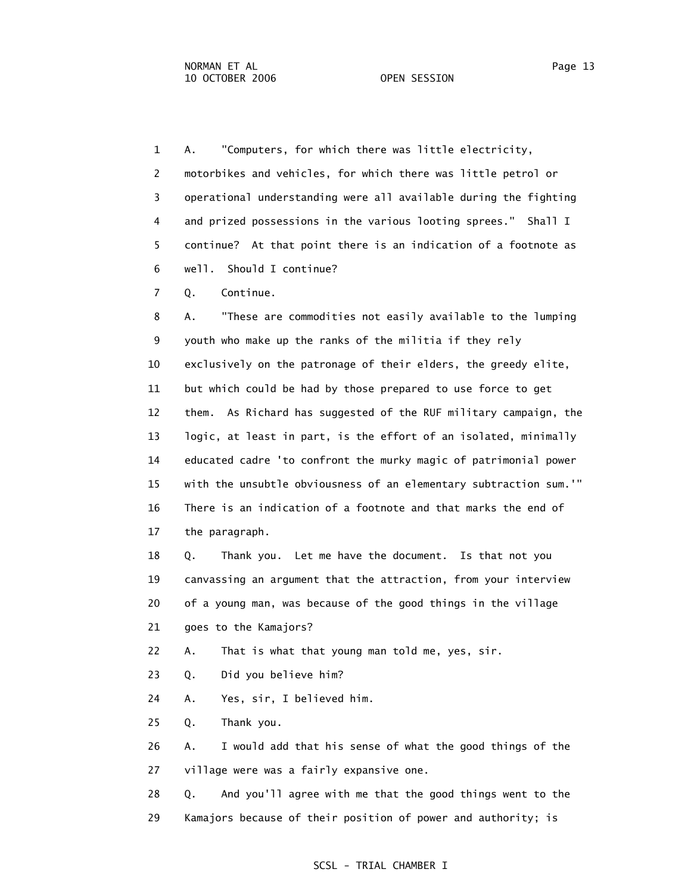1 A. "Computers, for which there was little electricity,
2 motorbikes and vehicles, for which there was little petrol or
3 operational understanding were all available during the fighting
4 and prized possessions in the various looting sprees." Shall I
5 continue? At that point there is an indication of a footnote as
6 well. Should I continue?
7 Q. Continue.
8 A. "These are commodities not easily available to the lumping
9 youth who make up the ranks of the militia if they rely
10 exclusively on the patronage of their elders, the greedy elite,
11 but which could be had by those prepared to use force to get
12 them. As Richard has suggested of the RUF military campaign, the
13 logic, at least in part, is the effort of an isolated, minimally
14 educated cadre 'to confront the murky magic of patrimonial power
15 with the unsubtle obviousness of an elementary subtraction sum.'"
16 There is an indication of a footnote and that marks the end of
17 the paragraph.
18 Q. Thank you. Let me have the document. Is that not you
19 canvassing an argument that the attraction, from your interview
20 of a young man, was because of the good things in the village
21 goes to the Kamajors?
22 A. That is what that young man told me, yes, sir.
23 Q. Did you believe him?
24 A. Yes, sir, I believed him.
25 Q. Thank you.
26 A. I would add that his sense of what the good things of the
27 village were was a fairly expansive one.
28 Q. And you'll agree with me that the good things went to the
29 Kamajors because of their position of power and authority; is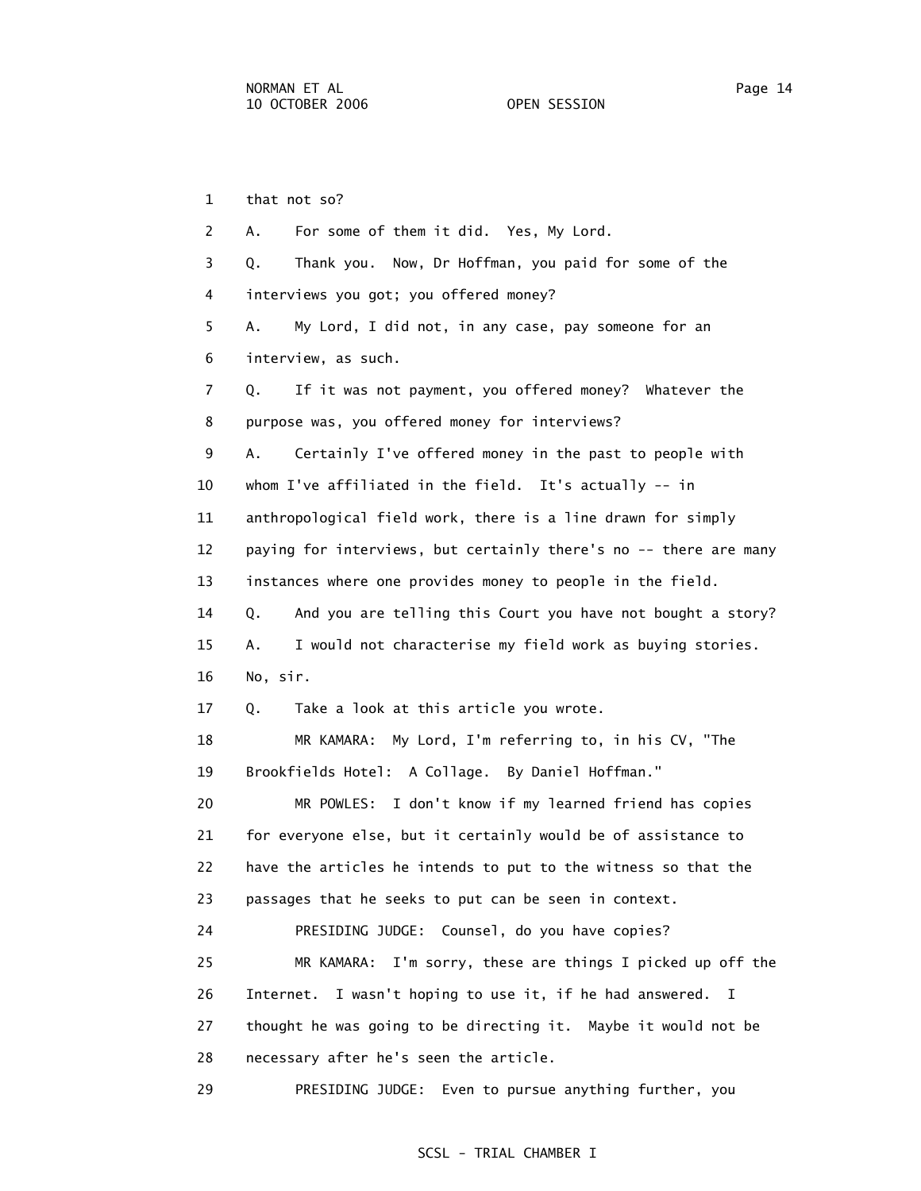1 that not so?

2 A. For some of them it did. Yes, My Lord.

3 Q. Thank you. Now, Dr Hoffman, you paid for some of the

4 interviews you got; you offered money?

5 A. My Lord, I did not, in any case, pay someone for an

6 interview, as such.

7 Q. If it was not payment, you offered money? Whatever the

8 purpose was, you offered money for interviews?

9 A. Certainly I've offered money in the past to people with

10 whom I've affiliated in the field. It's actually -- in

11 anthropological field work, there is a line drawn for simply

12 paying for interviews, but certainly there's no -- there are many

13 instances where one provides money to people in the field.

14 Q. And you are telling this Court you have not bought a story?

15 A. I would not characterise my field work as buying stories.

16 No, sir.

17 Q. Take a look at this article you wrote.

18 MR KAMARA: My Lord, I'm referring to, in his CV, "The

19 Brookfields Hotel: A Collage. By Daniel Hoffman."

20 MR POWLES: I don't know if my learned friend has copies

21 for everyone else, but it certainly would be of assistance to

22 have the articles he intends to put to the witness so that the

23 passages that he seeks to put can be seen in context.

24 PRESIDING JUDGE: Counsel, do you have copies?

25 MR KAMARA: I'm sorry, these are things I picked up off the

26 Internet. I wasn't hoping to use it, if he had answered. I

27 thought he was going to be directing it. Maybe it would not be

28 necessary after he's seen the article.

29 PRESIDING JUDGE: Even to pursue anything further, you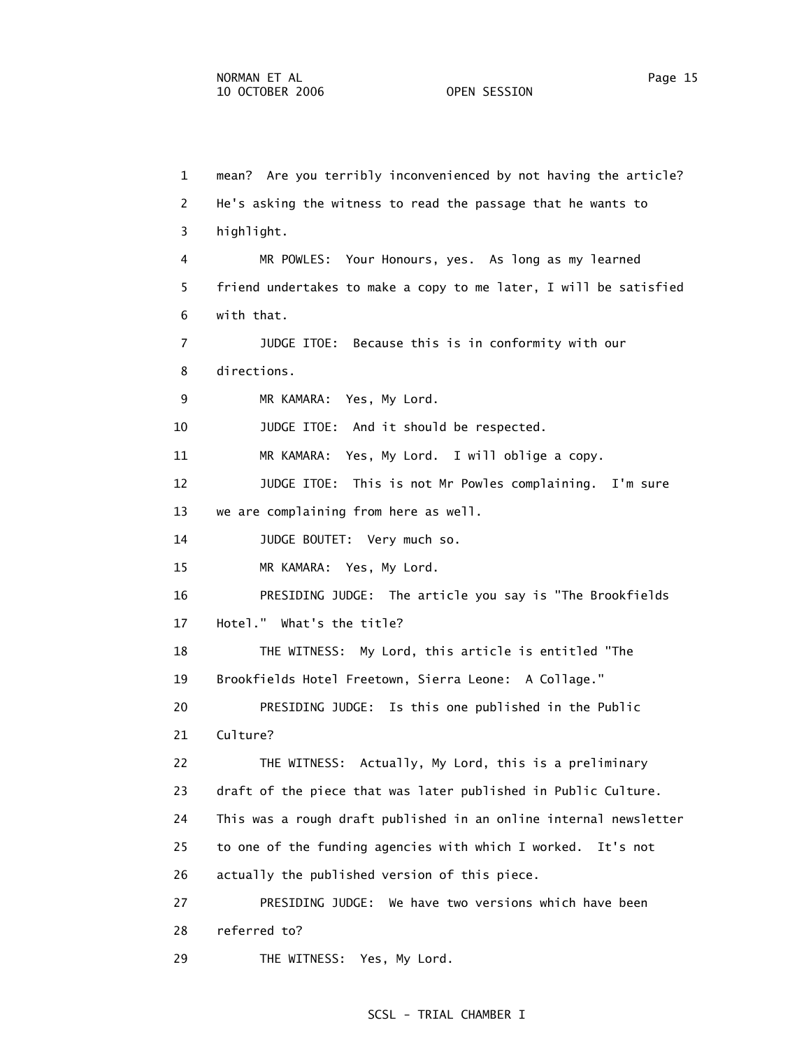1 mean? Are you terribly inconvenienced by not having the article?
2 He's asking the witness to read the passage that he wants to
3 highlight.
4 MR POWLES: Your Honours, yes. As long as my learned
5 friend undertakes to make a copy to me later, I will be satisfied
6 with that.
7 JUDGE ITOE: Because this is in conformity with our
8 directions.
9 MR KAMARA: Yes, My Lord.
10 JUDGE ITOE: And it should be respected.
11 MR KAMARA: Yes, My Lord. I will oblige a copy.
12 JUDGE ITOE: This is not Mr Powles complaining. I'm sure
13 we are complaining from here as well.
14 JUDGE BOUTET: Very much so.
15 MR KAMARA: Yes, My Lord.
16 PRESIDING JUDGE: The article you say is "The Brookfields
17 Hotel." What's the title?
18 THE WITNESS: My Lord, this article is entitled "The
19 Brookfields Hotel Freetown, Sierra Leone: A Collage."
20 PRESIDING JUDGE: Is this one published in the Public
21 Culture?
22 THE WITNESS: Actually, My Lord, this is a preliminary
23 draft of the piece that was later published in Public Culture.
24 This was a rough draft published in an online internal newsletter
25 to one of the funding agencies with which I worked. It's not
26 actually the published version of this piece.
27 PRESIDING JUDGE: We have two versions which have been
28 referred to?
29 THE WITNESS: Yes, My Lord.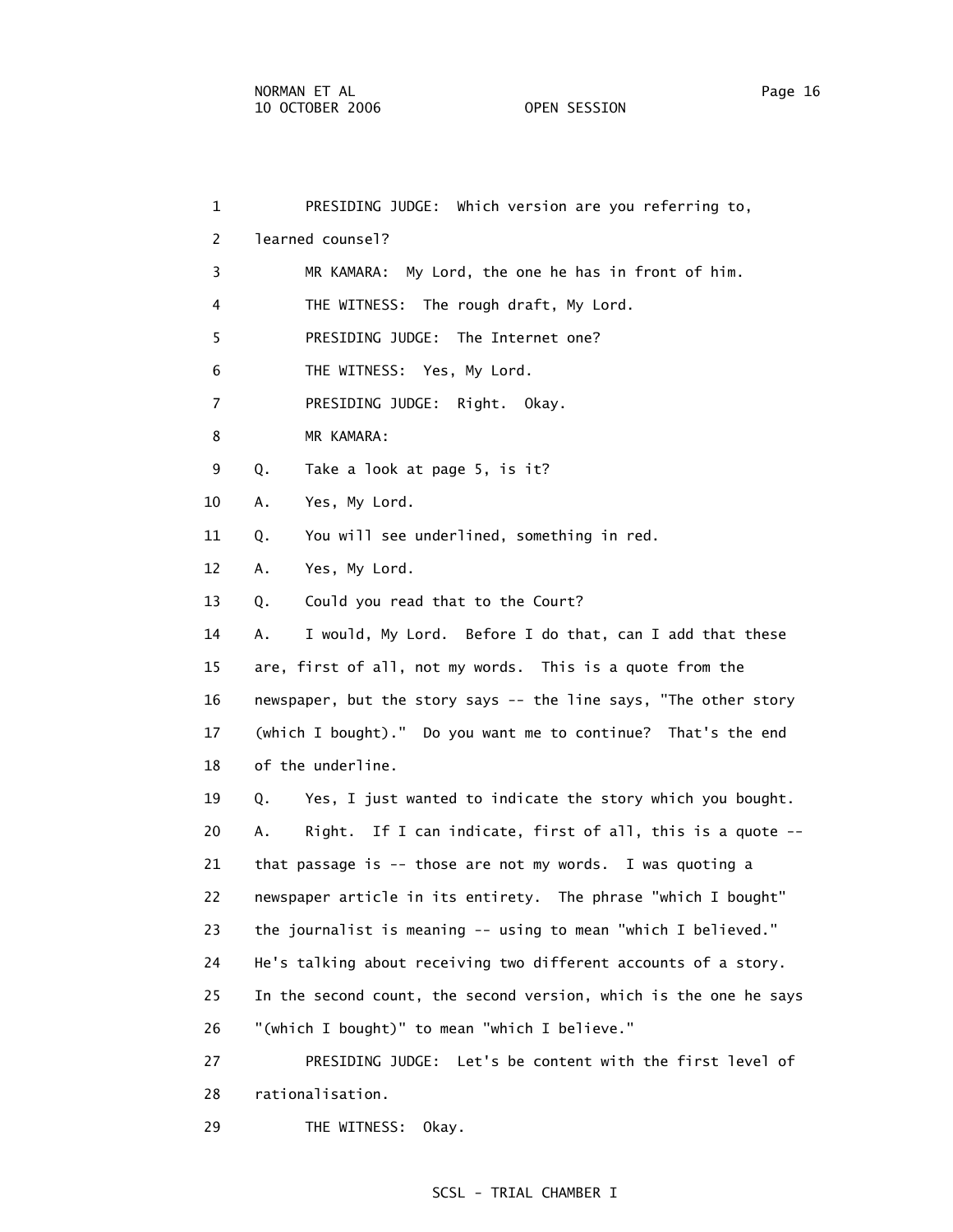1 PRESIDING JUDGE: Which version are you referring to,

2 learned counsel?

3 MR KAMARA: My Lord, the one he has in front of him.

4 THE WITNESS: The rough draft, My Lord.

5 PRESIDING JUDGE: The Internet one?

6 THE WITNESS: Yes, My Lord.

7 PRESIDING JUDGE: Right. Okay.

8 MR KAMARA:

9 Q. Take a look at page 5, is it?

10 A. Yes, My Lord.

11 Q. You will see underlined, something in red.

12 A. Yes, My Lord.

13 Q. Could you read that to the Court?

14 A. I would, My Lord. Before I do that, can I add that these

15 are, first of all, not my words. This is a quote from the

16 newspaper, but the story says -- the line says, "The other story

17 (which I bought)." Do you want me to continue? That's the end

18 of the underline.

19 Q. Yes, I just wanted to indicate the story which you bought.

20 A. Right. If I can indicate, first of all, this is a quote --

21 that passage is -- those are not my words. I was quoting a

22 newspaper article in its entirety. The phrase "which I bought"

23 the journalist is meaning -- using to mean "which I believed."

24 He's talking about receiving two different accounts of a story.

25 In the second count, the second version, which is the one he says

26 "(which I bought)" to mean "which I believe."

27 PRESIDING JUDGE: Let's be content with the first level of

28 rationalisation.

29 THE WITNESS: Okay.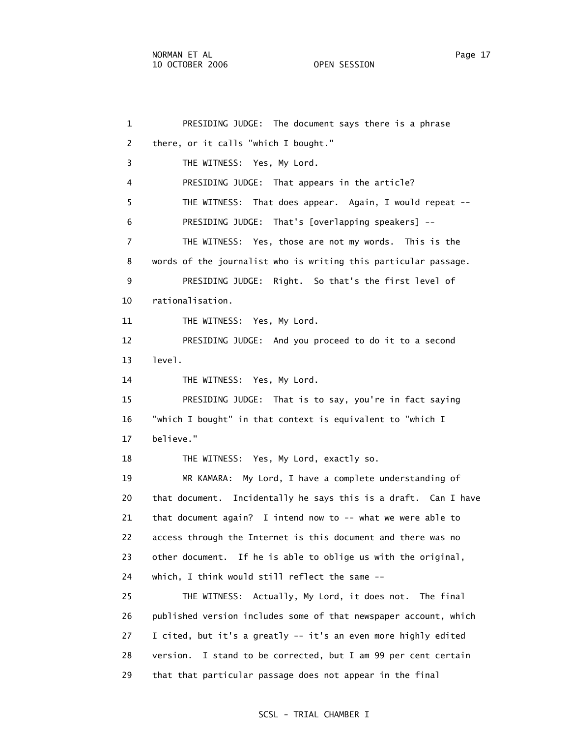1 PRESIDING JUDGE: The document says there is a phrase
2 there, or it calls "which I bought."
3 THE WITNESS: Yes, My Lord.
4 PRESIDING JUDGE: That appears in the article?
5 THE WITNESS: That does appear. Again, I would repeat --
6 PRESIDING JUDGE: That's [overlapping speakers] --
7 THE WITNESS: Yes, those are not my words. This is the
8 words of the journalist who is writing this particular passage.
9 PRESIDING JUDGE: Right. So that's the first level of
10 rationalisation.
11 THE WITNESS: Yes, My Lord.
12 PRESIDING JUDGE: And you proceed to do it to a second
13 level.
14 THE WITNESS: Yes, My Lord.
15 PRESIDING JUDGE: That is to say, you're in fact saying
16 "which I bought" in that context is equivalent to "which I
17 believe."
18 THE WITNESS: Yes, My Lord, exactly so.
19 MR KAMARA: My Lord, I have a complete understanding of
20 that document. Incidentally he says this is a draft. Can I have
21 that document again? I intend now to -- what we were able to
22 access through the Internet is this document and there was no
23 other document. If he is able to oblige us with the original,
24 which, I think would still reflect the same --
25 THE WITNESS: Actually, My Lord, it does not. The final
26 published version includes some of that newspaper account, which
27 I cited, but it's a greatly -- it's an even more highly edited
28 version. I stand to be corrected, but I am 99 per cent certain
29 that that particular passage does not appear in the final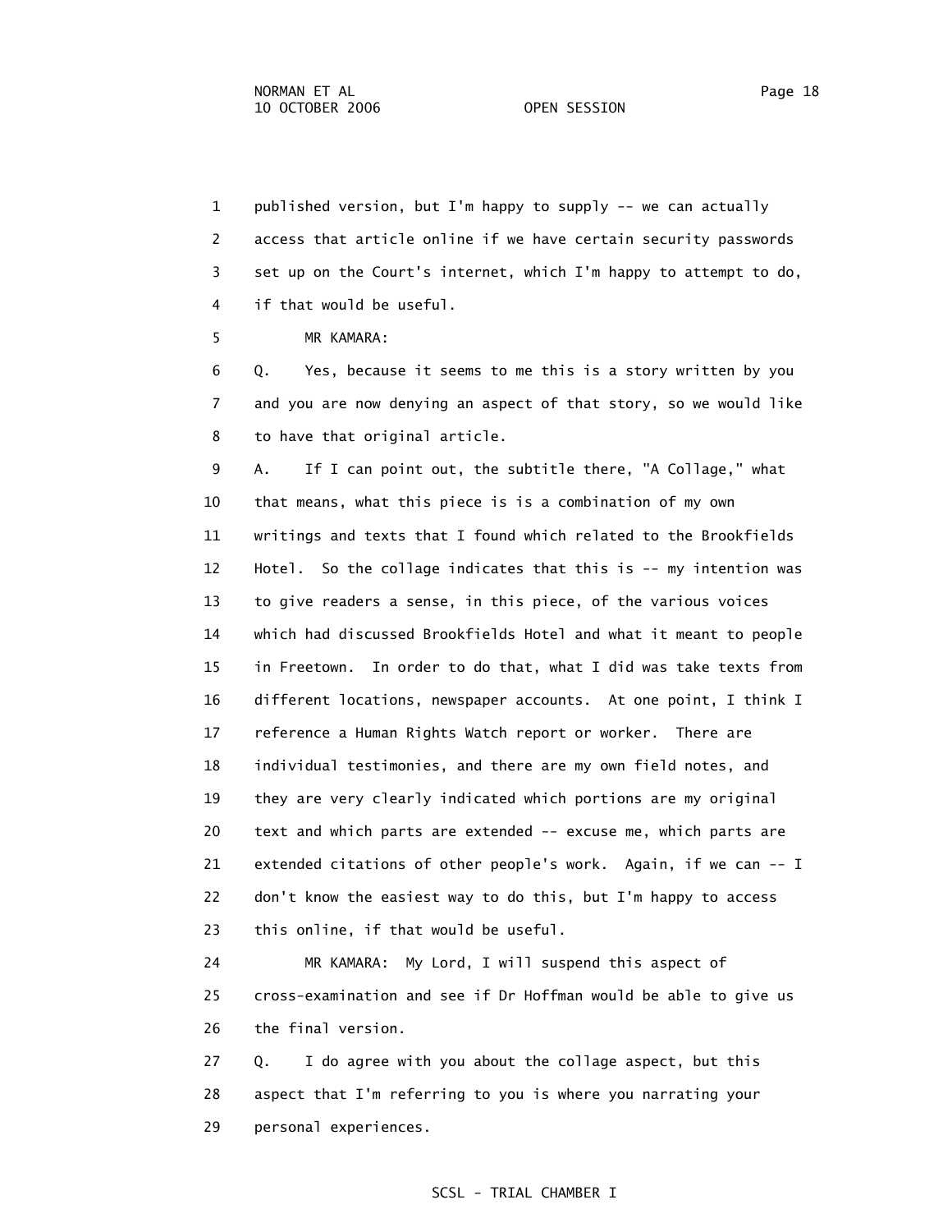published version, but I'm happy to supply -- we can actually access that article online if we have certain security passwords set up on the Court's internet, which I'm happy to attempt to do, if that would be useful.

MR KAMARA:

Q. Yes, because it seems to me this is a story written by you and you are now denying an aspect of that story, so we would like to have that original article.

A. If I can point out, the subtitle there, "A Collage," what that means, what this piece is is a combination of my own writings and texts that I found which related to the Brookfields Hotel. So the collage indicates that this is -- my intention was to give readers a sense, in this piece, of the various voices which had discussed Brookfields Hotel and what it meant to people in Freetown. In order to do that, what I did was take texts from different locations, newspaper accounts. At one point, I think I reference a Human Rights Watch report or worker. There are individual testimonies, and there are my own field notes, and they are very clearly indicated which portions are my original text and which parts are extended -- excuse me, which parts are extended citations of other people's work. Again, if we can -- I don't know the easiest way to do this, but I'm happy to access this online, if that would be useful.

MR KAMARA: My Lord, I will suspend this aspect of cross-examination and see if Dr Hoffman would be able to give us the final version.

Q. I do agree with you about the collage aspect, but this aspect that I'm referring to you is where you narrating your personal experiences.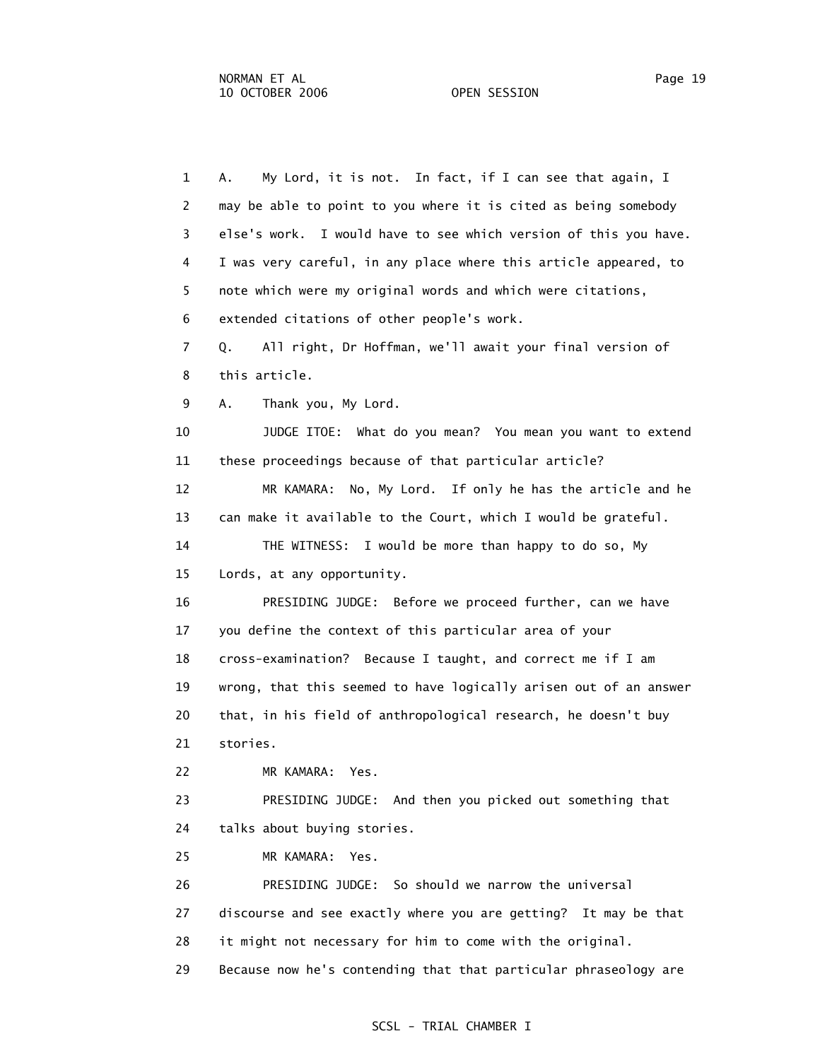1 A. My Lord, it is not. In fact, if I can see that again, I
2 may be able to point to you where it is cited as being somebody
3 else's work. I would have to see which version of this you have.
4 I was very careful, in any place where this article appeared, to
5 note which were my original words and which were citations,
6 extended citations of other people's work.

7 Q. All right, Dr Hoffman, we'll await your final version of
8 this article.

9 A. Thank you, My Lord.

10 JUDGE ITOE: What do you mean? You mean you want to extend
11 these proceedings because of that particular article?

12 MR KAMARA: No, My Lord. If only he has the article and he
13 can make it available to the Court, which I would be grateful.

14 THE WITNESS: I would be more than happy to do so, My
15 Lords, at any opportunity.

16 PRESIDING JUDGE: Before we proceed further, can we have
17 you define the context of this particular area of your
18 cross-examination? Because I taught, and correct me if I am
19 wrong, that this seemed to have logically arisen out of an answer
20 that, in his field of anthropological research, he doesn't buy
21 stories.

22 MR KAMARA: Yes.

23 PRESIDING JUDGE: And then you picked out something that
24 talks about buying stories.

25 MR KAMARA: Yes.

26 PRESIDING JUDGE: So should we narrow the universal
27 discourse and see exactly where you are getting? It may be that
28 it might not necessary for him to come with the original.
29 Because now he's contending that that particular phraseology are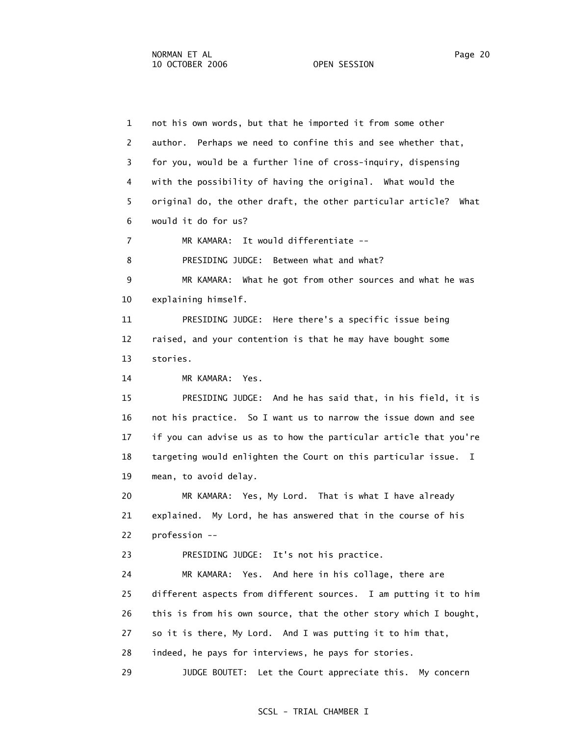not his own words, but that he imported it from some other author. Perhaps we need to confine this and see whether that, for you, would be a further line of cross-inquiry, dispensing with the possibility of having the original. What would the original do, the other draft, the other particular article? What would it do for us?

MR KAMARA: It would differentiate --

PRESIDING JUDGE: Between what and what?

MR KAMARA: What he got from other sources and what he was explaining himself.

PRESIDING JUDGE: Here there's a specific issue being raised, and your contention is that he may have bought some stories.

MR KAMARA: Yes.

PRESIDING JUDGE: And he has said that, in his field, it is not his practice. So I want us to narrow the issue down and see if you can advise us as to how the particular article that you're targeting would enlighten the Court on this particular issue. I mean, to avoid delay.

MR KAMARA: Yes, My Lord. That is what I have already explained. My Lord, he has answered that in the course of his profession --

PRESIDING JUDGE: It's not his practice.

MR KAMARA: Yes. And here in his collage, there are different aspects from different sources. I am putting it to him this is from his own source, that the other story which I bought, so it is there, My Lord. And I was putting it to him that, indeed, he pays for interviews, he pays for stories.

JUDGE BOUTET: Let the Court appreciate this. My concern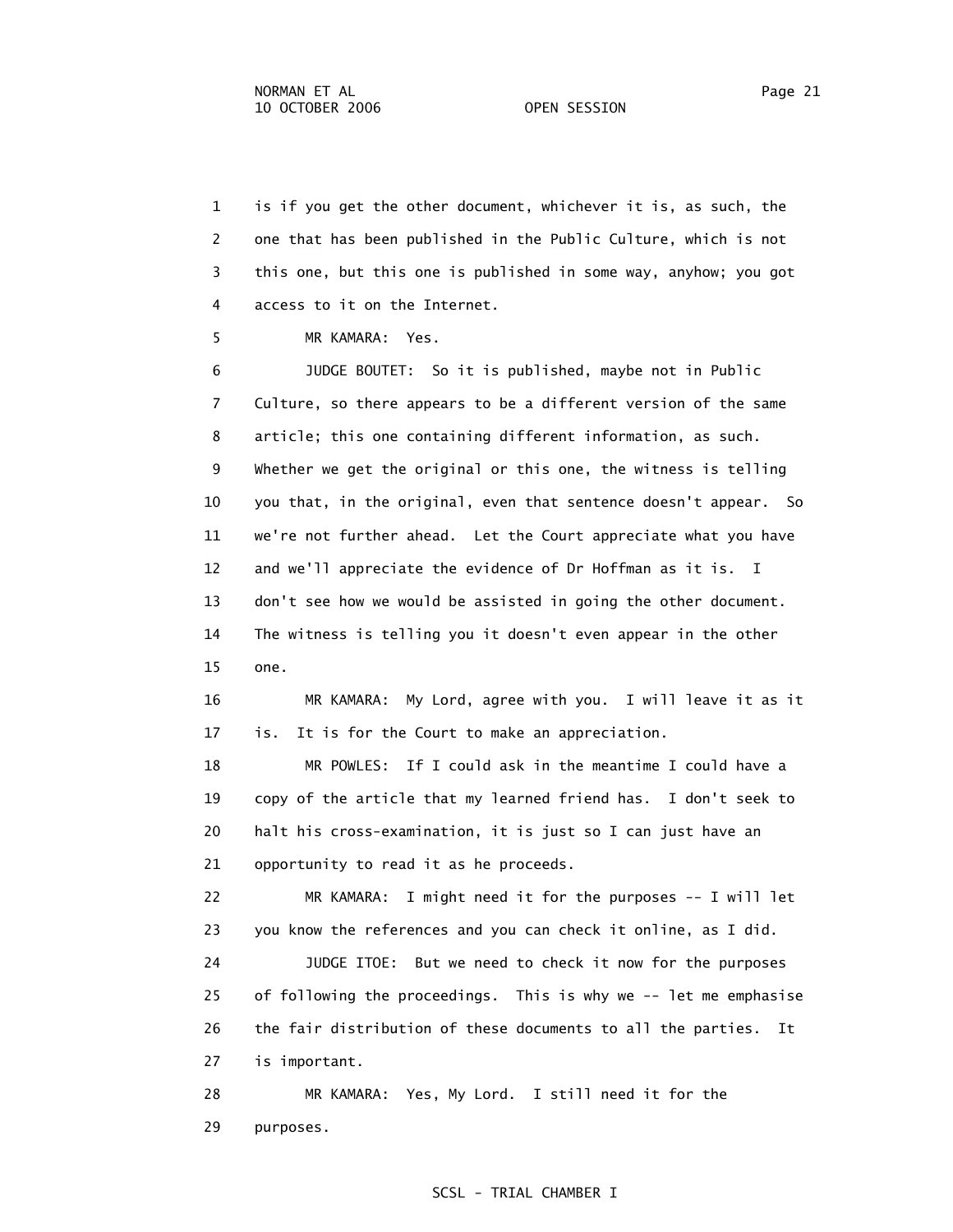1 is if you get the other document, whichever it is, as such, the
2 one that has been published in the Public Culture, which is not
3 this one, but this one is published in some way, anyhow; you got
4 access to it on the Internet.

5 MR KAMARA: Yes.

6 JUDGE BOUTET: So it is published, maybe not in Public
7 Culture, so there appears to be a different version of the same
8 article; this one containing different information, as such.
9 Whether we get the original or this one, the witness is telling
10 you that, in the original, even that sentence doesn't appear. So
11 we're not further ahead. Let the Court appreciate what you have
12 and we'll appreciate the evidence of Dr Hoffman as it is. I
13 don't see how we would be assisted in going the other document.
14 The witness is telling you it doesn't even appear in the other
15 one.

16 MR KAMARA: My Lord, agree with you. I will leave it as it
17 is. It is for the Court to make an appreciation.

18 MR POWLES: If I could ask in the meantime I could have a
19 copy of the article that my learned friend has. I don't seek to
20 halt his cross-examination, it is just so I can just have an
21 opportunity to read it as he proceeds.

22 MR KAMARA: I might need it for the purposes -- I will let
23 you know the references and you can check it online, as I did.

24 JUDGE ITOE: But we need to check it now for the purposes
25 of following the proceedings. This is why we -- let me emphasise
26 the fair distribution of these documents to all the parties. It
27 is important.

28 MR KAMARA: Yes, My Lord. I still need it for the
29 purposes.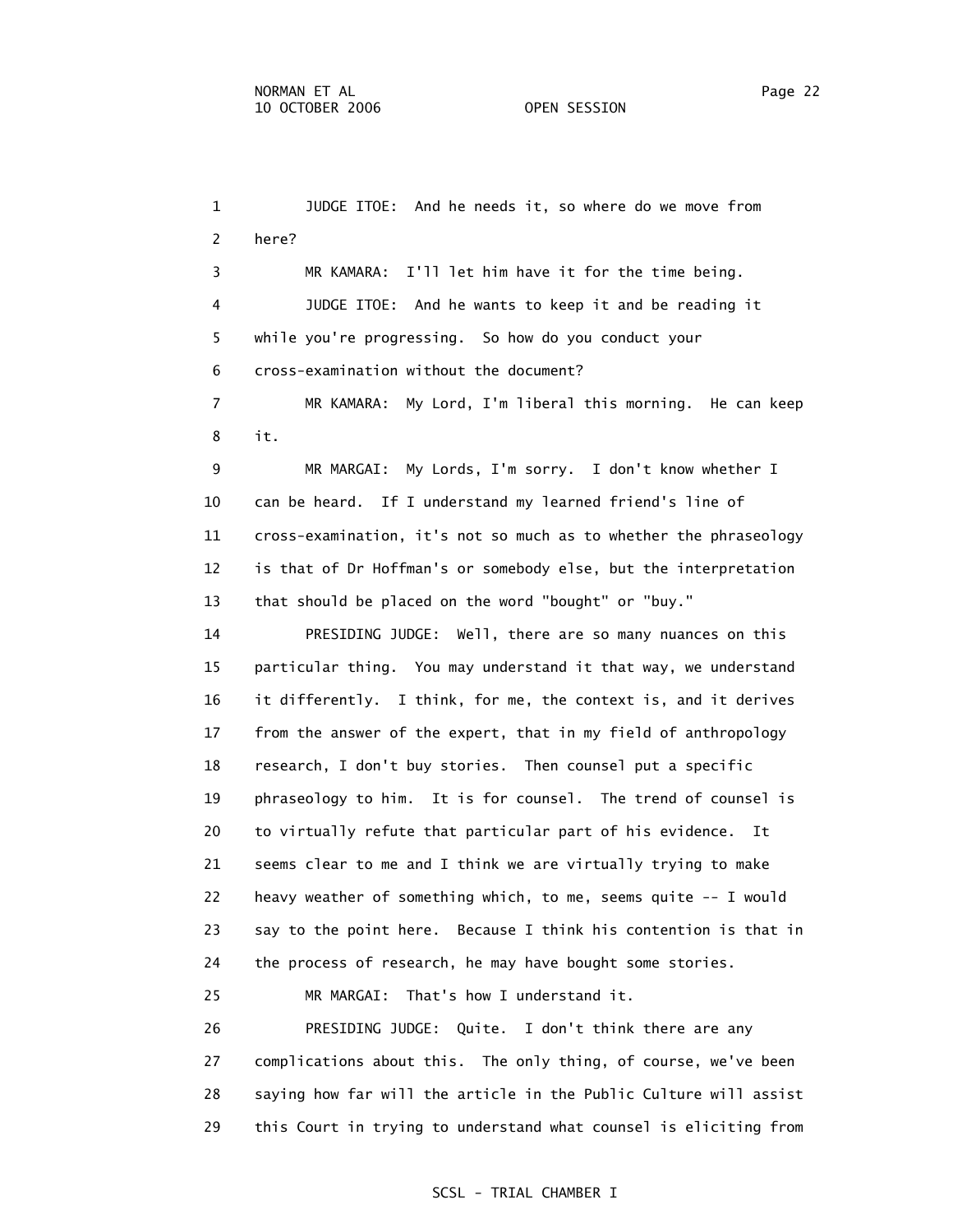1 JUDGE ITOE: And he needs it, so where do we move from
2 here?
3 MR KAMARA: I'll let him have it for the time being.
4 JUDGE ITOE: And he wants to keep it and be reading it
5 while you're progressing. So how do you conduct your
6 cross-examination without the document?
7 MR KAMARA: My Lord, I'm liberal this morning. He can keep
8 it.
9 MR MARGAI: My Lords, I'm sorry. I don't know whether I
10 can be heard. If I understand my learned friend's line of
11 cross-examination, it's not so much as to whether the phraseology
12 is that of Dr Hoffman's or somebody else, but the interpretation
13 that should be placed on the word "bought" or "buy."
14 PRESIDING JUDGE: Well, there are so many nuances on this
15 particular thing. You may understand it that way, we understand
16 it differently. I think, for me, the context is, and it derives
17 from the answer of the expert, that in my field of anthropology
18 research, I don't buy stories. Then counsel put a specific
19 phraseology to him. It is for counsel. The trend of counsel is
20 to virtually refute that particular part of his evidence. It
21 seems clear to me and I think we are virtually trying to make
22 heavy weather of something which, to me, seems quite -- I would
23 say to the point here. Because I think his contention is that in
24 the process of research, he may have bought some stories.
25 MR MARGAI: That's how I understand it.
26 PRESIDING JUDGE: Quite. I don't think there are any
27 complications about this. The only thing, of course, we've been
28 saying how far will the article in the Public Culture will assist
29 this Court in trying to understand what counsel is eliciting from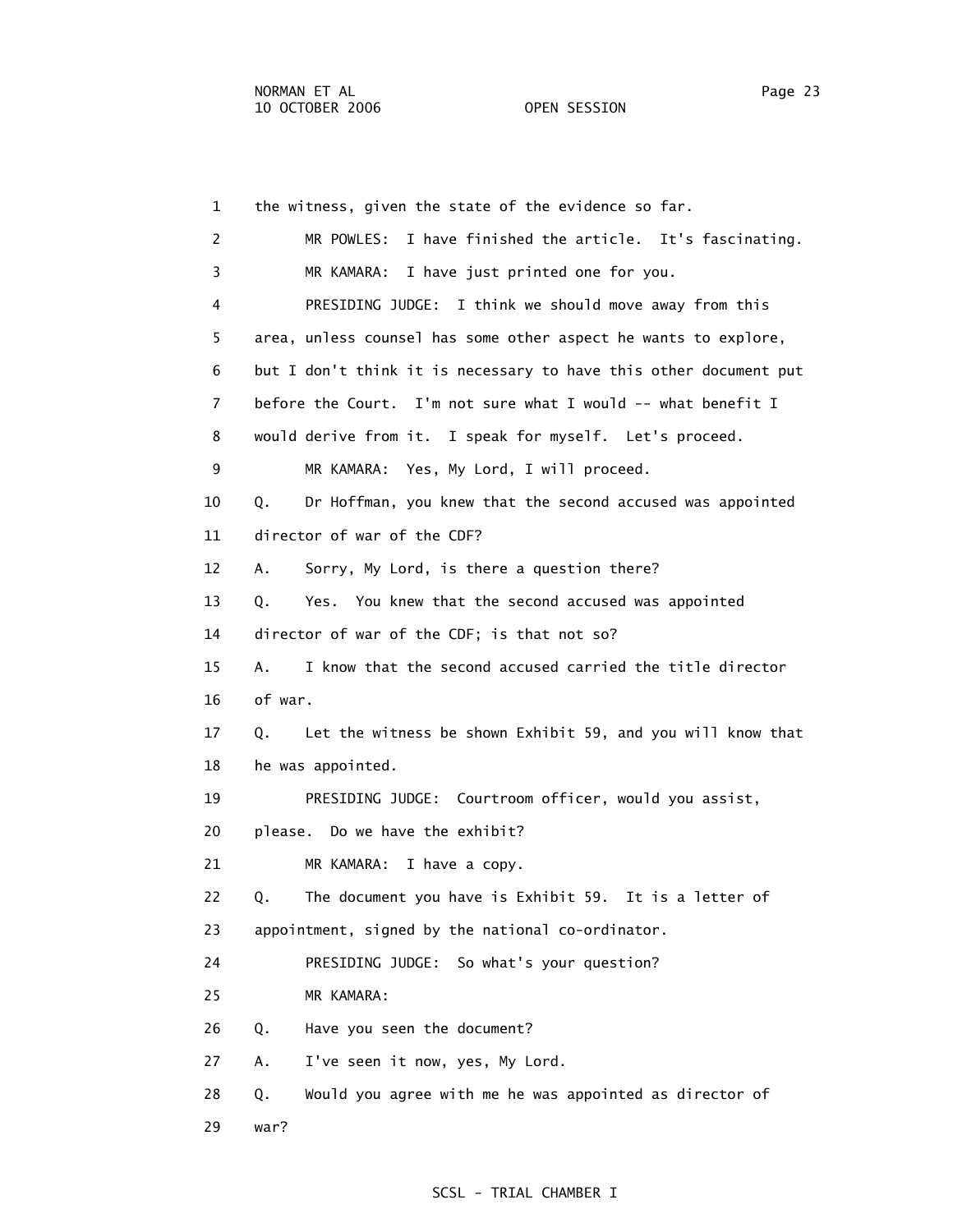1 the witness, given the state of the evidence so far.

2 MR POWLES: I have finished the article. It's fascinating.

3 MR KAMARA: I have just printed one for you.

4 PRESIDING JUDGE: I think we should move away from this

5 area, unless counsel has some other aspect he wants to explore,

6 but I don't think it is necessary to have this other document put

7 before the Court. I'm not sure what I would -- what benefit I

8 would derive from it. I speak for myself. Let's proceed.

9 MR KAMARA: Yes, My Lord, I will proceed.

10 Q. Dr Hoffman, you knew that the second accused was appointed

11 director of war of the CDF?

12 A. Sorry, My Lord, is there a question there?

13 Q. Yes. You knew that the second accused was appointed

14 director of war of the CDF; is that not so?

15 A. I know that the second accused carried the title director

16 of war.

17 Q. Let the witness be shown Exhibit 59, and you will know that

18 he was appointed.

19 PRESIDING JUDGE: Courtroom officer, would you assist,

20 please. Do we have the exhibit?

21 MR KAMARA: I have a copy.

22 Q. The document you have is Exhibit 59. It is a letter of

23 appointment, signed by the national co-ordinator.

24 PRESIDING JUDGE: So what's your question?

25 MR KAMARA:

26 Q. Have you seen the document?

27 A. I've seen it now, yes, My Lord.

28 Q. Would you agree with me he was appointed as director of

29 war?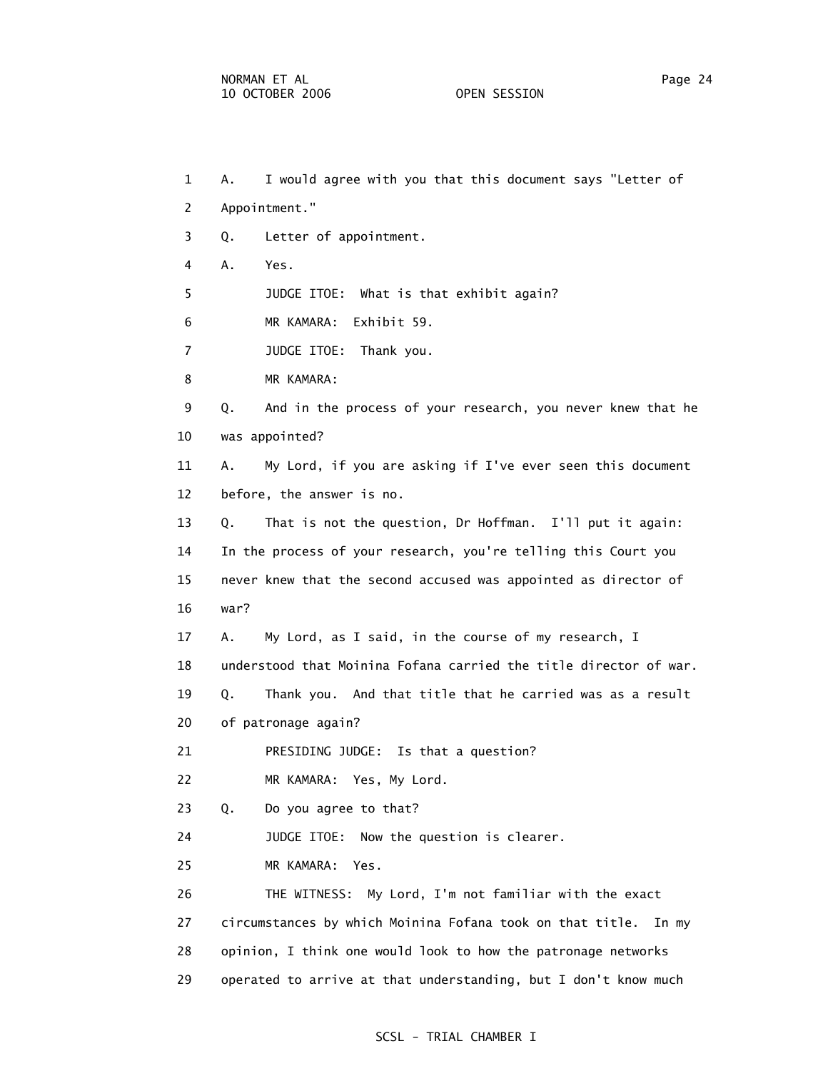1 A. I would agree with you that this document says "Letter of
2 Appointment."
3 Q. Letter of appointment.
4 A. Yes.
5 JUDGE ITOE: What is that exhibit again?
6 MR KAMARA: Exhibit 59.
7 JUDGE ITOE: Thank you.
8 MR KAMARA:
9 Q. And in the process of your research, you never knew that he
10 was appointed?
11 A. My Lord, if you are asking if I've ever seen this document
12 before, the answer is no.
13 Q. That is not the question, Dr Hoffman. I'll put it again:
14 In the process of your research, you're telling this Court you
15 never knew that the second accused was appointed as director of
16 war?
17 A. My Lord, as I said, in the course of my research, I
18 understood that Moinina Fofana carried the title director of war.
19 Q. Thank you. And that title that he carried was as a result
20 of patronage again?
21 PRESIDING JUDGE: Is that a question?
22 MR KAMARA: Yes, My Lord.
23 Q. Do you agree to that?
24 JUDGE ITOE: Now the question is clearer.
25 MR KAMARA: Yes.
26 THE WITNESS: My Lord, I'm not familiar with the exact
27 circumstances by which Moinina Fofana took on that title. In my
28 opinion, I think one would look to how the patronage networks
29 operated to arrive at that understanding, but I don't know much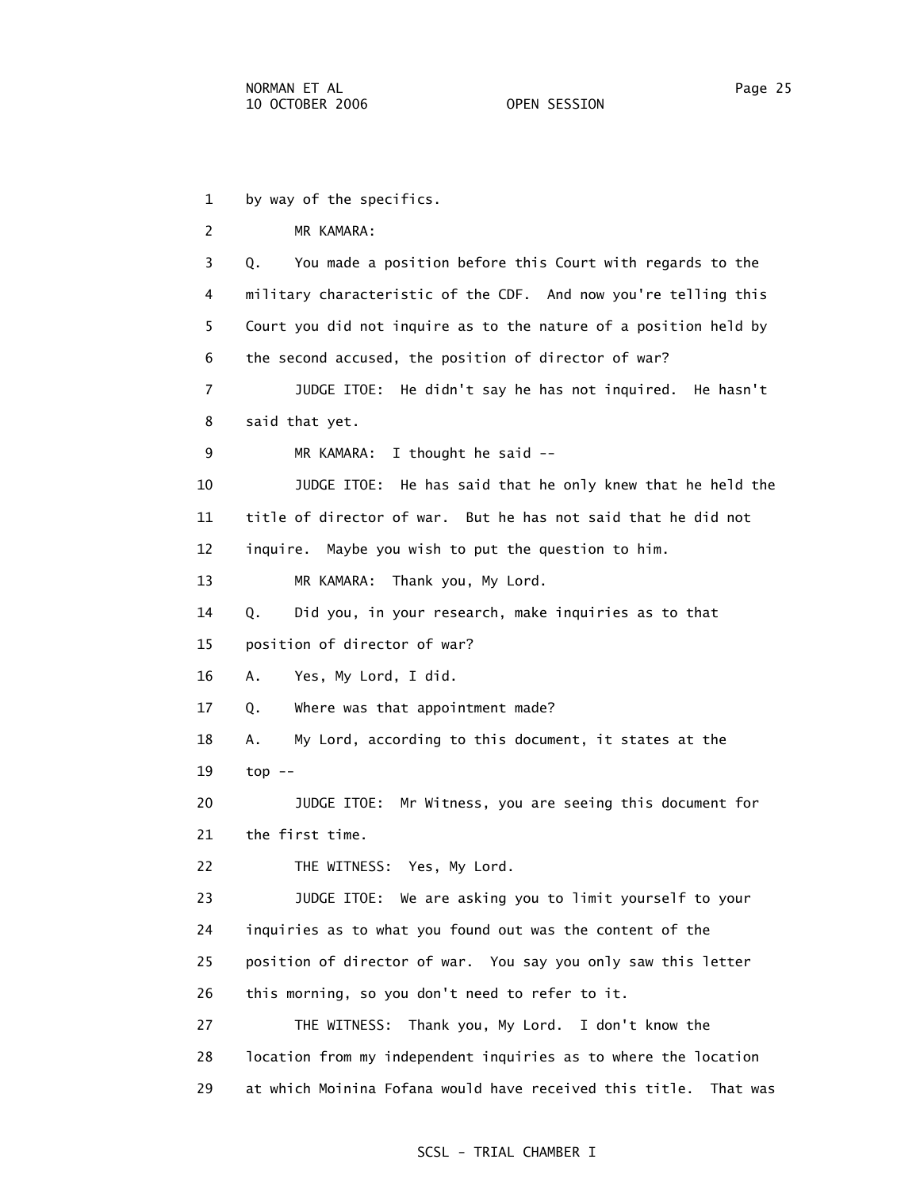1 by way of the specifics.

2 MR KAMARA:

3 Q. You made a position before this Court with regards to the

4 military characteristic of the CDF. And now you're telling this

5 Court you did not inquire as to the nature of a position held by

6 the second accused, the position of director of war?

7 JUDGE ITOE: He didn't say he has not inquired. He hasn't

8 said that yet.

9 MR KAMARA: I thought he said --

10 JUDGE ITOE: He has said that he only knew that he held the

11 title of director of war. But he has not said that he did not

12 inquire. Maybe you wish to put the question to him.

13 MR KAMARA: Thank you, My Lord.

14 Q. Did you, in your research, make inquiries as to that

15 position of director of war?

16 A. Yes, My Lord, I did.

17 Q. Where was that appointment made?

18 A. My Lord, according to this document, it states at the

19 top --

20 JUDGE ITOE: Mr Witness, you are seeing this document for

21 the first time.

22 THE WITNESS: Yes, My Lord.

23 JUDGE ITOE: We are asking you to limit yourself to your

24 inquiries as to what you found out was the content of the

25 position of director of war. You say you only saw this letter

26 this morning, so you don't need to refer to it.

27 THE WITNESS: Thank you, My Lord. I don't know the

28 location from my independent inquiries as to where the location

29 at which Moinina Fofana would have received this title. That was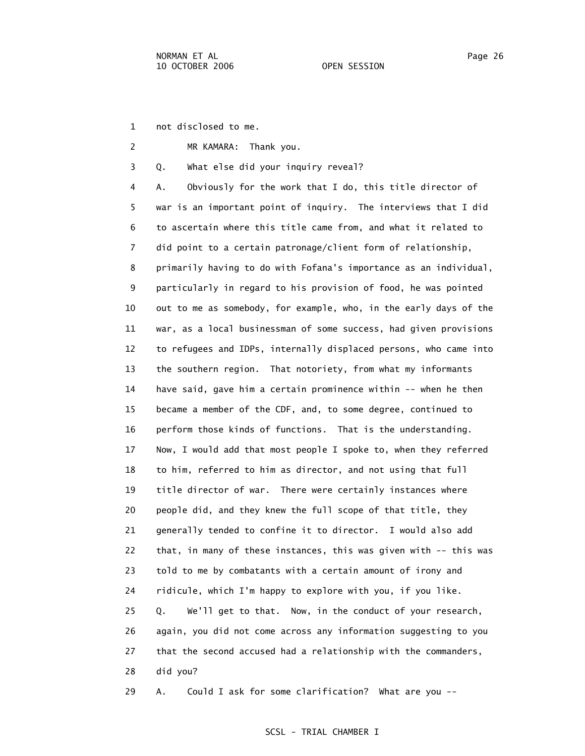1 not disclosed to me.

2 MR KAMARA: Thank you.

3 Q. What else did your inquiry reveal?

4 A. Obviously for the work that I do, this title director of
5 war is an important point of inquiry. The interviews that I did
6 to ascertain where this title came from, and what it related to
7 did point to a certain patronage/client form of relationship,
8 primarily having to do with Fofana's importance as an individual,
9 particularly in regard to his provision of food, he was pointed
10 out to me as somebody, for example, who, in the early days of the
11 war, as a local businessman of some success, had given provisions
12 to refugees and IDPs, internally displaced persons, who came into
13 the southern region. That notoriety, from what my informants
14 have said, gave him a certain prominence within -- when he then
15 became a member of the CDF, and, to some degree, continued to
16 perform those kinds of functions. That is the understanding.
17 Now, I would add that most people I spoke to, when they referred
18 to him, referred to him as director, and not using that full
19 title director of war. There were certainly instances where
20 people did, and they knew the full scope of that title, they
21 generally tended to confine it to director. I would also add
22 that, in many of these instances, this was given with -- this was
23 told to me by combatants with a certain amount of irony and
24 ridicule, which I'm happy to explore with you, if you like.

25 Q. We'll get to that. Now, in the conduct of your research,
26 again, you did not come across any information suggesting to you
27 that the second accused had a relationship with the commanders,
28 did you?

29 A. Could I ask for some clarification? What are you --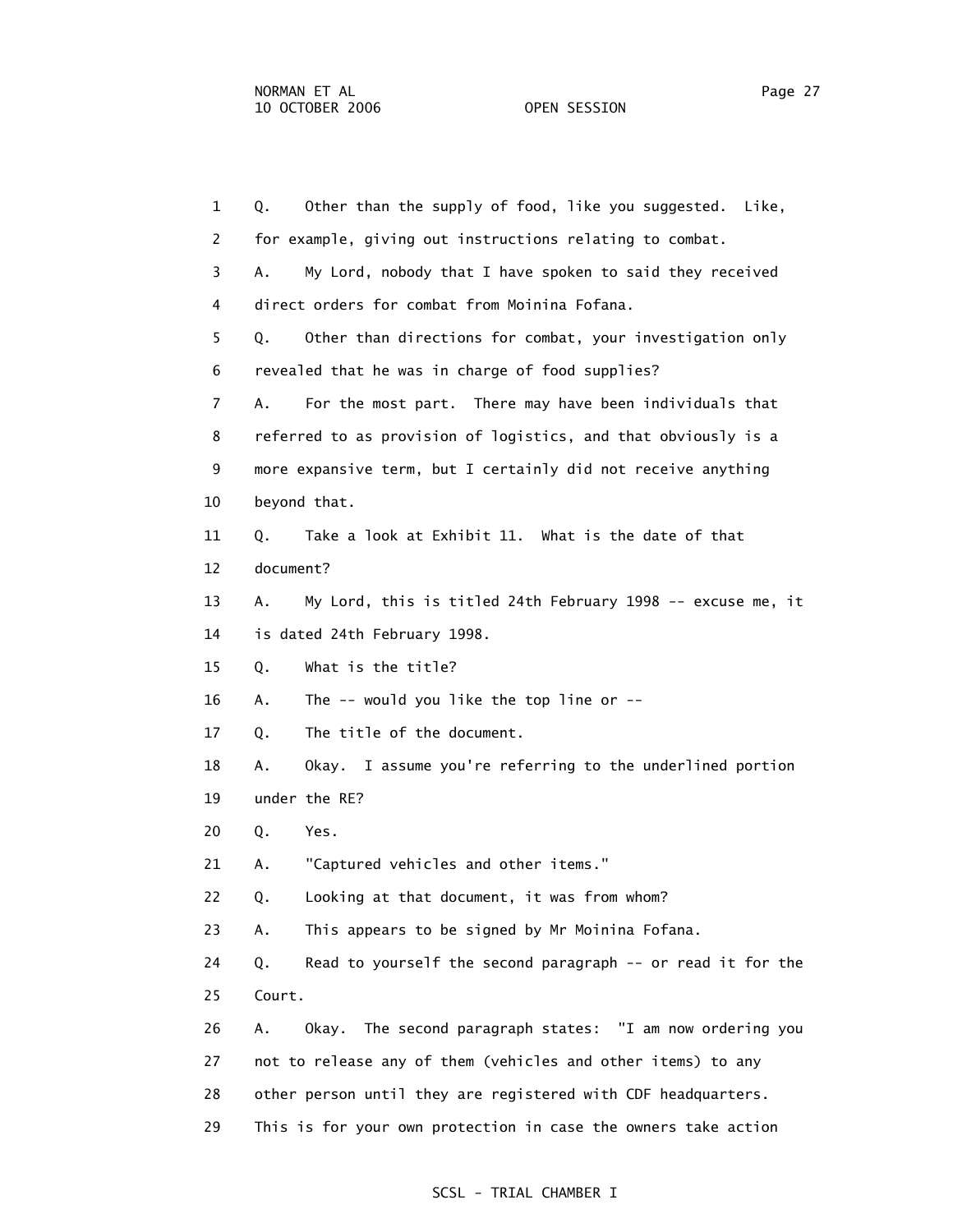1 Q. Other than the supply of food, like you suggested. Like,
2 for example, giving out instructions relating to combat.
3 A. My Lord, nobody that I have spoken to said they received
4 direct orders for combat from Moinina Fofana.
5 Q. Other than directions for combat, your investigation only
6 revealed that he was in charge of food supplies?
7 A. For the most part. There may have been individuals that
8 referred to as provision of logistics, and that obviously is a
9 more expansive term, but I certainly did not receive anything
10 beyond that.
11 Q. Take a look at Exhibit 11. What is the date of that
12 document?
13 A. My Lord, this is titled 24th February 1998 -- excuse me, it
14 is dated 24th February 1998.
15 Q. What is the title?
16 A. The -- would you like the top line or --
17 Q. The title of the document.
18 A. Okay. I assume you're referring to the underlined portion
19 under the RE?
20 Q. Yes.
21 A. "Captured vehicles and other items."
22 Q. Looking at that document, it was from whom?
23 A. This appears to be signed by Mr Moinina Fofana.
24 Q. Read to yourself the second paragraph -- or read it for the
25 Court.
26 A. Okay. The second paragraph states: "I am now ordering you
27 not to release any of them (vehicles and other items) to any
28 other person until they are registered with CDF headquarters.
29 This is for your own protection in case the owners take action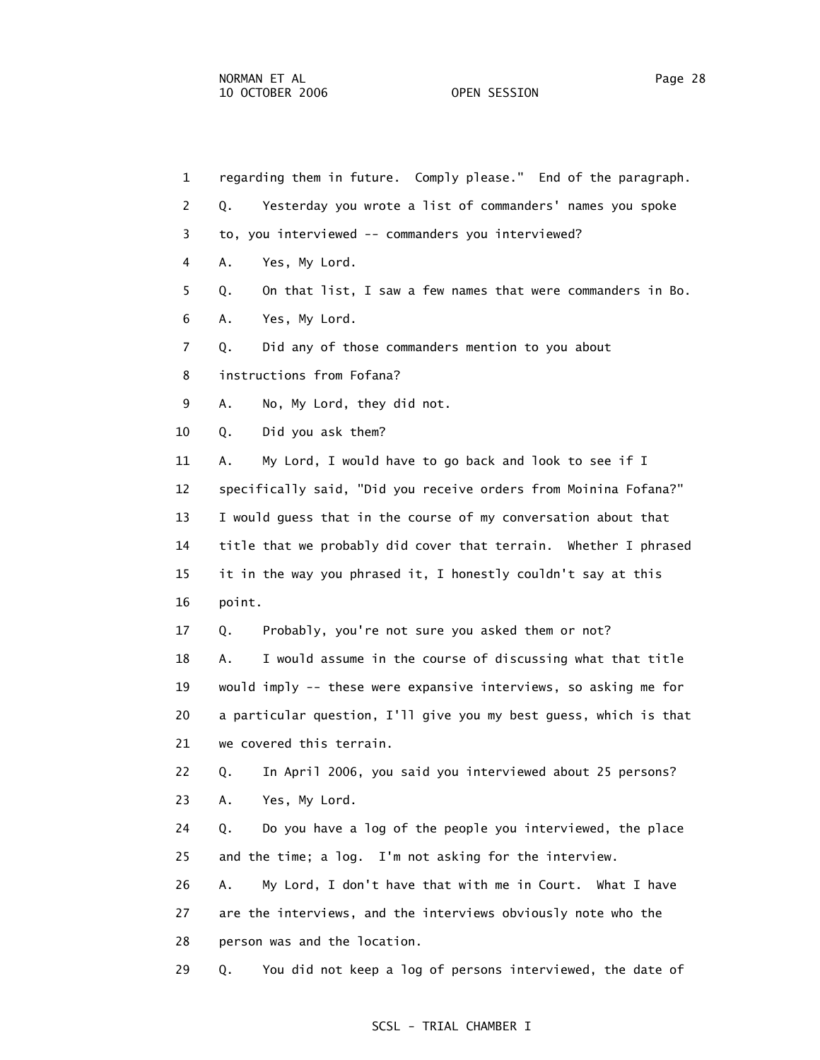1 regarding them in future. Comply please." End of the paragraph.

2 Q. Yesterday you wrote a list of commanders' names you spoke

3 to, you interviewed -- commanders you interviewed?

4 A. Yes, My Lord.

5 Q. On that list, I saw a few names that were commanders in Bo.

6 A. Yes, My Lord.

7 Q. Did any of those commanders mention to you about

8 instructions from Fofana?

9 A. No, My Lord, they did not.

10 Q. Did you ask them?

11 A. My Lord, I would have to go back and look to see if I

12 specifically said, "Did you receive orders from Moinina Fofana?"

13 I would guess that in the course of my conversation about that

14 title that we probably did cover that terrain. Whether I phrased

15 it in the way you phrased it, I honestly couldn't say at this

16 point.

17 Q. Probably, you're not sure you asked them or not?

18 A. I would assume in the course of discussing what that title

19 would imply -- these were expansive interviews, so asking me for

20 a particular question, I'll give you my best guess, which is that

21 we covered this terrain.

22 Q. In April 2006, you said you interviewed about 25 persons?

23 A. Yes, My Lord.

24 Q. Do you have a log of the people you interviewed, the place

25 and the time; a log. I'm not asking for the interview.

26 A. My Lord, I don't have that with me in Court. What I have

27 are the interviews, and the interviews obviously note who the

28 person was and the location.

29 Q. You did not keep a log of persons interviewed, the date of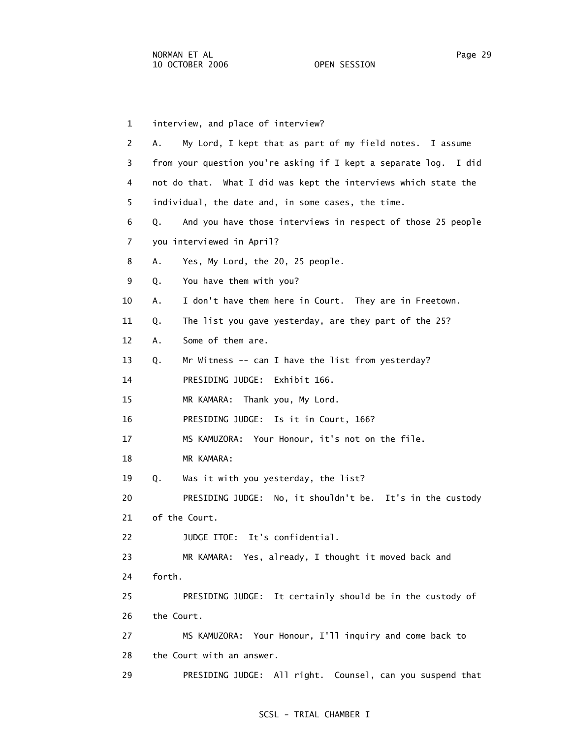1 interview, and place of interview?

2 A. My Lord, I kept that as part of my field notes. I assume

3 from your question you're asking if I kept a separate log. I did

4 not do that. What I did was kept the interviews which state the

5 individual, the date and, in some cases, the time.

6 Q. And you have those interviews in respect of those 25 people

7 you interviewed in April?

8 A. Yes, My Lord, the 20, 25 people.

9 Q. You have them with you?

10 A. I don't have them here in Court. They are in Freetown.

11 Q. The list you gave yesterday, are they part of the 25?

12 A. Some of them are.

13 Q. Mr Witness -- can I have the list from yesterday?

14 PRESIDING JUDGE: Exhibit 166.

15 MR KAMARA: Thank you, My Lord.

16 PRESIDING JUDGE: Is it in Court, 166?

17 MS KAMUZORA: Your Honour, it's not on the file.

18 MR KAMARA:

19 Q. Was it with you yesterday, the list?

20 PRESIDING JUDGE: No, it shouldn't be. It's in the custody

21 of the Court.

22 JUDGE ITOE: It's confidential.

23 MR KAMARA: Yes, already, I thought it moved back and

24 forth.

25 PRESIDING JUDGE: It certainly should be in the custody of

26 the Court.

27 MS KAMUZORA: Your Honour, I'll inquiry and come back to

28 the Court with an answer.

29 PRESIDING JUDGE: All right. Counsel, can you suspend that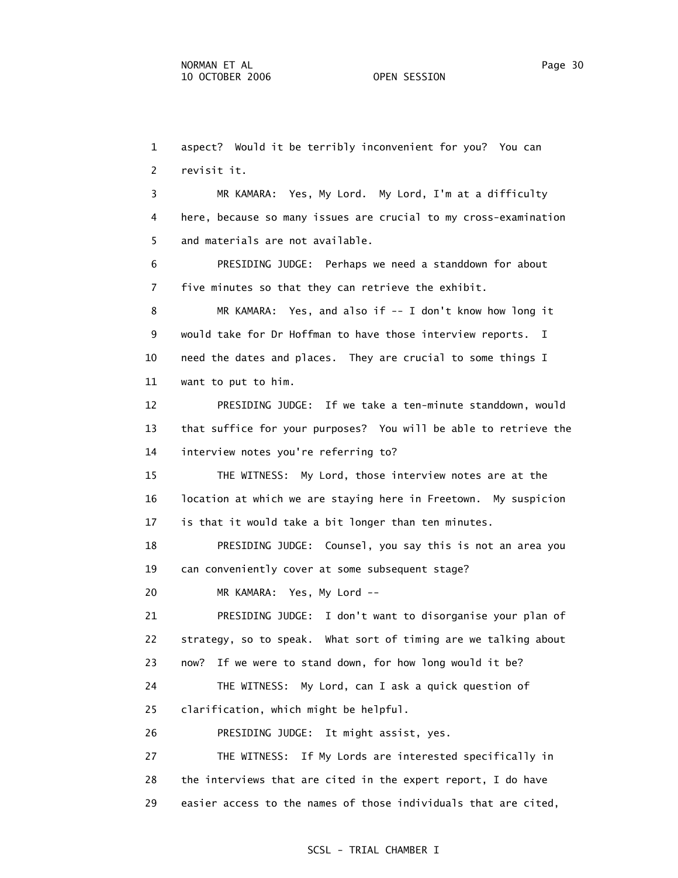1 aspect? Would it be terribly inconvenient for you? You can
2 revisit it.

3 MR KAMARA: Yes, My Lord. My Lord, I'm at a difficulty
4 here, because so many issues are crucial to my cross-examination
5 and materials are not available.

6 PRESIDING JUDGE: Perhaps we need a standdown for about
7 five minutes so that they can retrieve the exhibit.

8 MR KAMARA: Yes, and also if -- I don't know how long it
9 would take for Dr Hoffman to have those interview reports. I
10 need the dates and places. They are crucial to some things I
11 want to put to him.

12 PRESIDING JUDGE: If we take a ten-minute standdown, would
13 that suffice for your purposes? You will be able to retrieve the
14 interview notes you're referring to?

15 THE WITNESS: My Lord, those interview notes are at the
16 location at which we are staying here in Freetown. My suspicion
17 is that it would take a bit longer than ten minutes.

18 PRESIDING JUDGE: Counsel, you say this is not an area you
19 can conveniently cover at some subsequent stage?

20 MR KAMARA: Yes, My Lord --

21 PRESIDING JUDGE: I don't want to disorganise your plan of
22 strategy, so to speak. What sort of timing are we talking about
23 now? If we were to stand down, for how long would it be?

24 THE WITNESS: My Lord, can I ask a quick question of
25 clarification, which might be helpful.

26 PRESIDING JUDGE: It might assist, yes.

27 THE WITNESS: If My Lords are interested specifically in
28 the interviews that are cited in the expert report, I do have
29 easier access to the names of those individuals that are cited,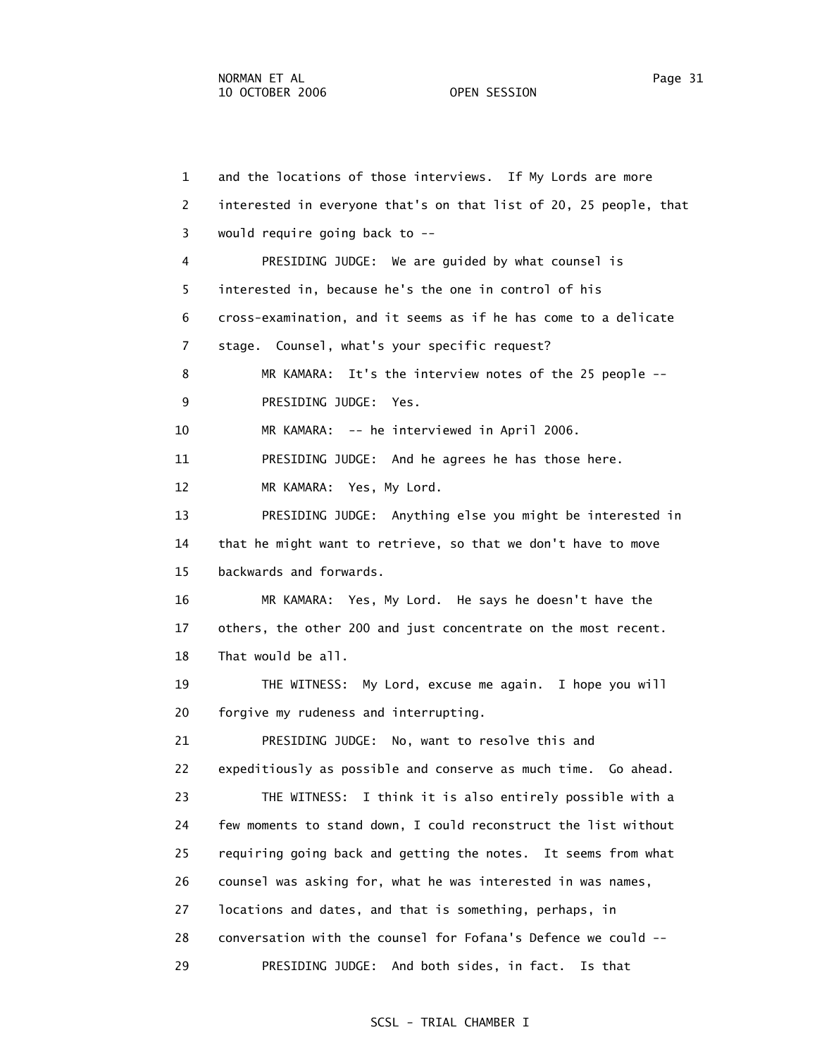1 and the locations of those interviews. If My Lords are more
2 interested in everyone that's on that list of 20, 25 people, that
3 would require going back to --

4 PRESIDING JUDGE: We are guided by what counsel is
5 interested in, because he's the one in control of his
6 cross-examination, and it seems as if he has come to a delicate
7 stage. Counsel, what's your specific request?

8 MR KAMARA: It's the interview notes of the 25 people --

9 PRESIDING JUDGE: Yes.

10 MR KAMARA: -- he interviewed in April 2006.

11 PRESIDING JUDGE: And he agrees he has those here.

12 MR KAMARA: Yes, My Lord.

13 PRESIDING JUDGE: Anything else you might be interested in
14 that he might want to retrieve, so that we don't have to move
15 backwards and forwards.

16 MR KAMARA: Yes, My Lord. He says he doesn't have the
17 others, the other 200 and just concentrate on the most recent.
18 That would be all.

19 THE WITNESS: My Lord, excuse me again. I hope you will
20 forgive my rudeness and interrupting.

21 PRESIDING JUDGE: No, want to resolve this and
22 expeditiously as possible and conserve as much time. Go ahead.

23 THE WITNESS: I think it is also entirely possible with a
24 few moments to stand down, I could reconstruct the list without
25 requiring going back and getting the notes. It seems from what
26 counsel was asking for, what he was interested in was names,
27 locations and dates, and that is something, perhaps, in
28 conversation with the counsel for Fofana's Defence we could --

29 PRESIDING JUDGE: And both sides, in fact. Is that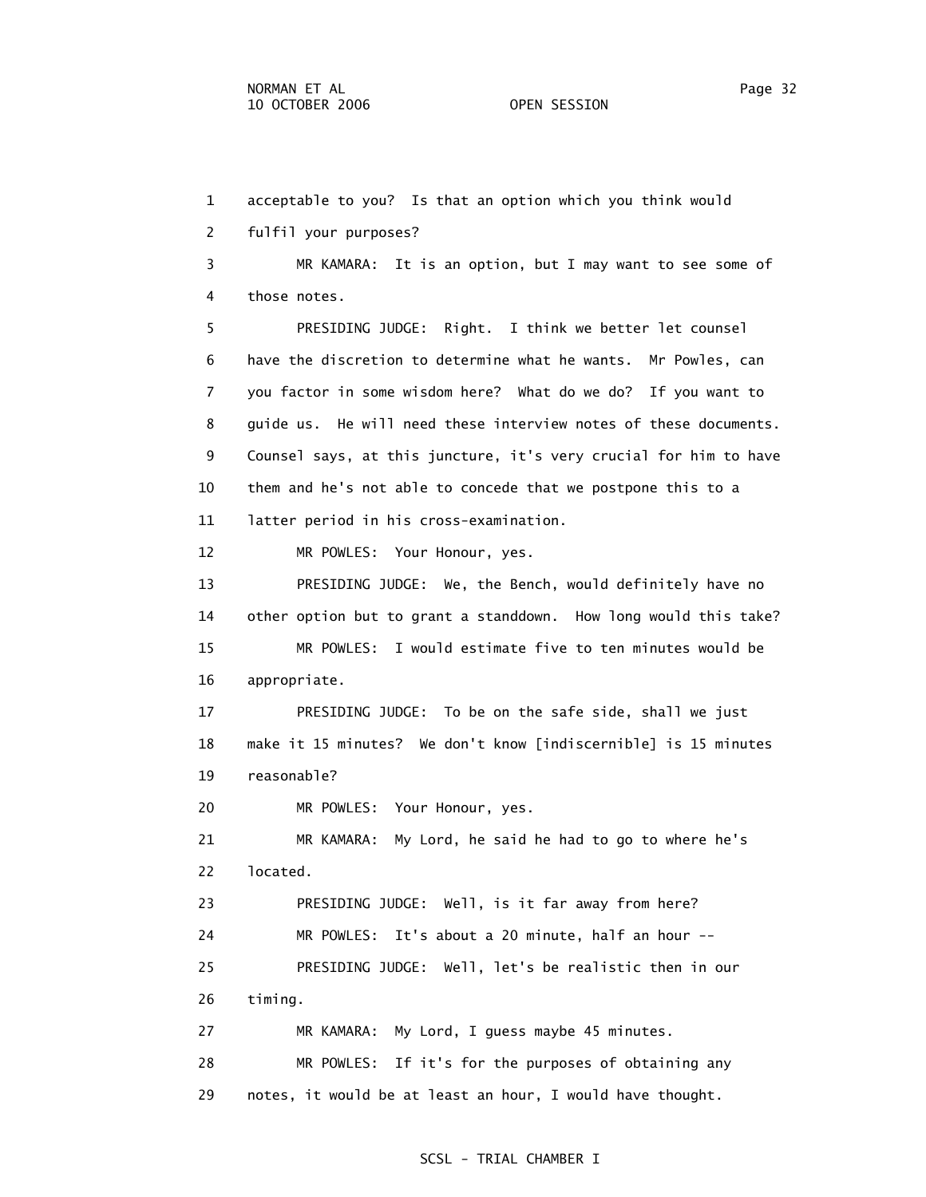1 acceptable to you? Is that an option which you think would
2 fulfil your purposes?
3 MR KAMARA: It is an option, but I may want to see some of
4 those notes.
5 PRESIDING JUDGE: Right. I think we better let counsel
6 have the discretion to determine what he wants. Mr Powles, can
7 you factor in some wisdom here? What do we do? If you want to
8 guide us. He will need these interview notes of these documents.
9 Counsel says, at this juncture, it's very crucial for him to have
10 them and he's not able to concede that we postpone this to a
11 latter period in his cross-examination.
12 MR POWLES: Your Honour, yes.
13 PRESIDING JUDGE: We, the Bench, would definitely have no
14 other option but to grant a standdown. How long would this take?
15 MR POWLES: I would estimate five to ten minutes would be
16 appropriate.
17 PRESIDING JUDGE: To be on the safe side, shall we just
18 make it 15 minutes? We don't know [indiscernible] is 15 minutes
19 reasonable?
20 MR POWLES: Your Honour, yes.
21 MR KAMARA: My Lord, he said he had to go to where he's
22 located.
23 PRESIDING JUDGE: Well, is it far away from here?
24 MR POWLES: It's about a 20 minute, half an hour --
25 PRESIDING JUDGE: Well, let's be realistic then in our
26 timing.
27 MR KAMARA: My Lord, I guess maybe 45 minutes.
28 MR POWLES: If it's for the purposes of obtaining any
29 notes, it would be at least an hour, I would have thought.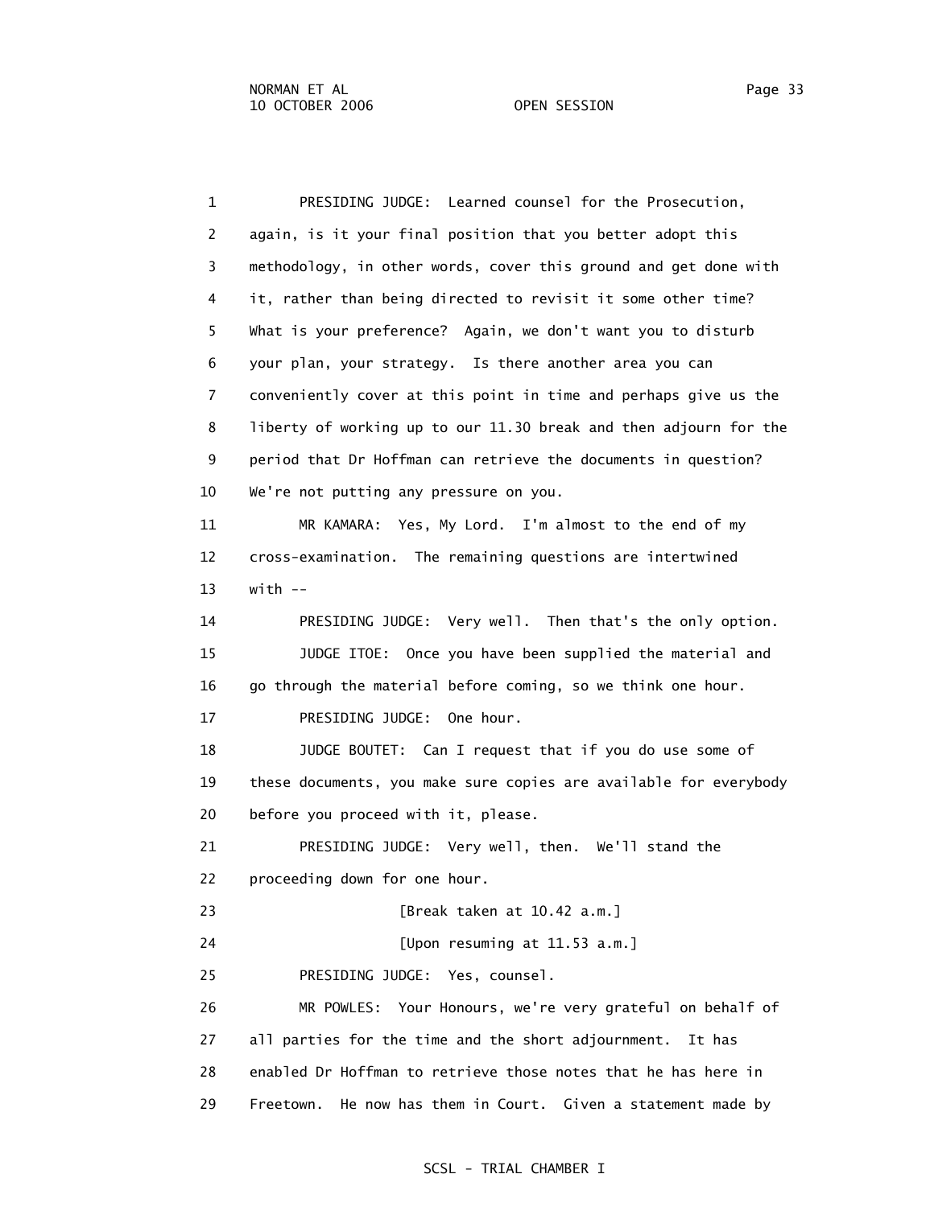PRESIDING JUDGE: Learned counsel for the Prosecution, again, is it your final position that you better adopt this methodology, in other words, cover this ground and get done with it, rather than being directed to revisit it some other time? What is your preference? Again, we don't want you to disturb your plan, your strategy. Is there another area you can conveniently cover at this point in time and perhaps give us the liberty of working up to our 11.30 break and then adjourn for the period that Dr Hoffman can retrieve the documents in question? We're not putting any pressure on you.

MR KAMARA: Yes, My Lord. I'm almost to the end of my cross-examination. The remaining questions are intertwined with --

PRESIDING JUDGE: Very well. Then that's the only option.

JUDGE ITOE: Once you have been supplied the material and go through the material before coming, so we think one hour.

PRESIDING JUDGE: One hour.

JUDGE BOUTET: Can I request that if you do use some of these documents, you make sure copies are available for everybody before you proceed with it, please.

PRESIDING JUDGE: Very well, then. We'll stand the proceeding down for one hour.

[Break taken at 10.42 a.m.]

[Upon resuming at 11.53 a.m.]

PRESIDING JUDGE: Yes, counsel.

MR POWLES: Your Honours, we're very grateful on behalf of all parties for the time and the short adjournment. It has enabled Dr Hoffman to retrieve those notes that he has here in Freetown. He now has them in Court. Given a statement made by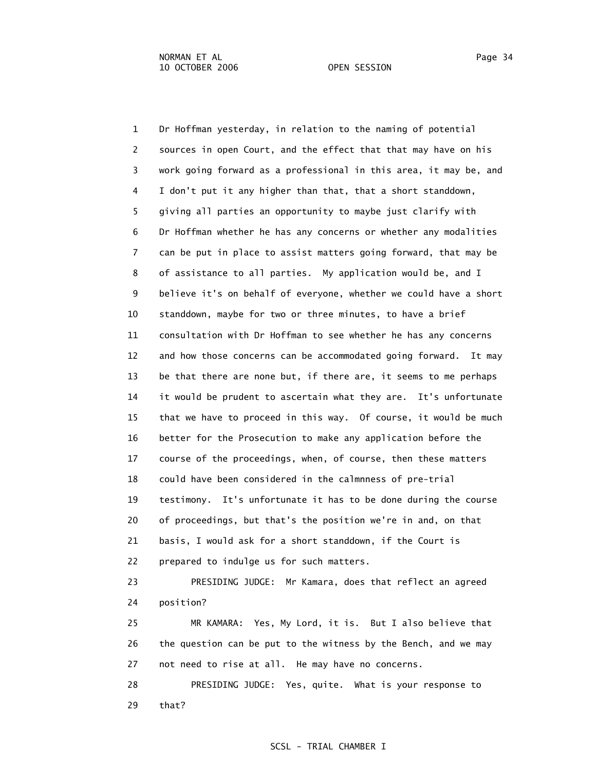1 Dr Hoffman yesterday, in relation to the naming of potential
2 sources in open Court, and the effect that that may have on his
3 work going forward as a professional in this area, it may be, and
4 I don't put it any higher than that, that a short standdown,
5 giving all parties an opportunity to maybe just clarify with
6 Dr Hoffman whether he has any concerns or whether any modalities
7 can be put in place to assist matters going forward, that may be
8 of assistance to all parties. My application would be, and I
9 believe it's on behalf of everyone, whether we could have a short
10 standdown, maybe for two or three minutes, to have a brief
11 consultation with Dr Hoffman to see whether he has any concerns
12 and how those concerns can be accommodated going forward. It may
13 be that there are none but, if there are, it seems to me perhaps
14 it would be prudent to ascertain what they are. It's unfortunate
15 that we have to proceed in this way. Of course, it would be much
16 better for the Prosecution to make any application before the
17 course of the proceedings, when, of course, then these matters
18 could have been considered in the calmnness of pre-trial
19 testimony. It's unfortunate it has to be done during the course
20 of proceedings, but that's the position we're in and, on that
21 basis, I would ask for a short standdown, if the Court is
22 prepared to indulge us for such matters.
23 PRESIDING JUDGE: Mr Kamara, does that reflect an agreed
24 position?
25 MR KAMARA: Yes, My Lord, it is. But I also believe that
26 the question can be put to the witness by the Bench, and we may
27 not need to rise at all. He may have no concerns.
28 PRESIDING JUDGE: Yes, quite. What is your response to
29 that?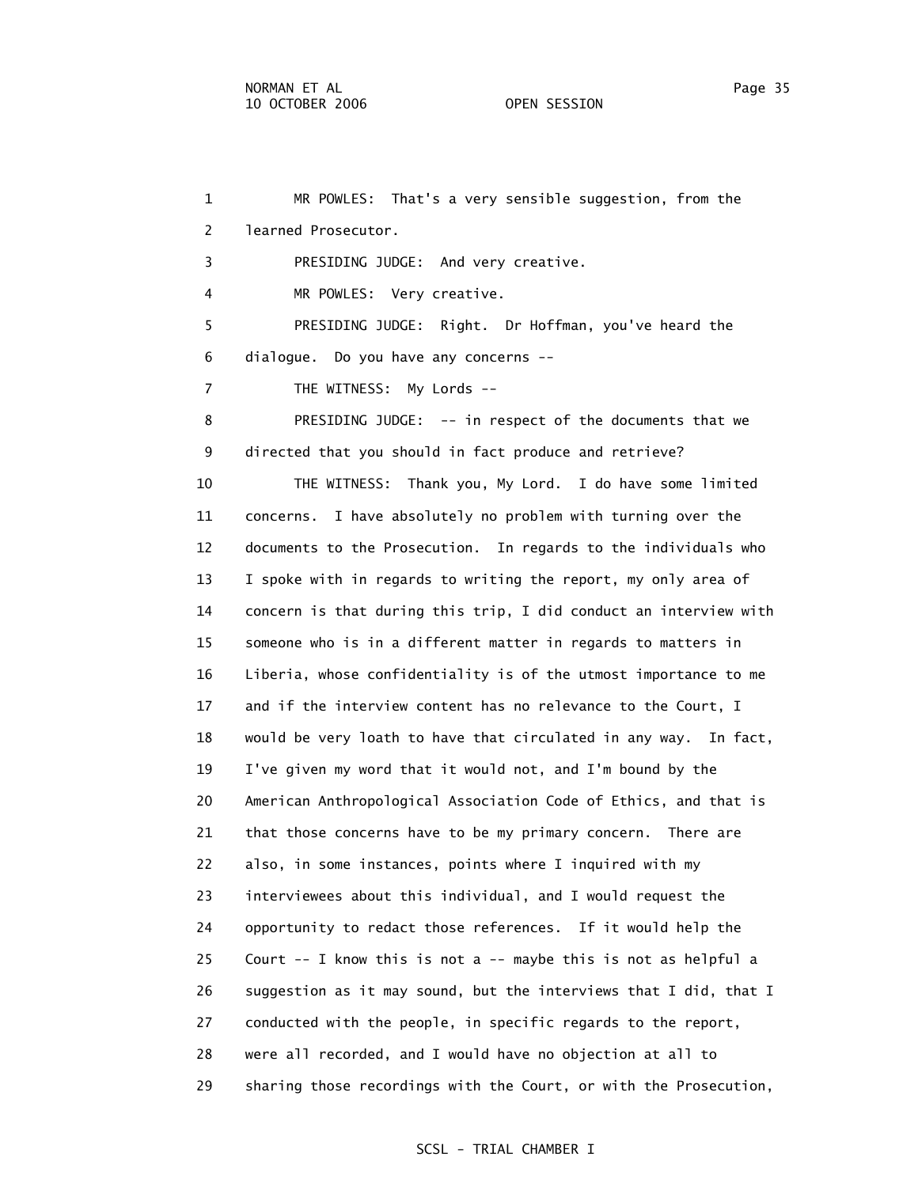1 MR POWLES: That's a very sensible suggestion, from the
2 learned Prosecutor.
3 PRESIDING JUDGE: And very creative.
4 MR POWLES: Very creative.
5 PRESIDING JUDGE: Right. Dr Hoffman, you've heard the
6 dialogue. Do you have any concerns --
7 THE WITNESS: My Lords --
8 PRESIDING JUDGE: -- in respect of the documents that we
9 directed that you should in fact produce and retrieve?
10 THE WITNESS: Thank you, My Lord. I do have some limited
11 concerns. I have absolutely no problem with turning over the
12 documents to the Prosecution. In regards to the individuals who
13 I spoke with in regards to writing the report, my only area of
14 concern is that during this trip, I did conduct an interview with
15 someone who is in a different matter in regards to matters in
16 Liberia, whose confidentiality is of the utmost importance to me
17 and if the interview content has no relevance to the Court, I
18 would be very loath to have that circulated in any way. In fact,
19 I've given my word that it would not, and I'm bound by the
20 American Anthropological Association Code of Ethics, and that is
21 that those concerns have to be my primary concern. There are
22 also, in some instances, points where I inquired with my
23 interviewees about this individual, and I would request the
24 opportunity to redact those references. If it would help the
25 Court -- I know this is not a -- maybe this is not as helpful a
26 suggestion as it may sound, but the interviews that I did, that I
27 conducted with the people, in specific regards to the report,
28 were all recorded, and I would have no objection at all to
29 sharing those recordings with the Court, or with the Prosecution,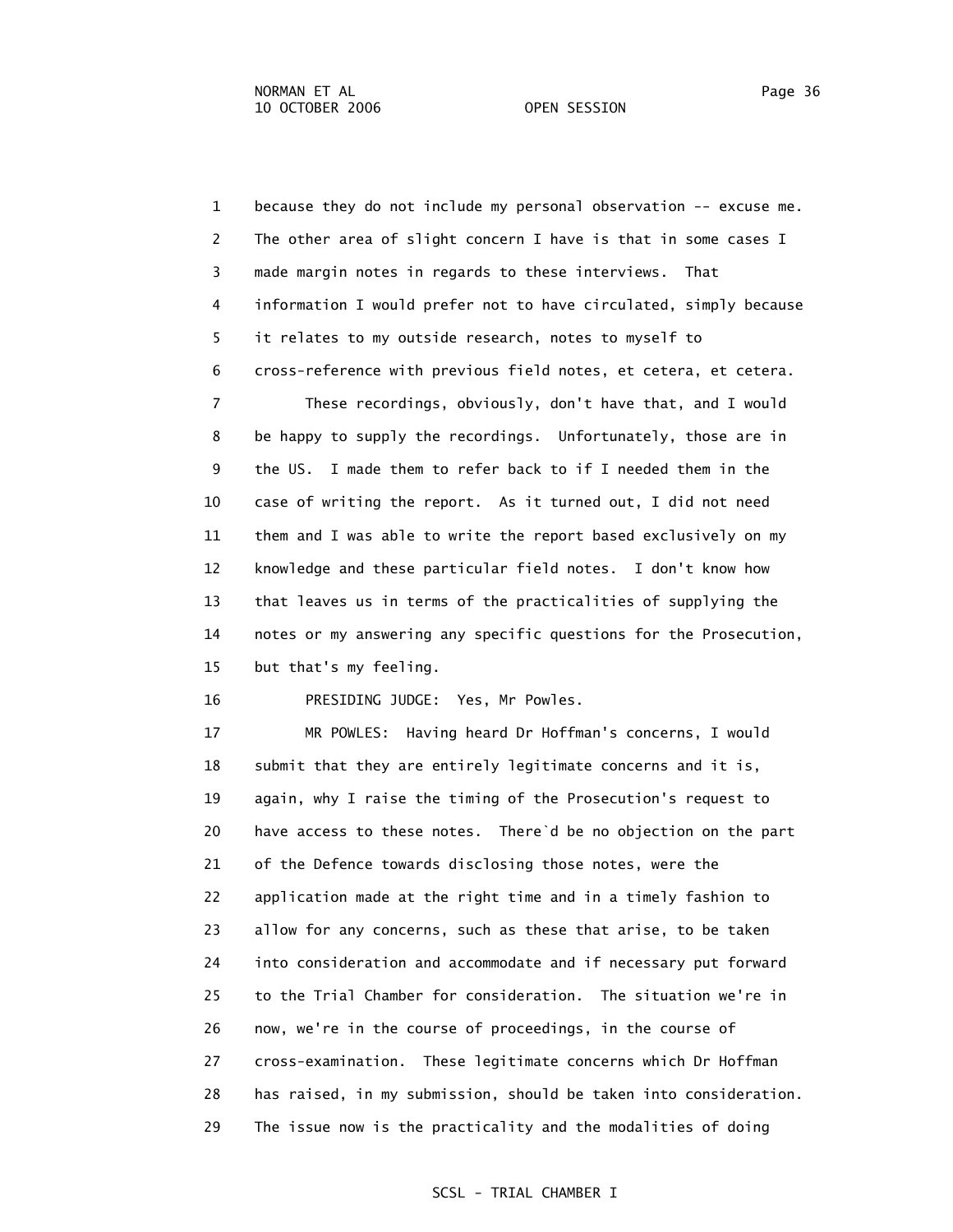because they do not include my personal observation -- excuse me. The other area of slight concern I have is that in some cases I made margin notes in regards to these interviews. That information I would prefer not to have circulated, simply because it relates to my outside research, notes to myself to cross-reference with previous field notes, et cetera, et cetera.

These recordings, obviously, don't have that, and I would be happy to supply the recordings. Unfortunately, those are in the US. I made them to refer back to if I needed them in the case of writing the report. As it turned out, I did not need them and I was able to write the report based exclusively on my knowledge and these particular field notes. I don't know how that leaves us in terms of the practicalities of supplying the notes or my answering any specific questions for the Prosecution, but that's my feeling.

PRESIDING JUDGE: Yes, Mr Powles.

MR POWLES: Having heard Dr Hoffman's concerns, I would submit that they are entirely legitimate concerns and it is, again, why I raise the timing of the Prosecution's request to have access to these notes. There`d be no objection on the part of the Defence towards disclosing those notes, were the application made at the right time and in a timely fashion to allow for any concerns, such as these that arise, to be taken into consideration and accommodate and if necessary put forward to the Trial Chamber for consideration. The situation we're in now, we're in the course of proceedings, in the course of cross-examination. These legitimate concerns which Dr Hoffman has raised, in my submission, should be taken into consideration. The issue now is the practicality and the modalities of doing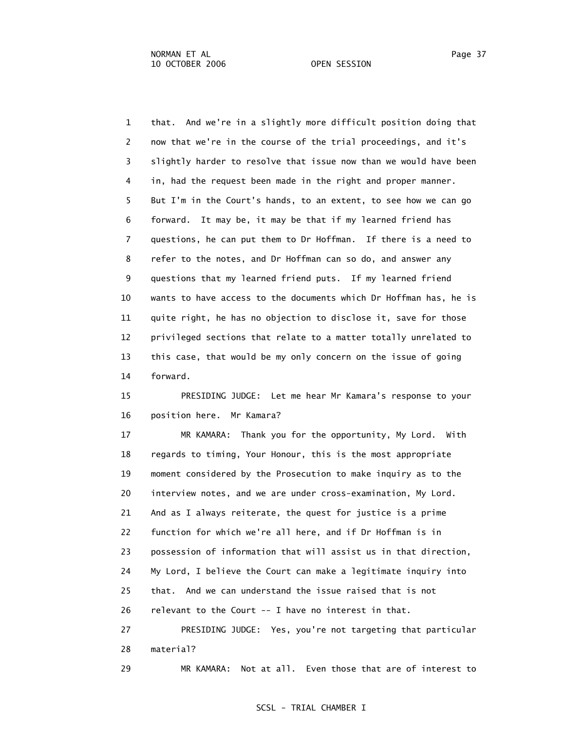1 that. And we're in a slightly more difficult position doing that
2 now that we're in the course of the trial proceedings, and it's
3 slightly harder to resolve that issue now than we would have been
4 in, had the request been made in the right and proper manner.
5 But I'm in the Court's hands, to an extent, to see how we can go
6 forward. It may be, it may be that if my learned friend has
7 questions, he can put them to Dr Hoffman. If there is a need to
8 refer to the notes, and Dr Hoffman can so do, and answer any
9 questions that my learned friend puts. If my learned friend
10 wants to have access to the documents which Dr Hoffman has, he is
11 quite right, he has no objection to disclose it, save for those
12 privileged sections that relate to a matter totally unrelated to
13 this case, that would be my only concern on the issue of going
14 forward.

15 PRESIDING JUDGE: Let me hear Mr Kamara's response to your
16 position here. Mr Kamara?

17 MR KAMARA: Thank you for the opportunity, My Lord. With
18 regards to timing, Your Honour, this is the most appropriate
19 moment considered by the Prosecution to make inquiry as to the
20 interview notes, and we are under cross-examination, My Lord.
21 And as I always reiterate, the quest for justice is a prime
22 function for which we're all here, and if Dr Hoffman is in
23 possession of information that will assist us in that direction,
24 My Lord, I believe the Court can make a legitimate inquiry into
25 that. And we can understand the issue raised that is not
26 relevant to the Court -- I have no interest in that.

27 PRESIDING JUDGE: Yes, you're not targeting that particular
28 material?

29 MR KAMARA: Not at all. Even those that are of interest to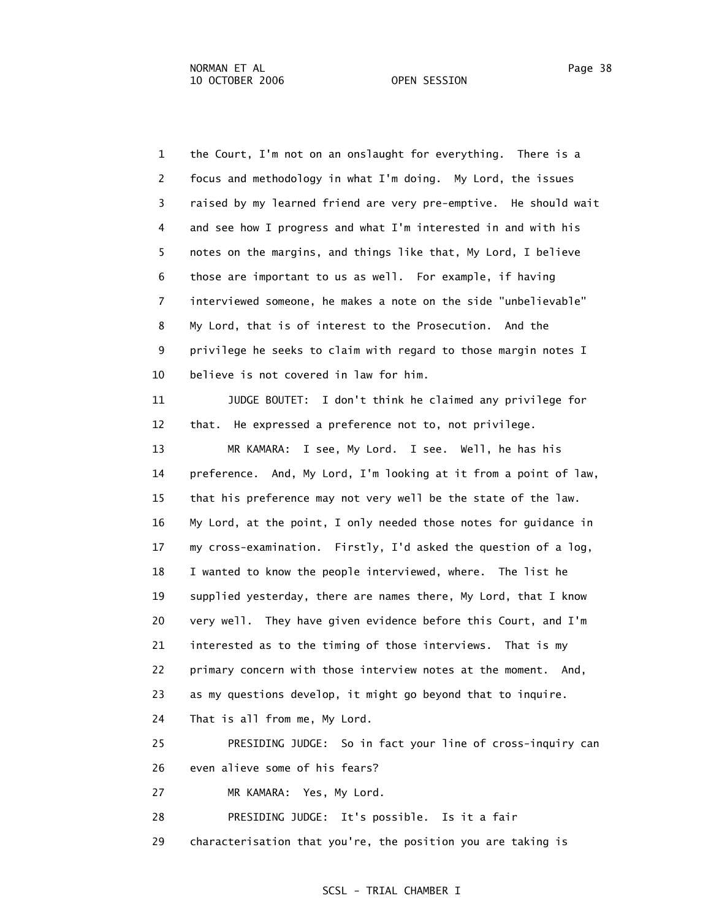1 the Court, I'm not on an onslaught for everything. There is a
2 focus and methodology in what I'm doing. My Lord, the issues
3 raised by my learned friend are very pre-emptive. He should wait
4 and see how I progress and what I'm interested in and with his
5 notes on the margins, and things like that, My Lord, I believe
6 those are important to us as well. For example, if having
7 interviewed someone, he makes a note on the side "unbelievable"
8 My Lord, that is of interest to the Prosecution. And the
9 privilege he seeks to claim with regard to those margin notes I
10 believe is not covered in law for him.

11 JUDGE BOUTET: I don't think he claimed any privilege for
12 that. He expressed a preference not to, not privilege.

13 MR KAMARA: I see, My Lord. I see. Well, he has his
14 preference. And, My Lord, I'm looking at it from a point of law,
15 that his preference may not very well be the state of the law.
16 My Lord, at the point, I only needed those notes for guidance in
17 my cross-examination. Firstly, I'd asked the question of a log,
18 I wanted to know the people interviewed, where. The list he
19 supplied yesterday, there are names there, My Lord, that I know
20 very well. They have given evidence before this Court, and I'm
21 interested as to the timing of those interviews. That is my
22 primary concern with those interview notes at the moment. And,
23 as my questions develop, it might go beyond that to inquire.
24 That is all from me, My Lord.

25 PRESIDING JUDGE: So in fact your line of cross-inquiry can
26 even alieve some of his fears?

27 MR KAMARA: Yes, My Lord.

28 PRESIDING JUDGE: It's possible. Is it a fair
29 characterisation that you're, the position you are taking is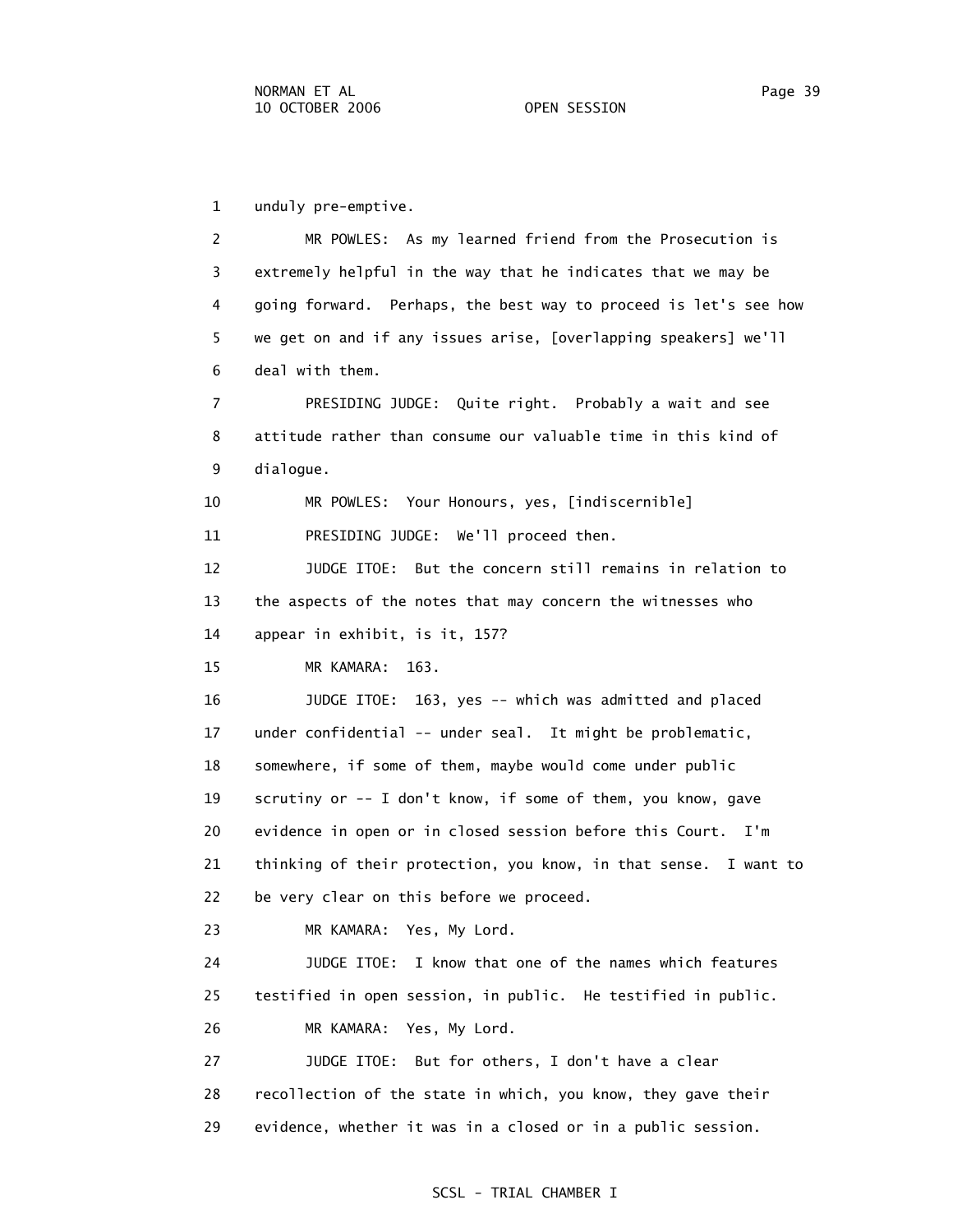1 unduly pre-emptive.

2 MR POWLES: As my learned friend from the Prosecution is
3 extremely helpful in the way that he indicates that we may be
4 going forward. Perhaps, the best way to proceed is let's see how
5 we get on and if any issues arise, [overlapping speakers] we'll
6 deal with them.

7 PRESIDING JUDGE: Quite right. Probably a wait and see
8 attitude rather than consume our valuable time in this kind of
9 dialogue.

10 MR POWLES: Your Honours, yes, [indiscernible]

11 PRESIDING JUDGE: We'll proceed then.

12 JUDGE ITOE: But the concern still remains in relation to
13 the aspects of the notes that may concern the witnesses who
14 appear in exhibit, is it, 157?

15 MR KAMARA: 163.

16 JUDGE ITOE: 163, yes -- which was admitted and placed
17 under confidential -- under seal. It might be problematic,
18 somewhere, if some of them, maybe would come under public
19 scrutiny or -- I don't know, if some of them, you know, gave
20 evidence in open or in closed session before this Court. I'm
21 thinking of their protection, you know, in that sense. I want to
22 be very clear on this before we proceed.

23 MR KAMARA: Yes, My Lord.

24 JUDGE ITOE: I know that one of the names which features
25 testified in open session, in public. He testified in public.

26 MR KAMARA: Yes, My Lord.

27 JUDGE ITOE: But for others, I don't have a clear
28 recollection of the state in which, you know, they gave their
29 evidence, whether it was in a closed or in a public session.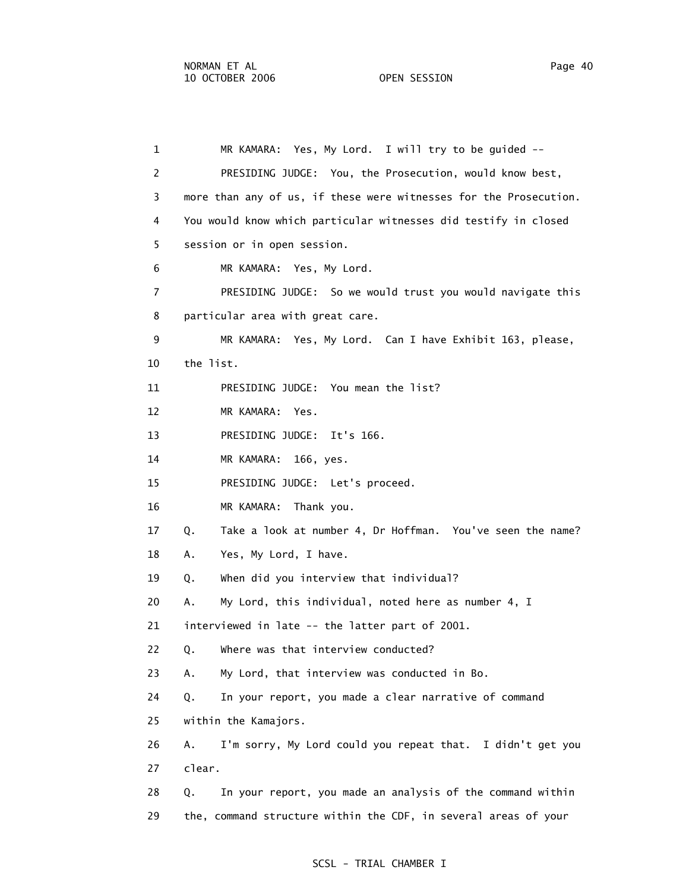1 MR KAMARA: Yes, My Lord. I will try to be guided --

2 PRESIDING JUDGE: You, the Prosecution, would know best,

3 more than any of us, if these were witnesses for the Prosecution.

4 You would know which particular witnesses did testify in closed

5 session or in open session.

6 MR KAMARA: Yes, My Lord.

7 PRESIDING JUDGE: So we would trust you would navigate this

8 particular area with great care.

9 MR KAMARA: Yes, My Lord. Can I have Exhibit 163, please,

10 the list.

11 PRESIDING JUDGE: You mean the list?

12 MR KAMARA: Yes.

13 PRESIDING JUDGE: It's 166.

14 MR KAMARA: 166, yes.

15 PRESIDING JUDGE: Let's proceed.

16 MR KAMARA: Thank you.

17 Q. Take a look at number 4, Dr Hoffman. You've seen the name?

18 A. Yes, My Lord, I have.

19 Q. When did you interview that individual?

20 A. My Lord, this individual, noted here as number 4, I

21 interviewed in late -- the latter part of 2001.

22 Q. Where was that interview conducted?

23 A. My Lord, that interview was conducted in Bo.

24 Q. In your report, you made a clear narrative of command

25 within the Kamajors.

26 A. I'm sorry, My Lord could you repeat that. I didn't get you

27 clear.

28 Q. In your report, you made an analysis of the command within

29 the, command structure within the CDF, in several areas of your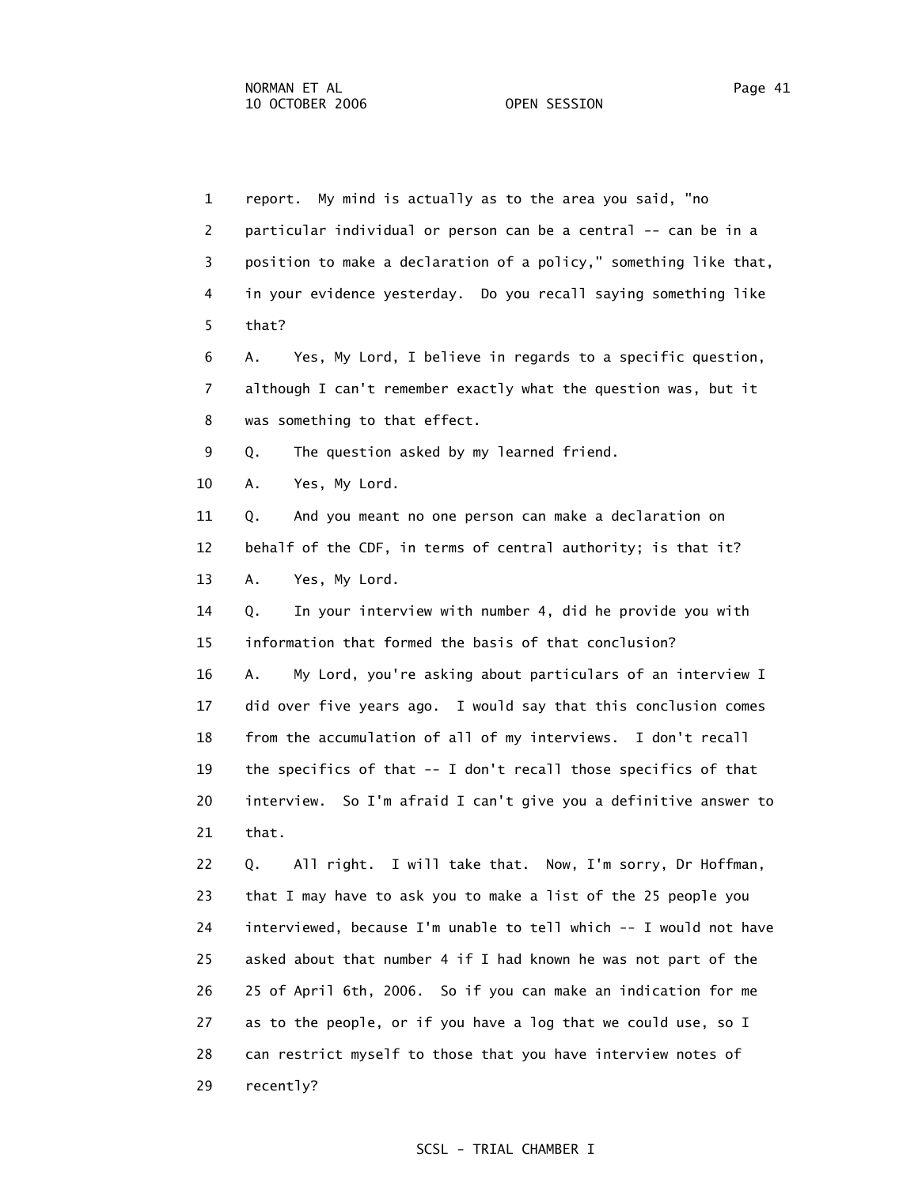1 report. My mind is actually as to the area you said, "no
2 particular individual or person can be a central -- can be in a
3 position to make a declaration of a policy," something like that,
4 in your evidence yesterday. Do you recall saying something like
5 that?
6 A. Yes, My Lord, I believe in regards to a specific question,
7 although I can't remember exactly what the question was, but it
8 was something to that effect.
9 Q. The question asked by my learned friend.
10 A. Yes, My Lord.
11 Q. And you meant no one person can make a declaration on
12 behalf of the CDF, in terms of central authority; is that it?
13 A. Yes, My Lord.
14 Q. In your interview with number 4, did he provide you with
15 information that formed the basis of that conclusion?
16 A. My Lord, you're asking about particulars of an interview I
17 did over five years ago. I would say that this conclusion comes
18 from the accumulation of all of my interviews. I don't recall
19 the specifics of that -- I don't recall those specifics of that
20 interview. So I'm afraid I can't give you a definitive answer to
21 that.
22 Q. All right. I will take that. Now, I'm sorry, Dr Hoffman,
23 that I may have to ask you to make a list of the 25 people you
24 interviewed, because I'm unable to tell which -- I would not have
25 asked about that number 4 if I had known he was not part of the
26 25 of April 6th, 2006. So if you can make an indication for me
27 as to the people, or if you have a log that we could use, so I
28 can restrict myself to those that you have interview notes of
29 recently?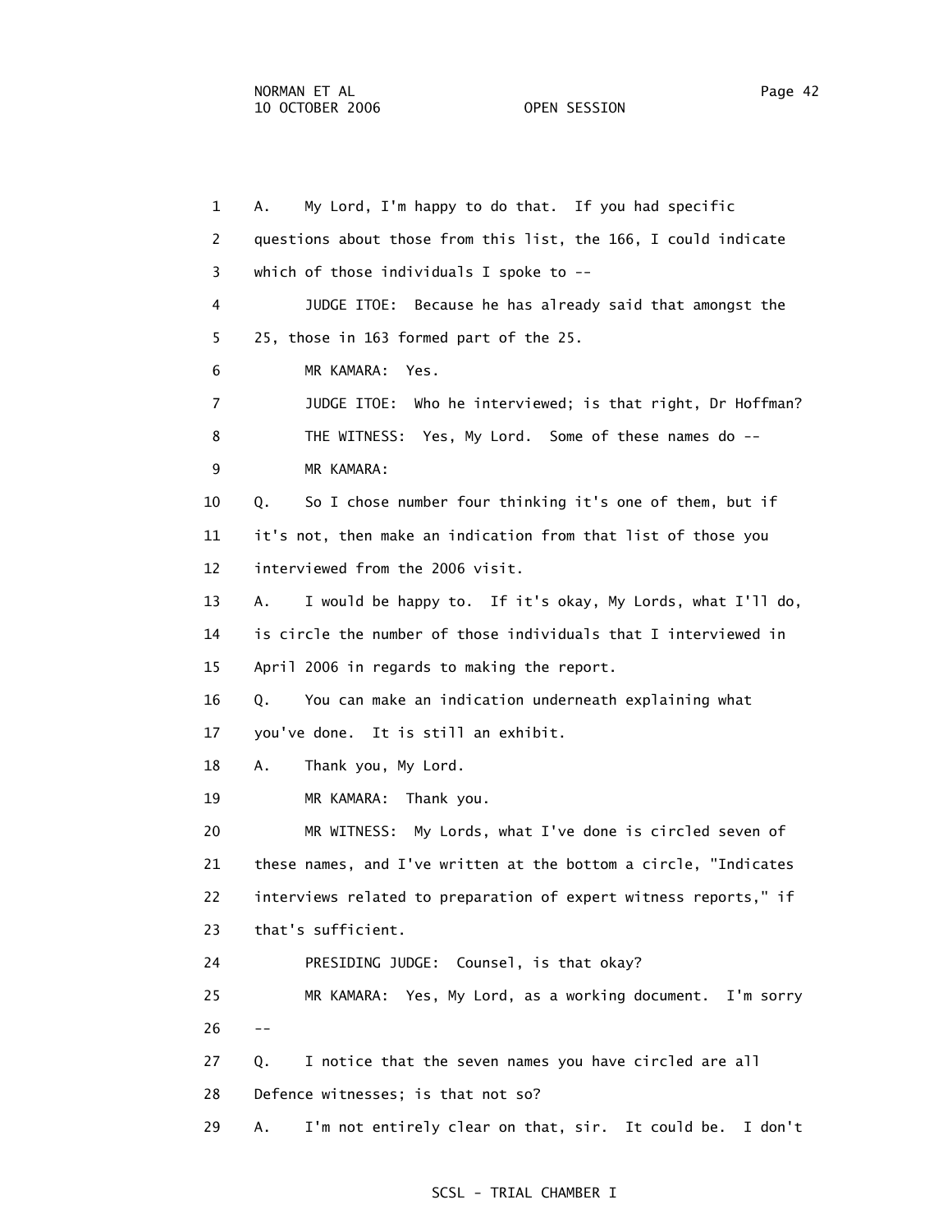1 A. My Lord, I'm happy to do that. If you had specific

2 questions about those from this list, the 166, I could indicate

3 which of those individuals I spoke to --

4 JUDGE ITOE: Because he has already said that amongst the

5 25, those in 163 formed part of the 25.

6 MR KAMARA: Yes.

7 JUDGE ITOE: Who he interviewed; is that right, Dr Hoffman?

8 THE WITNESS: Yes, My Lord. Some of these names do --

9 MR KAMARA:

10 Q. So I chose number four thinking it's one of them, but if

11 it's not, then make an indication from that list of those you

12 interviewed from the 2006 visit.

13 A. I would be happy to. If it's okay, My Lords, what I'll do,

14 is circle the number of those individuals that I interviewed in

15 April 2006 in regards to making the report.

16 Q. You can make an indication underneath explaining what

17 you've done. It is still an exhibit.

18 A. Thank you, My Lord.

19 MR KAMARA: Thank you.

20 MR WITNESS: My Lords, what I've done is circled seven of

21 these names, and I've written at the bottom a circle, "Indicates

22 interviews related to preparation of expert witness reports," if

23 that's sufficient.

24 PRESIDING JUDGE: Counsel, is that okay?

25 MR KAMARA: Yes, My Lord, as a working document. I'm sorry

26 --

27 Q. I notice that the seven names you have circled are all

28 Defence witnesses; is that not so?

29 A. I'm not entirely clear on that, sir. It could be. I don't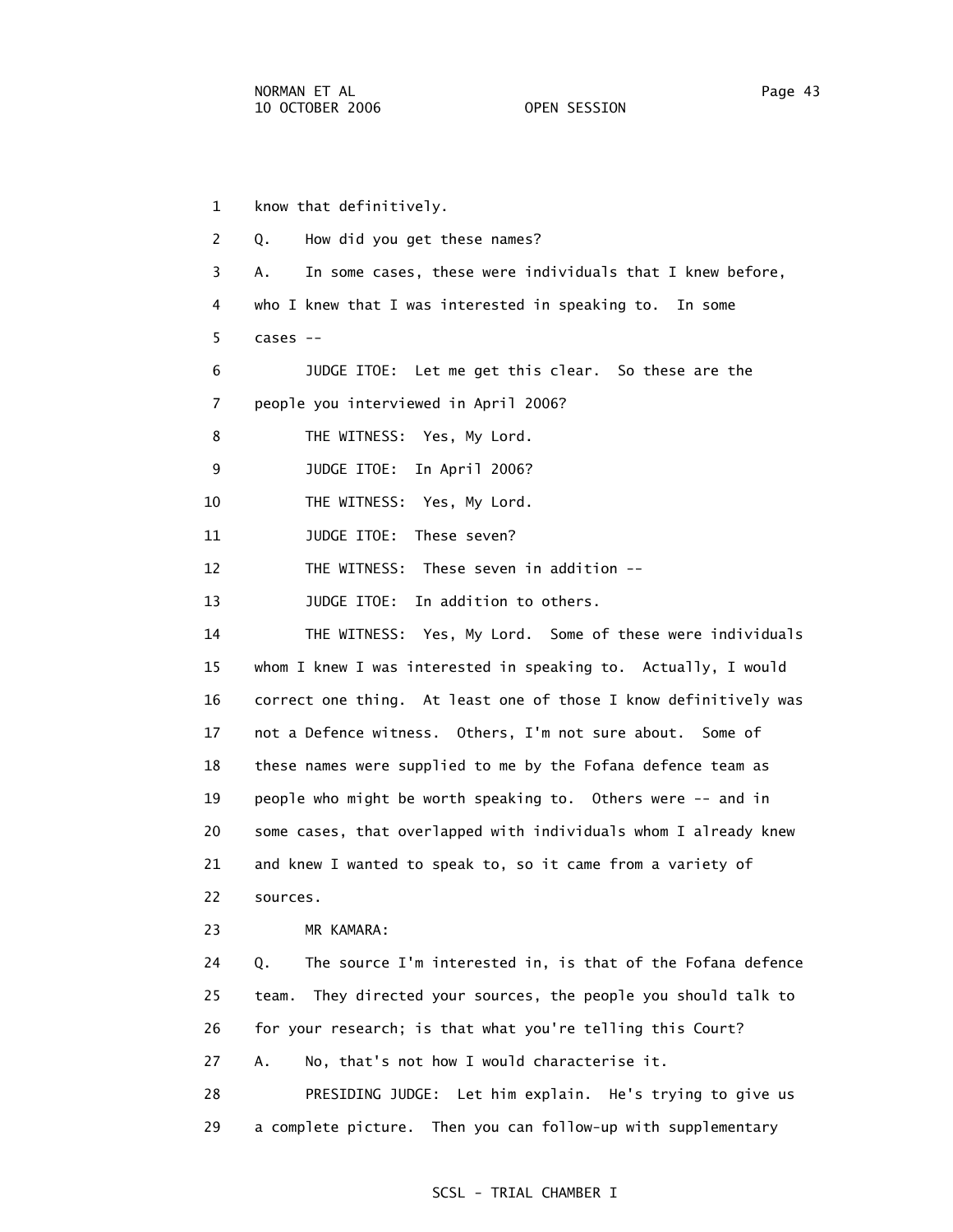1 know that definitively.

2 Q. How did you get these names?

3 A. In some cases, these were individuals that I knew before,

4 who I knew that I was interested in speaking to. In some

5 cases --

6 JUDGE ITOE: Let me get this clear. So these are the

7 people you interviewed in April 2006?

8 THE WITNESS: Yes, My Lord.

9 JUDGE ITOE: In April 2006?

10 THE WITNESS: Yes, My Lord.

11 JUDGE ITOE: These seven?

12 THE WITNESS: These seven in addition --

13 JUDGE ITOE: In addition to others.

14 THE WITNESS: Yes, My Lord. Some of these were individuals

15 whom I knew I was interested in speaking to. Actually, I would

16 correct one thing. At least one of those I know definitively was

17 not a Defence witness. Others, I'm not sure about. Some of

18 these names were supplied to me by the Fofana defence team as

19 people who might be worth speaking to. Others were -- and in

20 some cases, that overlapped with individuals whom I already knew

21 and knew I wanted to speak to, so it came from a variety of

22 sources.

23 MR KAMARA:

24 Q. The source I'm interested in, is that of the Fofana defence

25 team. They directed your sources, the people you should talk to

26 for your research; is that what you're telling this Court?

27 A. No, that's not how I would characterise it.

28 PRESIDING JUDGE: Let him explain. He's trying to give us

29 a complete picture. Then you can follow-up with supplementary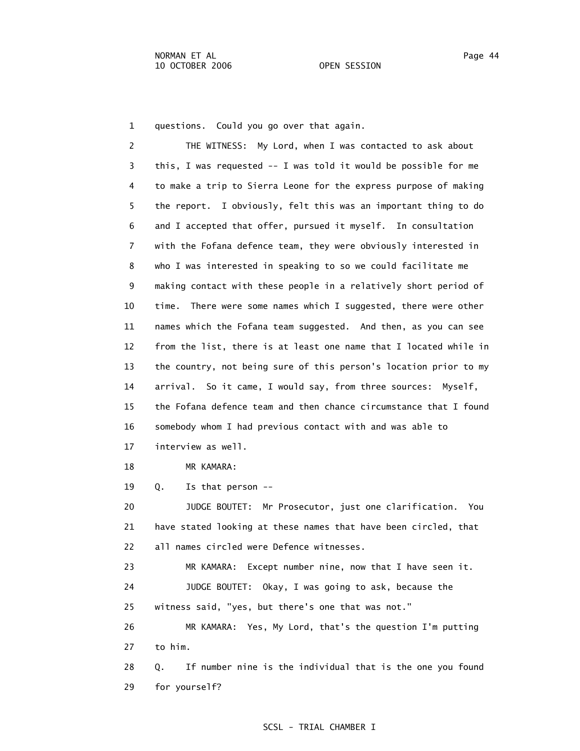1 questions. Could you go over that again.

2 THE WITNESS: My Lord, when I was contacted to ask about
3 this, I was requested -- I was told it would be possible for me
4 to make a trip to Sierra Leone for the express purpose of making
5 the report. I obviously, felt this was an important thing to do
6 and I accepted that offer, pursued it myself. In consultation
7 with the Fofana defence team, they were obviously interested in
8 who I was interested in speaking to so we could facilitate me
9 making contact with these people in a relatively short period of
10 time. There were some names which I suggested, there were other
11 names which the Fofana team suggested. And then, as you can see
12 from the list, there is at least one name that I located while in
13 the country, not being sure of this person's location prior to my
14 arrival. So it came, I would say, from three sources: Myself,
15 the Fofana defence team and then chance circumstance that I found
16 somebody whom I had previous contact with and was able to
17 interview as well.

18 MR KAMARA:

19 Q. Is that person --

20 JUDGE BOUTET: Mr Prosecutor, just one clarification. You
21 have stated looking at these names that have been circled, that
22 all names circled were Defence witnesses.

23 MR KAMARA: Except number nine, now that I have seen it.

24 JUDGE BOUTET: Okay, I was going to ask, because the
25 witness said, "yes, but there's one that was not."

26 MR KAMARA: Yes, My Lord, that's the question I'm putting
27 to him.

28 Q. If number nine is the individual that is the one you found
29 for yourself?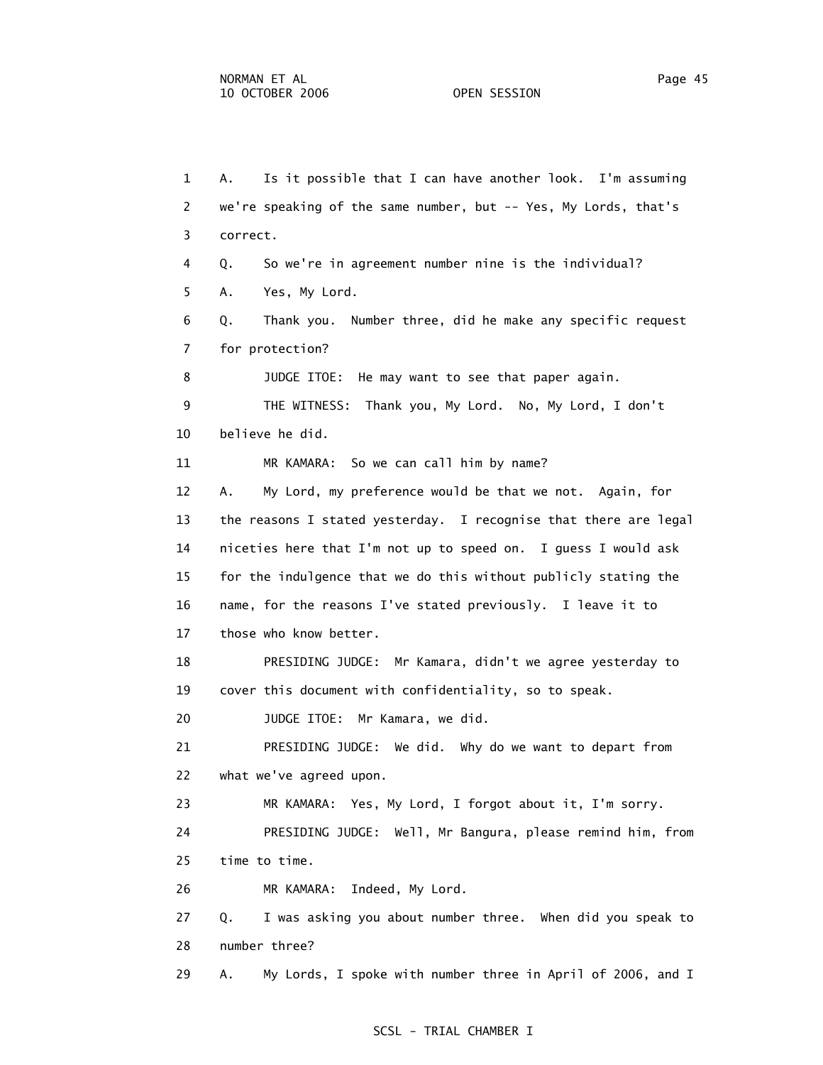1 A. Is it possible that I can have another look. I'm assuming
2 we're speaking of the same number, but -- Yes, My Lords, that's
3 correct.
4 Q. So we're in agreement number nine is the individual?
5 A. Yes, My Lord.
6 Q. Thank you. Number three, did he make any specific request
7 for protection?
8 JUDGE ITOE: He may want to see that paper again.
9 THE WITNESS: Thank you, My Lord. No, My Lord, I don't
10 believe he did.
11 MR KAMARA: So we can call him by name?
12 A. My Lord, my preference would be that we not. Again, for
13 the reasons I stated yesterday. I recognise that there are legal
14 niceties here that I'm not up to speed on. I guess I would ask
15 for the indulgence that we do this without publicly stating the
16 name, for the reasons I've stated previously. I leave it to
17 those who know better.
18 PRESIDING JUDGE: Mr Kamara, didn't we agree yesterday to
19 cover this document with confidentiality, so to speak.
20 JUDGE ITOE: Mr Kamara, we did.
21 PRESIDING JUDGE: We did. Why do we want to depart from
22 what we've agreed upon.
23 MR KAMARA: Yes, My Lord, I forgot about it, I'm sorry.
24 PRESIDING JUDGE: Well, Mr Bangura, please remind him, from
25 time to time.
26 MR KAMARA: Indeed, My Lord.
27 Q. I was asking you about number three. When did you speak to
28 number three?
29 A. My Lords, I spoke with number three in April of 2006, and I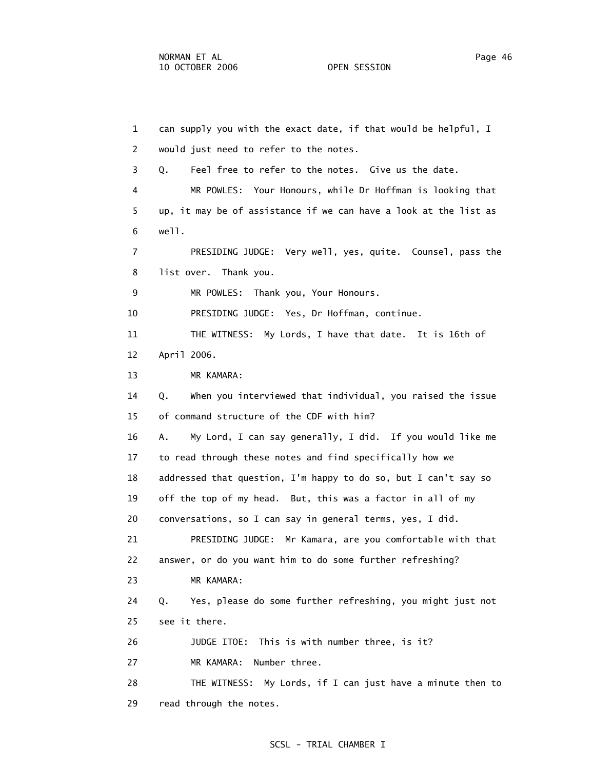1 can supply you with the exact date, if that would be helpful, I
2 would just need to refer to the notes.
3 Q. Feel free to refer to the notes. Give us the date.
4 MR POWLES: Your Honours, while Dr Hoffman is looking that
5 up, it may be of assistance if we can have a look at the list as
6 well.
7 PRESIDING JUDGE: Very well, yes, quite. Counsel, pass the
8 list over. Thank you.
9 MR POWLES: Thank you, Your Honours.
10 PRESIDING JUDGE: Yes, Dr Hoffman, continue.
11 THE WITNESS: My Lords, I have that date. It is 16th of
12 April 2006.
13 MR KAMARA:
14 Q. When you interviewed that individual, you raised the issue
15 of command structure of the CDF with him?
16 A. My Lord, I can say generally, I did. If you would like me
17 to read through these notes and find specifically how we
18 addressed that question, I'm happy to do so, but I can't say so
19 off the top of my head. But, this was a factor in all of my
20 conversations, so I can say in general terms, yes, I did.
21 PRESIDING JUDGE: Mr Kamara, are you comfortable with that
22 answer, or do you want him to do some further refreshing?
23 MR KAMARA:
24 Q. Yes, please do some further refreshing, you might just not
25 see it there.
26 JUDGE ITOE: This is with number three, is it?
27 MR KAMARA: Number three.
28 THE WITNESS: My Lords, if I can just have a minute then to
29 read through the notes.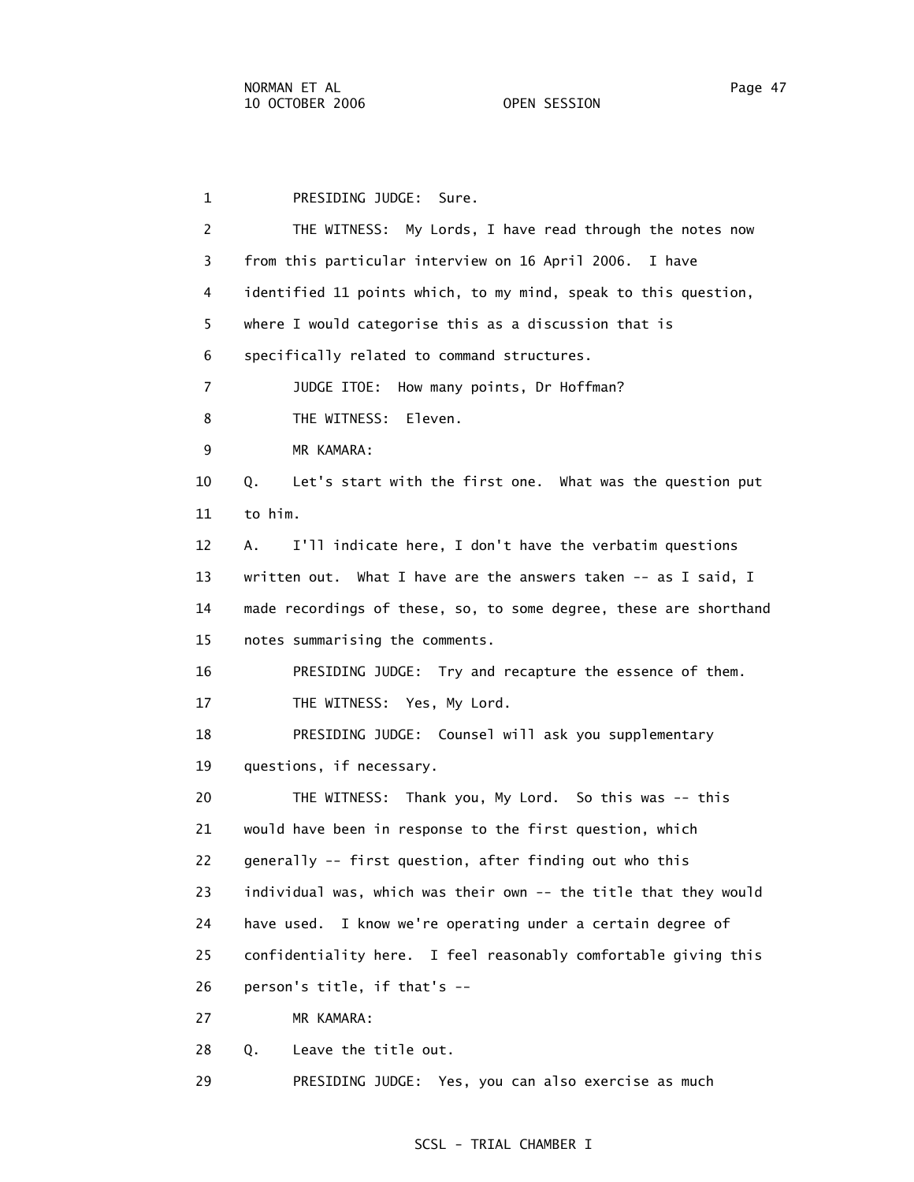1 PRESIDING JUDGE: Sure.

2 THE WITNESS: My Lords, I have read through the notes now

3 from this particular interview on 16 April 2006. I have

4 identified 11 points which, to my mind, speak to this question,

5 where I would categorise this as a discussion that is

6 specifically related to command structures.

7 JUDGE ITOE: How many points, Dr Hoffman?

8 THE WITNESS: Eleven.

9 MR KAMARA:

10 Q. Let's start with the first one. What was the question put

11 to him.

12 A. I'll indicate here, I don't have the verbatim questions

13 written out. What I have are the answers taken -- as I said, I

14 made recordings of these, so, to some degree, these are shorthand

15 notes summarising the comments.

16 PRESIDING JUDGE: Try and recapture the essence of them.

17 THE WITNESS: Yes, My Lord.

18 PRESIDING JUDGE: Counsel will ask you supplementary

19 questions, if necessary.

20 THE WITNESS: Thank you, My Lord. So this was -- this

21 would have been in response to the first question, which

22 generally -- first question, after finding out who this

23 individual was, which was their own -- the title that they would

24 have used. I know we're operating under a certain degree of

25 confidentiality here. I feel reasonably comfortable giving this

26 person's title, if that's --

27 MR KAMARA:

28 Q. Leave the title out.

29 PRESIDING JUDGE: Yes, you can also exercise as much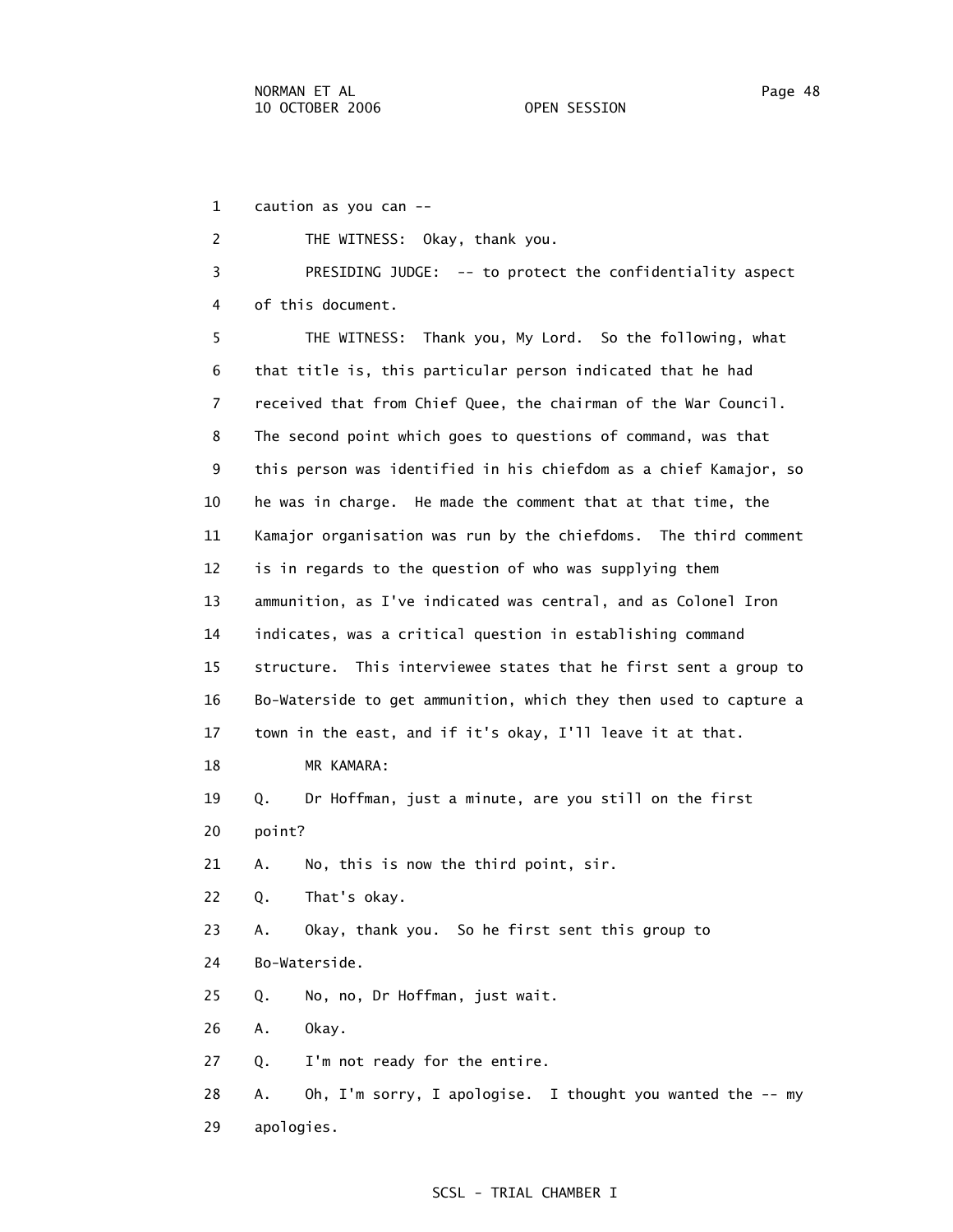1 caution as you can --

2 THE WITNESS: Okay, thank you.

3 PRESIDING JUDGE: -- to protect the confidentiality aspect

4 of this document.

5 THE WITNESS: Thank you, My Lord. So the following, what

6 that title is, this particular person indicated that he had

7 received that from Chief Quee, the chairman of the War Council.

8 The second point which goes to questions of command, was that

9 this person was identified in his chiefdom as a chief Kamajor, so

10 he was in charge. He made the comment that at that time, the

11 Kamajor organisation was run by the chiefdoms. The third comment

12 is in regards to the question of who was supplying them

13 ammunition, as I've indicated was central, and as Colonel Iron

14 indicates, was a critical question in establishing command

15 structure. This interviewee states that he first sent a group to

16 Bo-Waterside to get ammunition, which they then used to capture a

17 town in the east, and if it's okay, I'll leave it at that.

18 MR KAMARA:

19 Q. Dr Hoffman, just a minute, are you still on the first

20 point?

21 A. No, this is now the third point, sir.

22 Q. That's okay.

23 A. Okay, thank you. So he first sent this group to

24 Bo-Waterside.

25 Q. No, no, Dr Hoffman, just wait.

26 A. Okay.

27 Q. I'm not ready for the entire.

28 A. Oh, I'm sorry, I apologise. I thought you wanted the -- my

29 apologies.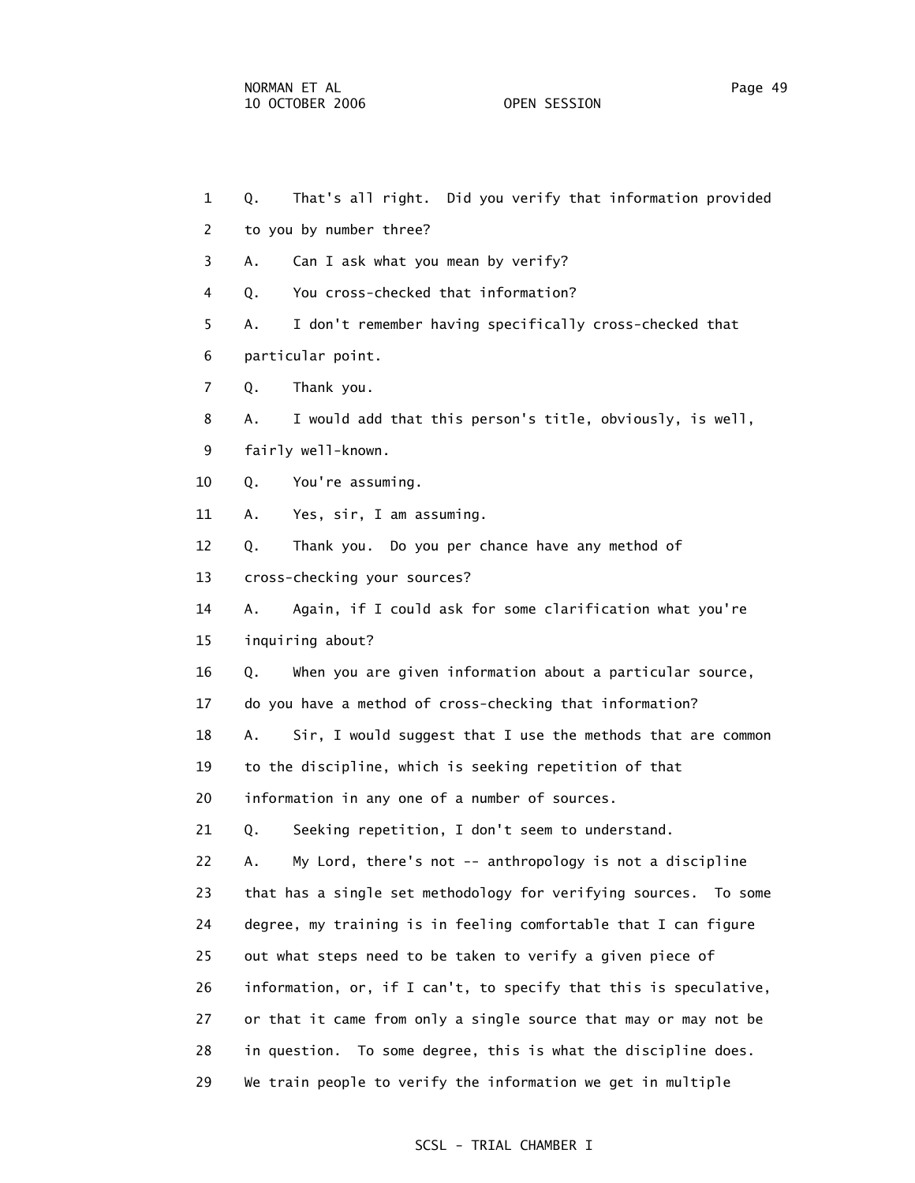1 Q. That's all right. Did you verify that information provided

2 to you by number three?

3 A. Can I ask what you mean by verify?

4 Q. You cross-checked that information?

5 A. I don't remember having specifically cross-checked that

6 particular point.

7 Q. Thank you.

8 A. I would add that this person's title, obviously, is well,

9 fairly well-known.

10 Q. You're assuming.

11 A. Yes, sir, I am assuming.

12 Q. Thank you. Do you per chance have any method of

13 cross-checking your sources?

14 A. Again, if I could ask for some clarification what you're

15 inquiring about?

16 Q. When you are given information about a particular source,

17 do you have a method of cross-checking that information?

18 A. Sir, I would suggest that I use the methods that are common

19 to the discipline, which is seeking repetition of that

20 information in any one of a number of sources.

21 Q. Seeking repetition, I don't seem to understand.

22 A. My Lord, there's not -- anthropology is not a discipline

23 that has a single set methodology for verifying sources. To some

24 degree, my training is in feeling comfortable that I can figure

25 out what steps need to be taken to verify a given piece of

26 information, or, if I can't, to specify that this is speculative,

27 or that it came from only a single source that may or may not be

28 in question. To some degree, this is what the discipline does.

29 We train people to verify the information we get in multiple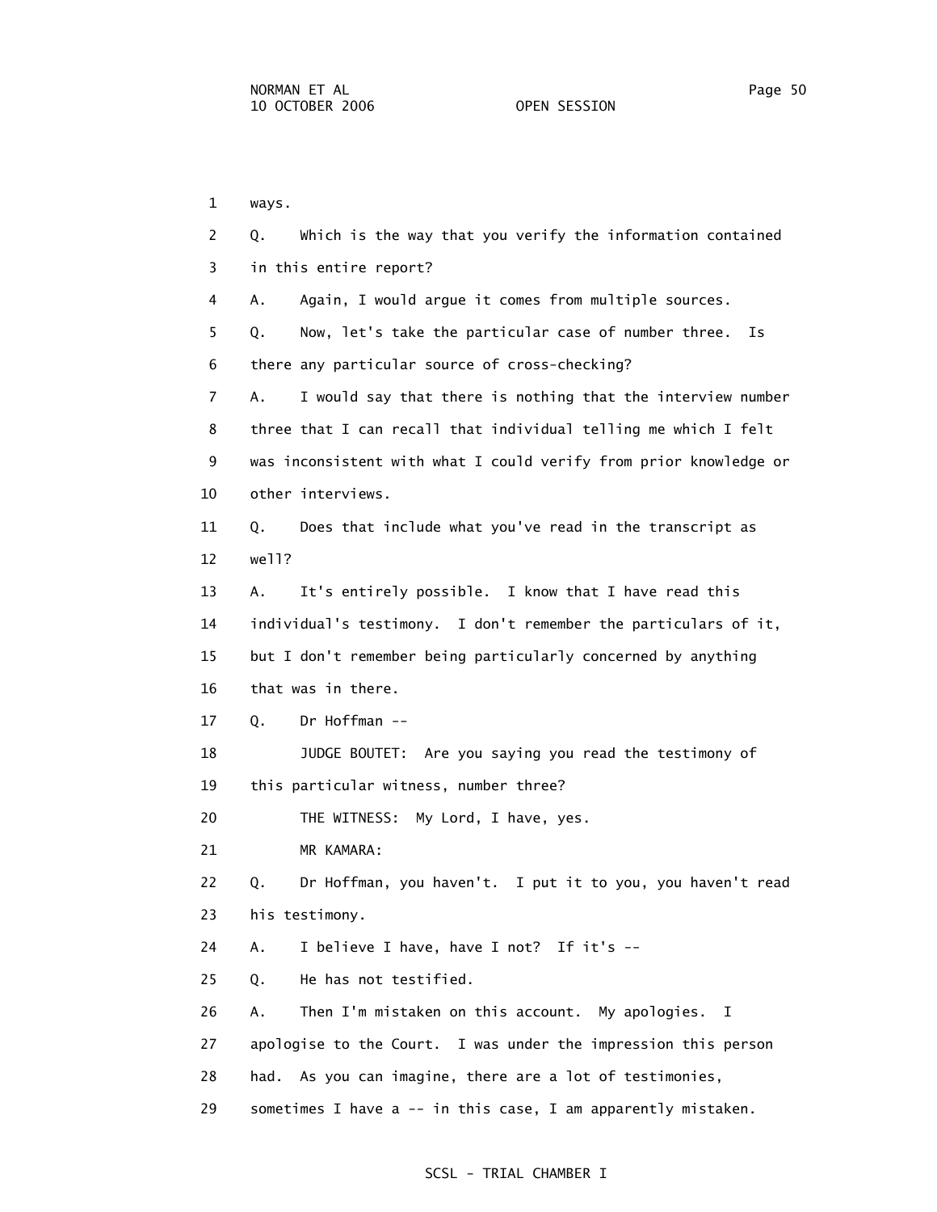ways.

Q. Which is the way that you verify the information contained in this entire report?

A. Again, I would argue it comes from multiple sources.

Q. Now, let's take the particular case of number three. Is there any particular source of cross-checking?

A. I would say that there is nothing that the interview number three that I can recall that individual telling me which I felt was inconsistent with what I could verify from prior knowledge or other interviews.

Q. Does that include what you've read in the transcript as well?

A. It's entirely possible. I know that I have read this individual's testimony. I don't remember the particulars of it, but I don't remember being particularly concerned by anything that was in there.

Q. Dr Hoffman --

JUDGE BOUTET: Are you saying you read the testimony of this particular witness, number three?

THE WITNESS: My Lord, I have, yes.

MR KAMARA:

Q. Dr Hoffman, you haven't. I put it to you, you haven't read his testimony.

A. I believe I have, have I not? If it's --

Q. He has not testified.

A. Then I'm mistaken on this account. My apologies. I apologise to the Court. I was under the impression this person had. As you can imagine, there are a lot of testimonies, sometimes I have a -- in this case, I am apparently mistaken.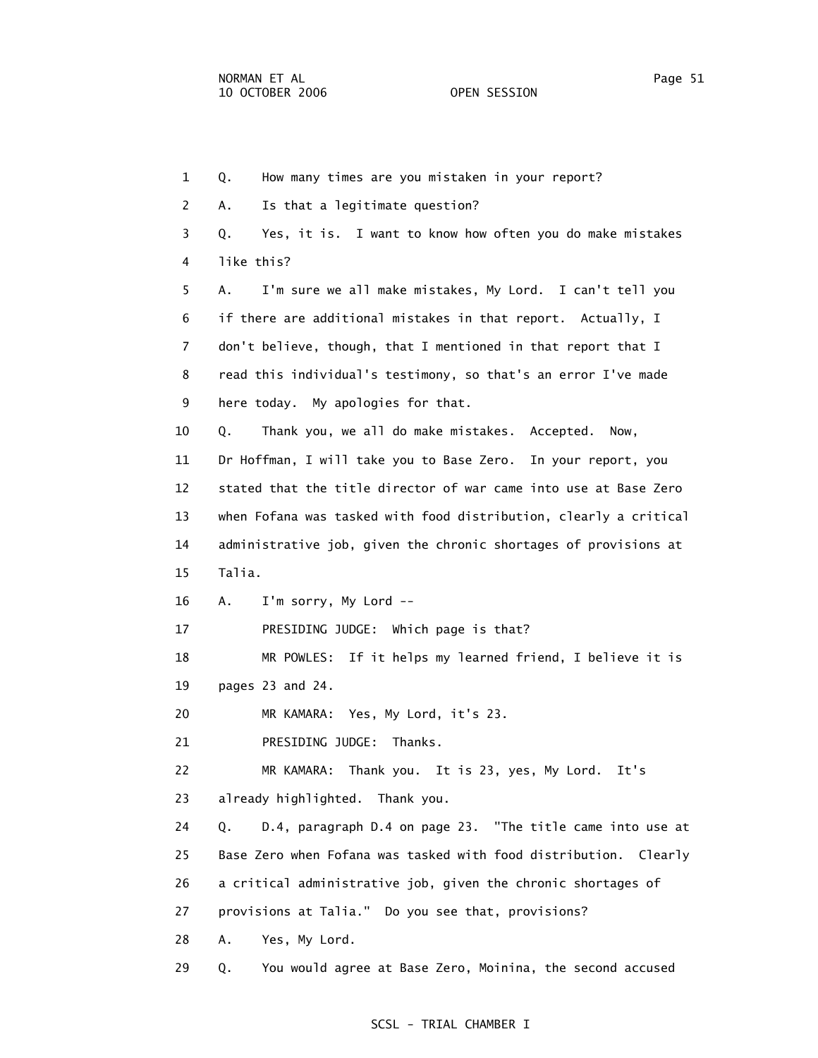1 Q. How many times are you mistaken in your report?

2 A. Is that a legitimate question?

3 Q. Yes, it is. I want to know how often you do make mistakes

4 like this?

5 A. I'm sure we all make mistakes, My Lord. I can't tell you

6 if there are additional mistakes in that report. Actually, I

7 don't believe, though, that I mentioned in that report that I

8 read this individual's testimony, so that's an error I've made

9 here today. My apologies for that.

10 Q. Thank you, we all do make mistakes. Accepted. Now,

11 Dr Hoffman, I will take you to Base Zero. In your report, you

12 stated that the title director of war came into use at Base Zero

13 when Fofana was tasked with food distribution, clearly a critical

14 administrative job, given the chronic shortages of provisions at

15 Talia.

16 A. I'm sorry, My Lord --

17 PRESIDING JUDGE: Which page is that?

18 MR POWLES: If it helps my learned friend, I believe it is

19 pages 23 and 24.

20 MR KAMARA: Yes, My Lord, it's 23.

21 PRESIDING JUDGE: Thanks.

22 MR KAMARA: Thank you. It is 23, yes, My Lord. It's

23 already highlighted. Thank you.

24 Q. D.4, paragraph D.4 on page 23. "The title came into use at

25 Base Zero when Fofana was tasked with food distribution. Clearly

26 a critical administrative job, given the chronic shortages of

27 provisions at Talia." Do you see that, provisions?

28 A. Yes, My Lord.

29 Q. You would agree at Base Zero, Moinina, the second accused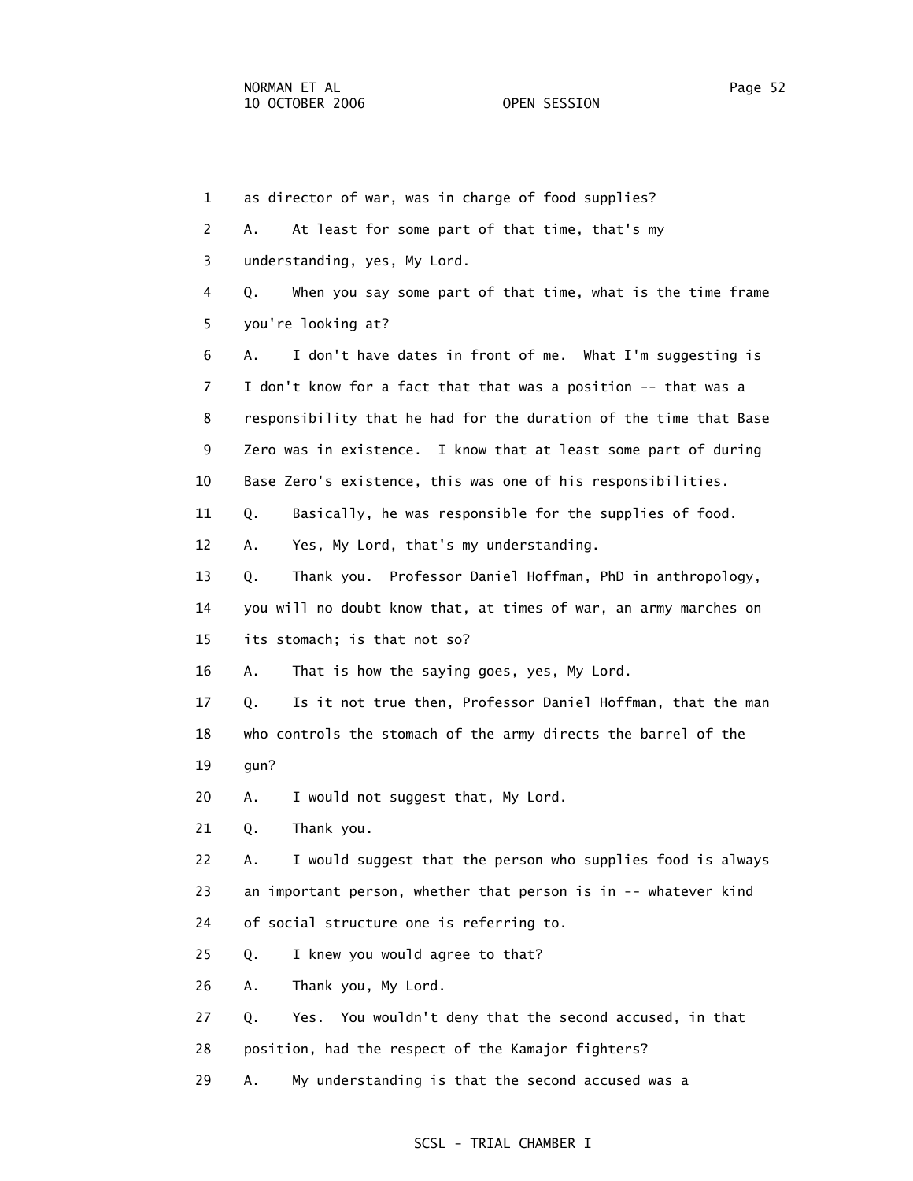1 as director of war, was in charge of food supplies?

2 A. At least for some part of that time, that's my

3 understanding, yes, My Lord.

4 Q. When you say some part of that time, what is the time frame

5 you're looking at?

6 A. I don't have dates in front of me. What I'm suggesting is

7 I don't know for a fact that that was a position -- that was a

8 responsibility that he had for the duration of the time that Base

9 Zero was in existence. I know that at least some part of during

10 Base Zero's existence, this was one of his responsibilities.

11 Q. Basically, he was responsible for the supplies of food.

12 A. Yes, My Lord, that's my understanding.

13 Q. Thank you. Professor Daniel Hoffman, PhD in anthropology,

14 you will no doubt know that, at times of war, an army marches on

15 its stomach; is that not so?

16 A. That is how the saying goes, yes, My Lord.

17 Q. Is it not true then, Professor Daniel Hoffman, that the man

18 who controls the stomach of the army directs the barrel of the

19 gun?

20 A. I would not suggest that, My Lord.

21 Q. Thank you.

22 A. I would suggest that the person who supplies food is always

23 an important person, whether that person is in -- whatever kind

24 of social structure one is referring to.

25 Q. I knew you would agree to that?

26 A. Thank you, My Lord.

27 Q. Yes. You wouldn't deny that the second accused, in that

28 position, had the respect of the Kamajor fighters?

29 A. My understanding is that the second accused was a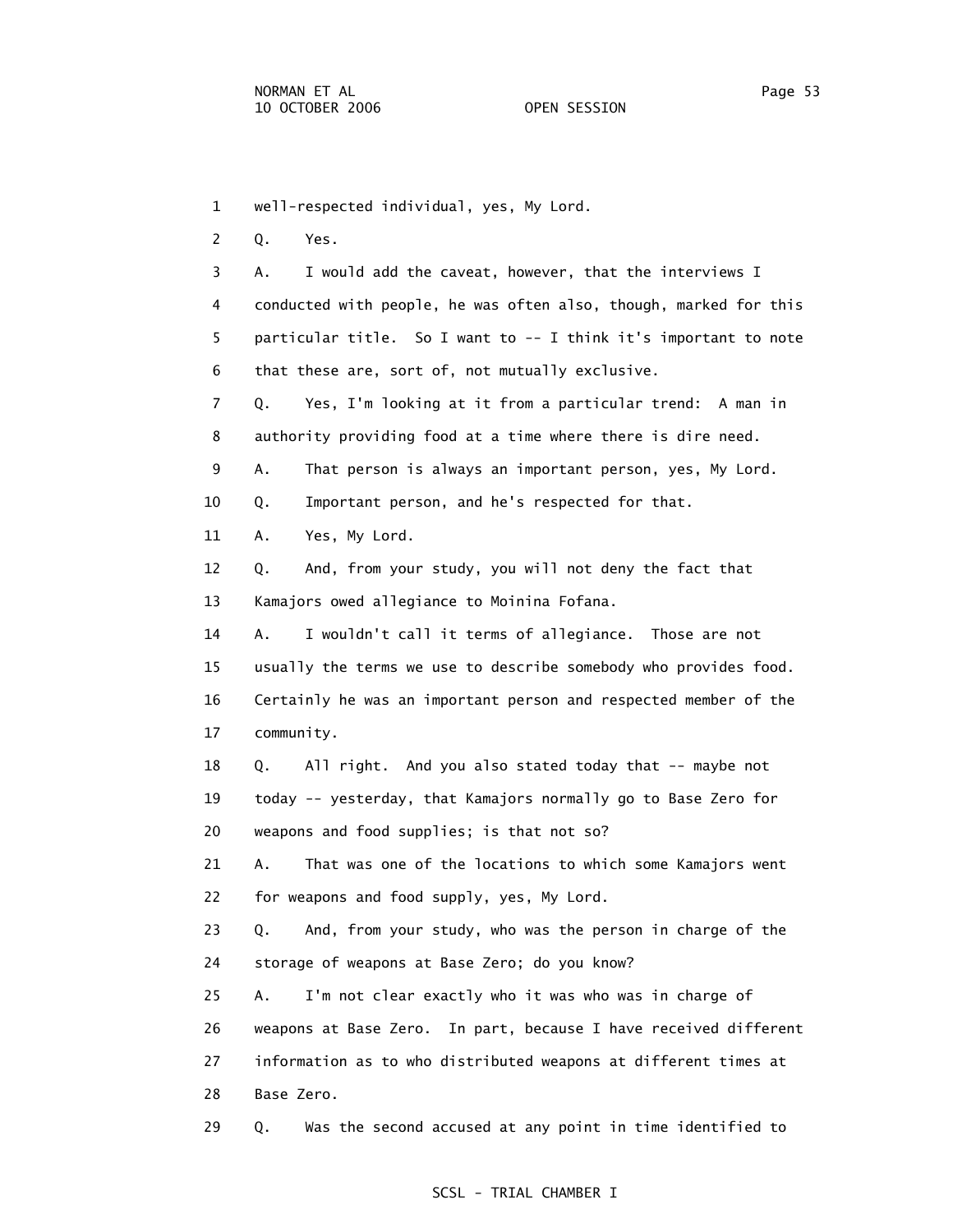1 well-respected individual, yes, My Lord.

2 Q. Yes.

3 A. I would add the caveat, however, that the interviews I

4 conducted with people, he was often also, though, marked for this

5 particular title. So I want to -- I think it's important to note

6 that these are, sort of, not mutually exclusive.

7 Q. Yes, I'm looking at it from a particular trend: A man in

8 authority providing food at a time where there is dire need.

9 A. That person is always an important person, yes, My Lord.

10 Q. Important person, and he's respected for that.

11 A. Yes, My Lord.

12 Q. And, from your study, you will not deny the fact that

13 Kamajors owed allegiance to Moinina Fofana.

14 A. I wouldn't call it terms of allegiance. Those are not

15 usually the terms we use to describe somebody who provides food.

16 Certainly he was an important person and respected member of the

17 community.

18 Q. All right. And you also stated today that -- maybe not

19 today -- yesterday, that Kamajors normally go to Base Zero for

20 weapons and food supplies; is that not so?

21 A. That was one of the locations to which some Kamajors went

22 for weapons and food supply, yes, My Lord.

23 Q. And, from your study, who was the person in charge of the

24 storage of weapons at Base Zero; do you know?

25 A. I'm not clear exactly who it was who was in charge of

26 weapons at Base Zero. In part, because I have received different

27 information as to who distributed weapons at different times at

28 Base Zero.

29 Q. Was the second accused at any point in time identified to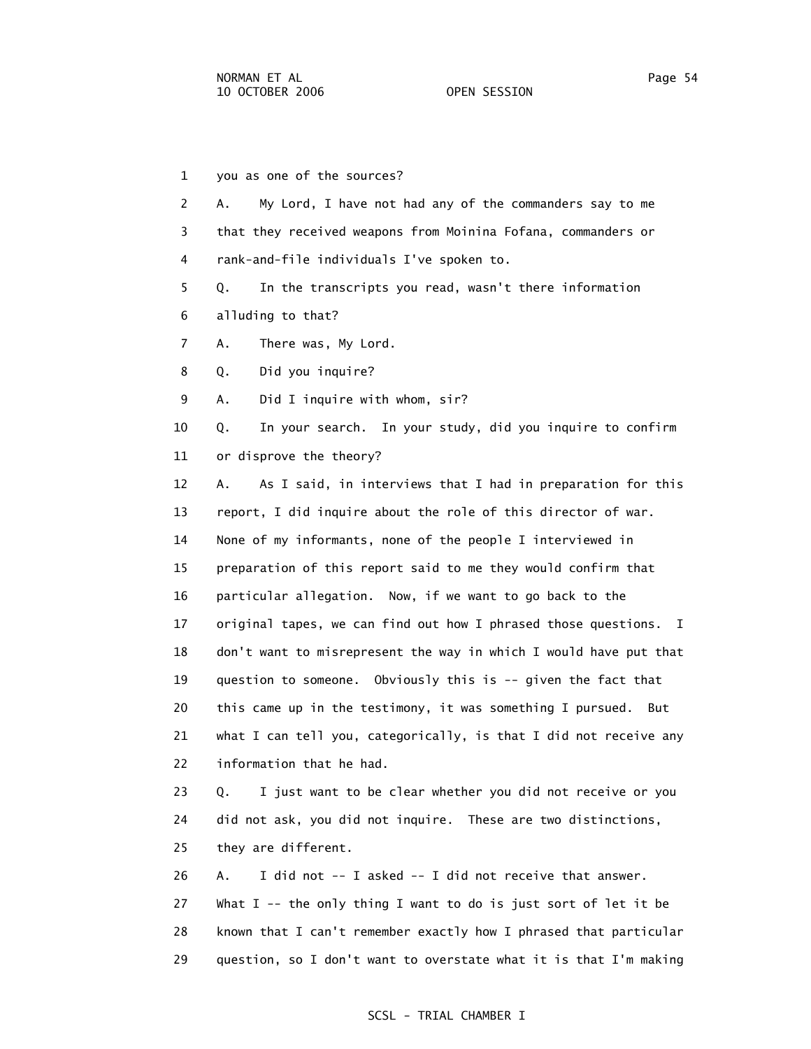1 you as one of the sources?

2 A. My Lord, I have not had any of the commanders say to me

3 that they received weapons from Moinina Fofana, commanders or

4 rank-and-file individuals I've spoken to.

5 Q. In the transcripts you read, wasn't there information

6 alluding to that?

7 A. There was, My Lord.

8 Q. Did you inquire?

9 A. Did I inquire with whom, sir?

10 Q. In your search. In your study, did you inquire to confirm

11 or disprove the theory?

12 A. As I said, in interviews that I had in preparation for this

13 report, I did inquire about the role of this director of war.

14 None of my informants, none of the people I interviewed in

15 preparation of this report said to me they would confirm that

16 particular allegation. Now, if we want to go back to the

17 original tapes, we can find out how I phrased those questions. I

18 don't want to misrepresent the way in which I would have put that

19 question to someone. Obviously this is -- given the fact that

20 this came up in the testimony, it was something I pursued. But

21 what I can tell you, categorically, is that I did not receive any

22 information that he had.

23 Q. I just want to be clear whether you did not receive or you

24 did not ask, you did not inquire. These are two distinctions,

25 they are different.

26 A. I did not -- I asked -- I did not receive that answer.

27 What I -- the only thing I want to do is just sort of let it be

28 known that I can't remember exactly how I phrased that particular

29 question, so I don't want to overstate what it is that I'm making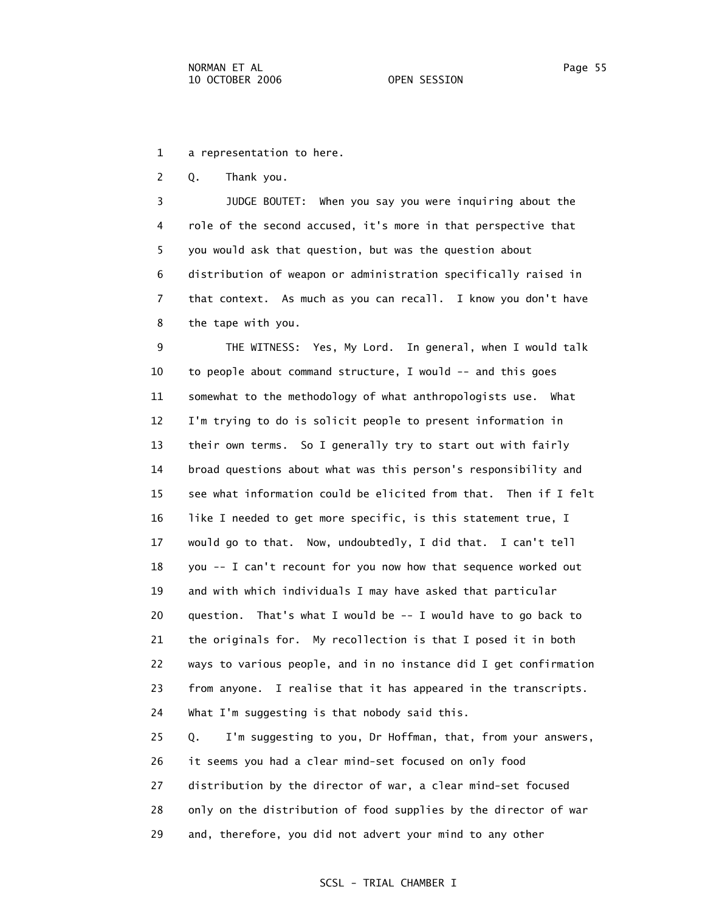1 a representation to here.

2 Q. Thank you.

3 JUDGE BOUTET: When you say you were inquiring about the
4 role of the second accused, it's more in that perspective that
5 you would ask that question, but was the question about
6 distribution of weapon or administration specifically raised in
7 that context. As much as you can recall. I know you don't have
8 the tape with you.

9 THE WITNESS: Yes, My Lord. In general, when I would talk
10 to people about command structure, I would -- and this goes
11 somewhat to the methodology of what anthropologists use. What
12 I'm trying to do is solicit people to present information in
13 their own terms. So I generally try to start out with fairly
14 broad questions about what was this person's responsibility and
15 see what information could be elicited from that. Then if I felt
16 like I needed to get more specific, is this statement true, I
17 would go to that. Now, undoubtedly, I did that. I can't tell
18 you -- I can't recount for you now how that sequence worked out
19 and with which individuals I may have asked that particular
20 question. That's what I would be -- I would have to go back to
21 the originals for. My recollection is that I posed it in both
22 ways to various people, and in no instance did I get confirmation
23 from anyone. I realise that it has appeared in the transcripts.
24 What I'm suggesting is that nobody said this.

25 Q. I'm suggesting to you, Dr Hoffman, that, from your answers,
26 it seems you had a clear mind-set focused on only food
27 distribution by the director of war, a clear mind-set focused
28 only on the distribution of food supplies by the director of war
29 and, therefore, you did not advert your mind to any other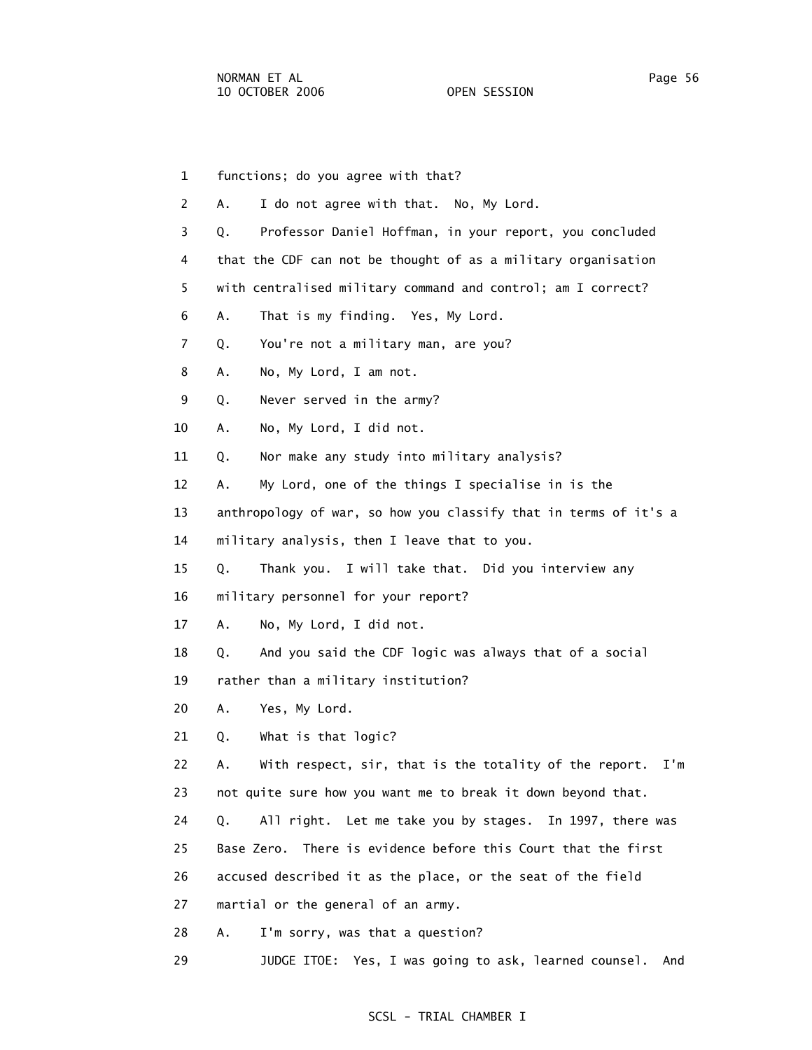1 functions; do you agree with that?

2 A. I do not agree with that. No, My Lord.

3 Q. Professor Daniel Hoffman, in your report, you concluded

4 that the CDF can not be thought of as a military organisation

5 with centralised military command and control; am I correct?

6 A. That is my finding. Yes, My Lord.

7 Q. You're not a military man, are you?

8 A. No, My Lord, I am not.

9 Q. Never served in the army?

10 A. No, My Lord, I did not.

11 Q. Nor make any study into military analysis?

12 A. My Lord, one of the things I specialise in is the

13 anthropology of war, so how you classify that in terms of it's a

14 military analysis, then I leave that to you.

15 Q. Thank you. I will take that. Did you interview any

16 military personnel for your report?

17 A. No, My Lord, I did not.

18 Q. And you said the CDF logic was always that of a social

19 rather than a military institution?

20 A. Yes, My Lord.

21 Q. What is that logic?

22 A. With respect, sir, that is the totality of the report. I'm

23 not quite sure how you want me to break it down beyond that.

24 Q. All right. Let me take you by stages. In 1997, there was

25 Base Zero. There is evidence before this Court that the first

26 accused described it as the place, or the seat of the field

27 martial or the general of an army.

28 A. I'm sorry, was that a question?

29 JUDGE ITOE: Yes, I was going to ask, learned counsel. And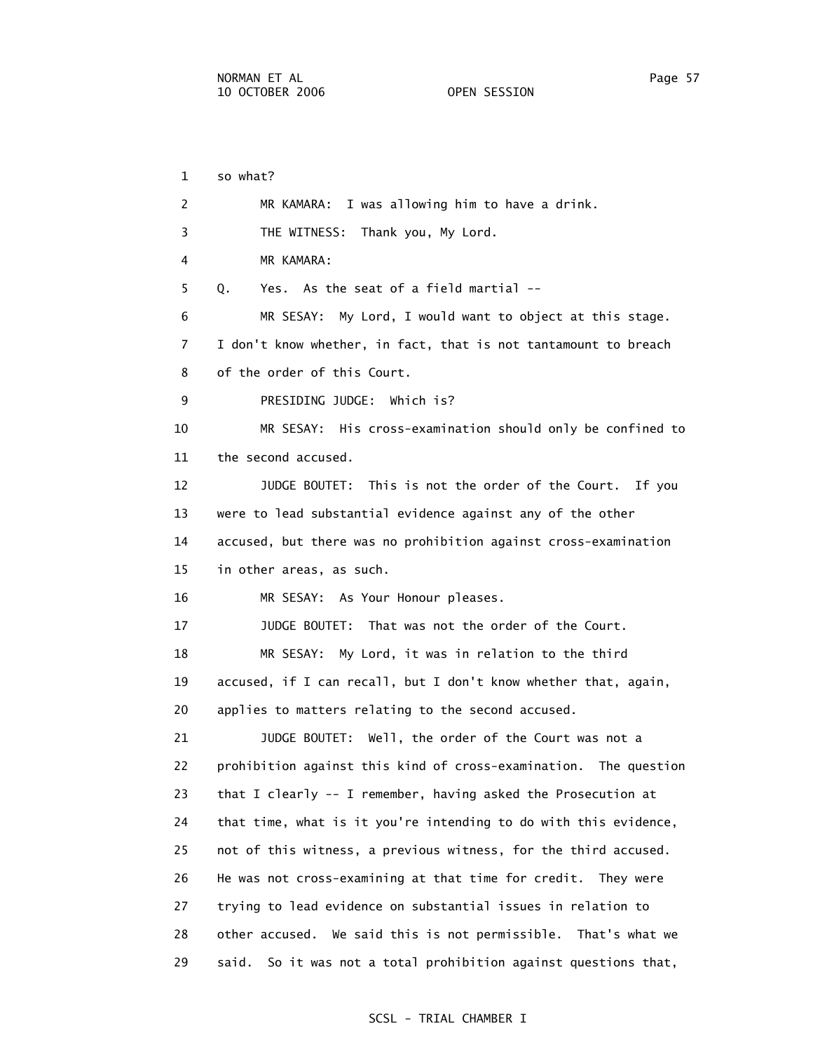1 so what?

2 MR KAMARA: I was allowing him to have a drink.

3 THE WITNESS: Thank you, My Lord.

4 MR KAMARA:

5 Q. Yes. As the seat of a field martial --

6 MR SESAY: My Lord, I would want to object at this stage.

7 I don't know whether, in fact, that is not tantamount to breach

8 of the order of this Court.

9 PRESIDING JUDGE: Which is?

10 MR SESAY: His cross-examination should only be confined to

11 the second accused.

12 JUDGE BOUTET: This is not the order of the Court. If you

13 were to lead substantial evidence against any of the other

14 accused, but there was no prohibition against cross-examination

15 in other areas, as such.

16 MR SESAY: As Your Honour pleases.

17 JUDGE BOUTET: That was not the order of the Court.

18 MR SESAY: My Lord, it was in relation to the third

19 accused, if I can recall, but I don't know whether that, again,

20 applies to matters relating to the second accused.

21 JUDGE BOUTET: Well, the order of the Court was not a

22 prohibition against this kind of cross-examination. The question

23 that I clearly -- I remember, having asked the Prosecution at

24 that time, what is it you're intending to do with this evidence,

25 not of this witness, a previous witness, for the third accused.

26 He was not cross-examining at that time for credit. They were

27 trying to lead evidence on substantial issues in relation to

28 other accused. We said this is not permissible. That's what we

29 said. So it was not a total prohibition against questions that,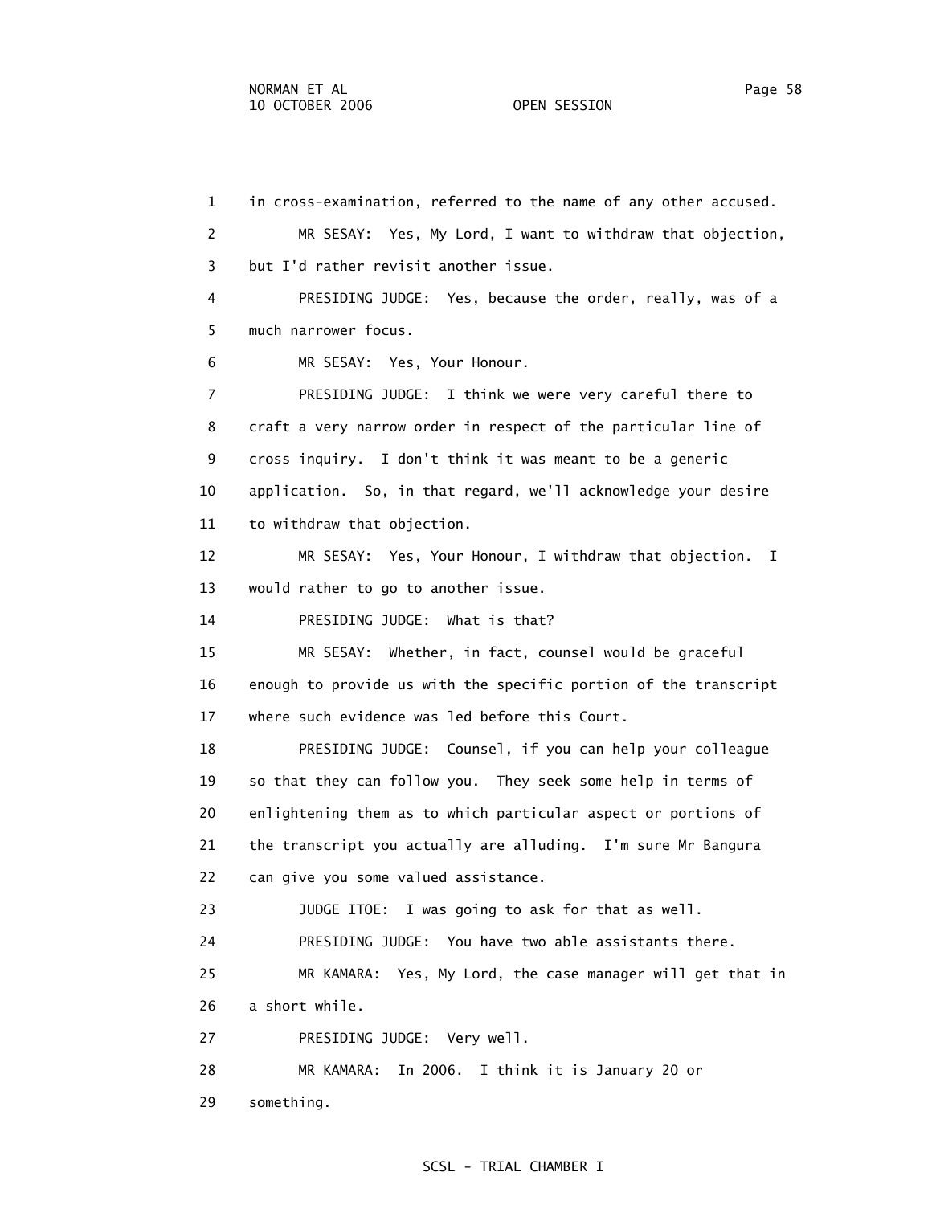1 in cross-examination, referred to the name of any other accused.

2 MR SESAY: Yes, My Lord, I want to withdraw that objection,

3 but I'd rather revisit another issue.

4 PRESIDING JUDGE: Yes, because the order, really, was of a

5 much narrower focus.

6 MR SESAY: Yes, Your Honour.

7 PRESIDING JUDGE: I think we were very careful there to

8 craft a very narrow order in respect of the particular line of

9 cross inquiry. I don't think it was meant to be a generic

10 application. So, in that regard, we'll acknowledge your desire

11 to withdraw that objection.

12 MR SESAY: Yes, Your Honour, I withdraw that objection. I

13 would rather to go to another issue.

14 PRESIDING JUDGE: What is that?

15 MR SESAY: Whether, in fact, counsel would be graceful

16 enough to provide us with the specific portion of the transcript

17 where such evidence was led before this Court.

18 PRESIDING JUDGE: Counsel, if you can help your colleague

19 so that they can follow you. They seek some help in terms of

20 enlightening them as to which particular aspect or portions of

21 the transcript you actually are alluding. I'm sure Mr Bangura

22 can give you some valued assistance.

23 JUDGE ITOE: I was going to ask for that as well.

24 PRESIDING JUDGE: You have two able assistants there.

25 MR KAMARA: Yes, My Lord, the case manager will get that in

26 a short while.

27 PRESIDING JUDGE: Very well.

28 MR KAMARA: In 2006. I think it is January 20 or

29 something.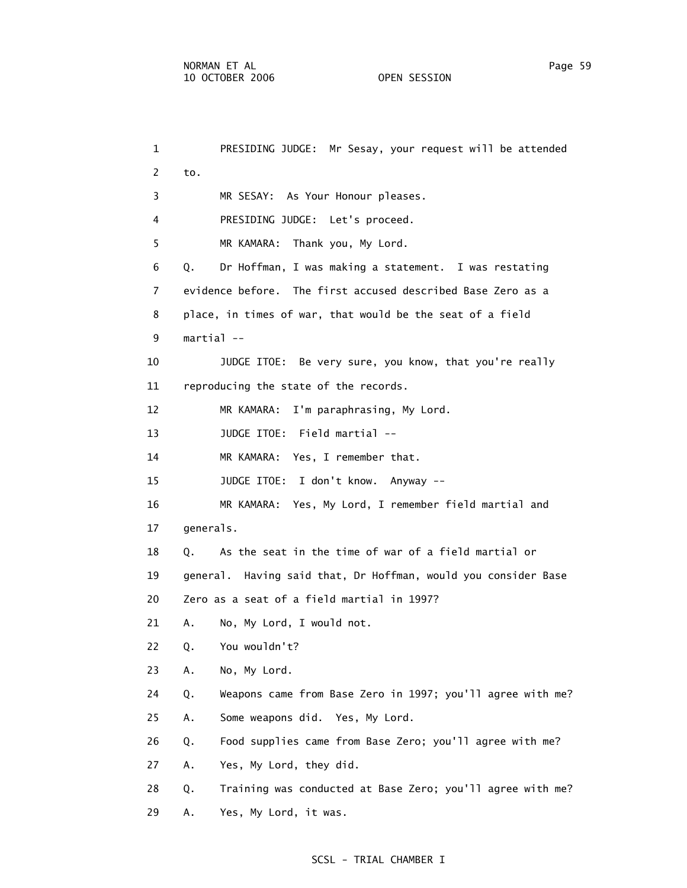1 PRESIDING JUDGE: Mr Sesay, your request will be attended
2 to.
3 MR SESAY: As Your Honour pleases.
4 PRESIDING JUDGE: Let's proceed.
5 MR KAMARA: Thank you, My Lord.
6 Q. Dr Hoffman, I was making a statement. I was restating
7 evidence before. The first accused described Base Zero as a
8 place, in times of war, that would be the seat of a field
9 martial --
10 JUDGE ITOE: Be very sure, you know, that you're really
11 reproducing the state of the records.
12 MR KAMARA: I'm paraphrasing, My Lord.
13 JUDGE ITOE: Field martial --
14 MR KAMARA: Yes, I remember that.
15 JUDGE ITOE: I don't know. Anyway --
16 MR KAMARA: Yes, My Lord, I remember field martial and
17 generals.
18 Q. As the seat in the time of war of a field martial or
19 general. Having said that, Dr Hoffman, would you consider Base
20 Zero as a seat of a field martial in 1997?
21 A. No, My Lord, I would not.
22 Q. You wouldn't?
23 A. No, My Lord.
24 Q. Weapons came from Base Zero in 1997; you'll agree with me?
25 A. Some weapons did. Yes, My Lord.
26 Q. Food supplies came from Base Zero; you'll agree with me?
27 A. Yes, My Lord, they did.
28 Q. Training was conducted at Base Zero; you'll agree with me?
29 A. Yes, My Lord, it was.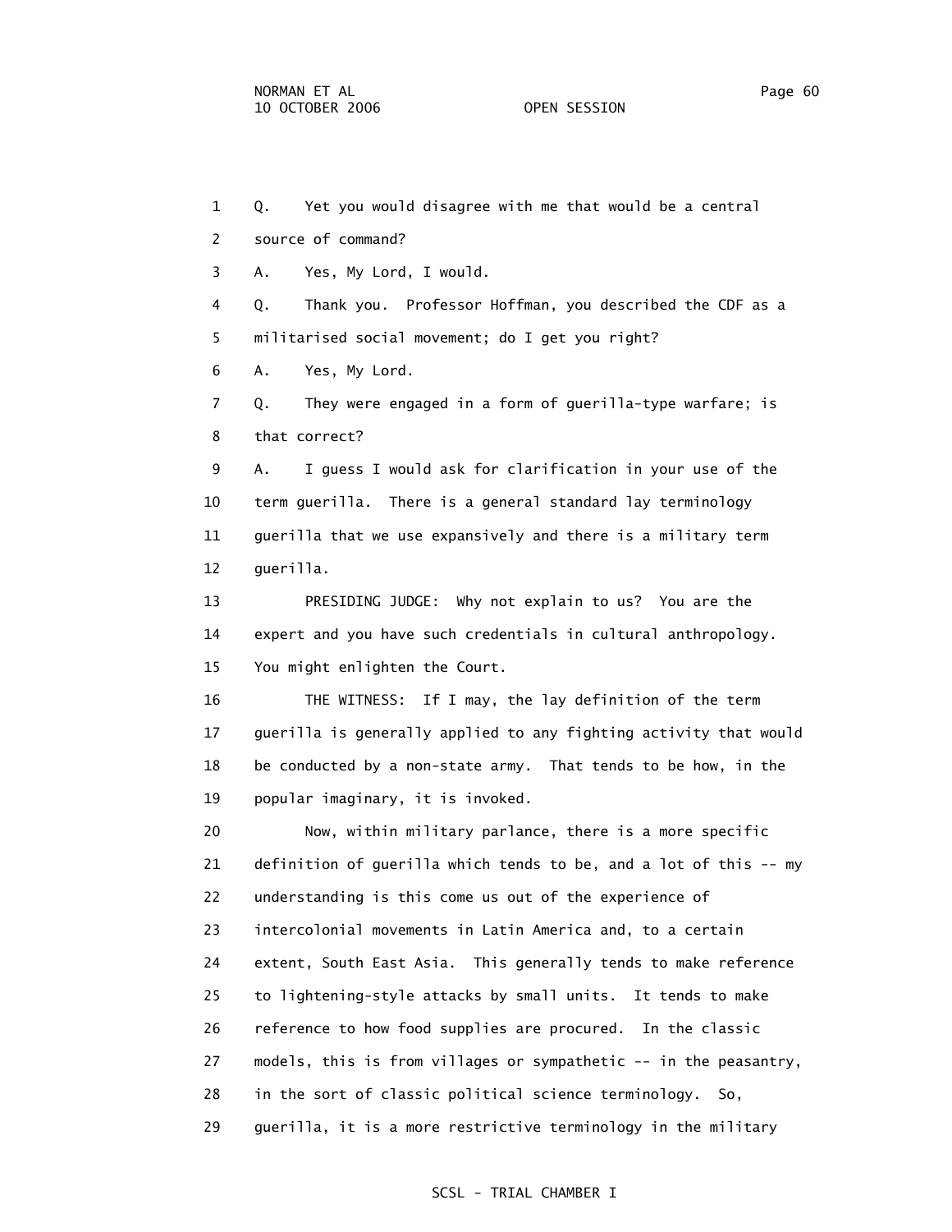1 Q. Yet you would disagree with me that would be a central
2 source of command?
3 A. Yes, My Lord, I would.
4 Q. Thank you. Professor Hoffman, you described the CDF as a
5 militarised social movement; do I get you right?
6 A. Yes, My Lord.
7 Q. They were engaged in a form of guerilla-type warfare; is
8 that correct?
9 A. I guess I would ask for clarification in your use of the
10 term guerilla. There is a general standard lay terminology
11 guerilla that we use expansively and there is a military term
12 guerilla.
13 PRESIDING JUDGE: Why not explain to us? You are the
14 expert and you have such credentials in cultural anthropology.
15 You might enlighten the Court.
16 THE WITNESS: If I may, the lay definition of the term
17 guerilla is generally applied to any fighting activity that would
18 be conducted by a non-state army. That tends to be how, in the
19 popular imaginary, it is invoked.
20 Now, within military parlance, there is a more specific
21 definition of guerilla which tends to be, and a lot of this -- my
22 understanding is this come us out of the experience of
23 intercolonial movements in Latin America and, to a certain
24 extent, South East Asia. This generally tends to make reference
25 to lightening-style attacks by small units. It tends to make
26 reference to how food supplies are procured. In the classic
27 models, this is from villages or sympathetic -- in the peasantry,
28 in the sort of classic political science terminology. So,
29 guerilla, it is a more restrictive terminology in the military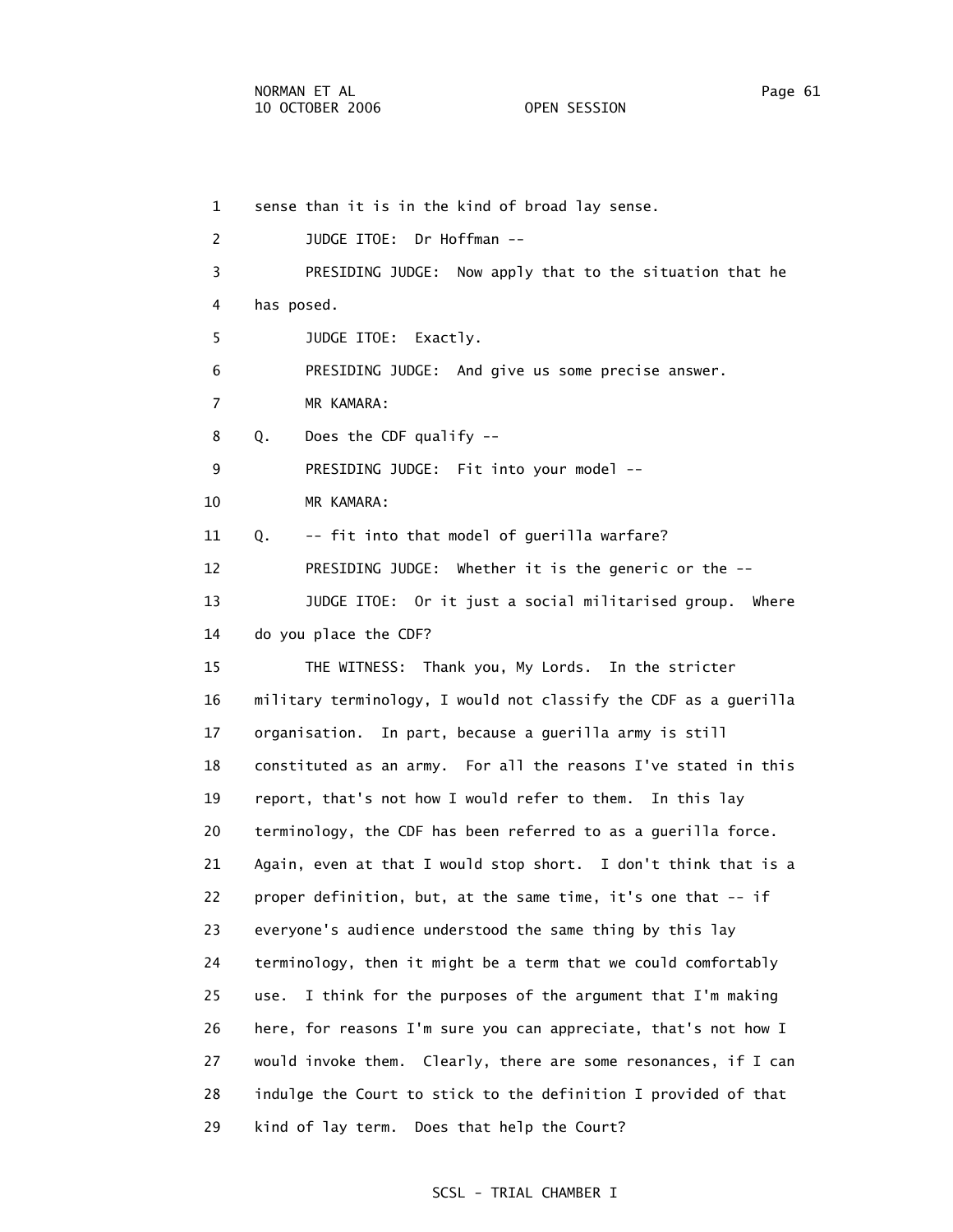1 sense than it is in the kind of broad lay sense.

2 JUDGE ITOE: Dr Hoffman --

3 PRESIDING JUDGE: Now apply that to the situation that he

4 has posed.

5 JUDGE ITOE: Exactly.

6 PRESIDING JUDGE: And give us some precise answer.

7 MR KAMARA:

8 Q. Does the CDF qualify --

9 PRESIDING JUDGE: Fit into your model --

10 MR KAMARA:

11 Q. -- fit into that model of guerilla warfare?

12 PRESIDING JUDGE: Whether it is the generic or the --

13 JUDGE ITOE: Or it just a social militarised group. Where

14 do you place the CDF?

15 THE WITNESS: Thank you, My Lords. In the stricter

16 military terminology, I would not classify the CDF as a guerilla

17 organisation. In part, because a guerilla army is still

18 constituted as an army. For all the reasons I've stated in this

19 report, that's not how I would refer to them. In this lay

20 terminology, the CDF has been referred to as a guerilla force.

21 Again, even at that I would stop short. I don't think that is a

22 proper definition, but, at the same time, it's one that -- if

23 everyone's audience understood the same thing by this lay

24 terminology, then it might be a term that we could comfortably

25 use. I think for the purposes of the argument that I'm making

26 here, for reasons I'm sure you can appreciate, that's not how I

27 would invoke them. Clearly, there are some resonances, if I can

28 indulge the Court to stick to the definition I provided of that

29 kind of lay term. Does that help the Court?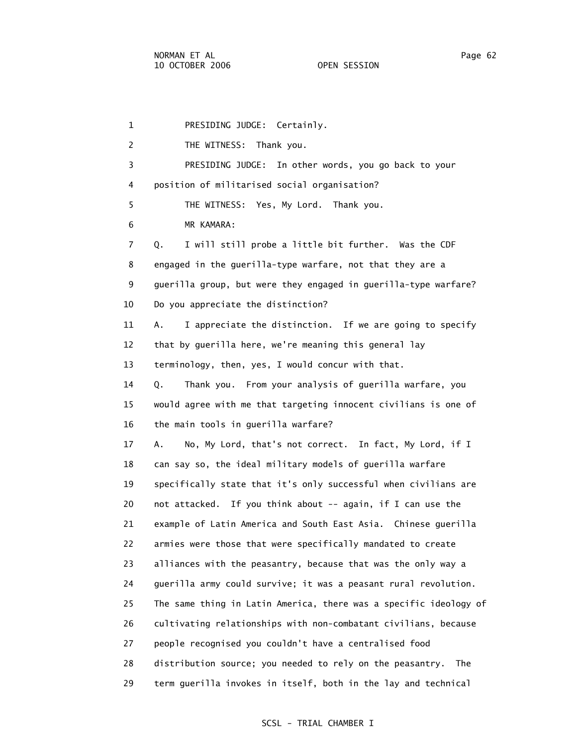1 PRESIDING JUDGE: Certainly.

2 THE WITNESS: Thank you.

3 PRESIDING JUDGE: In other words, you go back to your

4 position of militarised social organisation?

5 THE WITNESS: Yes, My Lord. Thank you.

6 MR KAMARA:

7 Q. I will still probe a little bit further. Was the CDF

8 engaged in the guerilla-type warfare, not that they are a

9 guerilla group, but were they engaged in guerilla-type warfare?

10 Do you appreciate the distinction?

11 A. I appreciate the distinction. If we are going to specify

12 that by guerilla here, we're meaning this general lay

13 terminology, then, yes, I would concur with that.

14 Q. Thank you. From your analysis of guerilla warfare, you

15 would agree with me that targeting innocent civilians is one of

16 the main tools in guerilla warfare?

17 A. No, My Lord, that's not correct. In fact, My Lord, if I

18 can say so, the ideal military models of guerilla warfare

19 specifically state that it's only successful when civilians are

20 not attacked. If you think about -- again, if I can use the

21 example of Latin America and South East Asia. Chinese guerilla

22 armies were those that were specifically mandated to create

23 alliances with the peasantry, because that was the only way a

24 guerilla army could survive; it was a peasant rural revolution.

25 The same thing in Latin America, there was a specific ideology of

26 cultivating relationships with non-combatant civilians, because

27 people recognised you couldn't have a centralised food

28 distribution source; you needed to rely on the peasantry. The

29 term guerilla invokes in itself, both in the lay and technical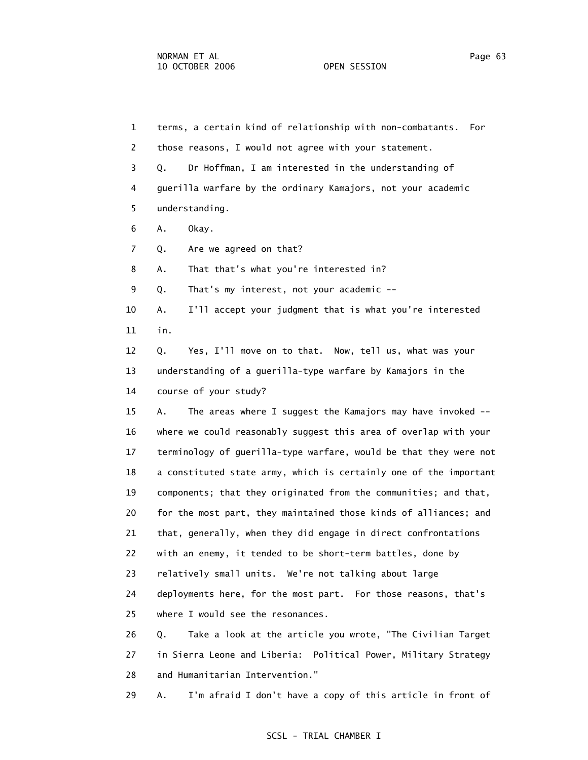1 terms, a certain kind of relationship with non-combatants. For
2 those reasons, I would not agree with your statement.
3 Q. Dr Hoffman, I am interested in the understanding of
4 guerilla warfare by the ordinary Kamajors, not your academic
5 understanding.
6 A. Okay.
7 Q. Are we agreed on that?
8 A. That that's what you're interested in?
9 Q. That's my interest, not your academic --
10 A. I'll accept your judgment that is what you're interested
11 in.
12 Q. Yes, I'll move on to that. Now, tell us, what was your
13 understanding of a guerilla-type warfare by Kamajors in the
14 course of your study?
15 A. The areas where I suggest the Kamajors may have invoked --
16 where we could reasonably suggest this area of overlap with your
17 terminology of guerilla-type warfare, would be that they were not
18 a constituted state army, which is certainly one of the important
19 components; that they originated from the communities; and that,
20 for the most part, they maintained those kinds of alliances; and
21 that, generally, when they did engage in direct confrontations
22 with an enemy, it tended to be short-term battles, done by
23 relatively small units. We're not talking about large
24 deployments here, for the most part. For those reasons, that's
25 where I would see the resonances.
26 Q. Take a look at the article you wrote, "The Civilian Target
27 in Sierra Leone and Liberia: Political Power, Military Strategy
28 and Humanitarian Intervention."
29 A. I'm afraid I don't have a copy of this article in front of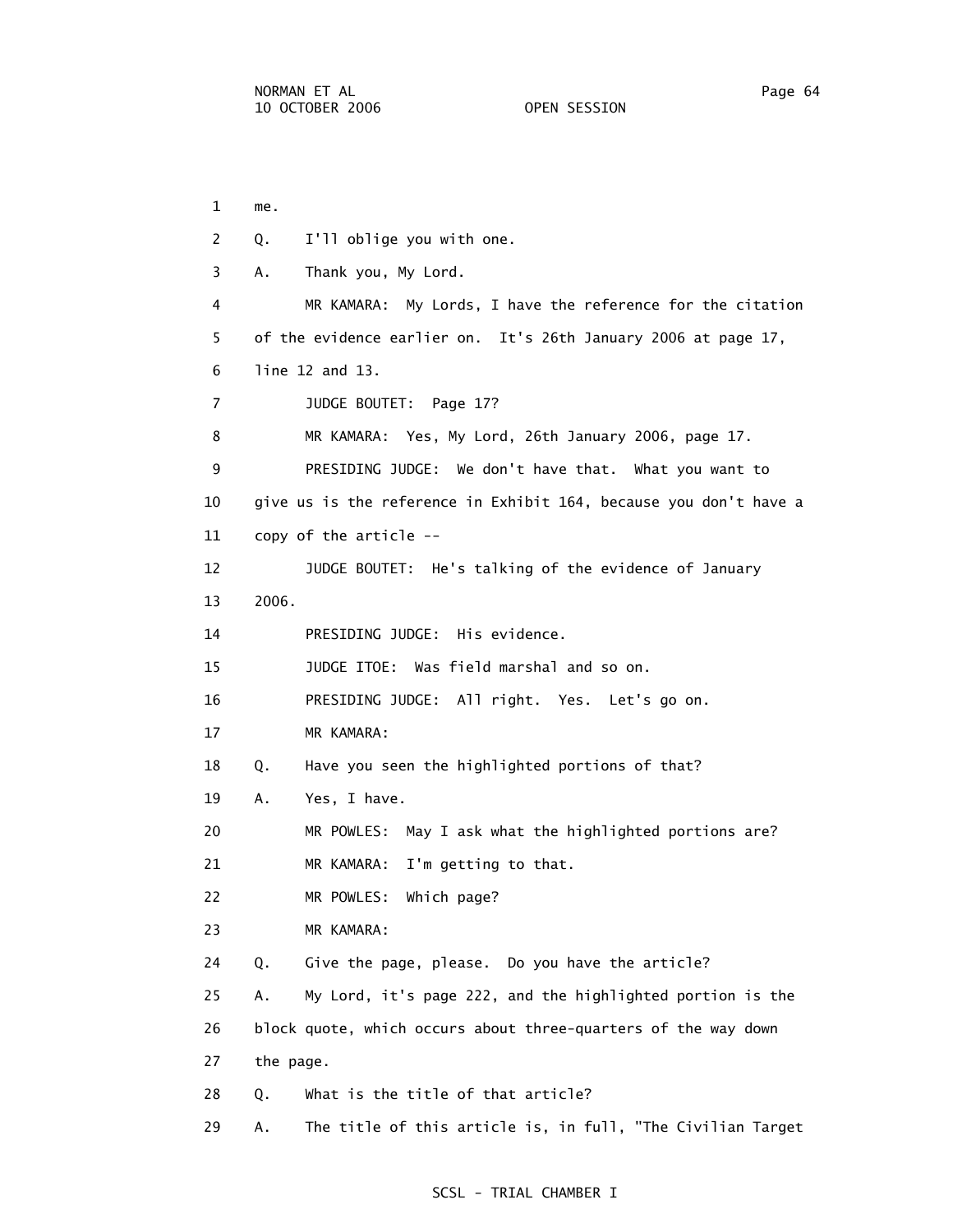1 me.

2 Q. I'll oblige you with one.

3 A. Thank you, My Lord.

4 MR KAMARA: My Lords, I have the reference for the citation

5 of the evidence earlier on. It's 26th January 2006 at page 17,

6 line 12 and 13.

7 JUDGE BOUTET: Page 17?

8 MR KAMARA: Yes, My Lord, 26th January 2006, page 17.

9 PRESIDING JUDGE: We don't have that. What you want to

10 give us is the reference in Exhibit 164, because you don't have a

11 copy of the article --

12 JUDGE BOUTET: He's talking of the evidence of January

13 2006.

14 PRESIDING JUDGE: His evidence.

15 JUDGE ITOE: Was field marshal and so on.

16 PRESIDING JUDGE: All right. Yes. Let's go on.

17 MR KAMARA:

18 Q. Have you seen the highlighted portions of that?

19 A. Yes, I have.

20 MR POWLES: May I ask what the highlighted portions are?

21 MR KAMARA: I'm getting to that.

22 MR POWLES: Which page?

23 MR KAMARA:

24 Q. Give the page, please. Do you have the article?

25 A. My Lord, it's page 222, and the highlighted portion is the

26 block quote, which occurs about three-quarters of the way down

27 the page.

28 Q. What is the title of that article?

29 A. The title of this article is, in full, "The Civilian Target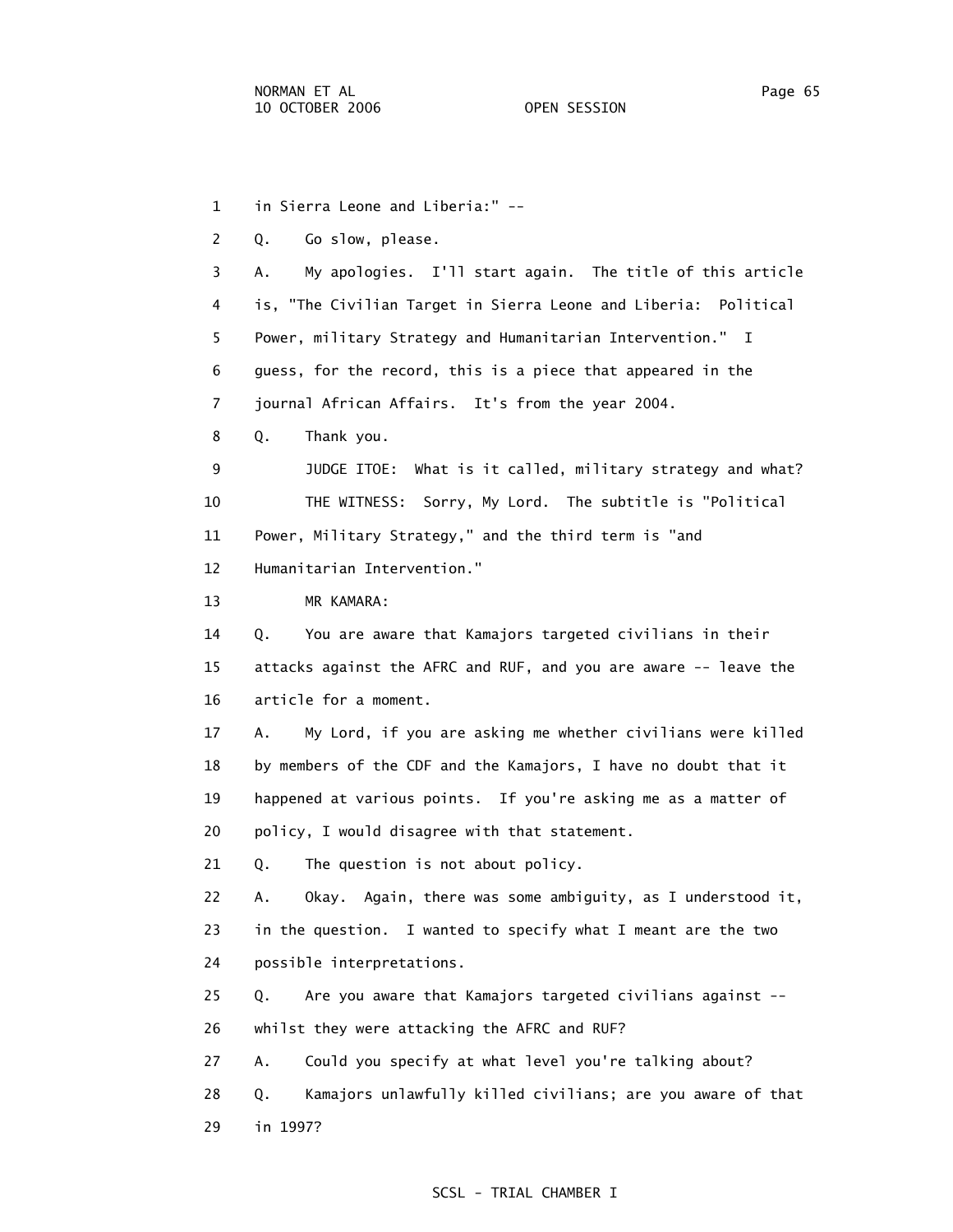1 in Sierra Leone and Liberia:" --

2 Q. Go slow, please.

3 A. My apologies. I'll start again. The title of this article

4 is, "The Civilian Target in Sierra Leone and Liberia: Political

5 Power, military Strategy and Humanitarian Intervention." I

6 guess, for the record, this is a piece that appeared in the

7 journal African Affairs. It's from the year 2004.

8 Q. Thank you.

9 JUDGE ITOE: What is it called, military strategy and what?

10 THE WITNESS: Sorry, My Lord. The subtitle is "Political

11 Power, Military Strategy," and the third term is "and

12 Humanitarian Intervention."

13 MR KAMARA:

14 Q. You are aware that Kamajors targeted civilians in their

15 attacks against the AFRC and RUF, and you are aware -- leave the

16 article for a moment.

17 A. My Lord, if you are asking me whether civilians were killed

18 by members of the CDF and the Kamajors, I have no doubt that it

19 happened at various points. If you're asking me as a matter of

20 policy, I would disagree with that statement.

21 Q. The question is not about policy.

22 A. Okay. Again, there was some ambiguity, as I understood it,

23 in the question. I wanted to specify what I meant are the two

24 possible interpretations.

25 Q. Are you aware that Kamajors targeted civilians against --

26 whilst they were attacking the AFRC and RUF?

27 A. Could you specify at what level you're talking about?

28 Q. Kamajors unlawfully killed civilians; are you aware of that

29 in 1997?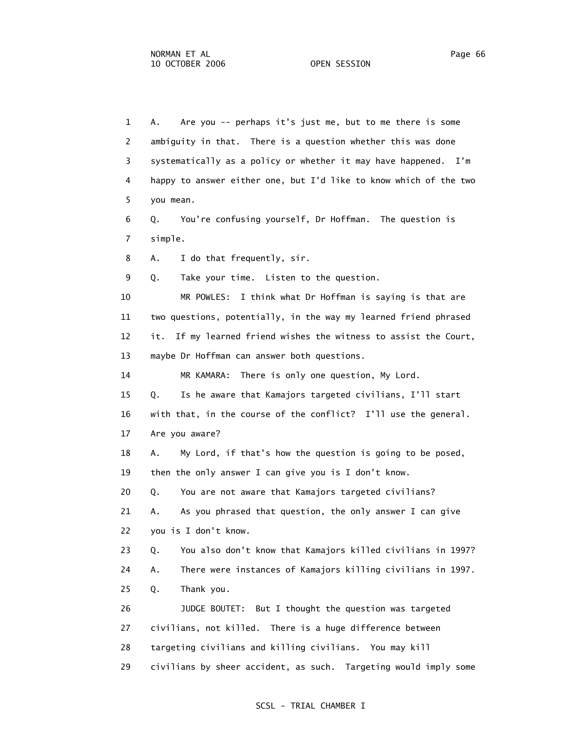1 A. Are you -- perhaps it's just me, but to me there is some
2 ambiguity in that. There is a question whether this was done
3 systematically as a policy or whether it may have happened. I'm
4 happy to answer either one, but I'd like to know which of the two
5 you mean.
6 Q. You're confusing yourself, Dr Hoffman. The question is
7 simple.
8 A. I do that frequently, sir.
9 Q. Take your time. Listen to the question.
10 MR POWLES: I think what Dr Hoffman is saying is that are
11 two questions, potentially, in the way my learned friend phrased
12 it. If my learned friend wishes the witness to assist the Court,
13 maybe Dr Hoffman can answer both questions.
14 MR KAMARA: There is only one question, My Lord.
15 Q. Is he aware that Kamajors targeted civilians, I'll start
16 with that, in the course of the conflict? I'll use the general.
17 Are you aware?
18 A. My Lord, if that's how the question is going to be posed,
19 then the only answer I can give you is I don't know.
20 Q. You are not aware that Kamajors targeted civilians?
21 A. As you phrased that question, the only answer I can give
22 you is I don't know.
23 Q. You also don't know that Kamajors killed civilians in 1997?
24 A. There were instances of Kamajors killing civilians in 1997.
25 Q. Thank you.
26 JUDGE BOUTET: But I thought the question was targeted
27 civilians, not killed. There is a huge difference between
28 targeting civilians and killing civilians. You may kill
29 civilians by sheer accident, as such. Targeting would imply some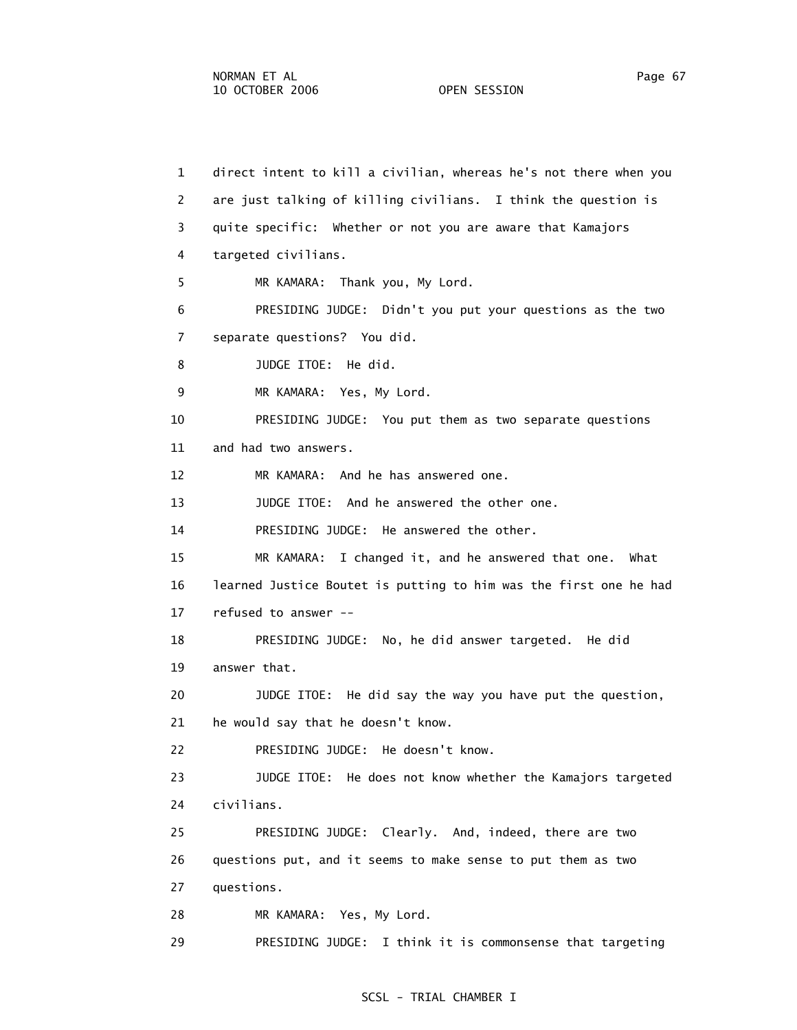1 direct intent to kill a civilian, whereas he's not there when you
2 are just talking of killing civilians. I think the question is
3 quite specific: Whether or not you are aware that Kamajors
4 targeted civilians.
5 MR KAMARA: Thank you, My Lord.
6 PRESIDING JUDGE: Didn't you put your questions as the two
7 separate questions? You did.
8 JUDGE ITOE: He did.
9 MR KAMARA: Yes, My Lord.
10 PRESIDING JUDGE: You put them as two separate questions
11 and had two answers.
12 MR KAMARA: And he has answered one.
13 JUDGE ITOE: And he answered the other one.
14 PRESIDING JUDGE: He answered the other.
15 MR KAMARA: I changed it, and he answered that one. What
16 learned Justice Boutet is putting to him was the first one he had
17 refused to answer --
18 PRESIDING JUDGE: No, he did answer targeted. He did
19 answer that.
20 JUDGE ITOE: He did say the way you have put the question,
21 he would say that he doesn't know.
22 PRESIDING JUDGE: He doesn't know.
23 JUDGE ITOE: He does not know whether the Kamajors targeted
24 civilians.
25 PRESIDING JUDGE: Clearly. And, indeed, there are two
26 questions put, and it seems to make sense to put them as two
27 questions.
28 MR KAMARA: Yes, My Lord.
29 PRESIDING JUDGE: I think it is commonsense that targeting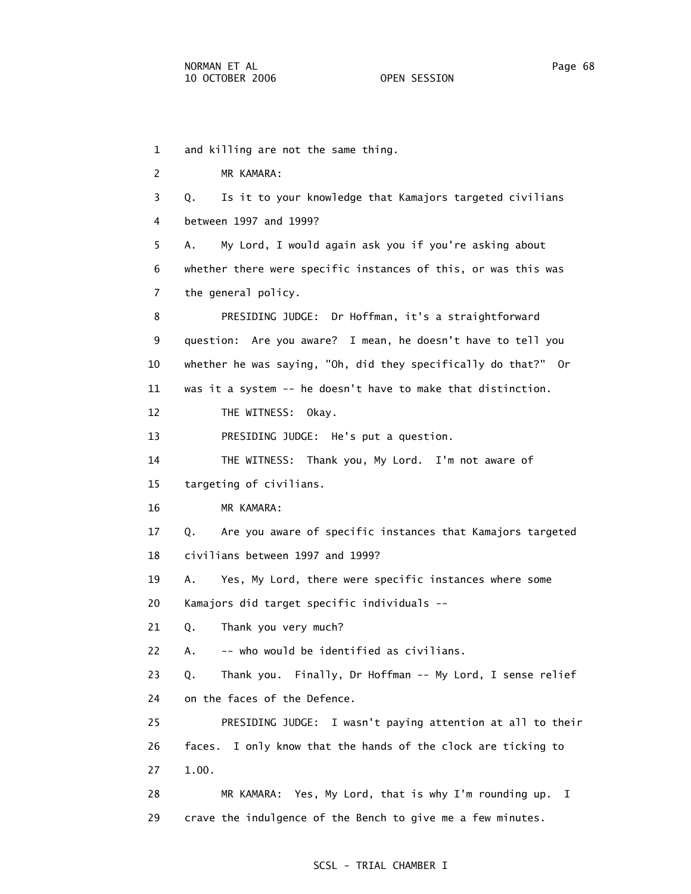1 and killing are not the same thing.

2 MR KAMARA:

3 Q. Is it to your knowledge that Kamajors targeted civilians

4 between 1997 and 1999?

5 A. My Lord, I would again ask you if you're asking about

6 whether there were specific instances of this, or was this was

7 the general policy.

8 PRESIDING JUDGE: Dr Hoffman, it's a straightforward

9 question: Are you aware? I mean, he doesn't have to tell you

10 whether he was saying, "Oh, did they specifically do that?" Or

11 was it a system -- he doesn't have to make that distinction.

12 THE WITNESS: Okay.

13 PRESIDING JUDGE: He's put a question.

14 THE WITNESS: Thank you, My Lord. I'm not aware of

15 targeting of civilians.

16 MR KAMARA:

17 Q. Are you aware of specific instances that Kamajors targeted

18 civilians between 1997 and 1999?

19 A. Yes, My Lord, there were specific instances where some

20 Kamajors did target specific individuals --

21 Q. Thank you very much?

22 A. -- who would be identified as civilians.

23 Q. Thank you. Finally, Dr Hoffman -- My Lord, I sense relief

24 on the faces of the Defence.

25 PRESIDING JUDGE: I wasn't paying attention at all to their

26 faces. I only know that the hands of the clock are ticking to

27 1.00.

28 MR KAMARA: Yes, My Lord, that is why I'm rounding up. I

29 crave the indulgence of the Bench to give me a few minutes.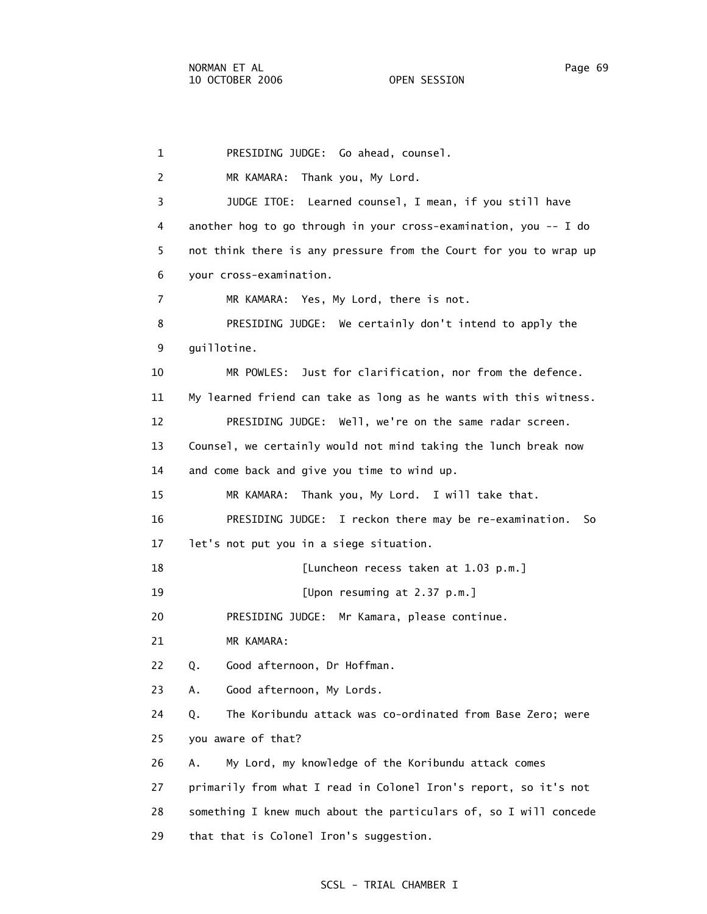PRESIDING JUDGE: Go ahead, counsel.

MR KAMARA: Thank you, My Lord.

JUDGE ITOE: Learned counsel, I mean, if you still have another hog to go through in your cross-examination, you -- I do not think there is any pressure from the Court for you to wrap up your cross-examination.

MR KAMARA: Yes, My Lord, there is not.

PRESIDING JUDGE: We certainly don't intend to apply the guillotine.

MR POWLES: Just for clarification, nor from the defence. My learned friend can take as long as he wants with this witness.

PRESIDING JUDGE: Well, we're on the same radar screen. Counsel, we certainly would not mind taking the lunch break now and come back and give you time to wind up.

MR KAMARA: Thank you, My Lord. I will take that.

PRESIDING JUDGE: I reckon there may be re-examination. So let's not put you in a siege situation.

[Luncheon recess taken at 1.03 p.m.]

[Upon resuming at 2.37 p.m.]

PRESIDING JUDGE: Mr Kamara, please continue.

MR KAMARA:

Q. Good afternoon, Dr Hoffman.

A. Good afternoon, My Lords.

Q. The Koribundu attack was co-ordinated from Base Zero; were you aware of that?

A. My Lord, my knowledge of the Koribundu attack comes primarily from what I read in Colonel Iron's report, so it's not something I knew much about the particulars of, so I will concede that that is Colonel Iron's suggestion.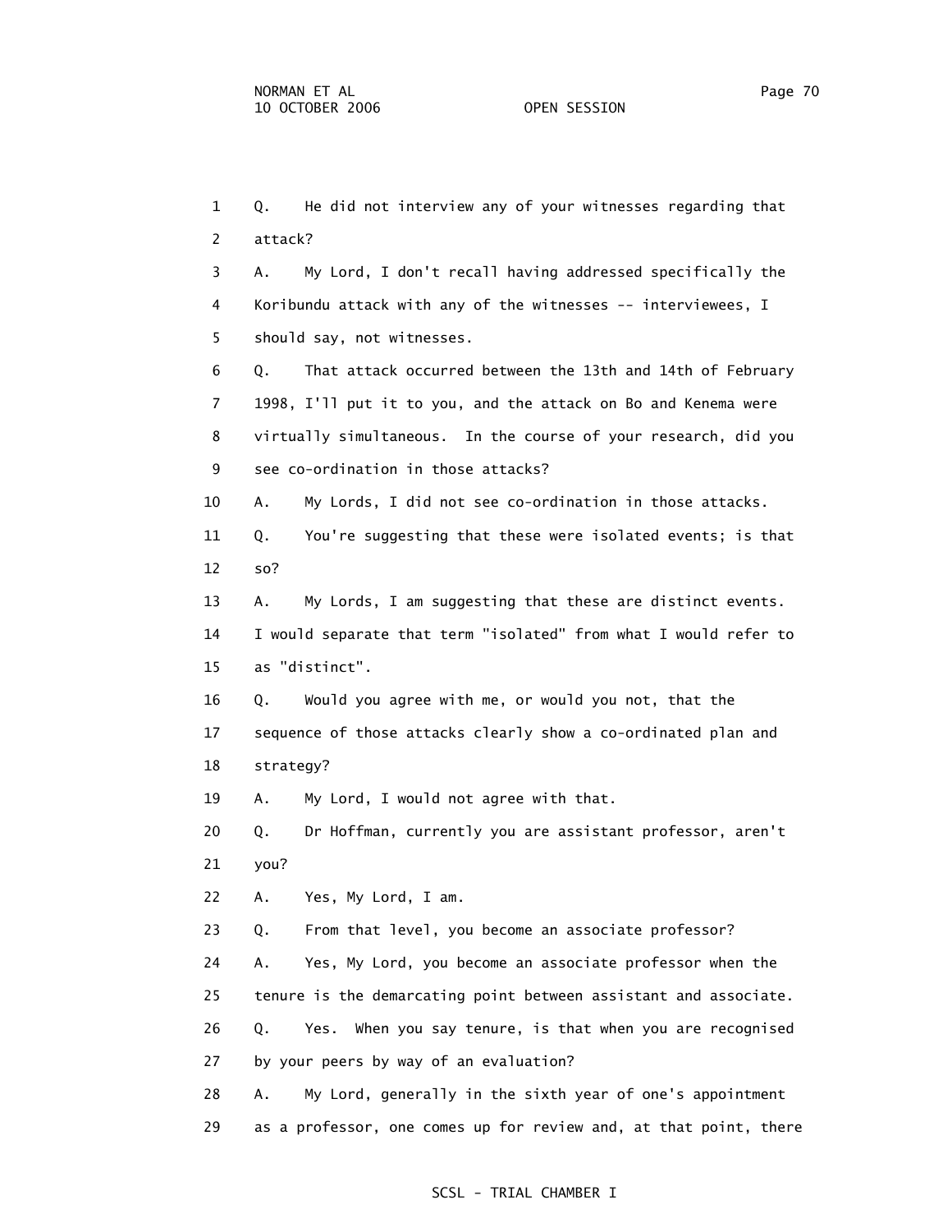1 Q. He did not interview any of your witnesses regarding that
2 attack?
3 A. My Lord, I don't recall having addressed specifically the
4 Koribundu attack with any of the witnesses -- interviewees, I
5 should say, not witnesses.
6 Q. That attack occurred between the 13th and 14th of February
7 1998, I'll put it to you, and the attack on Bo and Kenema were
8 virtually simultaneous. In the course of your research, did you
9 see co-ordination in those attacks?
10 A. My Lords, I did not see co-ordination in those attacks.
11 Q. You're suggesting that these were isolated events; is that
12 so?
13 A. My Lords, I am suggesting that these are distinct events.
14 I would separate that term "isolated" from what I would refer to
15 as "distinct".
16 Q. Would you agree with me, or would you not, that the
17 sequence of those attacks clearly show a co-ordinated plan and
18 strategy?
19 A. My Lord, I would not agree with that.
20 Q. Dr Hoffman, currently you are assistant professor, aren't
21 you?
22 A. Yes, My Lord, I am.
23 Q. From that level, you become an associate professor?
24 A. Yes, My Lord, you become an associate professor when the
25 tenure is the demarcating point between assistant and associate.
26 Q. Yes. When you say tenure, is that when you are recognised
27 by your peers by way of an evaluation?
28 A. My Lord, generally in the sixth year of one's appointment
29 as a professor, one comes up for review and, at that point, there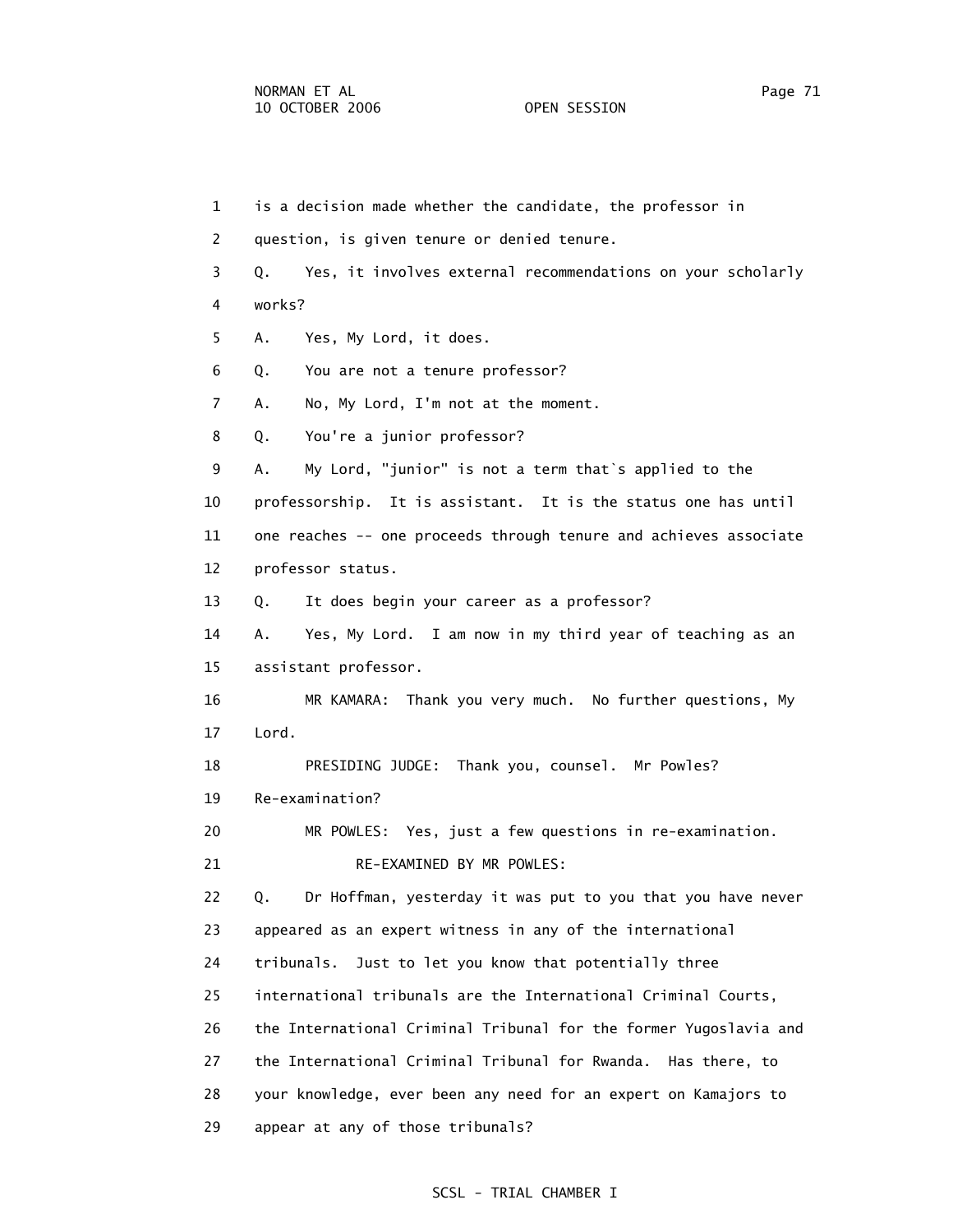1 is a decision made whether the candidate, the professor in

2 question, is given tenure or denied tenure.

3 Q. Yes, it involves external recommendations on your scholarly

4 works?

5 A. Yes, My Lord, it does.

6 Q. You are not a tenure professor?

7 A. No, My Lord, I'm not at the moment.

8 Q. You're a junior professor?

9 A. My Lord, "junior" is not a term that`s applied to the

10 professorship. It is assistant. It is the status one has until

11 one reaches -- one proceeds through tenure and achieves associate

12 professor status.

13 Q. It does begin your career as a professor?

14 A. Yes, My Lord. I am now in my third year of teaching as an

15 assistant professor.

16 MR KAMARA: Thank you very much. No further questions, My

17 Lord.

18 PRESIDING JUDGE: Thank you, counsel. Mr Powles?

19 Re-examination?

20 MR POWLES: Yes, just a few questions in re-examination.

21 RE-EXAMINED BY MR POWLES:

22 Q. Dr Hoffman, yesterday it was put to you that you have never

23 appeared as an expert witness in any of the international

24 tribunals. Just to let you know that potentially three

25 international tribunals are the International Criminal Courts,

26 the International Criminal Tribunal for the former Yugoslavia and

27 the International Criminal Tribunal for Rwanda. Has there, to

28 your knowledge, ever been any need for an expert on Kamajors to

29 appear at any of those tribunals?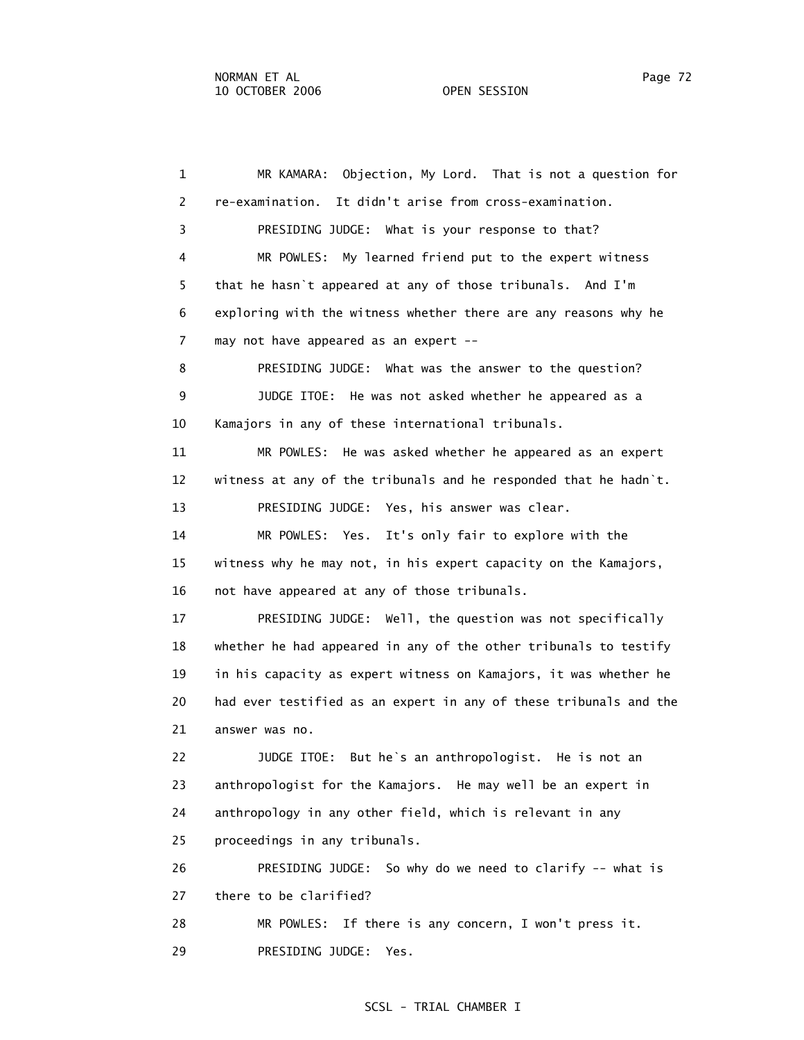1 MR KAMARA: Objection, My Lord. That is not a question for
2 re-examination. It didn't arise from cross-examination.
3 PRESIDING JUDGE: What is your response to that?
4 MR POWLES: My learned friend put to the expert witness
5 that he hasn`t appeared at any of those tribunals. And I'm
6 exploring with the witness whether there are any reasons why he
7 may not have appeared as an expert --
8 PRESIDING JUDGE: What was the answer to the question?
9 JUDGE ITOE: He was not asked whether he appeared as a
10 Kamajors in any of these international tribunals.
11 MR POWLES: He was asked whether he appeared as an expert
12 witness at any of the tribunals and he responded that he hadn`t.
13 PRESIDING JUDGE: Yes, his answer was clear.
14 MR POWLES: Yes. It's only fair to explore with the
15 witness why he may not, in his expert capacity on the Kamajors,
16 not have appeared at any of those tribunals.
17 PRESIDING JUDGE: Well, the question was not specifically
18 whether he had appeared in any of the other tribunals to testify
19 in his capacity as expert witness on Kamajors, it was whether he
20 had ever testified as an expert in any of these tribunals and the
21 answer was no.
22 JUDGE ITOE: But he`s an anthropologist. He is not an
23 anthropologist for the Kamajors. He may well be an expert in
24 anthropology in any other field, which is relevant in any
25 proceedings in any tribunals.
26 PRESIDING JUDGE: So why do we need to clarify -- what is
27 there to be clarified?
28 MR POWLES: If there is any concern, I won't press it.
29 PRESIDING JUDGE: Yes.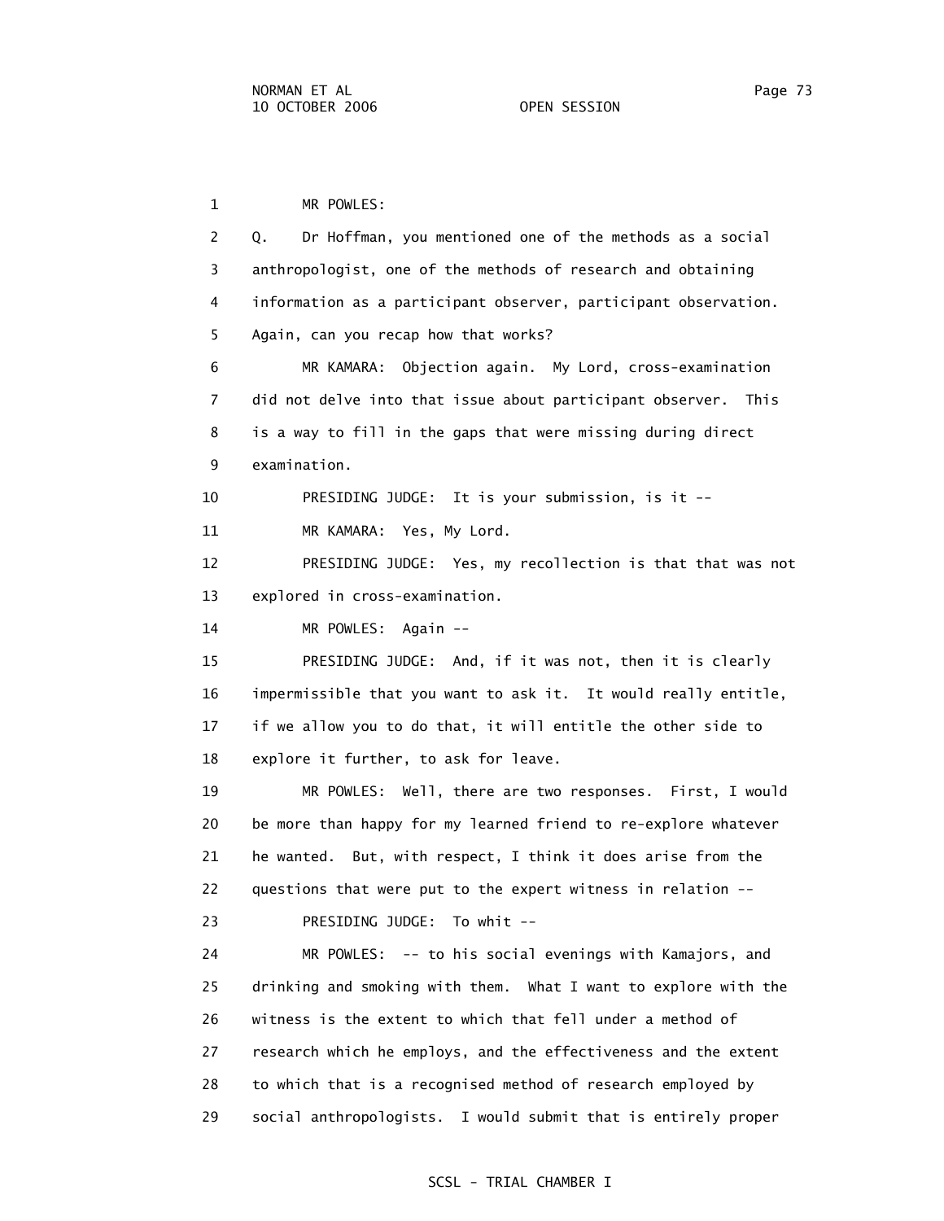1 MR POWLES:

2 Q. Dr Hoffman, you mentioned one of the methods as a social

3 anthropologist, one of the methods of research and obtaining

4 information as a participant observer, participant observation.

5 Again, can you recap how that works?

6 MR KAMARA: Objection again. My Lord, cross-examination

7 did not delve into that issue about participant observer. This

8 is a way to fill in the gaps that were missing during direct

9 examination.

10 PRESIDING JUDGE: It is your submission, is it --

11 MR KAMARA: Yes, My Lord.

12 PRESIDING JUDGE: Yes, my recollection is that that was not

13 explored in cross-examination.

14 MR POWLES: Again --

15 PRESIDING JUDGE: And, if it was not, then it is clearly

16 impermissible that you want to ask it. It would really entitle,

17 if we allow you to do that, it will entitle the other side to

18 explore it further, to ask for leave.

19 MR POWLES: Well, there are two responses. First, I would

20 be more than happy for my learned friend to re-explore whatever

21 he wanted. But, with respect, I think it does arise from the

22 questions that were put to the expert witness in relation --

23 PRESIDING JUDGE: To whit --

24 MR POWLES: -- to his social evenings with Kamajors, and

25 drinking and smoking with them. What I want to explore with the

26 witness is the extent to which that fell under a method of

27 research which he employs, and the effectiveness and the extent

28 to which that is a recognised method of research employed by

29 social anthropologists. I would submit that is entirely proper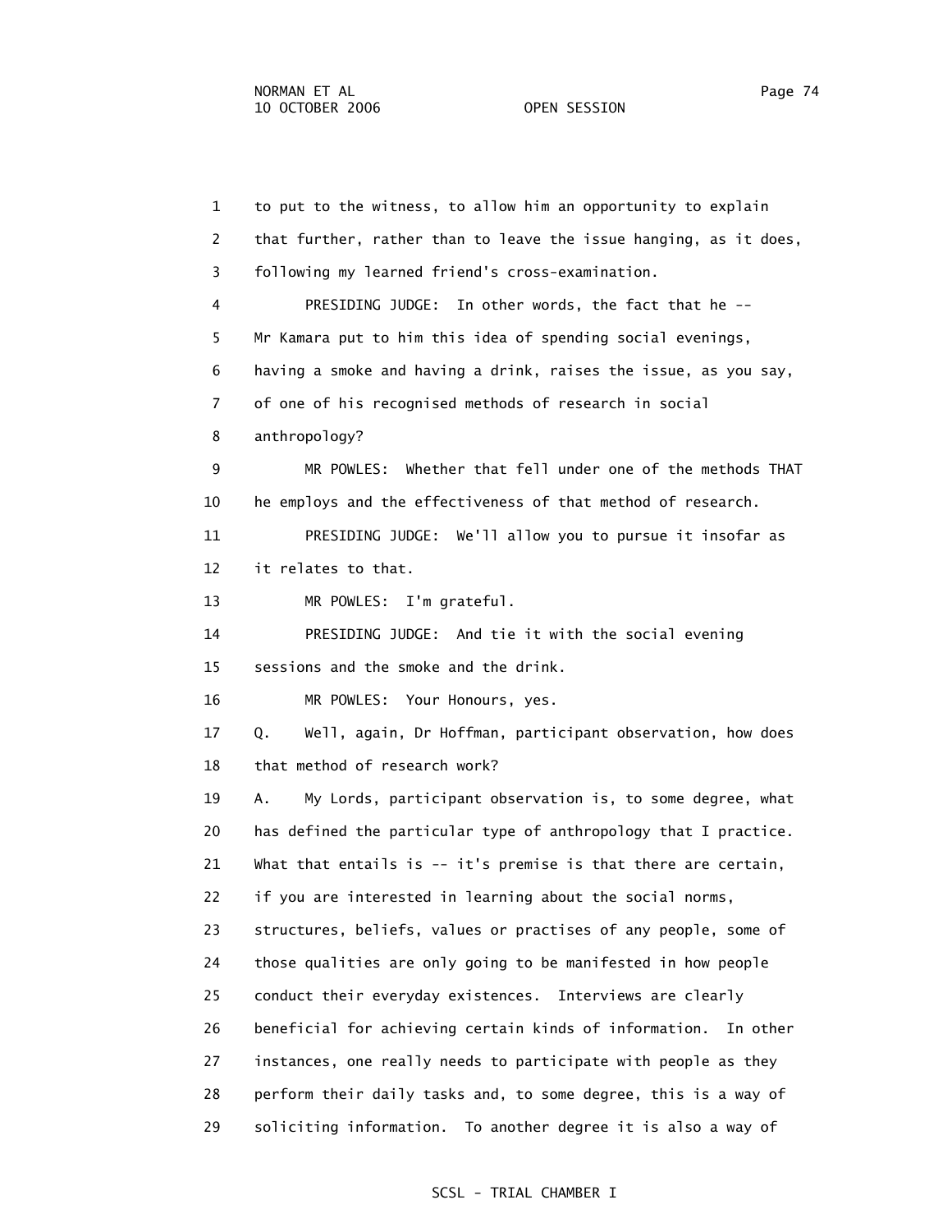to put to the witness, to allow him an opportunity to explain that further, rather than to leave the issue hanging, as it does, following my learned friend's cross-examination.

PRESIDING JUDGE: In other words, the fact that he -- Mr Kamara put to him this idea of spending social evenings, having a smoke and having a drink, raises the issue, as you say, of one of his recognised methods of research in social anthropology?

MR POWLES: Whether that fell under one of the methods THAT he employs and the effectiveness of that method of research.

PRESIDING JUDGE: We'll allow you to pursue it insofar as it relates to that.

MR POWLES: I'm grateful.

PRESIDING JUDGE: And tie it with the social evening sessions and the smoke and the drink.

MR POWLES: Your Honours, yes.

Q. Well, again, Dr Hoffman, participant observation, how does that method of research work?

A. My Lords, participant observation is, to some degree, what has defined the particular type of anthropology that I practice. What that entails is -- it's premise is that there are certain, if you are interested in learning about the social norms, structures, beliefs, values or practises of any people, some of those qualities are only going to be manifested in how people conduct their everyday existences. Interviews are clearly beneficial for achieving certain kinds of information. In other instances, one really needs to participate with people as they perform their daily tasks and, to some degree, this is a way of soliciting information. To another degree it is also a way of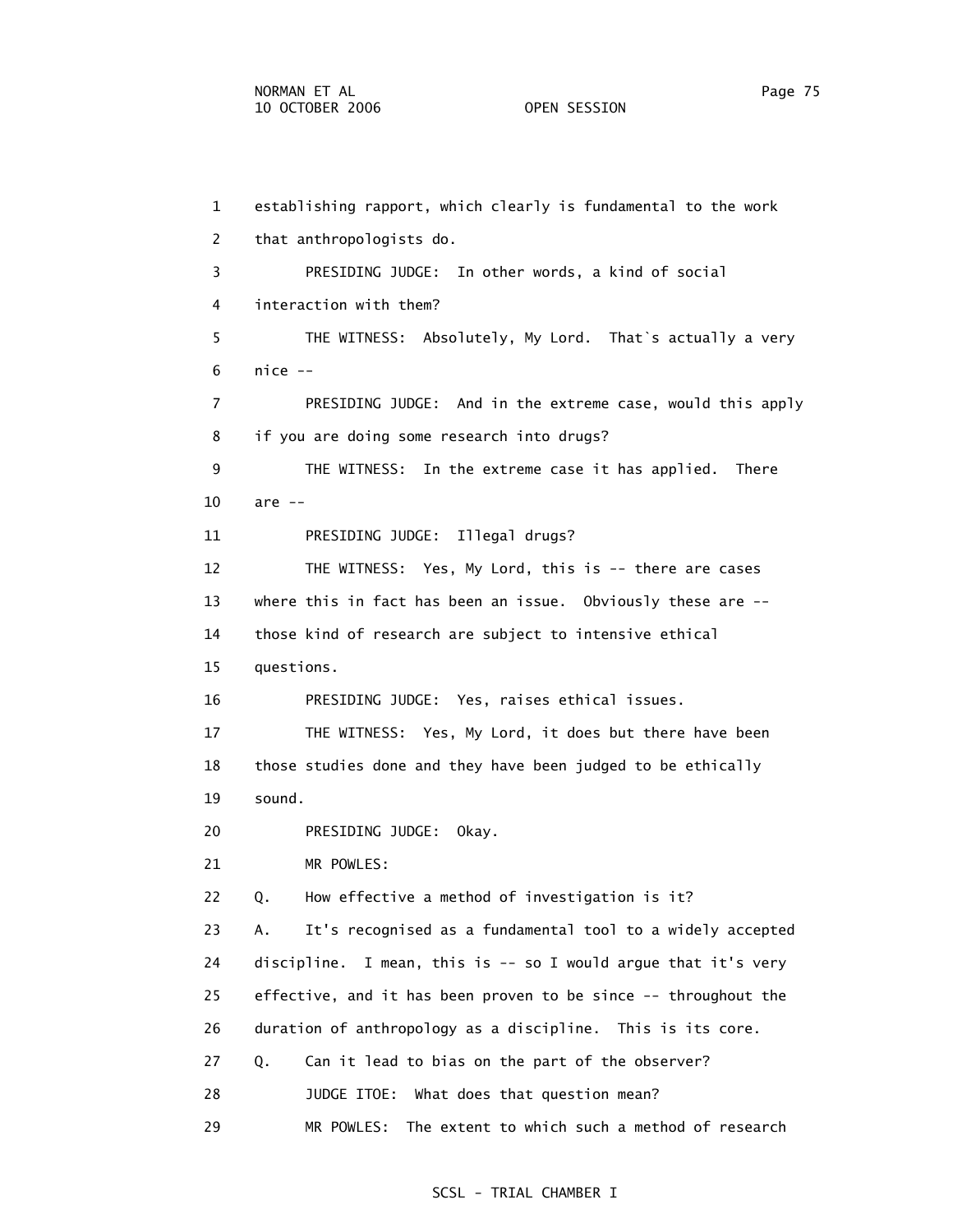establishing rapport, which clearly is fundamental to the work that anthropologists do.

PRESIDING JUDGE: In other words, a kind of social interaction with them?

THE WITNESS: Absolutely, My Lord. That`s actually a very nice --

PRESIDING JUDGE: And in the extreme case, would this apply if you are doing some research into drugs?

THE WITNESS: In the extreme case it has applied. There are --

PRESIDING JUDGE: Illegal drugs?

THE WITNESS: Yes, My Lord, this is -- there are cases where this in fact has been an issue. Obviously these are -- those kind of research are subject to intensive ethical questions.

PRESIDING JUDGE: Yes, raises ethical issues.

THE WITNESS: Yes, My Lord, it does but there have been those studies done and they have been judged to be ethically sound.

PRESIDING JUDGE: Okay.

MR POWLES:

Q. How effective a method of investigation is it?

A. It's recognised as a fundamental tool to a widely accepted discipline. I mean, this is -- so I would argue that it's very effective, and it has been proven to be since -- throughout the duration of anthropology as a discipline. This is its core.

Q. Can it lead to bias on the part of the observer?

JUDGE ITOE: What does that question mean?

MR POWLES: The extent to which such a method of research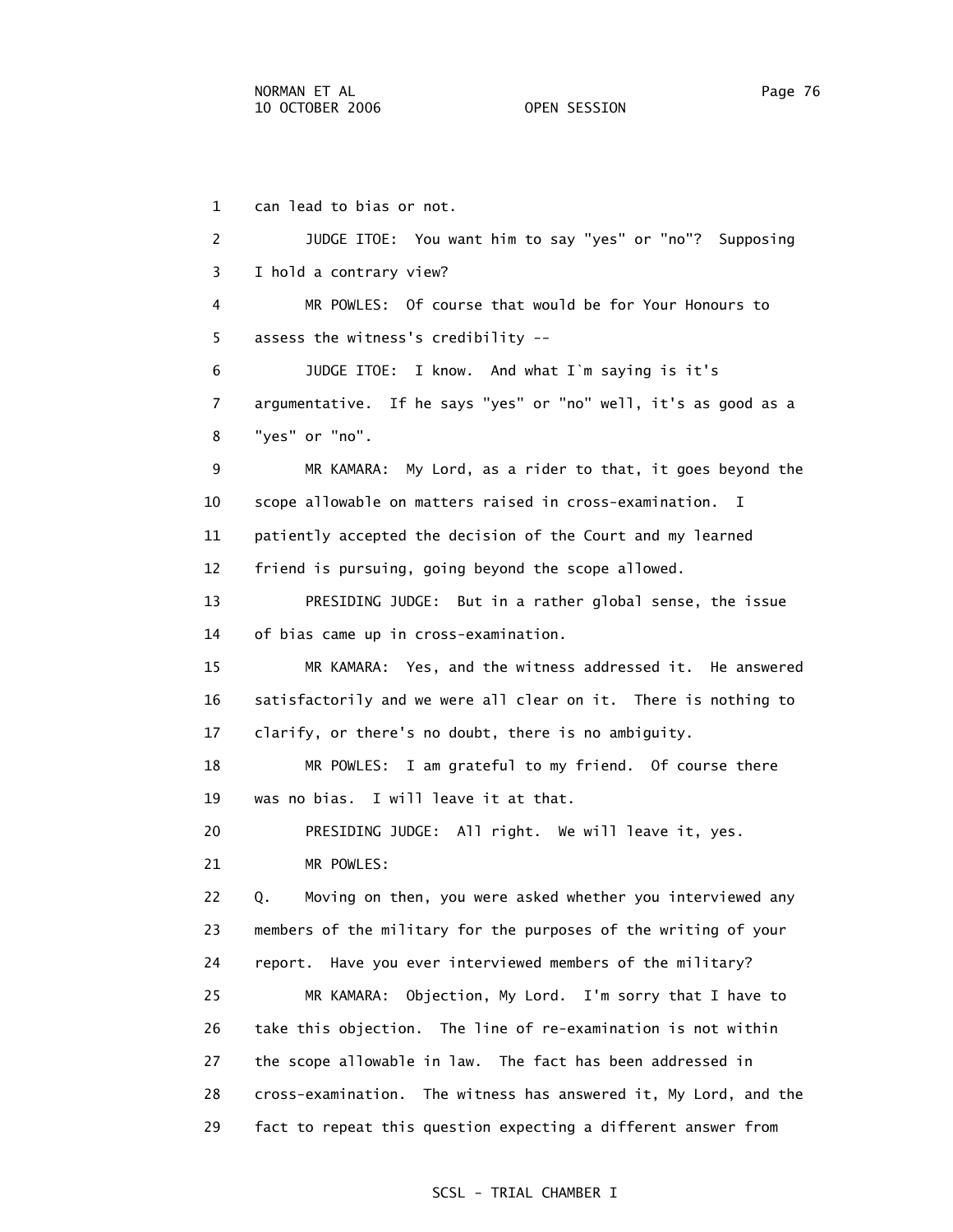1 can lead to bias or not.

2 JUDGE ITOE: You want him to say "yes" or "no"? Supposing

3 I hold a contrary view?

4 MR POWLES: Of course that would be for Your Honours to

5 assess the witness's credibility --

6 JUDGE ITOE: I know. And what I`m saying is it's

7 argumentative. If he says "yes" or "no" well, it's as good as a

8 "yes" or "no".

9 MR KAMARA: My Lord, as a rider to that, it goes beyond the

10 scope allowable on matters raised in cross-examination. I

11 patiently accepted the decision of the Court and my learned

12 friend is pursuing, going beyond the scope allowed.

13 PRESIDING JUDGE: But in a rather global sense, the issue

14 of bias came up in cross-examination.

15 MR KAMARA: Yes, and the witness addressed it. He answered

16 satisfactorily and we were all clear on it. There is nothing to

17 clarify, or there's no doubt, there is no ambiguity.

18 MR POWLES: I am grateful to my friend. Of course there

19 was no bias. I will leave it at that.

20 PRESIDING JUDGE: All right. We will leave it, yes.

21 MR POWLES:

22 Q. Moving on then, you were asked whether you interviewed any

23 members of the military for the purposes of the writing of your

24 report. Have you ever interviewed members of the military?

25 MR KAMARA: Objection, My Lord. I'm sorry that I have to

26 take this objection. The line of re-examination is not within

27 the scope allowable in law. The fact has been addressed in

28 cross-examination. The witness has answered it, My Lord, and the

29 fact to repeat this question expecting a different answer from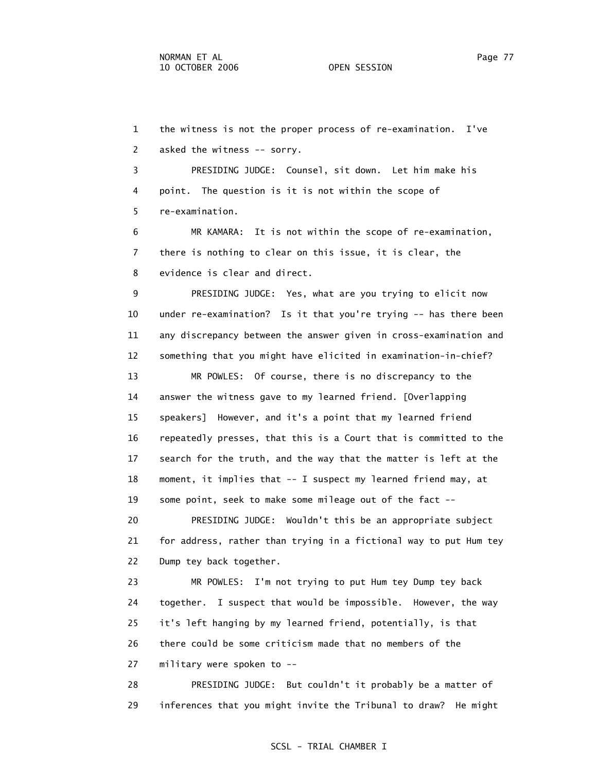1 the witness is not the proper process of re-examination. I've
2 asked the witness -- sorry.
3 PRESIDING JUDGE: Counsel, sit down. Let him make his
4 point. The question is it is not within the scope of
5 re-examination.
6 MR KAMARA: It is not within the scope of re-examination,
7 there is nothing to clear on this issue, it is clear, the
8 evidence is clear and direct.
9 PRESIDING JUDGE: Yes, what are you trying to elicit now
10 under re-examination? Is it that you're trying -- has there been
11 any discrepancy between the answer given in cross-examination and
12 something that you might have elicited in examination-in-chief?
13 MR POWLES: Of course, there is no discrepancy to the
14 answer the witness gave to my learned friend. [Overlapping
15 speakers] However, and it's a point that my learned friend
16 repeatedly presses, that this is a Court that is committed to the
17 search for the truth, and the way that the matter is left at the
18 moment, it implies that -- I suspect my learned friend may, at
19 some point, seek to make some mileage out of the fact --
20 PRESIDING JUDGE: Wouldn't this be an appropriate subject
21 for address, rather than trying in a fictional way to put Hum tey
22 Dump tey back together.
23 MR POWLES: I'm not trying to put Hum tey Dump tey back
24 together. I suspect that would be impossible. However, the way
25 it's left hanging by my learned friend, potentially, is that
26 there could be some criticism made that no members of the
27 military were spoken to --
28 PRESIDING JUDGE: But couldn't it probably be a matter of
29 inferences that you might invite the Tribunal to draw? He might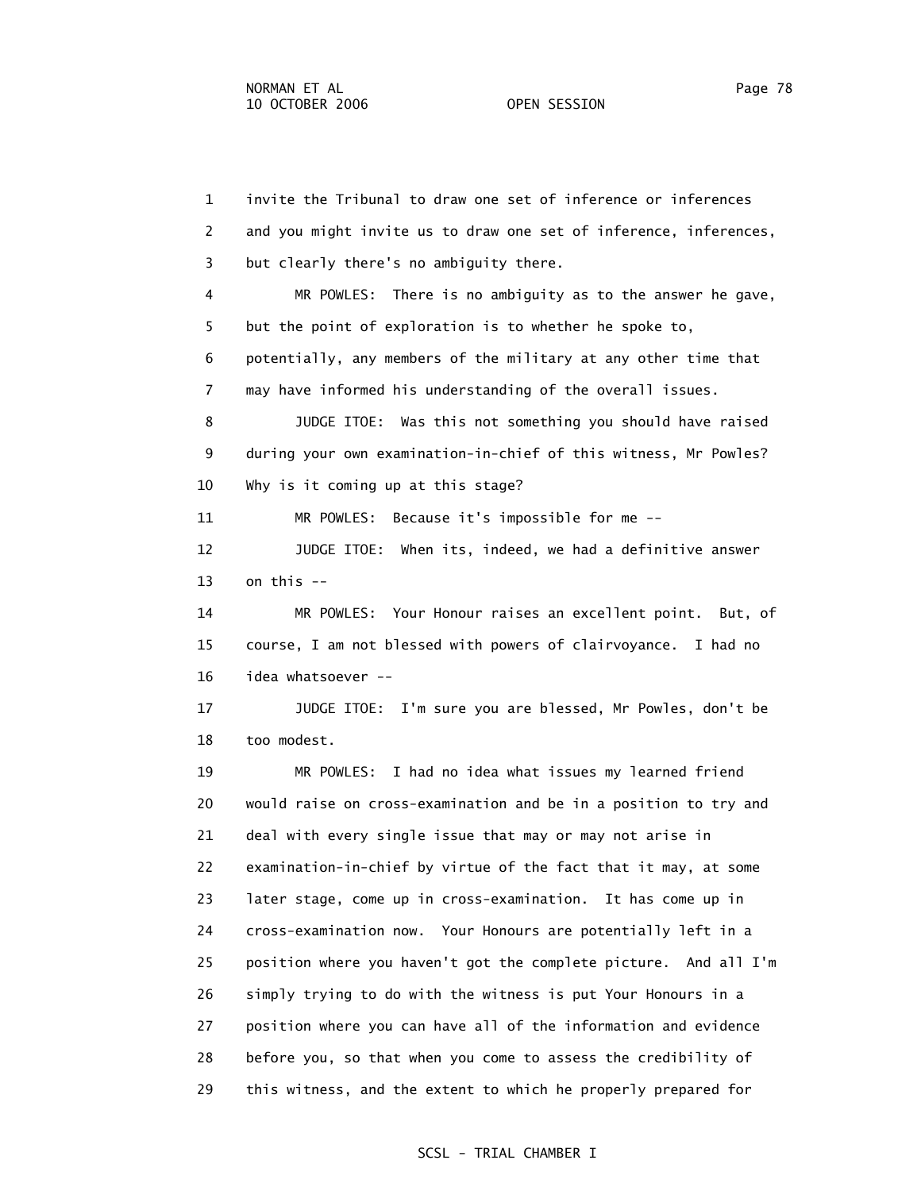1 invite the Tribunal to draw one set of inference or inferences
2 and you might invite us to draw one set of inference, inferences,
3 but clearly there's no ambiguity there.

4 MR POWLES: There is no ambiguity as to the answer he gave,
5 but the point of exploration is to whether he spoke to,
6 potentially, any members of the military at any other time that
7 may have informed his understanding of the overall issues.

8 JUDGE ITOE: Was this not something you should have raised
9 during your own examination-in-chief of this witness, Mr Powles?
10 Why is it coming up at this stage?

11 MR POWLES: Because it's impossible for me --

12 JUDGE ITOE: When its, indeed, we had a definitive answer
13 on this --

14 MR POWLES: Your Honour raises an excellent point. But, of
15 course, I am not blessed with powers of clairvoyance. I had no
16 idea whatsoever --

17 JUDGE ITOE: I'm sure you are blessed, Mr Powles, don't be
18 too modest.

19 MR POWLES: I had no idea what issues my learned friend
20 would raise on cross-examination and be in a position to try and
21 deal with every single issue that may or may not arise in
22 examination-in-chief by virtue of the fact that it may, at some
23 later stage, come up in cross-examination. It has come up in
24 cross-examination now. Your Honours are potentially left in a
25 position where you haven't got the complete picture. And all I'm
26 simply trying to do with the witness is put Your Honours in a
27 position where you can have all of the information and evidence
28 before you, so that when you come to assess the credibility of
29 this witness, and the extent to which he properly prepared for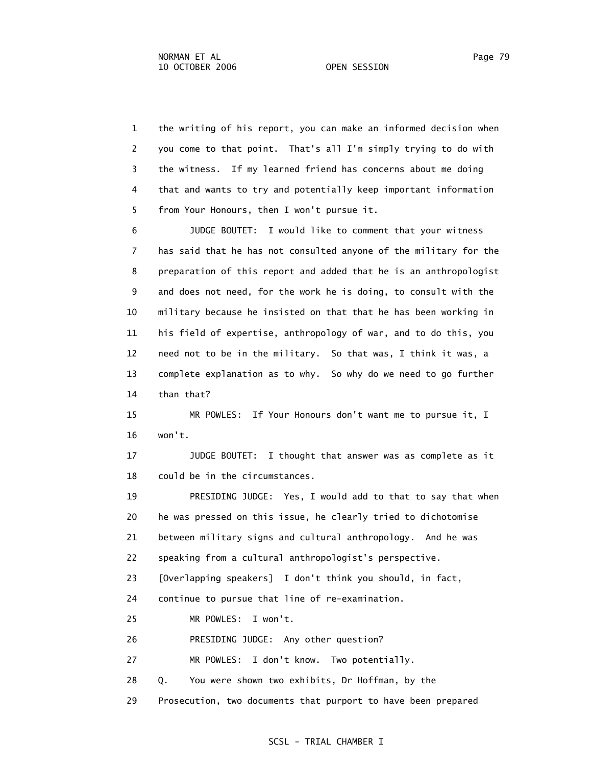1 the writing of his report, you can make an informed decision when
2 you come to that point. That's all I'm simply trying to do with
3 the witness. If my learned friend has concerns about me doing
4 that and wants to try and potentially keep important information
5 from Your Honours, then I won't pursue it.

6 JUDGE BOUTET: I would like to comment that your witness
7 has said that he has not consulted anyone of the military for the
8 preparation of this report and added that he is an anthropologist
9 and does not need, for the work he is doing, to consult with the
10 military because he insisted on that that he has been working in
11 his field of expertise, anthropology of war, and to do this, you
12 need not to be in the military. So that was, I think it was, a
13 complete explanation as to why. So why do we need to go further
14 than that?

15 MR POWLES: If Your Honours don't want me to pursue it, I
16 won't.

17 JUDGE BOUTET: I thought that answer was as complete as it
18 could be in the circumstances.

19 PRESIDING JUDGE: Yes, I would add to that to say that when
20 he was pressed on this issue, he clearly tried to dichotomise
21 between military signs and cultural anthropology. And he was
22 speaking from a cultural anthropologist's perspective.
23 [Overlapping speakers] I don't think you should, in fact,
24 continue to pursue that line of re-examination.

25 MR POWLES: I won't.

26 PRESIDING JUDGE: Any other question?

27 MR POWLES: I don't know. Two potentially.

28 Q. You were shown two exhibits, Dr Hoffman, by the
29 Prosecution, two documents that purport to have been prepared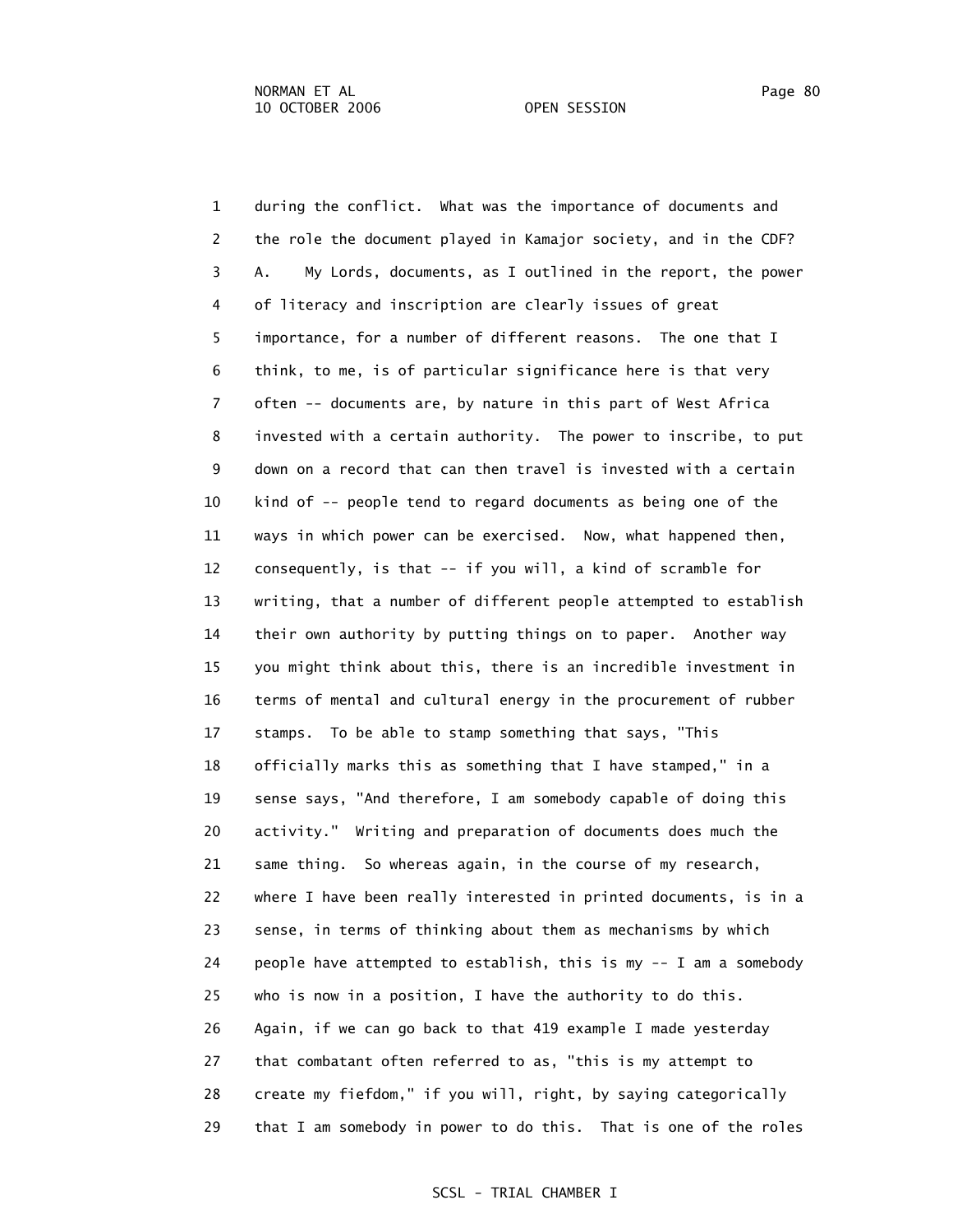1 during the conflict. What was the importance of documents and
2 the role the document played in Kamajor society, and in the CDF?
3 A. My Lords, documents, as I outlined in the report, the power
4 of literacy and inscription are clearly issues of great
5 importance, for a number of different reasons. The one that I
6 think, to me, is of particular significance here is that very
7 often -- documents are, by nature in this part of West Africa
8 invested with a certain authority. The power to inscribe, to put
9 down on a record that can then travel is invested with a certain
10 kind of -- people tend to regard documents as being one of the
11 ways in which power can be exercised. Now, what happened then,
12 consequently, is that -- if you will, a kind of scramble for
13 writing, that a number of different people attempted to establish
14 their own authority by putting things on to paper. Another way
15 you might think about this, there is an incredible investment in
16 terms of mental and cultural energy in the procurement of rubber
17 stamps. To be able to stamp something that says, "This
18 officially marks this as something that I have stamped," in a
19 sense says, "And therefore, I am somebody capable of doing this
20 activity." Writing and preparation of documents does much the
21 same thing. So whereas again, in the course of my research,
22 where I have been really interested in printed documents, is in a
23 sense, in terms of thinking about them as mechanisms by which
24 people have attempted to establish, this is my -- I am a somebody
25 who is now in a position, I have the authority to do this.
26 Again, if we can go back to that 419 example I made yesterday
27 that combatant often referred to as, "this is my attempt to
28 create my fiefdom," if you will, right, by saying categorically
29 that I am somebody in power to do this. That is one of the roles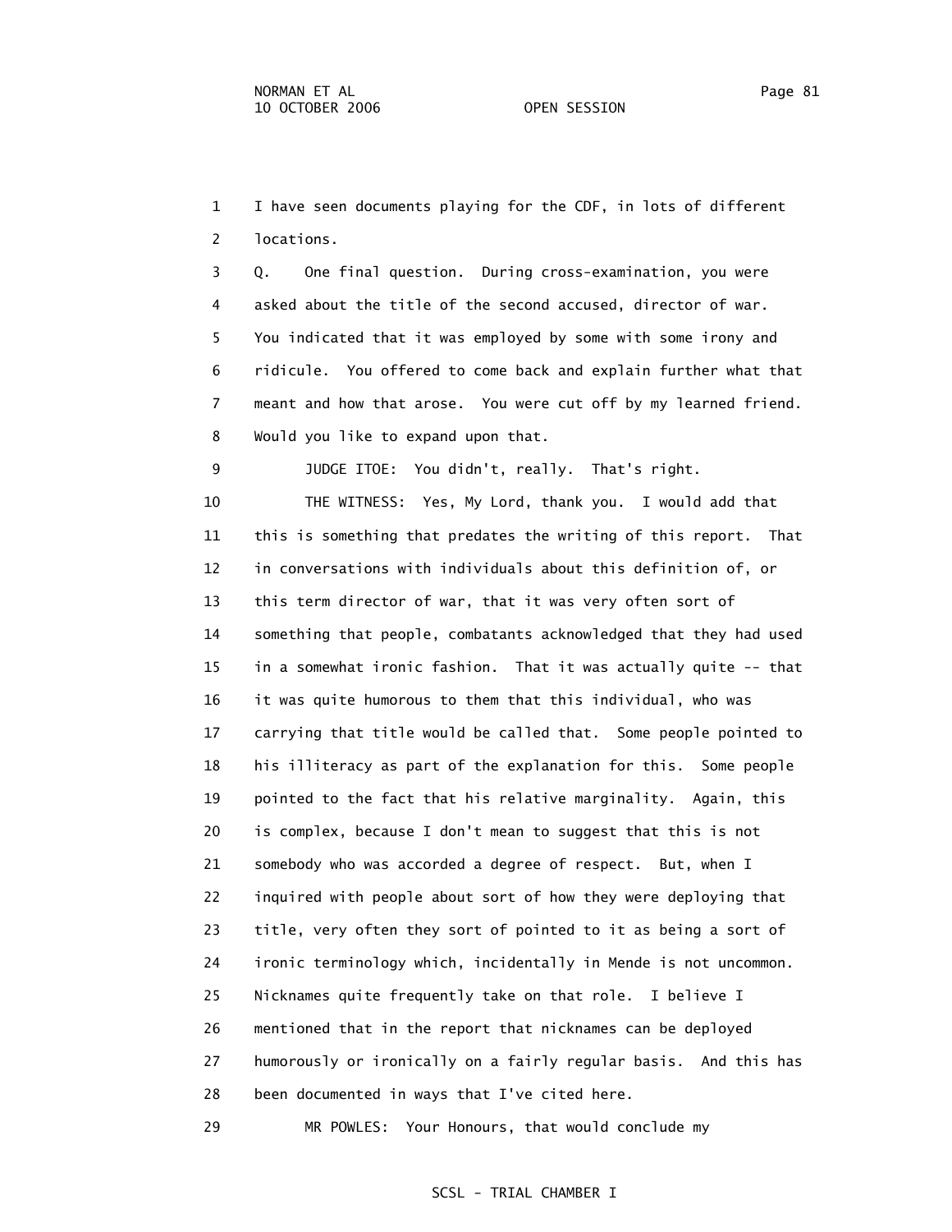1 I have seen documents playing for the CDF, in lots of different
2 locations.

3 Q. One final question. During cross-examination, you were
4 asked about the title of the second accused, director of war.
5 You indicated that it was employed by some with some irony and
6 ridicule. You offered to come back and explain further what that
7 meant and how that arose. You were cut off by my learned friend.
8 Would you like to expand upon that.

9 JUDGE ITOE: You didn't, really. That's right.

10 THE WITNESS: Yes, My Lord, thank you. I would add that
11 this is something that predates the writing of this report. That
12 in conversations with individuals about this definition of, or
13 this term director of war, that it was very often sort of
14 something that people, combatants acknowledged that they had used
15 in a somewhat ironic fashion. That it was actually quite -- that
16 it was quite humorous to them that this individual, who was
17 carrying that title would be called that. Some people pointed to
18 his illiteracy as part of the explanation for this. Some people
19 pointed to the fact that his relative marginality. Again, this
20 is complex, because I don't mean to suggest that this is not
21 somebody who was accorded a degree of respect. But, when I
22 inquired with people about sort of how they were deploying that
23 title, very often they sort of pointed to it as being a sort of
24 ironic terminology which, incidentally in Mende is not uncommon.
25 Nicknames quite frequently take on that role. I believe I
26 mentioned that in the report that nicknames can be deployed
27 humorously or ironically on a fairly regular basis. And this has
28 been documented in ways that I've cited here.

29 MR POWLES: Your Honours, that would conclude my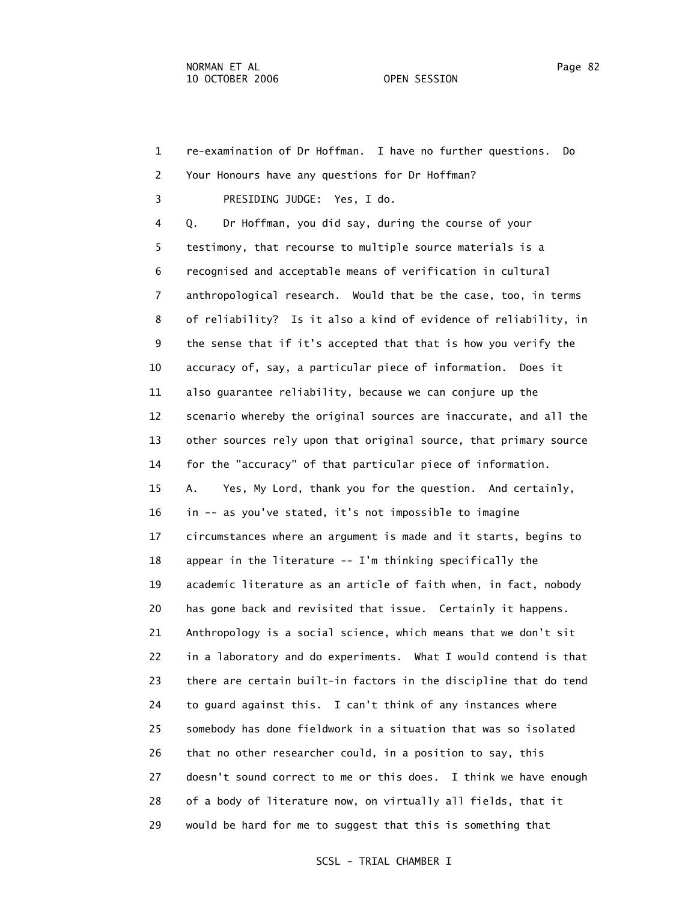re-examination of Dr Hoffman. I have no further questions. Do Your Honours have any questions for Dr Hoffman?

PRESIDING JUDGE: Yes, I do.

Q. Dr Hoffman, you did say, during the course of your testimony, that recourse to multiple source materials is a recognised and acceptable means of verification in cultural anthropological research. Would that be the case, too, in terms of reliability? Is it also a kind of evidence of reliability, in the sense that if it's accepted that that is how you verify the accuracy of, say, a particular piece of information. Does it also guarantee reliability, because we can conjure up the scenario whereby the original sources are inaccurate, and all the other sources rely upon that original source, that primary source for the "accuracy" of that particular piece of information.

A. Yes, My Lord, thank you for the question. And certainly, in -- as you've stated, it's not impossible to imagine circumstances where an argument is made and it starts, begins to appear in the literature -- I'm thinking specifically the academic literature as an article of faith when, in fact, nobody has gone back and revisited that issue. Certainly it happens. Anthropology is a social science, which means that we don't sit in a laboratory and do experiments. What I would contend is that there are certain built-in factors in the discipline that do tend to guard against this. I can't think of any instances where somebody has done fieldwork in a situation that was so isolated that no other researcher could, in a position to say, this doesn't sound correct to me or this does. I think we have enough of a body of literature now, on virtually all fields, that it would be hard for me to suggest that this is something that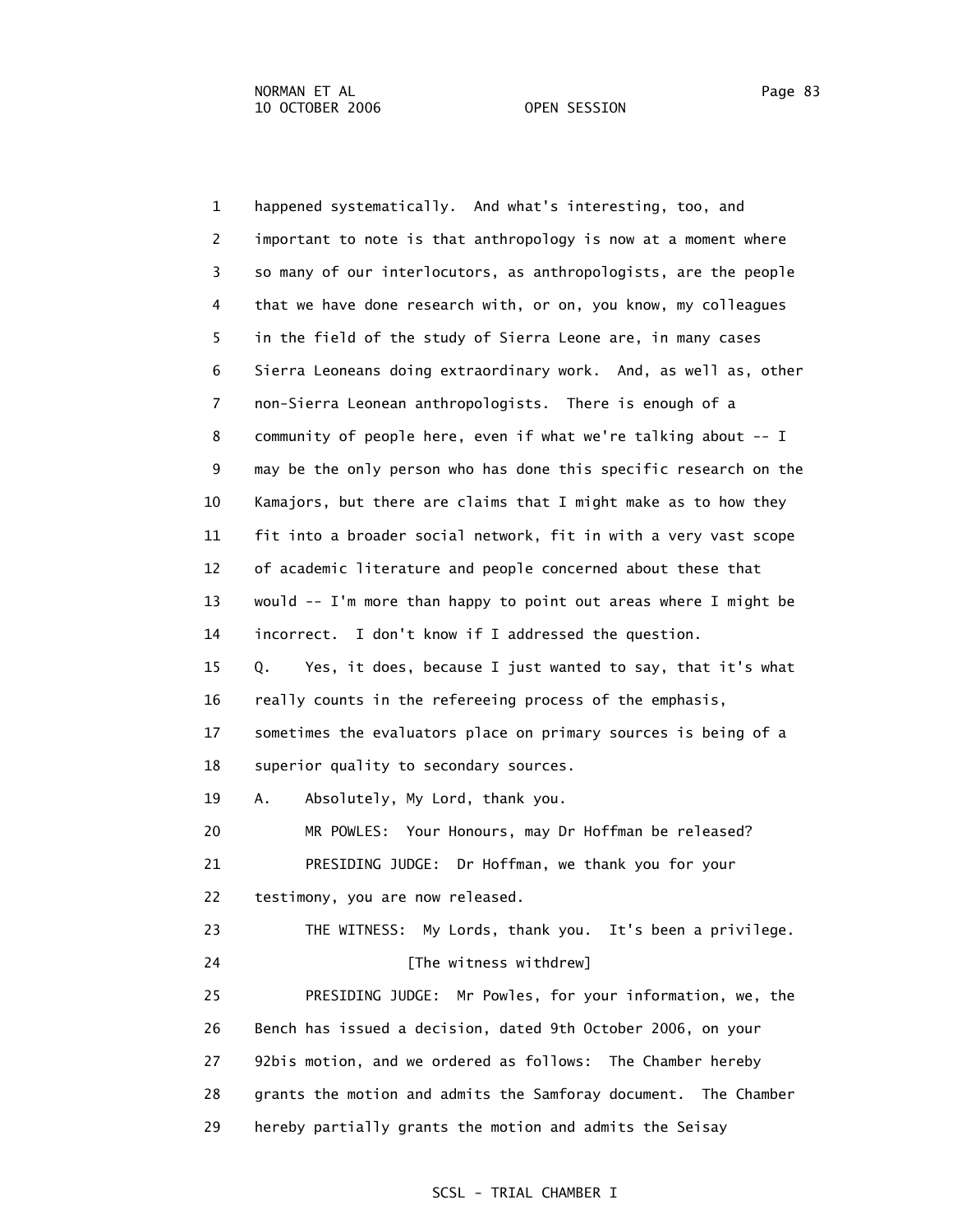happened systematically. And what's interesting, too, and important to note is that anthropology is now at a moment where so many of our interlocutors, as anthropologists, are the people that we have done research with, or on, you know, my colleagues in the field of the study of Sierra Leone are, in many cases Sierra Leoneans doing extraordinary work. And, as well as, other non-Sierra Leonean anthropologists. There is enough of a community of people here, even if what we're talking about -- I may be the only person who has done this specific research on the Kamajors, but there are claims that I might make as to how they fit into a broader social network, fit in with a very vast scope of academic literature and people concerned about these that would -- I'm more than happy to point out areas where I might be incorrect. I don't know if I addressed the question.

Q. Yes, it does, because I just wanted to say, that it's what really counts in the refereeing process of the emphasis, sometimes the evaluators place on primary sources is being of a superior quality to secondary sources.

A. Absolutely, My Lord, thank you.

MR POWLES: Your Honours, may Dr Hoffman be released?

PRESIDING JUDGE: Dr Hoffman, we thank you for your testimony, you are now released.

THE WITNESS: My Lords, thank you. It's been a privilege.

[The witness withdrew]

PRESIDING JUDGE: Mr Powles, for your information, we, the Bench has issued a decision, dated 9th October 2006, on your 92bis motion, and we ordered as follows: The Chamber hereby grants the motion and admits the Samforay document. The Chamber hereby partially grants the motion and admits the Seisay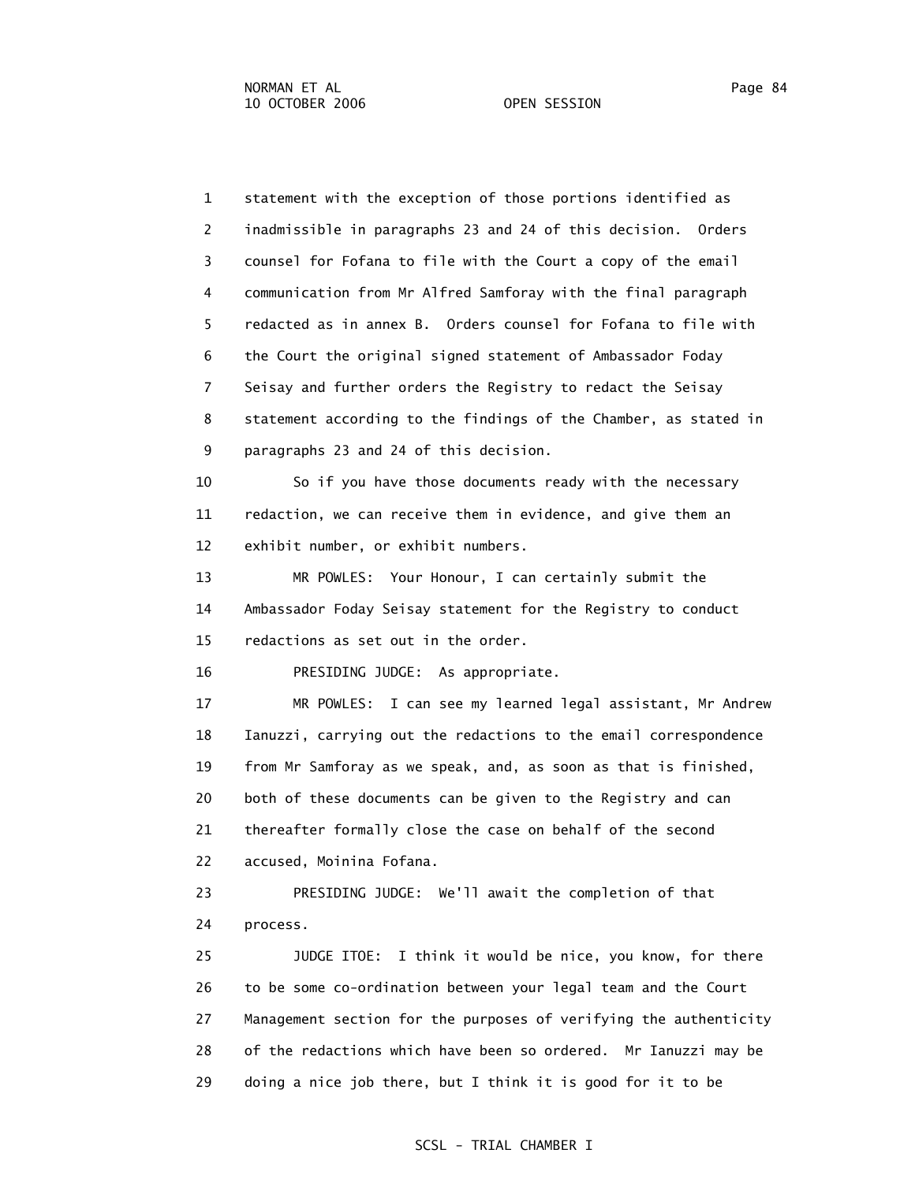1 statement with the exception of those portions identified as
2 inadmissible in paragraphs 23 and 24 of this decision. Orders
3 counsel for Fofana to file with the Court a copy of the email
4 communication from Mr Alfred Samforay with the final paragraph
5 redacted as in annex B. Orders counsel for Fofana to file with
6 the Court the original signed statement of Ambassador Foday
7 Seisay and further orders the Registry to redact the Seisay
8 statement according to the findings of the Chamber, as stated in
9 paragraphs 23 and 24 of this decision.

10 So if you have those documents ready with the necessary
11 redaction, we can receive them in evidence, and give them an
12 exhibit number, or exhibit numbers.

13 MR POWLES: Your Honour, I can certainly submit the
14 Ambassador Foday Seisay statement for the Registry to conduct
15 redactions as set out in the order.

16 PRESIDING JUDGE: As appropriate.

17 MR POWLES: I can see my learned legal assistant, Mr Andrew
18 Ianuzzi, carrying out the redactions to the email correspondence
19 from Mr Samforay as we speak, and, as soon as that is finished,
20 both of these documents can be given to the Registry and can
21 thereafter formally close the case on behalf of the second
22 accused, Moinina Fofana.

23 PRESIDING JUDGE: We'll await the completion of that
24 process.

25 JUDGE ITOE: I think it would be nice, you know, for there
26 to be some co-ordination between your legal team and the Court
27 Management section for the purposes of verifying the authenticity
28 of the redactions which have been so ordered. Mr Ianuzzi may be
29 doing a nice job there, but I think it is good for it to be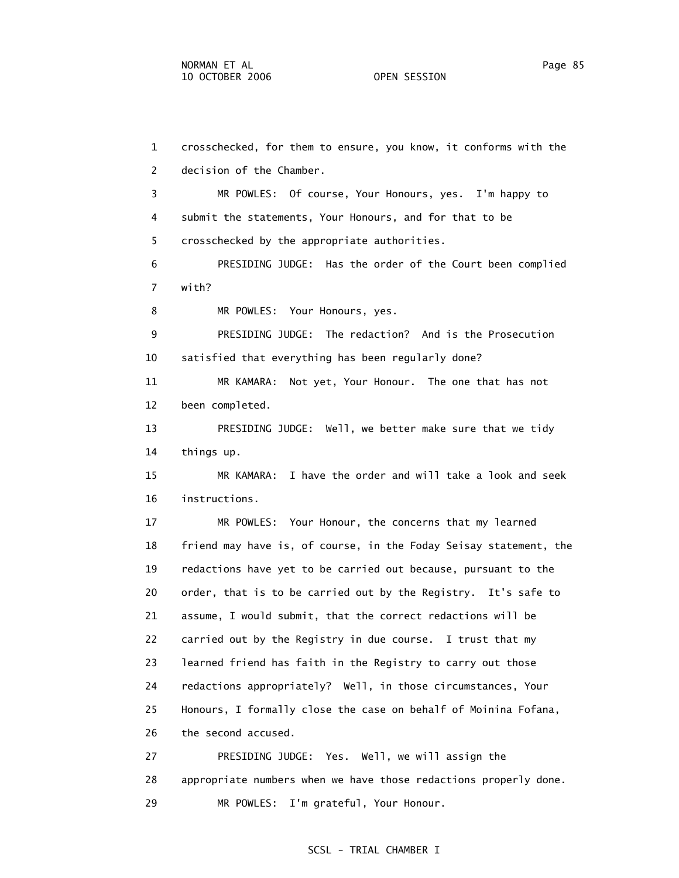1 crosschecked, for them to ensure, you know, it conforms with the
2 decision of the Chamber.
3 MR POWLES: Of course, Your Honours, yes. I'm happy to
4 submit the statements, Your Honours, and for that to be
5 crosschecked by the appropriate authorities.
6 PRESIDING JUDGE: Has the order of the Court been complied
7 with?
8 MR POWLES: Your Honours, yes.
9 PRESIDING JUDGE: The redaction? And is the Prosecution
10 satisfied that everything has been regularly done?
11 MR KAMARA: Not yet, Your Honour. The one that has not
12 been completed.
13 PRESIDING JUDGE: Well, we better make sure that we tidy
14 things up.
15 MR KAMARA: I have the order and will take a look and seek
16 instructions.
17 MR POWLES: Your Honour, the concerns that my learned
18 friend may have is, of course, in the Foday Seisay statement, the
19 redactions have yet to be carried out because, pursuant to the
20 order, that is to be carried out by the Registry. It's safe to
21 assume, I would submit, that the correct redactions will be
22 carried out by the Registry in due course. I trust that my
23 learned friend has faith in the Registry to carry out those
24 redactions appropriately? Well, in those circumstances, Your
25 Honours, I formally close the case on behalf of Moinina Fofana,
26 the second accused.
27 PRESIDING JUDGE: Yes. Well, we will assign the
28 appropriate numbers when we have those redactions properly done.
29 MR POWLES: I'm grateful, Your Honour.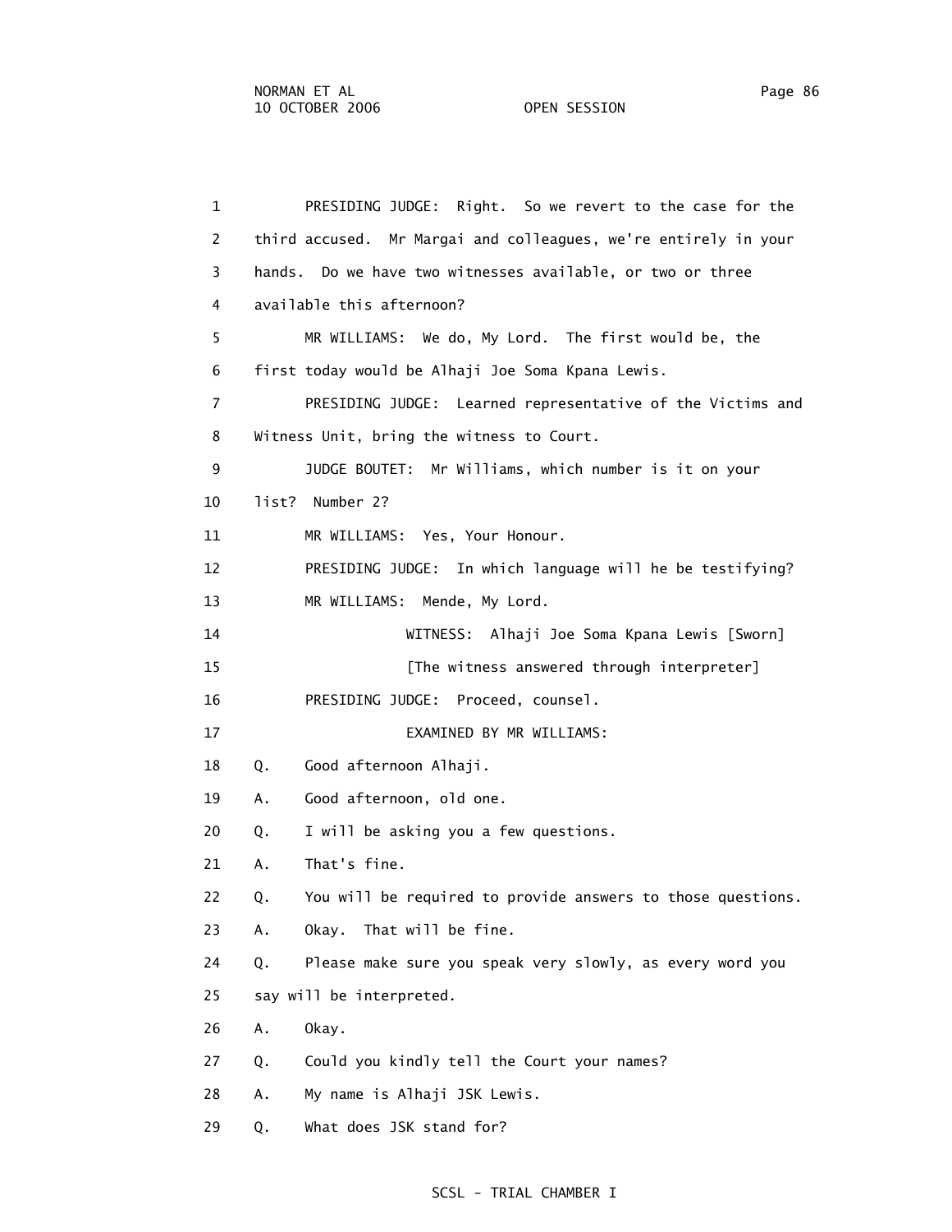PRESIDING JUDGE: Right. So we revert to the case for the third accused. Mr Margai and colleagues, we're entirely in your hands. Do we have two witnesses available, or two or three available this afternoon?

MR WILLIAMS: We do, My Lord. The first would be, the first today would be Alhaji Joe Soma Kpana Lewis.

PRESIDING JUDGE: Learned representative of the Victims and Witness Unit, bring the witness to Court.

JUDGE BOUTET: Mr Williams, which number is it on your list? Number 2?

MR WILLIAMS: Yes, Your Honour.

PRESIDING JUDGE: In which language will he be testifying?

MR WILLIAMS: Mende, My Lord.

WITNESS: Alhaji Joe Soma Kpana Lewis [Sworn]

[The witness answered through interpreter]

PRESIDING JUDGE: Proceed, counsel.

EXAMINED BY MR WILLIAMS:

Q. Good afternoon Alhaji.

A. Good afternoon, old one.

Q. I will be asking you a few questions.

A. That's fine.

Q. You will be required to provide answers to those questions.

A. Okay. That will be fine.

Q. Please make sure you speak very slowly, as every word you say will be interpreted.

A. Okay.

Q. Could you kindly tell the Court your names?

A. My name is Alhaji JSK Lewis.

Q. What does JSK stand for?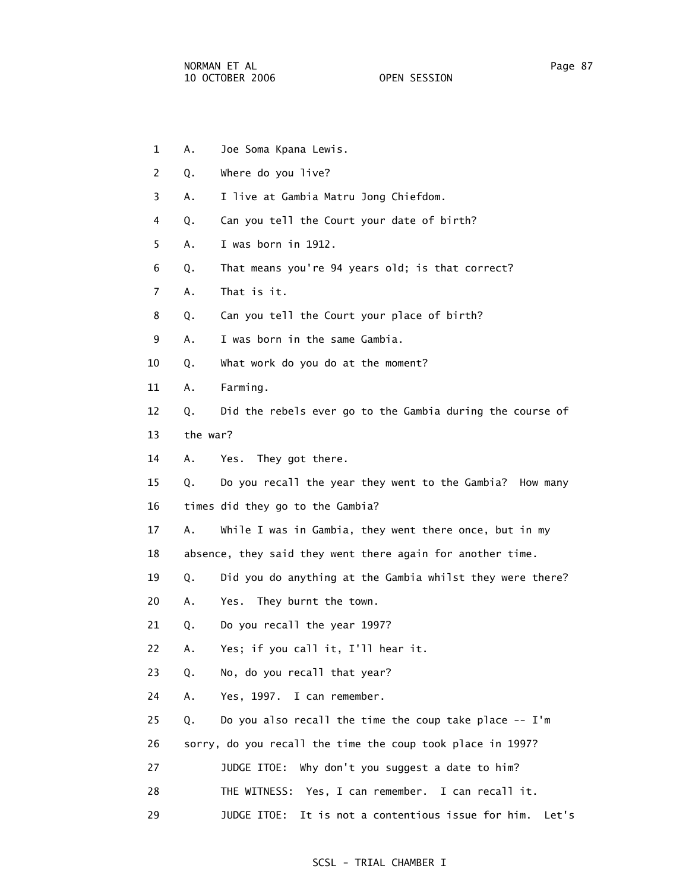1 A. Joe Soma Kpana Lewis.

2 Q. Where do you live?

3 A. I live at Gambia Matru Jong Chiefdom.

4 Q. Can you tell the Court your date of birth?

5 A. I was born in 1912.

6 Q. That means you're 94 years old; is that correct?

7 A. That is it.

8 Q. Can you tell the Court your place of birth?

9 A. I was born in the same Gambia.

10 Q. What work do you do at the moment?

11 A. Farming.

12 Q. Did the rebels ever go to the Gambia during the course of

13 the war?

14 A. Yes. They got there.

15 Q. Do you recall the year they went to the Gambia? How many

16 times did they go to the Gambia?

17 A. While I was in Gambia, they went there once, but in my

18 absence, they said they went there again for another time.

19 Q. Did you do anything at the Gambia whilst they were there?

20 A. Yes. They burnt the town.

21 Q. Do you recall the year 1997?

22 A. Yes; if you call it, I'll hear it.

23 Q. No, do you recall that year?

24 A. Yes, 1997. I can remember.

25 Q. Do you also recall the time the coup take place -- I'm

26 sorry, do you recall the time the coup took place in 1997?

27 JUDGE ITOE: Why don't you suggest a date to him?

28 THE WITNESS: Yes, I can remember. I can recall it.

29 JUDGE ITOE: It is not a contentious issue for him. Let's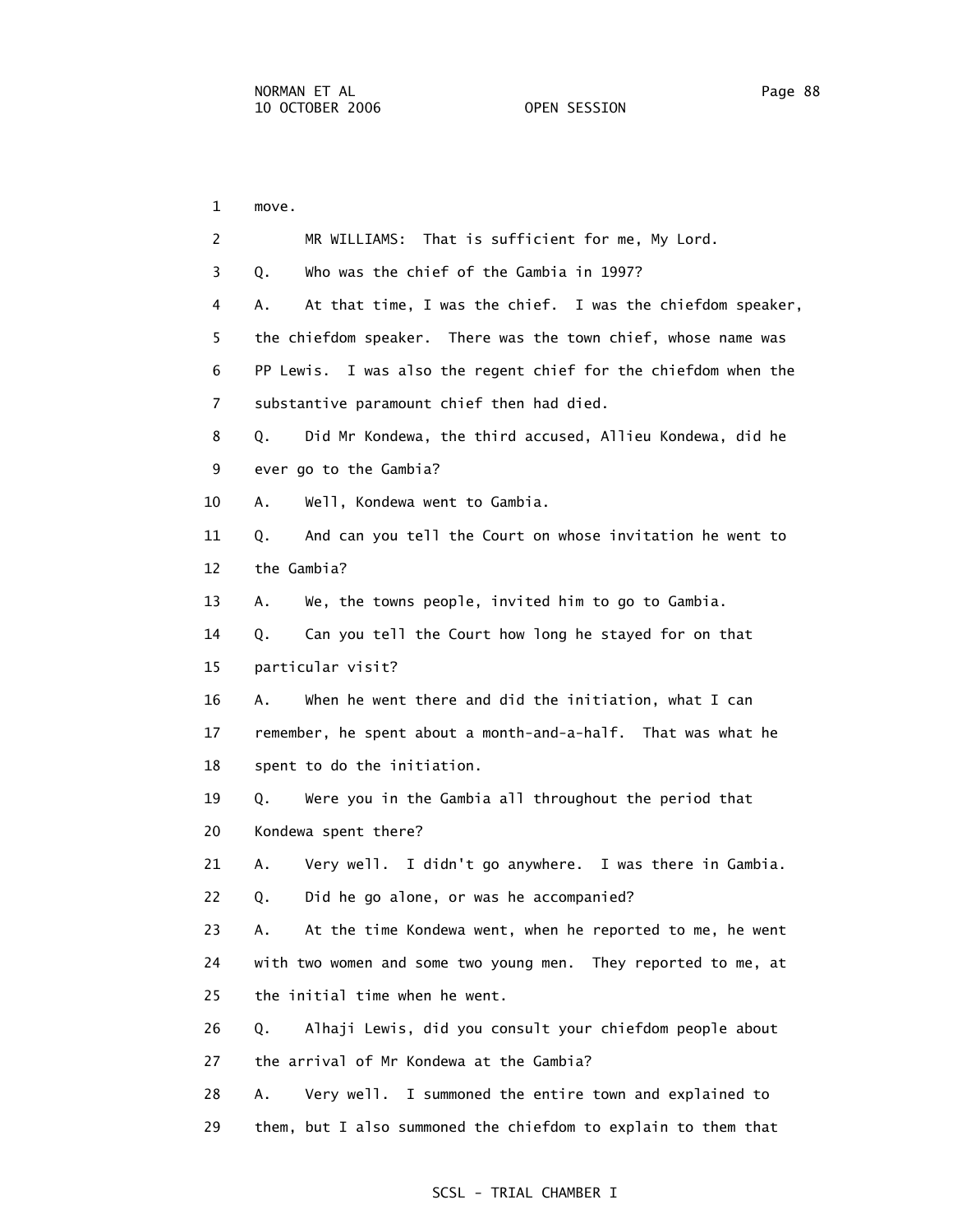1 move.

2 MR WILLIAMS: That is sufficient for me, My Lord.

3 Q. Who was the chief of the Gambia in 1997?

4 A. At that time, I was the chief. I was the chiefdom speaker,

5 the chiefdom speaker. There was the town chief, whose name was

6 PP Lewis. I was also the regent chief for the chiefdom when the

7 substantive paramount chief then had died.

8 Q. Did Mr Kondewa, the third accused, Allieu Kondewa, did he

9 ever go to the Gambia?

10 A. Well, Kondewa went to Gambia.

11 Q. And can you tell the Court on whose invitation he went to

12 the Gambia?

13 A. We, the towns people, invited him to go to Gambia.

14 Q. Can you tell the Court how long he stayed for on that

15 particular visit?

16 A. When he went there and did the initiation, what I can

17 remember, he spent about a month-and-a-half. That was what he

18 spent to do the initiation.

19 Q. Were you in the Gambia all throughout the period that

20 Kondewa spent there?

21 A. Very well. I didn't go anywhere. I was there in Gambia.

22 Q. Did he go alone, or was he accompanied?

23 A. At the time Kondewa went, when he reported to me, he went

24 with two women and some two young men. They reported to me, at

25 the initial time when he went.

26 Q. Alhaji Lewis, did you consult your chiefdom people about

27 the arrival of Mr Kondewa at the Gambia?

28 A. Very well. I summoned the entire town and explained to

29 them, but I also summoned the chiefdom to explain to them that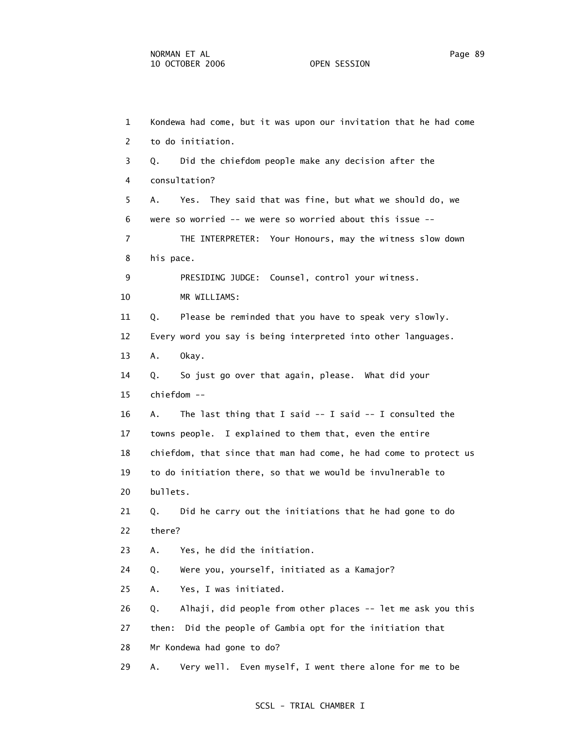1 Kondewa had come, but it was upon our invitation that he had come

2 to do initiation.

3 Q. Did the chiefdom people make any decision after the

4 consultation?

5 A. Yes. They said that was fine, but what we should do, we

6 were so worried -- we were so worried about this issue --

7 THE INTERPRETER: Your Honours, may the witness slow down

8 his pace.

9 PRESIDING JUDGE: Counsel, control your witness.

10 MR WILLIAMS:

11 Q. Please be reminded that you have to speak very slowly.

12 Every word you say is being interpreted into other languages.

13 A. Okay.

14 Q. So just go over that again, please. What did your

15 chiefdom --

16 A. The last thing that I said -- I said -- I consulted the

17 towns people. I explained to them that, even the entire

18 chiefdom, that since that man had come, he had come to protect us

19 to do initiation there, so that we would be invulnerable to

20 bullets.

21 Q. Did he carry out the initiations that he had gone to do

22 there?

23 A. Yes, he did the initiation.

24 Q. Were you, yourself, initiated as a Kamajor?

25 A. Yes, I was initiated.

26 Q. Alhaji, did people from other places -- let me ask you this

27 then: Did the people of Gambia opt for the initiation that

28 Mr Kondewa had gone to do?

29 A. Very well. Even myself, I went there alone for me to be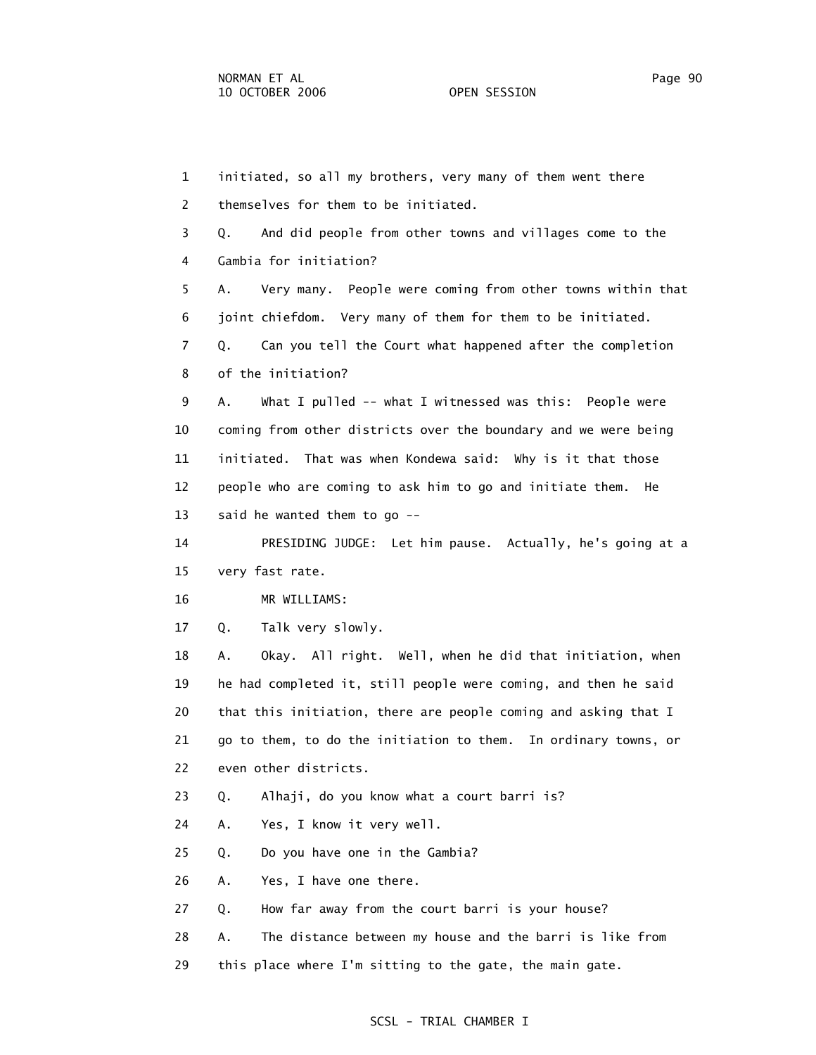1 initiated, so all my brothers, very many of them went there
2 themselves for them to be initiated.
3 Q. And did people from other towns and villages come to the
4 Gambia for initiation?
5 A. Very many. People were coming from other towns within that
6 joint chiefdom. Very many of them for them to be initiated.
7 Q. Can you tell the Court what happened after the completion
8 of the initiation?
9 A. What I pulled -- what I witnessed was this: People were
10 coming from other districts over the boundary and we were being
11 initiated. That was when Kondewa said: Why is it that those
12 people who are coming to ask him to go and initiate them. He
13 said he wanted them to go --
14 PRESIDING JUDGE: Let him pause. Actually, he's going at a
15 very fast rate.
16 MR WILLIAMS:
17 Q. Talk very slowly.
18 A. Okay. All right. Well, when he did that initiation, when
19 he had completed it, still people were coming, and then he said
20 that this initiation, there are people coming and asking that I
21 go to them, to do the initiation to them. In ordinary towns, or
22 even other districts.
23 Q. Alhaji, do you know what a court barri is?
24 A. Yes, I know it very well.
25 Q. Do you have one in the Gambia?
26 A. Yes, I have one there.
27 Q. How far away from the court barri is your house?
28 A. The distance between my house and the barri is like from
29 this place where I'm sitting to the gate, the main gate.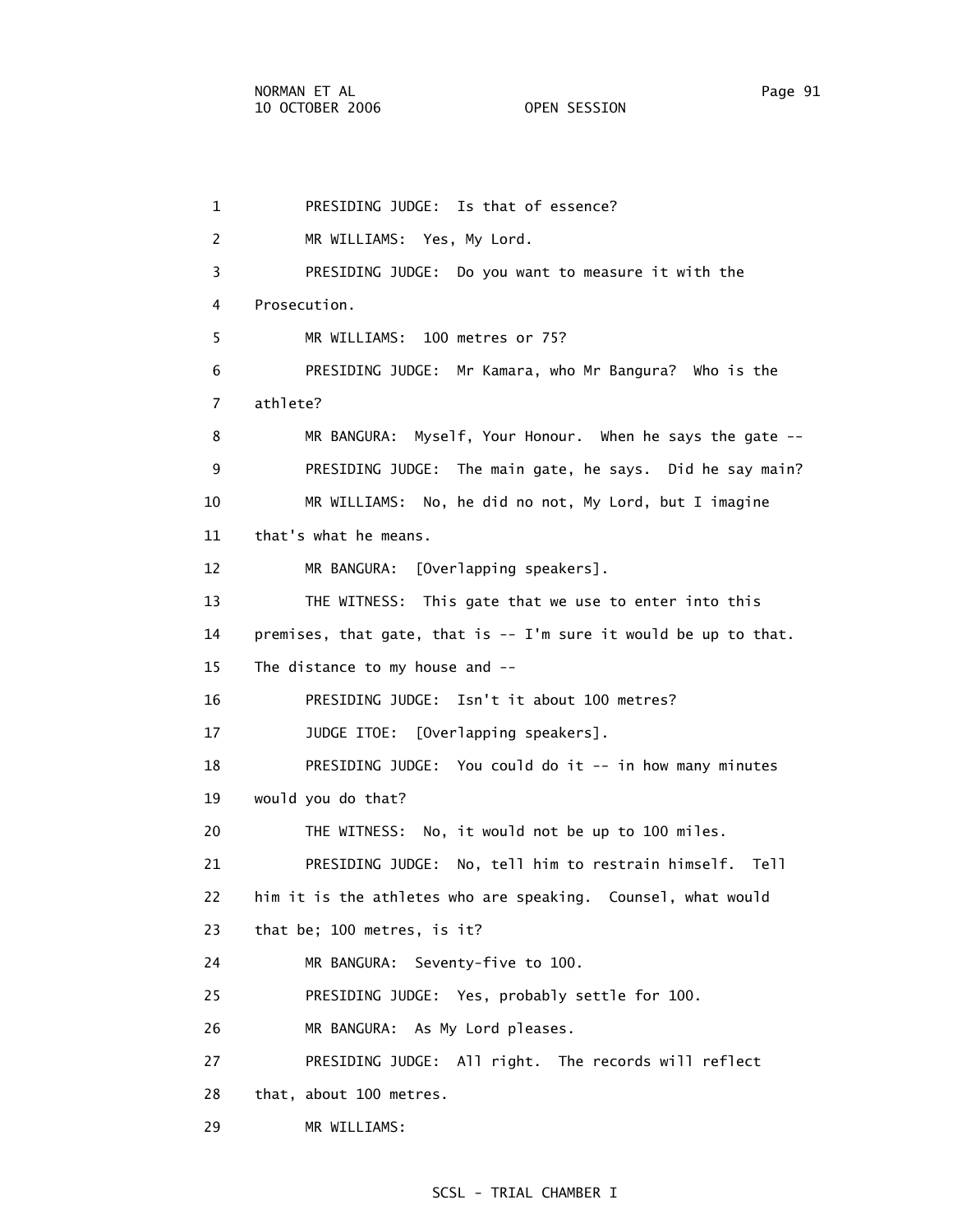1 PRESIDING JUDGE: Is that of essence?

2 MR WILLIAMS: Yes, My Lord.

3 PRESIDING JUDGE: Do you want to measure it with the

4 Prosecution.

5 MR WILLIAMS: 100 metres or 75?

6 PRESIDING JUDGE: Mr Kamara, who Mr Bangura? Who is the

7 athlete?

8 MR BANGURA: Myself, Your Honour. When he says the gate --

9 PRESIDING JUDGE: The main gate, he says. Did he say main?

10 MR WILLIAMS: No, he did no not, My Lord, but I imagine

11 that's what he means.

12 MR BANGURA: [Overlapping speakers].

13 THE WITNESS: This gate that we use to enter into this

14 premises, that gate, that is -- I'm sure it would be up to that.

15 The distance to my house and --

16 PRESIDING JUDGE: Isn't it about 100 metres?

17 JUDGE ITOE: [Overlapping speakers].

18 PRESIDING JUDGE: You could do it -- in how many minutes

19 would you do that?

20 THE WITNESS: No, it would not be up to 100 miles.

21 PRESIDING JUDGE: No, tell him to restrain himself. Tell

22 him it is the athletes who are speaking. Counsel, what would

23 that be; 100 metres, is it?

24 MR BANGURA: Seventy-five to 100.

25 PRESIDING JUDGE: Yes, probably settle for 100.

26 MR BANGURA: As My Lord pleases.

27 PRESIDING JUDGE: All right. The records will reflect

28 that, about 100 metres.

29 MR WILLIAMS: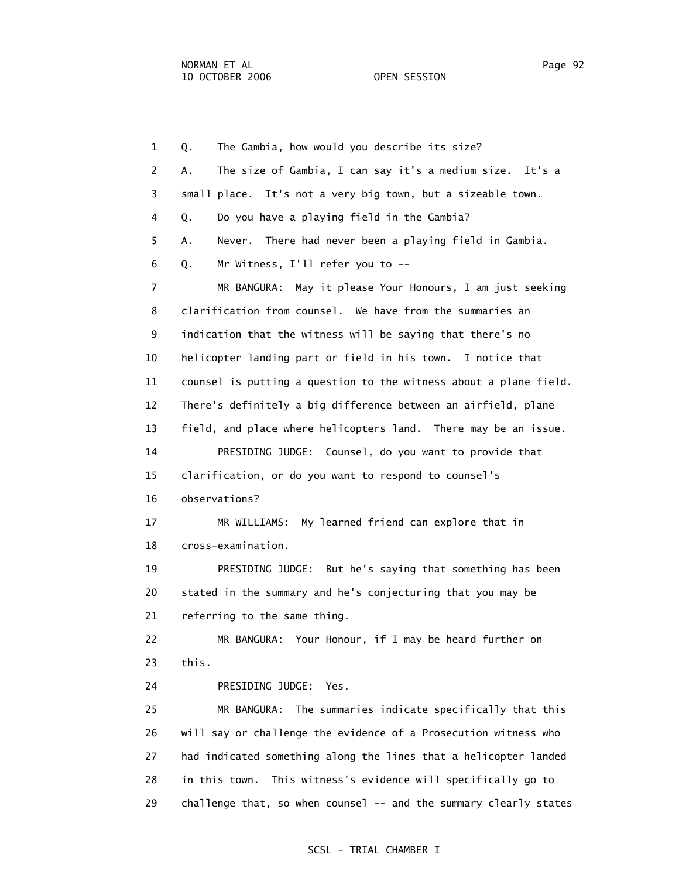1 Q. The Gambia, how would you describe its size?

2 A. The size of Gambia, I can say it's a medium size. It's a

3 small place. It's not a very big town, but a sizeable town.

4 Q. Do you have a playing field in the Gambia?

5 A. Never. There had never been a playing field in Gambia.

6 Q. Mr Witness, I'll refer you to --

7 MR BANGURA: May it please Your Honours, I am just seeking

8 clarification from counsel. We have from the summaries an

9 indication that the witness will be saying that there's no

10 helicopter landing part or field in his town. I notice that

11 counsel is putting a question to the witness about a plane field.

12 There's definitely a big difference between an airfield, plane

13 field, and place where helicopters land. There may be an issue.

14 PRESIDING JUDGE: Counsel, do you want to provide that

15 clarification, or do you want to respond to counsel's

16 observations?

17 MR WILLIAMS: My learned friend can explore that in

18 cross-examination.

19 PRESIDING JUDGE: But he's saying that something has been

20 stated in the summary and he's conjecturing that you may be

21 referring to the same thing.

22 MR BANGURA: Your Honour, if I may be heard further on

23 this.

24 PRESIDING JUDGE: Yes.

25 MR BANGURA: The summaries indicate specifically that this

26 will say or challenge the evidence of a Prosecution witness who

27 had indicated something along the lines that a helicopter landed

28 in this town. This witness's evidence will specifically go to

29 challenge that, so when counsel -- and the summary clearly states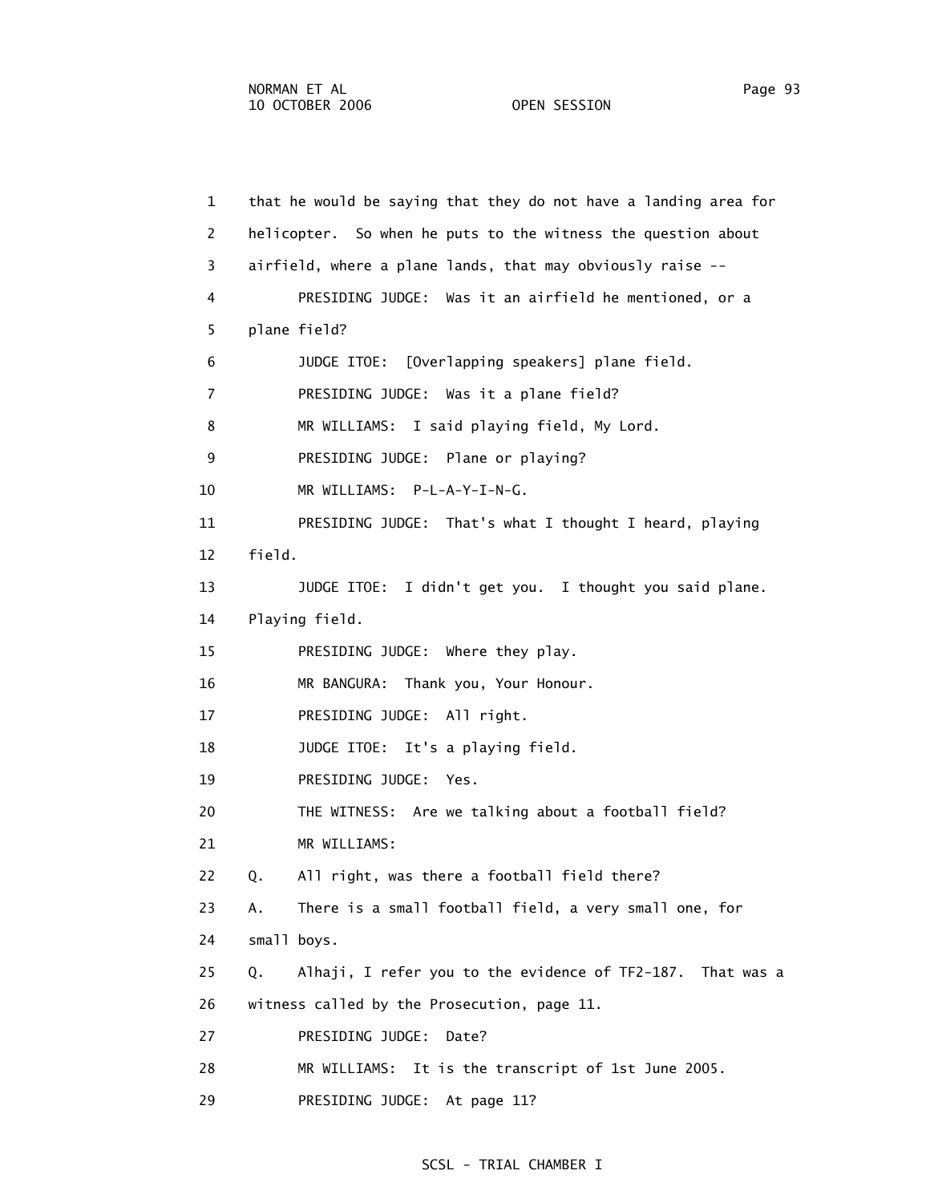1 that he would be saying that they do not have a landing area for

2 helicopter. So when he puts to the witness the question about

3 airfield, where a plane lands, that may obviously raise --

4 PRESIDING JUDGE: Was it an airfield he mentioned, or a

5 plane field?

6 JUDGE ITOE: [Overlapping speakers] plane field.

7 PRESIDING JUDGE: Was it a plane field?

8 MR WILLIAMS: I said playing field, My Lord.

9 PRESIDING JUDGE: Plane or playing?

10 MR WILLIAMS: P-L-A-Y-I-N-G.

11 PRESIDING JUDGE: That's what I thought I heard, playing

12 field.

13 JUDGE ITOE: I didn't get you. I thought you said plane.

14 Playing field.

15 PRESIDING JUDGE: Where they play.

16 MR BANGURA: Thank you, Your Honour.

17 PRESIDING JUDGE: All right.

18 JUDGE ITOE: It's a playing field.

19 PRESIDING JUDGE: Yes.

20 THE WITNESS: Are we talking about a football field?

21 MR WILLIAMS:

22 Q. All right, was there a football field there?

23 A. There is a small football field, a very small one, for

24 small boys.

25 Q. Alhaji, I refer you to the evidence of TF2-187. That was a

26 witness called by the Prosecution, page 11.

27 PRESIDING JUDGE: Date?

28 MR WILLIAMS: It is the transcript of 1st June 2005.

29 PRESIDING JUDGE: At page 11?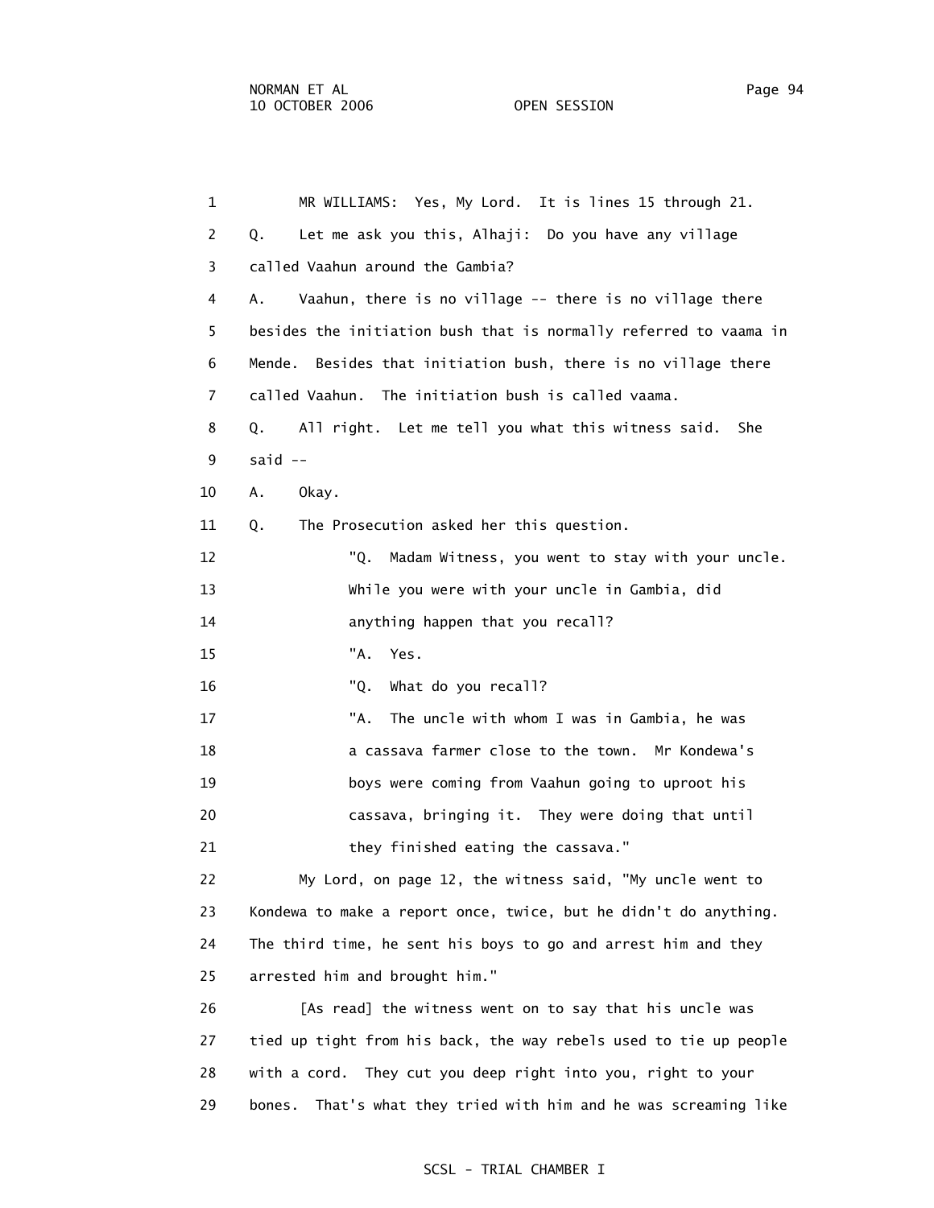MR WILLIAMS: Yes, My Lord. It is lines 15 through 21.

Q. Let me ask you this, Alhaji: Do you have any village called Vaahun around the Gambia?

A. Vaahun, there is no village -- there is no village there besides the initiation bush that is normally referred to vaama in Mende. Besides that initiation bush, there is no village there called Vaahun. The initiation bush is called vaama.

Q. All right. Let me tell you what this witness said. She said --

A. Okay.

Q. The Prosecution asked her this question.

> "Q. Madam Witness, you went to stay with your uncle. While you were with your uncle in Gambia, did anything happen that you recall?
>
> "A. Yes.
>
> "Q. What do you recall?
>
> "A. The uncle with whom I was in Gambia, he was a cassava farmer close to the town. Mr Kondewa's boys were coming from Vaahun going to uproot his cassava, bringing it. They were doing that until they finished eating the cassava."

My Lord, on page 12, the witness said, "My uncle went to Kondewa to make a report once, twice, but he didn't do anything. The third time, he sent his boys to go and arrest him and they arrested him and brought him."

[As read] the witness went on to say that his uncle was tied up tight from his back, the way rebels used to tie up people with a cord. They cut you deep right into you, right to your bones. That's what they tried with him and he was screaming like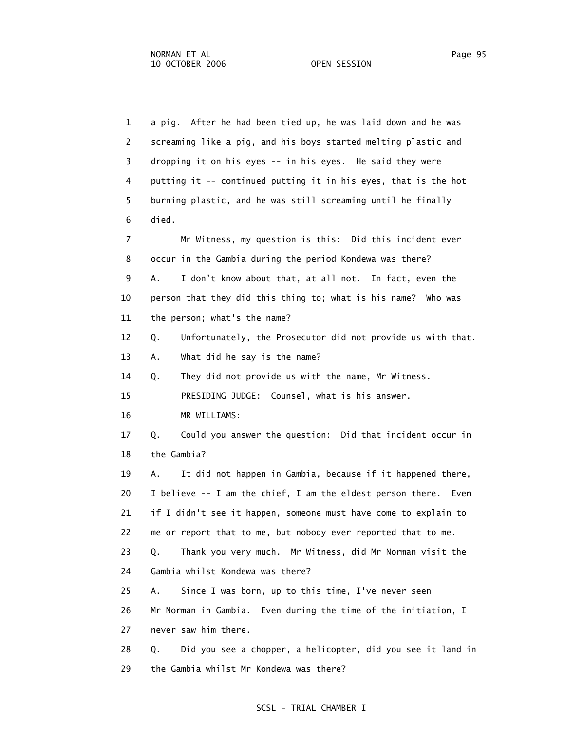1 a pig. After he had been tied up, he was laid down and he was
2 screaming like a pig, and his boys started melting plastic and
3 dropping it on his eyes -- in his eyes. He said they were
4 putting it -- continued putting it in his eyes, that is the hot
5 burning plastic, and he was still screaming until he finally
6 died.

7 Mr Witness, my question is this: Did this incident ever
8 occur in the Gambia during the period Kondewa was there?

9 A. I don't know about that, at all not. In fact, even the
10 person that they did this thing to; what is his name? Who was
11 the person; what's the name?

12 Q. Unfortunately, the Prosecutor did not provide us with that.

13 A. What did he say is the name?

14 Q. They did not provide us with the name, Mr Witness.

15 PRESIDING JUDGE: Counsel, what is his answer.

16 MR WILLIAMS:

17 Q. Could you answer the question: Did that incident occur in
18 the Gambia?

19 A. It did not happen in Gambia, because if it happened there,
20 I believe -- I am the chief, I am the eldest person there. Even
21 if I didn't see it happen, someone must have come to explain to
22 me or report that to me, but nobody ever reported that to me.

23 Q. Thank you very much. Mr Witness, did Mr Norman visit the
24 Gambia whilst Kondewa was there?

25 A. Since I was born, up to this time, I've never seen
26 Mr Norman in Gambia. Even during the time of the initiation, I
27 never saw him there.

28 Q. Did you see a chopper, a helicopter, did you see it land in
29 the Gambia whilst Mr Kondewa was there?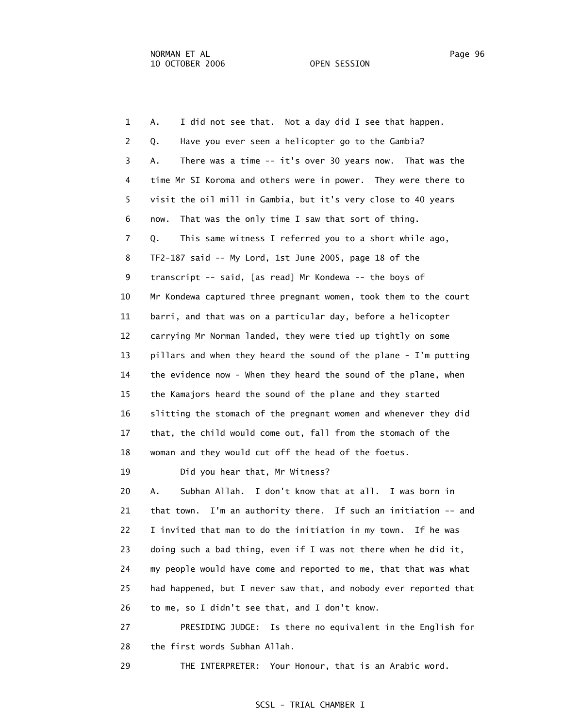1 A. I did not see that. Not a day did I see that happen.

2 Q. Have you ever seen a helicopter go to the Gambia?

3 A. There was a time -- it's over 30 years now. That was the

4 time Mr SI Koroma and others were in power. They were there to

5 visit the oil mill in Gambia, but it's very close to 40 years

6 now. That was the only time I saw that sort of thing.

7 Q. This same witness I referred you to a short while ago,

8 TF2-187 said -- My Lord, 1st June 2005, page 18 of the

9 transcript -- said, [as read] Mr Kondewa -- the boys of

10 Mr Kondewa captured three pregnant women, took them to the court

11 barri, and that was on a particular day, before a helicopter

12 carrying Mr Norman landed, they were tied up tightly on some

13 pillars and when they heard the sound of the plane - I'm putting

14 the evidence now - When they heard the sound of the plane, when

15 the Kamajors heard the sound of the plane and they started

16 slitting the stomach of the pregnant women and whenever they did

17 that, the child would come out, fall from the stomach of the

18 woman and they would cut off the head of the foetus.

19 Did you hear that, Mr Witness?

20 A. Subhan Allah. I don't know that at all. I was born in

21 that town. I'm an authority there. If such an initiation -- and

22 I invited that man to do the initiation in my town. If he was

23 doing such a bad thing, even if I was not there when he did it,

24 my people would have come and reported to me, that that was what

25 had happened, but I never saw that, and nobody ever reported that

26 to me, so I didn't see that, and I don't know.

27 PRESIDING JUDGE: Is there no equivalent in the English for

28 the first words Subhan Allah.

29 THE INTERPRETER: Your Honour, that is an Arabic word.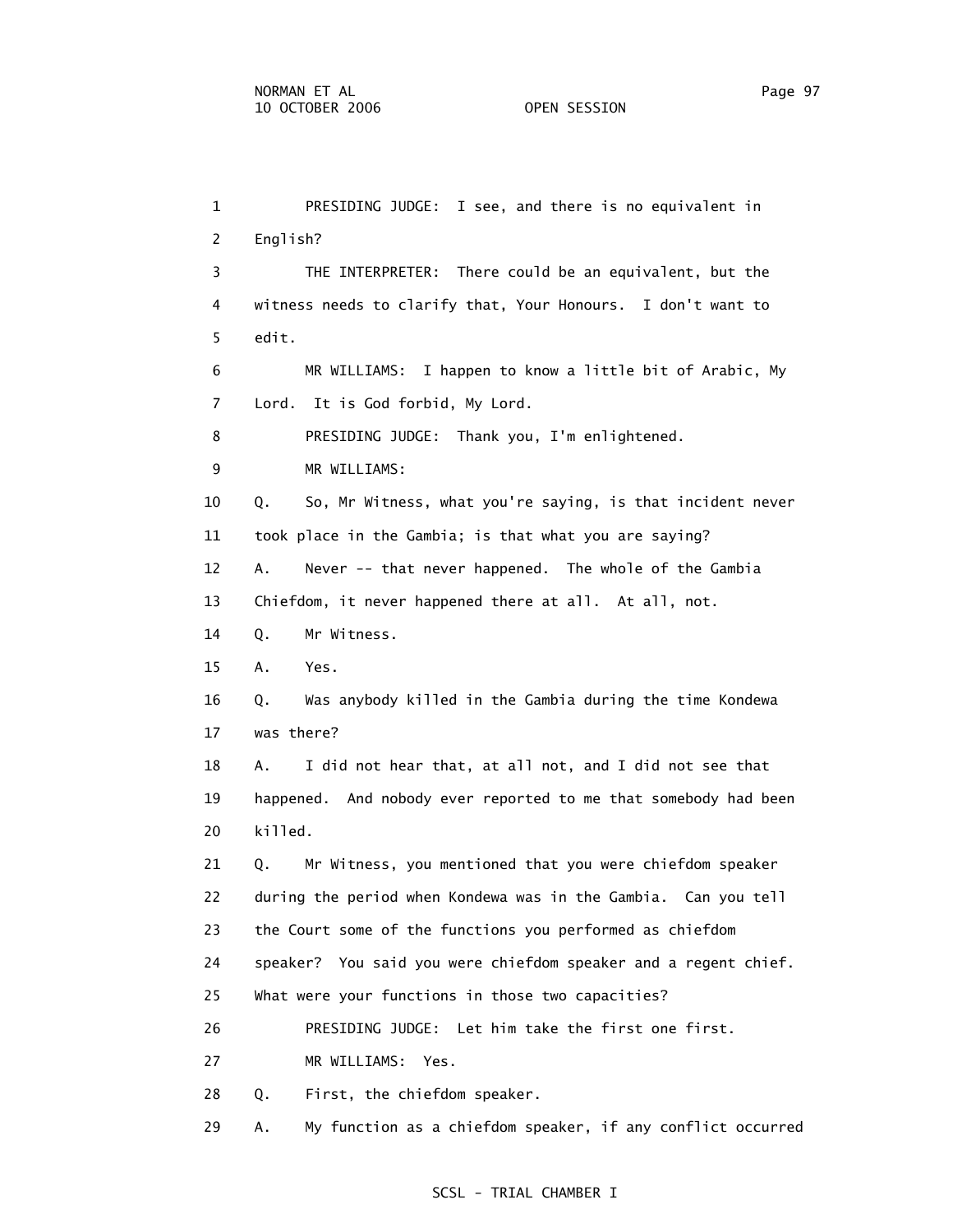1 PRESIDING JUDGE: I see, and there is no equivalent in
2 English?
3 THE INTERPRETER: There could be an equivalent, but the
4 witness needs to clarify that, Your Honours. I don't want to
5 edit.
6 MR WILLIAMS: I happen to know a little bit of Arabic, My
7 Lord. It is God forbid, My Lord.
8 PRESIDING JUDGE: Thank you, I'm enlightened.
9 MR WILLIAMS:
10 Q. So, Mr Witness, what you're saying, is that incident never
11 took place in the Gambia; is that what you are saying?
12 A. Never -- that never happened. The whole of the Gambia
13 Chiefdom, it never happened there at all. At all, not.
14 Q. Mr Witness.
15 A. Yes.
16 Q. Was anybody killed in the Gambia during the time Kondewa
17 was there?
18 A. I did not hear that, at all not, and I did not see that
19 happened. And nobody ever reported to me that somebody had been
20 killed.
21 Q. Mr Witness, you mentioned that you were chiefdom speaker
22 during the period when Kondewa was in the Gambia. Can you tell
23 the Court some of the functions you performed as chiefdom
24 speaker? You said you were chiefdom speaker and a regent chief.
25 What were your functions in those two capacities?
26 PRESIDING JUDGE: Let him take the first one first.
27 MR WILLIAMS: Yes.
28 Q. First, the chiefdom speaker.
29 A. My function as a chiefdom speaker, if any conflict occurred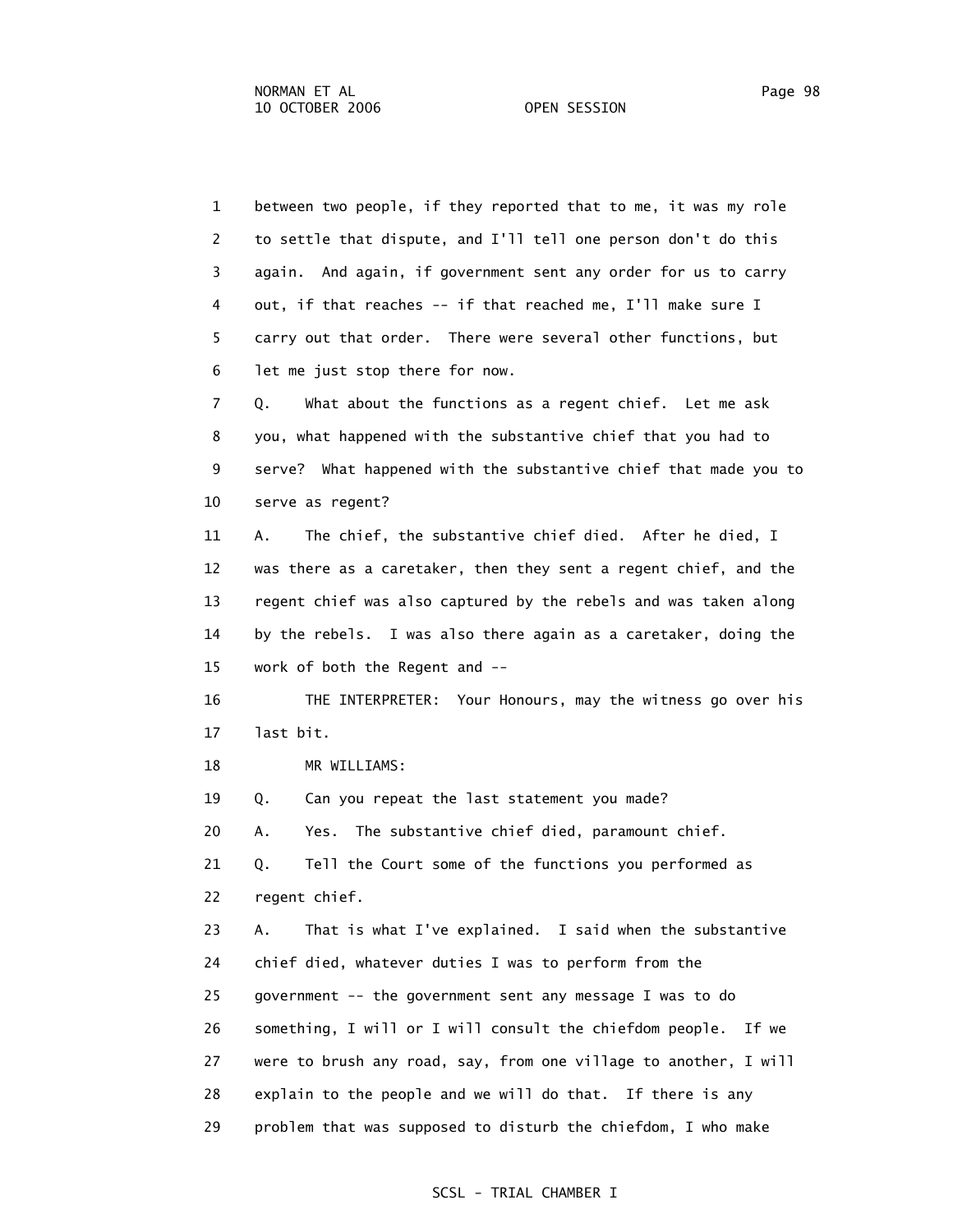1 between two people, if they reported that to me, it was my role
2 to settle that dispute, and I'll tell one person don't do this
3 again. And again, if government sent any order for us to carry
4 out, if that reaches -- if that reached me, I'll make sure I
5 carry out that order. There were several other functions, but
6 let me just stop there for now.

7 Q. What about the functions as a regent chief. Let me ask
8 you, what happened with the substantive chief that you had to
9 serve? What happened with the substantive chief that made you to
10 serve as regent?

11 A. The chief, the substantive chief died. After he died, I
12 was there as a caretaker, then they sent a regent chief, and the
13 regent chief was also captured by the rebels and was taken along
14 by the rebels. I was also there again as a caretaker, doing the
15 work of both the Regent and --

16 THE INTERPRETER: Your Honours, may the witness go over his
17 last bit.

18 MR WILLIAMS:

19 Q. Can you repeat the last statement you made?

20 A. Yes. The substantive chief died, paramount chief.

21 Q. Tell the Court some of the functions you performed as
22 regent chief.

23 A. That is what I've explained. I said when the substantive
24 chief died, whatever duties I was to perform from the
25 government -- the government sent any message I was to do
26 something, I will or I will consult the chiefdom people. If we
27 were to brush any road, say, from one village to another, I will
28 explain to the people and we will do that. If there is any
29 problem that was supposed to disturb the chiefdom, I who make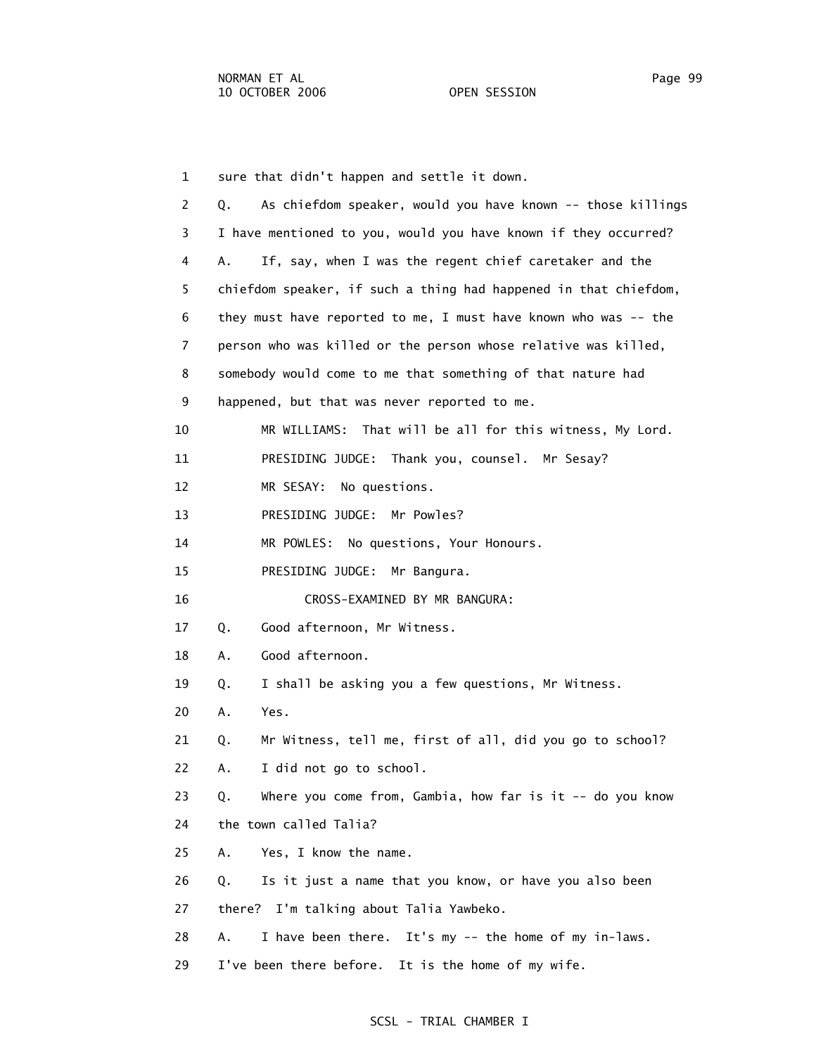1 sure that didn't happen and settle it down.

2 Q. As chiefdom speaker, would you have known -- those killings

3 I have mentioned to you, would you have known if they occurred?

4 A. If, say, when I was the regent chief caretaker and the

5 chiefdom speaker, if such a thing had happened in that chiefdom,

6 they must have reported to me, I must have known who was -- the

7 person who was killed or the person whose relative was killed,

8 somebody would come to me that something of that nature had

9 happened, but that was never reported to me.

10 MR WILLIAMS: That will be all for this witness, My Lord.

11 PRESIDING JUDGE: Thank you, counsel. Mr Sesay?

12 MR SESAY: No questions.

13 PRESIDING JUDGE: Mr Powles?

14 MR POWLES: No questions, Your Honours.

15 PRESIDING JUDGE: Mr Bangura.

16 CROSS-EXAMINED BY MR BANGURA:

17 Q. Good afternoon, Mr Witness.

18 A. Good afternoon.

19 Q. I shall be asking you a few questions, Mr Witness.

20 A. Yes.

21 Q. Mr Witness, tell me, first of all, did you go to school?

22 A. I did not go to school.

23 Q. Where you come from, Gambia, how far is it -- do you know

24 the town called Talia?

25 A. Yes, I know the name.

26 Q. Is it just a name that you know, or have you also been

27 there? I'm talking about Talia Yawbeko.

28 A. I have been there. It's my -- the home of my in-laws.

29 I've been there before. It is the home of my wife.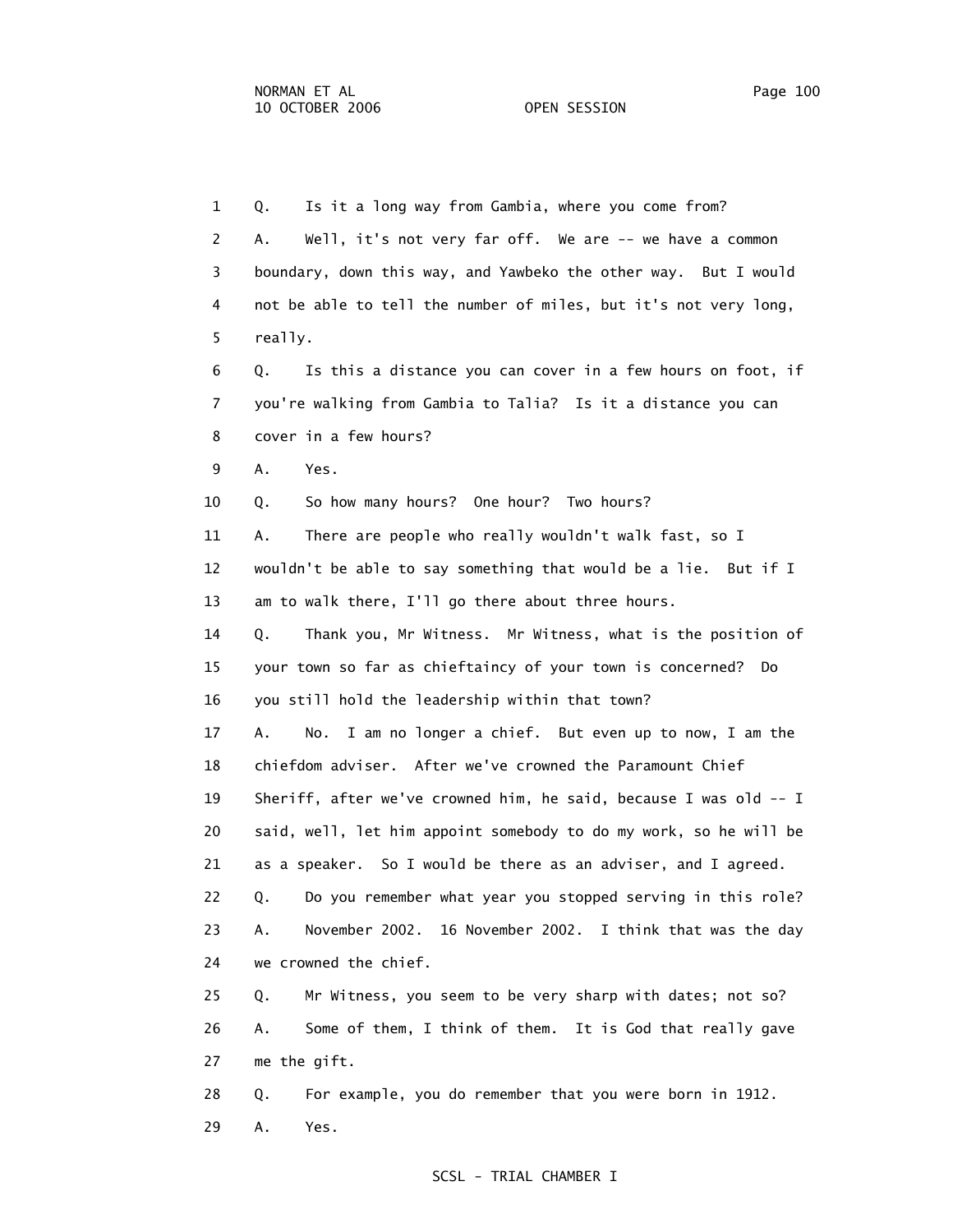1 Q. Is it a long way from Gambia, where you come from?

2 A. Well, it's not very far off. We are -- we have a common

3 boundary, down this way, and Yawbeko the other way. But I would

4 not be able to tell the number of miles, but it's not very long,

5 really.

6 Q. Is this a distance you can cover in a few hours on foot, if

7 you're walking from Gambia to Talia? Is it a distance you can

8 cover in a few hours?

9 A. Yes.

10 Q. So how many hours? One hour? Two hours?

11 A. There are people who really wouldn't walk fast, so I

12 wouldn't be able to say something that would be a lie. But if I

13 am to walk there, I'll go there about three hours.

14 Q. Thank you, Mr Witness. Mr Witness, what is the position of

15 your town so far as chieftaincy of your town is concerned? Do

16 you still hold the leadership within that town?

17 A. No. I am no longer a chief. But even up to now, I am the

18 chiefdom adviser. After we've crowned the Paramount Chief

19 Sheriff, after we've crowned him, he said, because I was old -- I

20 said, well, let him appoint somebody to do my work, so he will be

21 as a speaker. So I would be there as an adviser, and I agreed.

22 Q. Do you remember what year you stopped serving in this role?

23 A. November 2002. 16 November 2002. I think that was the day

24 we crowned the chief.

25 Q. Mr Witness, you seem to be very sharp with dates; not so?

26 A. Some of them, I think of them. It is God that really gave

27 me the gift.

28 Q. For example, you do remember that you were born in 1912.

29 A. Yes.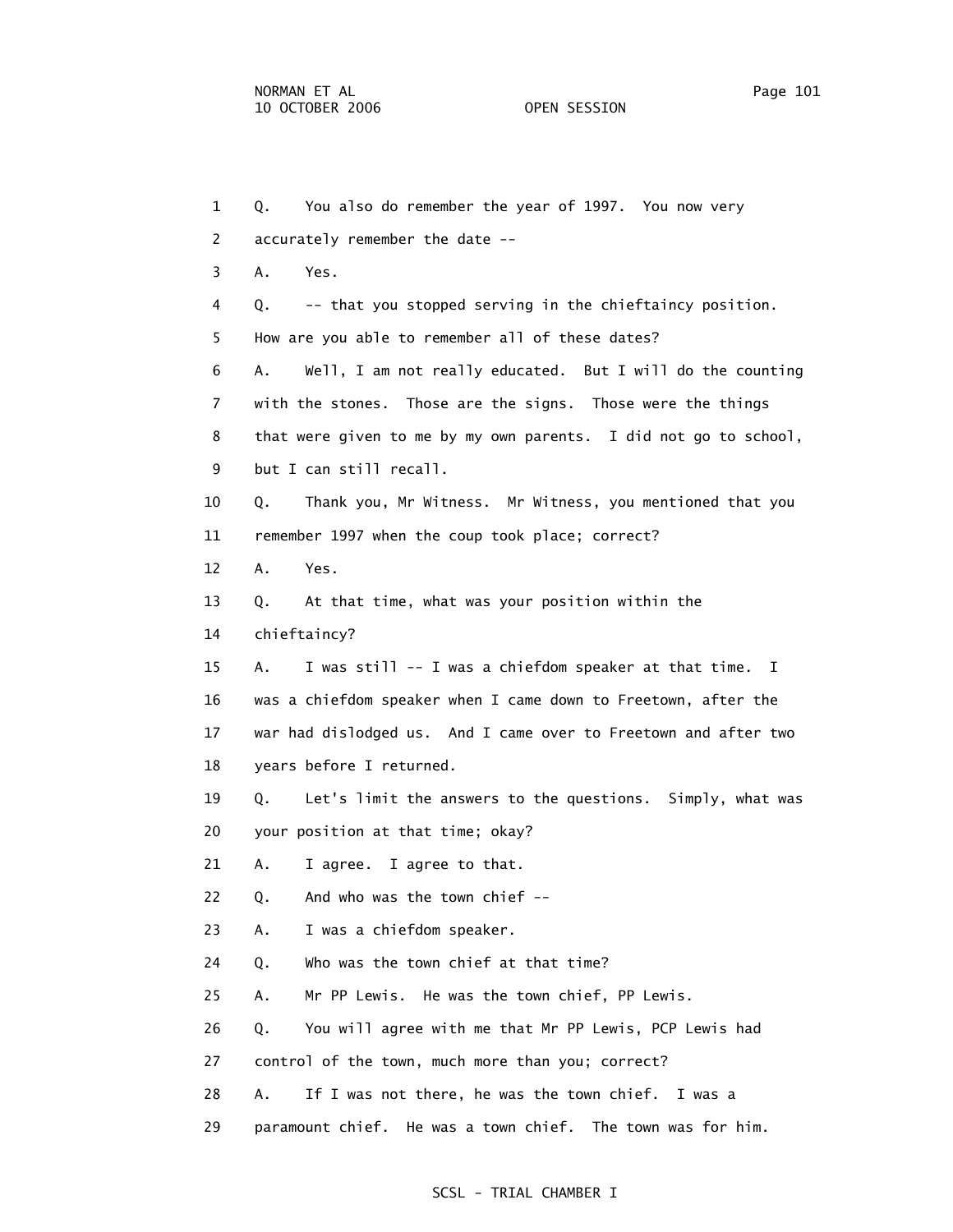1 Q. You also do remember the year of 1997. You now very
2 accurately remember the date --
3 A. Yes.
4 Q. -- that you stopped serving in the chieftaincy position.
5 How are you able to remember all of these dates?
6 A. Well, I am not really educated. But I will do the counting
7 with the stones. Those are the signs. Those were the things
8 that were given to me by my own parents. I did not go to school,
9 but I can still recall.
10 Q. Thank you, Mr Witness. Mr Witness, you mentioned that you
11 remember 1997 when the coup took place; correct?
12 A. Yes.
13 Q. At that time, what was your position within the
14 chieftaincy?
15 A. I was still -- I was a chiefdom speaker at that time. I
16 was a chiefdom speaker when I came down to Freetown, after the
17 war had dislodged us. And I came over to Freetown and after two
18 years before I returned.
19 Q. Let's limit the answers to the questions. Simply, what was
20 your position at that time; okay?
21 A. I agree. I agree to that.
22 Q. And who was the town chief --
23 A. I was a chiefdom speaker.
24 Q. Who was the town chief at that time?
25 A. Mr PP Lewis. He was the town chief, PP Lewis.
26 Q. You will agree with me that Mr PP Lewis, PCP Lewis had
27 control of the town, much more than you; correct?
28 A. If I was not there, he was the town chief. I was a
29 paramount chief. He was a town chief. The town was for him.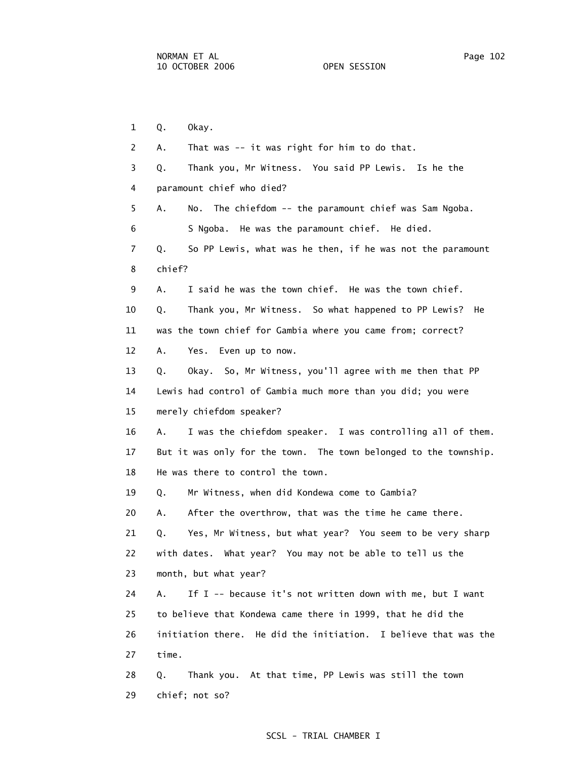1 Q. Okay.

2 A. That was -- it was right for him to do that.

3 Q. Thank you, Mr Witness. You said PP Lewis. Is he the

4 paramount chief who died?

5 A. No. The chiefdom -- the paramount chief was Sam Ngoba.

6 S Ngoba. He was the paramount chief. He died.

7 Q. So PP Lewis, what was he then, if he was not the paramount

8 chief?

9 A. I said he was the town chief. He was the town chief.

10 Q. Thank you, Mr Witness. So what happened to PP Lewis? He

11 was the town chief for Gambia where you came from; correct?

12 A. Yes. Even up to now.

13 Q. Okay. So, Mr Witness, you'll agree with me then that PP

14 Lewis had control of Gambia much more than you did; you were

15 merely chiefdom speaker?

16 A. I was the chiefdom speaker. I was controlling all of them.

17 But it was only for the town. The town belonged to the township.

18 He was there to control the town.

19 Q. Mr Witness, when did Kondewa come to Gambia?

20 A. After the overthrow, that was the time he came there.

21 Q. Yes, Mr Witness, but what year? You seem to be very sharp

22 with dates. What year? You may not be able to tell us the

23 month, but what year?

24 A. If I -- because it's not written down with me, but I want

25 to believe that Kondewa came there in 1999, that he did the

26 initiation there. He did the initiation. I believe that was the

27 time.

28 Q. Thank you. At that time, PP Lewis was still the town

29 chief; not so?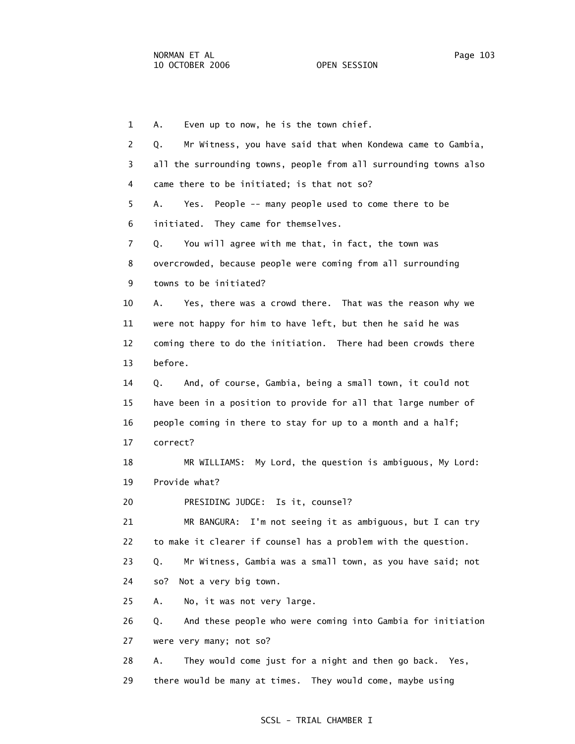1 A. Even up to now, he is the town chief.

2 Q. Mr Witness, you have said that when Kondewa came to Gambia,

3 all the surrounding towns, people from all surrounding towns also

4 came there to be initiated; is that not so?

5 A. Yes. People -- many people used to come there to be

6 initiated. They came for themselves.

7 Q. You will agree with me that, in fact, the town was

8 overcrowded, because people were coming from all surrounding

9 towns to be initiated?

10 A. Yes, there was a crowd there. That was the reason why we

11 were not happy for him to have left, but then he said he was

12 coming there to do the initiation. There had been crowds there

13 before.

14 Q. And, of course, Gambia, being a small town, it could not

15 have been in a position to provide for all that large number of

16 people coming in there to stay for up to a month and a half;

17 correct?

18 MR WILLIAMS: My Lord, the question is ambiguous, My Lord:

19 Provide what?

20 PRESIDING JUDGE: Is it, counsel?

21 MR BANGURA: I'm not seeing it as ambiguous, but I can try

22 to make it clearer if counsel has a problem with the question.

23 Q. Mr Witness, Gambia was a small town, as you have said; not

24 so? Not a very big town.

25 A. No, it was not very large.

26 Q. And these people who were coming into Gambia for initiation

27 were very many; not so?

28 A. They would come just for a night and then go back. Yes,

29 there would be many at times. They would come, maybe using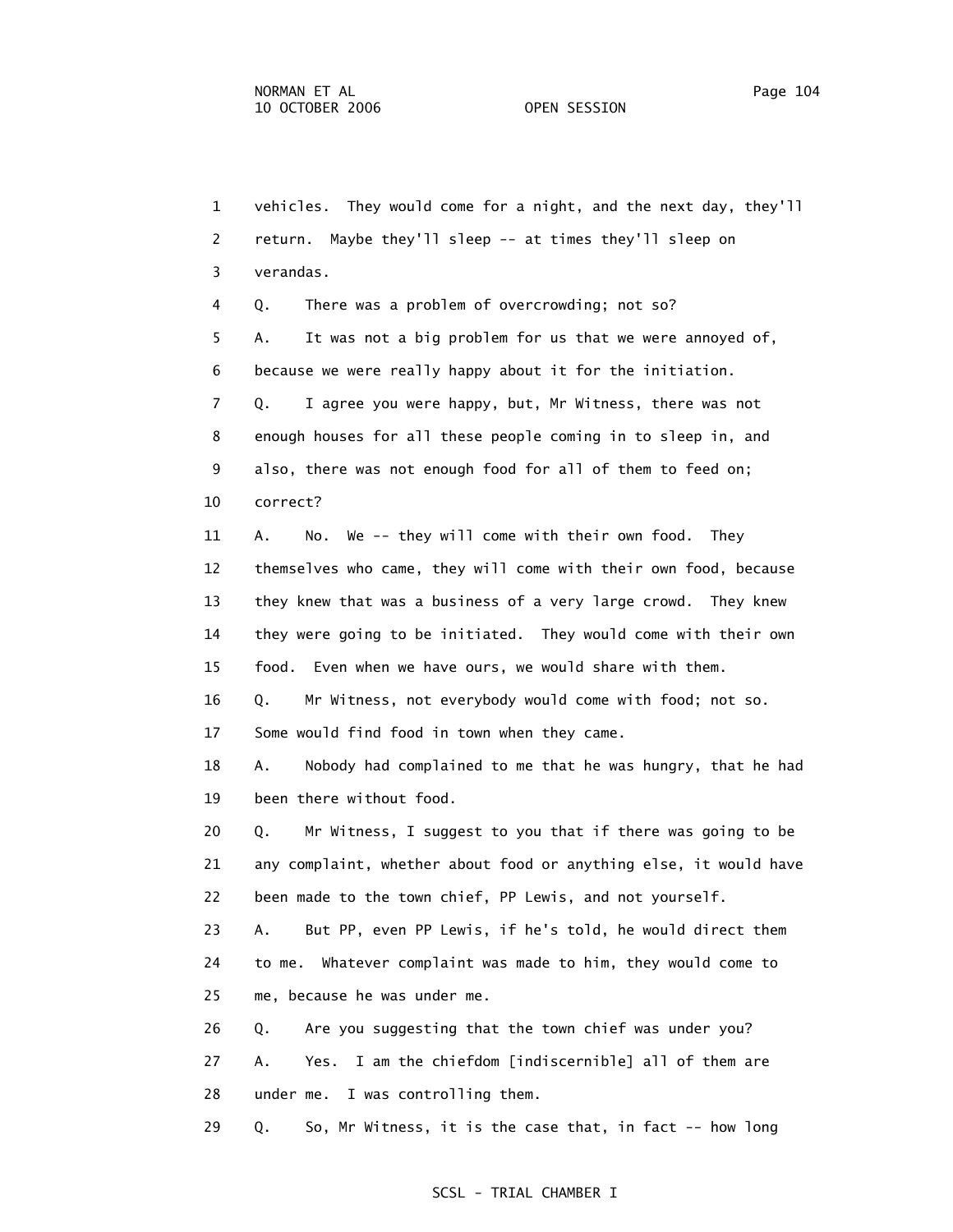1 vehicles. They would come for a night, and the next day, they'll
2 return. Maybe they'll sleep -- at times they'll sleep on
3 verandas.
4 Q. There was a problem of overcrowding; not so?
5 A. It was not a big problem for us that we were annoyed of,
6 because we were really happy about it for the initiation.
7 Q. I agree you were happy, but, Mr Witness, there was not
8 enough houses for all these people coming in to sleep in, and
9 also, there was not enough food for all of them to feed on;
10 correct?
11 A. No. We -- they will come with their own food. They
12 themselves who came, they will come with their own food, because
13 they knew that was a business of a very large crowd. They knew
14 they were going to be initiated. They would come with their own
15 food. Even when we have ours, we would share with them.
16 Q. Mr Witness, not everybody would come with food; not so.
17 Some would find food in town when they came.
18 A. Nobody had complained to me that he was hungry, that he had
19 been there without food.
20 Q. Mr Witness, I suggest to you that if there was going to be
21 any complaint, whether about food or anything else, it would have
22 been made to the town chief, PP Lewis, and not yourself.
23 A. But PP, even PP Lewis, if he's told, he would direct them
24 to me. Whatever complaint was made to him, they would come to
25 me, because he was under me.
26 Q. Are you suggesting that the town chief was under you?
27 A. Yes. I am the chiefdom [indiscernible] all of them are
28 under me. I was controlling them.
29 Q. So, Mr Witness, it is the case that, in fact -- how long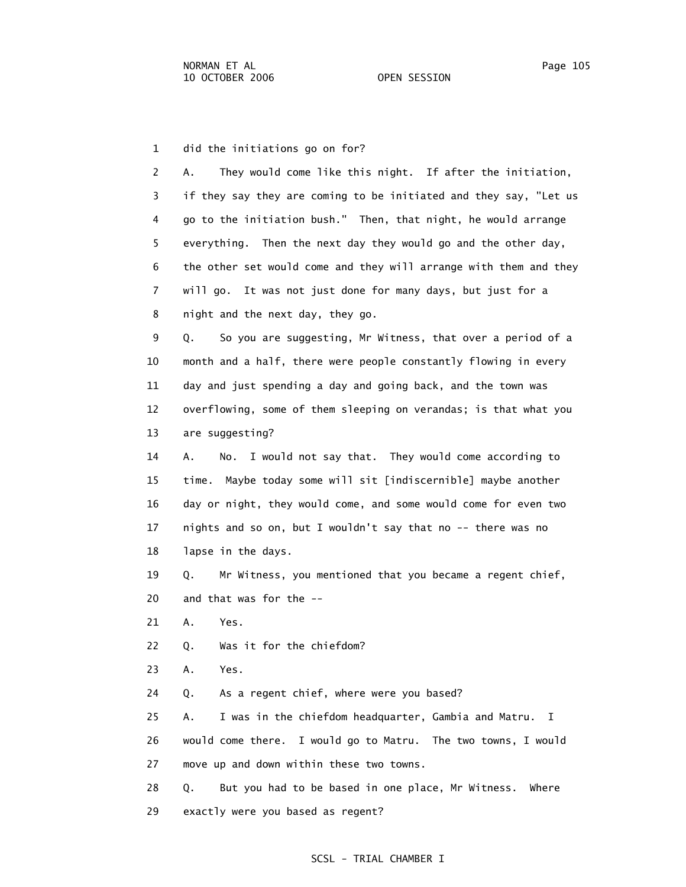1 did the initiations go on for?

2 A. They would come like this night. If after the initiation,

3 if they say they are coming to be initiated and they say, "Let us

4 go to the initiation bush." Then, that night, he would arrange

5 everything. Then the next day they would go and the other day,

6 the other set would come and they will arrange with them and they

7 will go. It was not just done for many days, but just for a

8 night and the next day, they go.

9 Q. So you are suggesting, Mr Witness, that over a period of a

10 month and a half, there were people constantly flowing in every

11 day and just spending a day and going back, and the town was

12 overflowing, some of them sleeping on verandas; is that what you

13 are suggesting?

14 A. No. I would not say that. They would come according to

15 time. Maybe today some will sit [indiscernible] maybe another

16 day or night, they would come, and some would come for even two

17 nights and so on, but I wouldn't say that no -- there was no

18 lapse in the days.

19 Q. Mr Witness, you mentioned that you became a regent chief,

20 and that was for the --

21 A. Yes.

22 Q. Was it for the chiefdom?

23 A. Yes.

24 Q. As a regent chief, where were you based?

25 A. I was in the chiefdom headquarter, Gambia and Matru. I

26 would come there. I would go to Matru. The two towns, I would

27 move up and down within these two towns.

28 Q. But you had to be based in one place, Mr Witness. Where

29 exactly were you based as regent?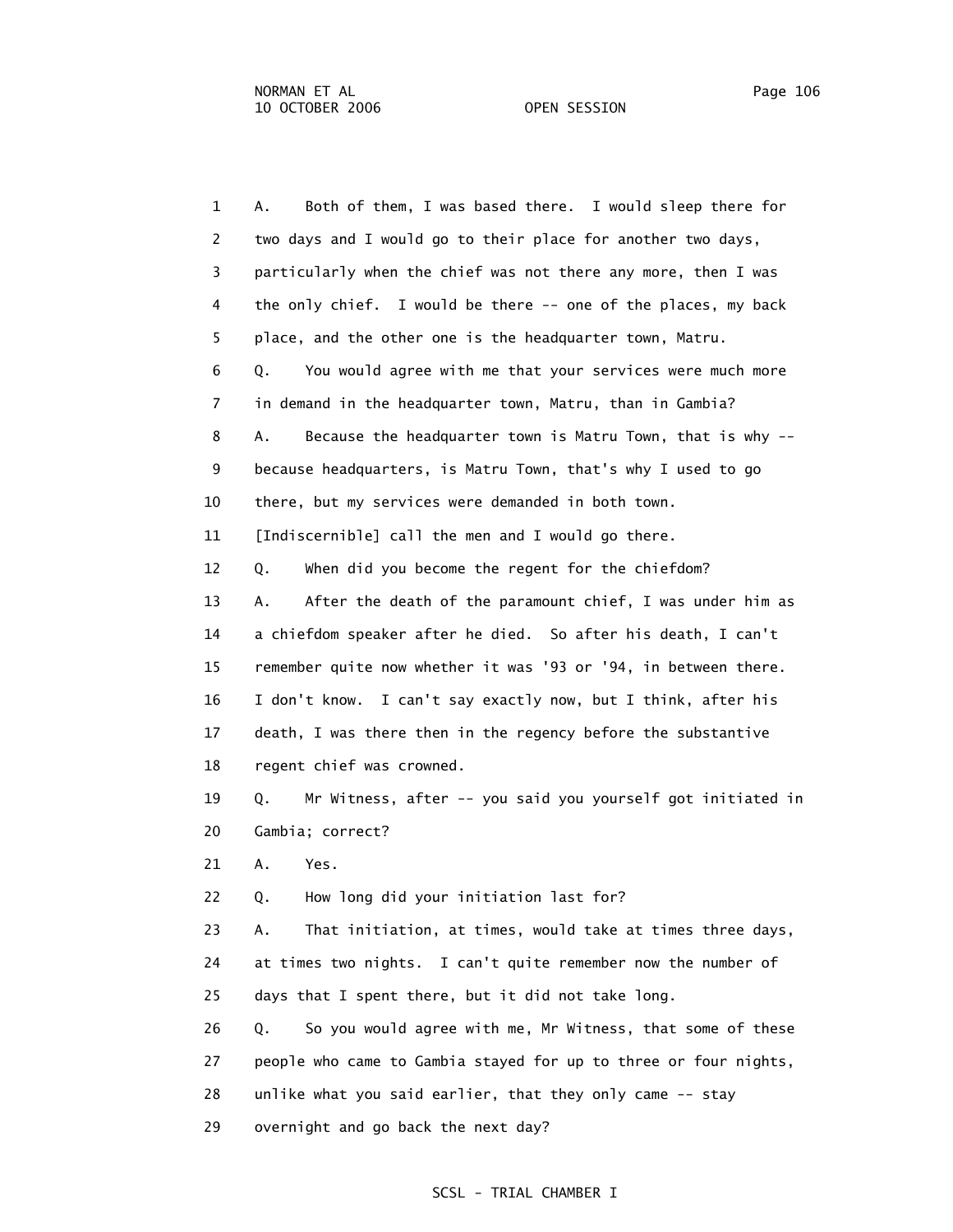1 A. Both of them, I was based there. I would sleep there for
2 two days and I would go to their place for another two days,
3 particularly when the chief was not there any more, then I was
4 the only chief. I would be there -- one of the places, my back
5 place, and the other one is the headquarter town, Matru.
6 Q. You would agree with me that your services were much more
7 in demand in the headquarter town, Matru, than in Gambia?
8 A. Because the headquarter town is Matru Town, that is why --
9 because headquarters, is Matru Town, that's why I used to go
10 there, but my services were demanded in both town.
11 [Indiscernible] call the men and I would go there.
12 Q. When did you become the regent for the chiefdom?
13 A. After the death of the paramount chief, I was under him as
14 a chiefdom speaker after he died. So after his death, I can't
15 remember quite now whether it was '93 or '94, in between there.
16 I don't know. I can't say exactly now, but I think, after his
17 death, I was there then in the regency before the substantive
18 regent chief was crowned.
19 Q. Mr Witness, after -- you said you yourself got initiated in
20 Gambia; correct?
21 A. Yes.
22 Q. How long did your initiation last for?
23 A. That initiation, at times, would take at times three days,
24 at times two nights. I can't quite remember now the number of
25 days that I spent there, but it did not take long.
26 Q. So you would agree with me, Mr Witness, that some of these
27 people who came to Gambia stayed for up to three or four nights,
28 unlike what you said earlier, that they only came -- stay
29 overnight and go back the next day?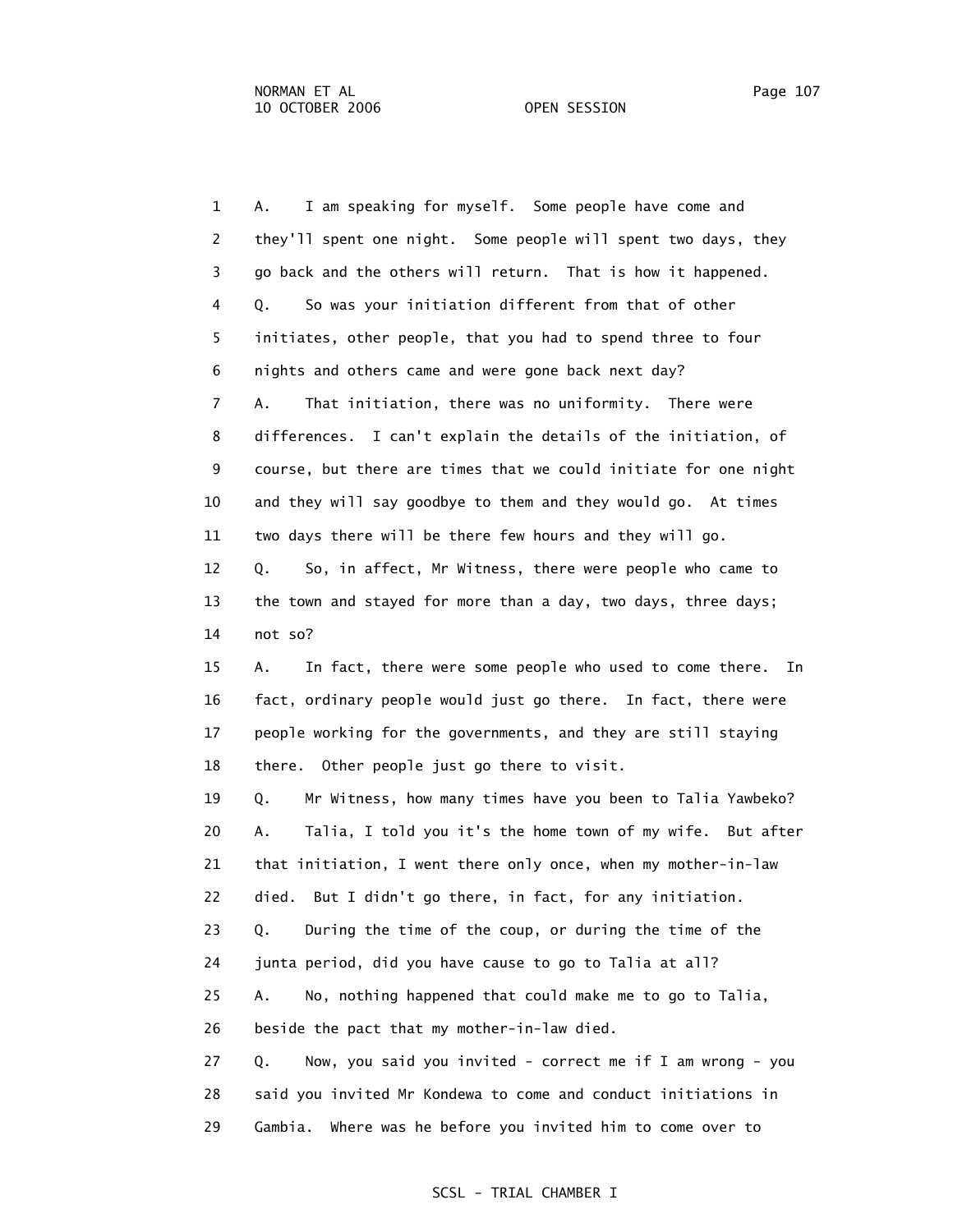1 A. I am speaking for myself. Some people have come and
2 they'll spent one night. Some people will spent two days, they
3 go back and the others will return. That is how it happened.
4 Q. So was your initiation different from that of other
5 initiates, other people, that you had to spend three to four
6 nights and others came and were gone back next day?
7 A. That initiation, there was no uniformity. There were
8 differences. I can't explain the details of the initiation, of
9 course, but there are times that we could initiate for one night
10 and they will say goodbye to them and they would go. At times
11 two days there will be there few hours and they will go.
12 Q. So, in affect, Mr Witness, there were people who came to
13 the town and stayed for more than a day, two days, three days;
14 not so?
15 A. In fact, there were some people who used to come there. In
16 fact, ordinary people would just go there. In fact, there were
17 people working for the governments, and they are still staying
18 there. Other people just go there to visit.
19 Q. Mr Witness, how many times have you been to Talia Yawbeko?
20 A. Talia, I told you it's the home town of my wife. But after
21 that initiation, I went there only once, when my mother-in-law
22 died. But I didn't go there, in fact, for any initiation.
23 Q. During the time of the coup, or during the time of the
24 junta period, did you have cause to go to Talia at all?
25 A. No, nothing happened that could make me to go to Talia,
26 beside the pact that my mother-in-law died.
27 Q. Now, you said you invited - correct me if I am wrong - you
28 said you invited Mr Kondewa to come and conduct initiations in
29 Gambia. Where was he before you invited him to come over to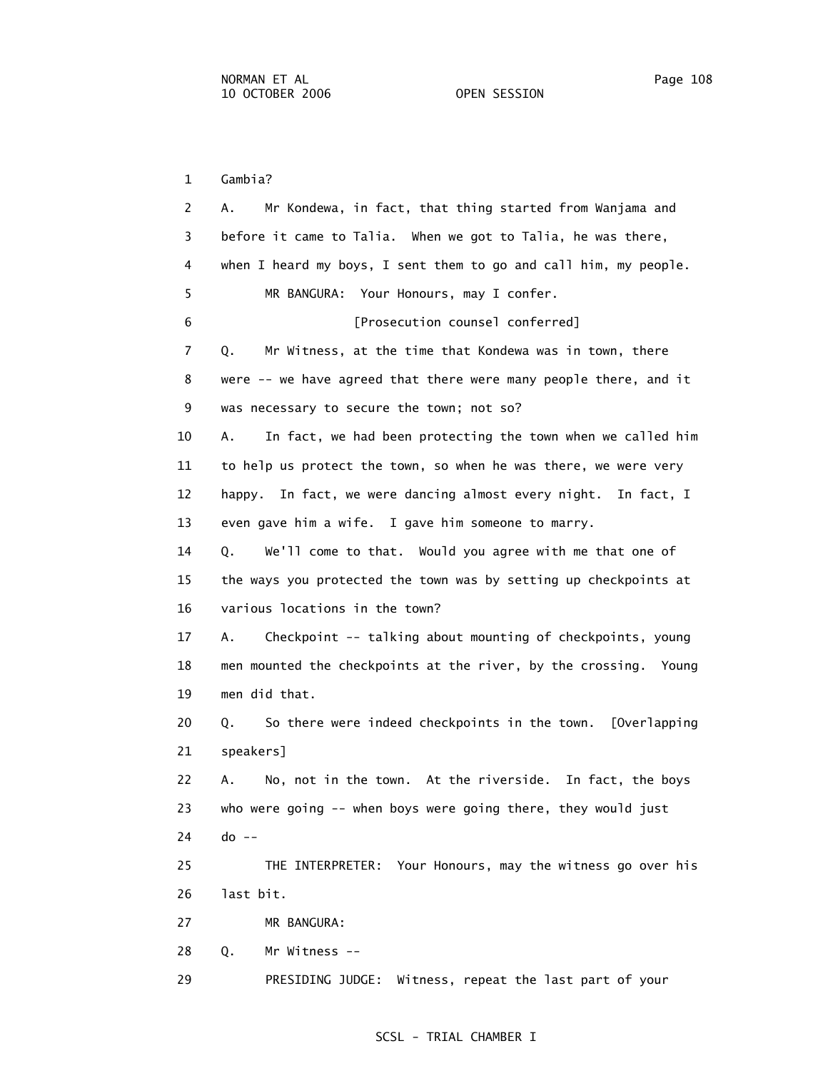1 Gambia?

2 A. Mr Kondewa, in fact, that thing started from Wanjama and

3 before it came to Talia. When we got to Talia, he was there,

4 when I heard my boys, I sent them to go and call him, my people.

5 MR BANGURA: Your Honours, may I confer.

6 [Prosecution counsel conferred]

7 Q. Mr Witness, at the time that Kondewa was in town, there

8 were -- we have agreed that there were many people there, and it

9 was necessary to secure the town; not so?

10 A. In fact, we had been protecting the town when we called him

11 to help us protect the town, so when he was there, we were very

12 happy. In fact, we were dancing almost every night. In fact, I

13 even gave him a wife. I gave him someone to marry.

14 Q. We'll come to that. Would you agree with me that one of

15 the ways you protected the town was by setting up checkpoints at

16 various locations in the town?

17 A. Checkpoint -- talking about mounting of checkpoints, young

18 men mounted the checkpoints at the river, by the crossing. Young

19 men did that.

20 Q. So there were indeed checkpoints in the town. [Overlapping

21 speakers]

22 A. No, not in the town. At the riverside. In fact, the boys

23 who were going -- when boys were going there, they would just

24 do --

25 THE INTERPRETER: Your Honours, may the witness go over his

26 last bit.

27 MR BANGURA:

28 Q. Mr Witness --

29 PRESIDING JUDGE: Witness, repeat the last part of your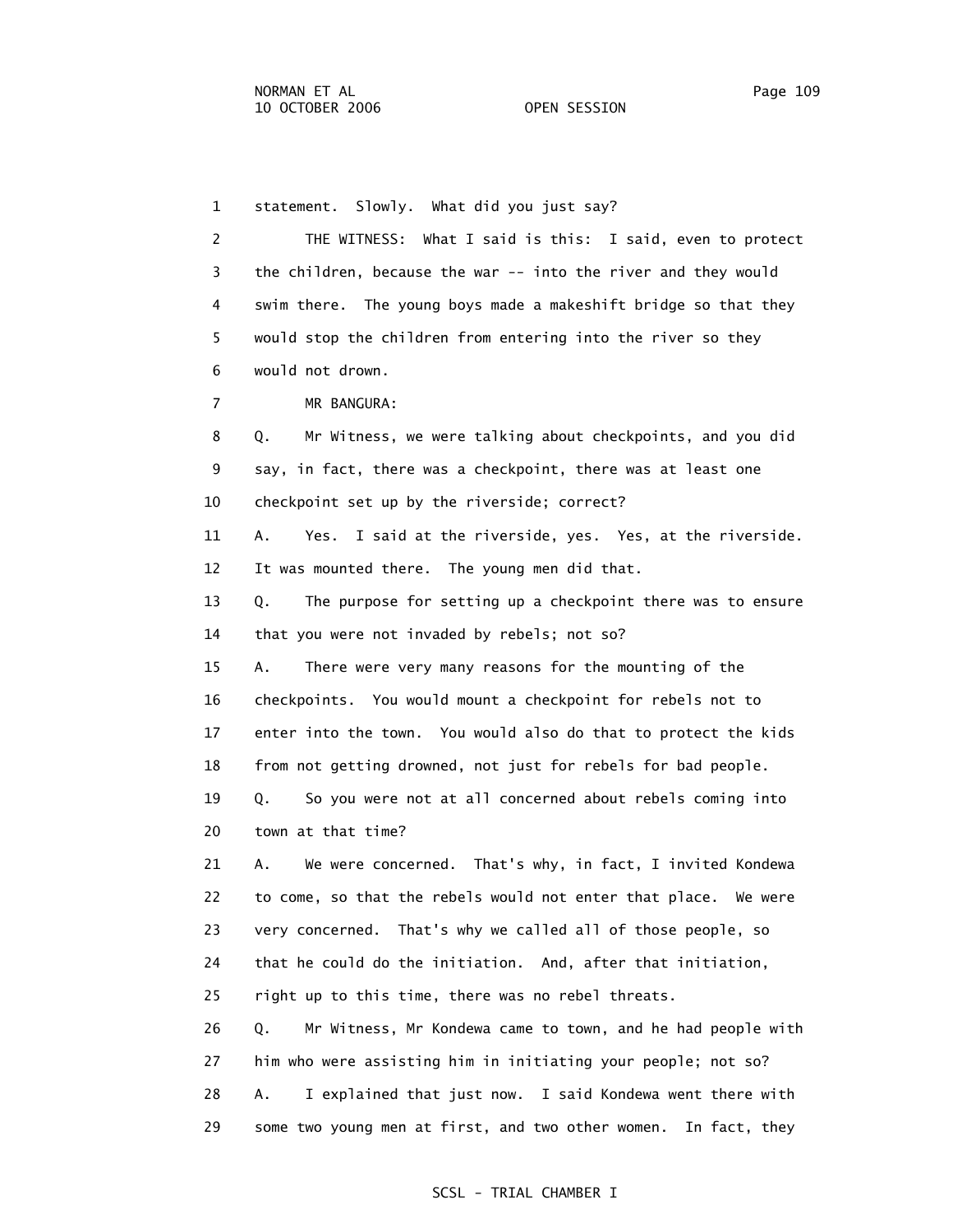1 statement. Slowly. What did you just say?

2 THE WITNESS: What I said is this: I said, even to protect

3 the children, because the war -- into the river and they would

4 swim there. The young boys made a makeshift bridge so that they

5 would stop the children from entering into the river so they

6 would not drown.

7 MR BANGURA:

8 Q. Mr Witness, we were talking about checkpoints, and you did

9 say, in fact, there was a checkpoint, there was at least one

10 checkpoint set up by the riverside; correct?

11 A. Yes. I said at the riverside, yes. Yes, at the riverside.

12 It was mounted there. The young men did that.

13 Q. The purpose for setting up a checkpoint there was to ensure

14 that you were not invaded by rebels; not so?

15 A. There were very many reasons for the mounting of the

16 checkpoints. You would mount a checkpoint for rebels not to

17 enter into the town. You would also do that to protect the kids

18 from not getting drowned, not just for rebels for bad people.

19 Q. So you were not at all concerned about rebels coming into

20 town at that time?

21 A. We were concerned. That's why, in fact, I invited Kondewa

22 to come, so that the rebels would not enter that place. We were

23 very concerned. That's why we called all of those people, so

24 that he could do the initiation. And, after that initiation,

25 right up to this time, there was no rebel threats.

26 Q. Mr Witness, Mr Kondewa came to town, and he had people with

27 him who were assisting him in initiating your people; not so?

28 A. I explained that just now. I said Kondewa went there with

29 some two young men at first, and two other women. In fact, they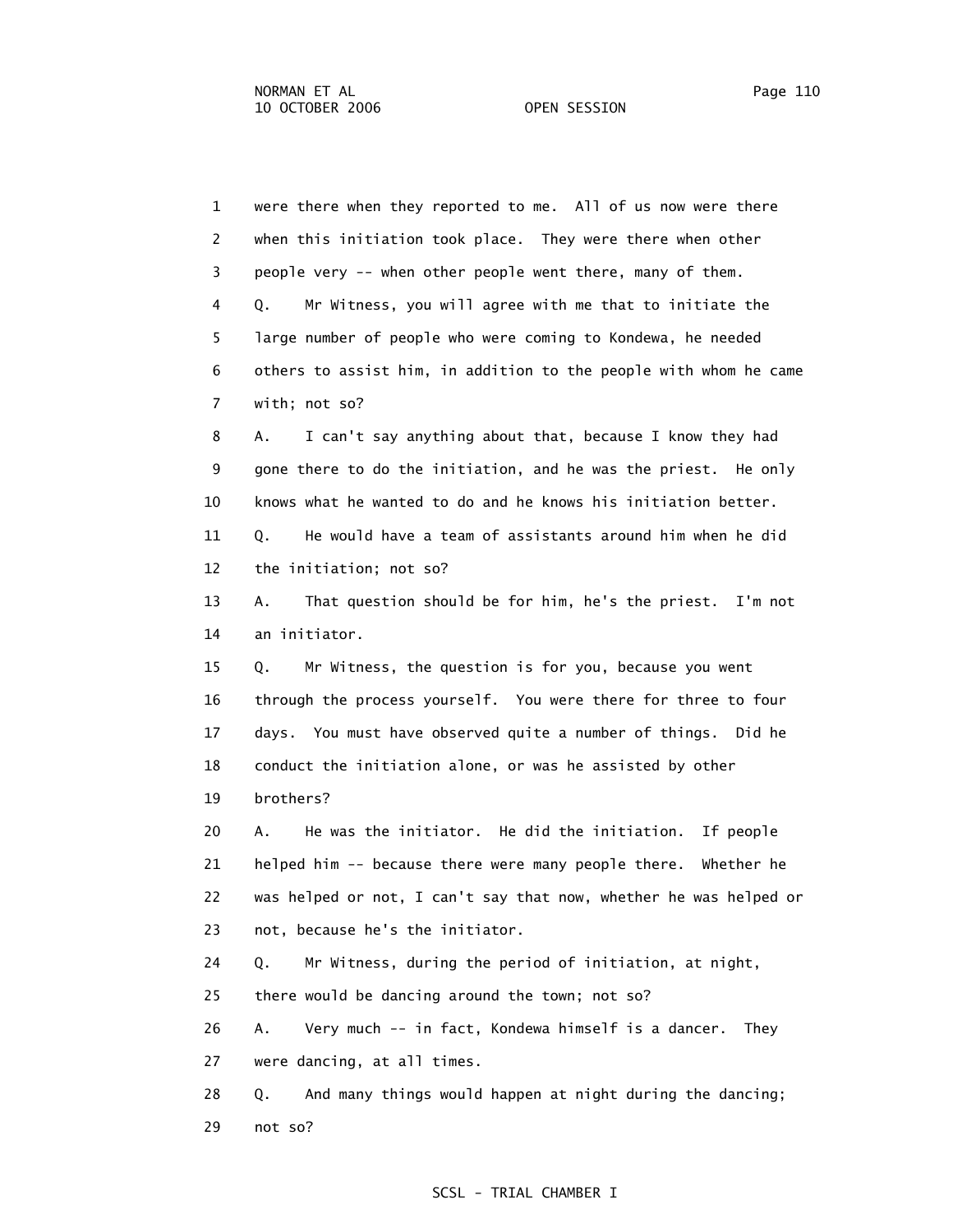1 were there when they reported to me. All of us now were there
2 when this initiation took place. They were there when other
3 people very -- when other people went there, many of them.
4 Q. Mr Witness, you will agree with me that to initiate the
5 large number of people who were coming to Kondewa, he needed
6 others to assist him, in addition to the people with whom he came
7 with; not so?
8 A. I can't say anything about that, because I know they had
9 gone there to do the initiation, and he was the priest. He only
10 knows what he wanted to do and he knows his initiation better.
11 Q. He would have a team of assistants around him when he did
12 the initiation; not so?
13 A. That question should be for him, he's the priest. I'm not
14 an initiator.
15 Q. Mr Witness, the question is for you, because you went
16 through the process yourself. You were there for three to four
17 days. You must have observed quite a number of things. Did he
18 conduct the initiation alone, or was he assisted by other
19 brothers?
20 A. He was the initiator. He did the initiation. If people
21 helped him -- because there were many people there. Whether he
22 was helped or not, I can't say that now, whether he was helped or
23 not, because he's the initiator.
24 Q. Mr Witness, during the period of initiation, at night,
25 there would be dancing around the town; not so?
26 A. Very much -- in fact, Kondewa himself is a dancer. They
27 were dancing, at all times.
28 Q. And many things would happen at night during the dancing;
29 not so?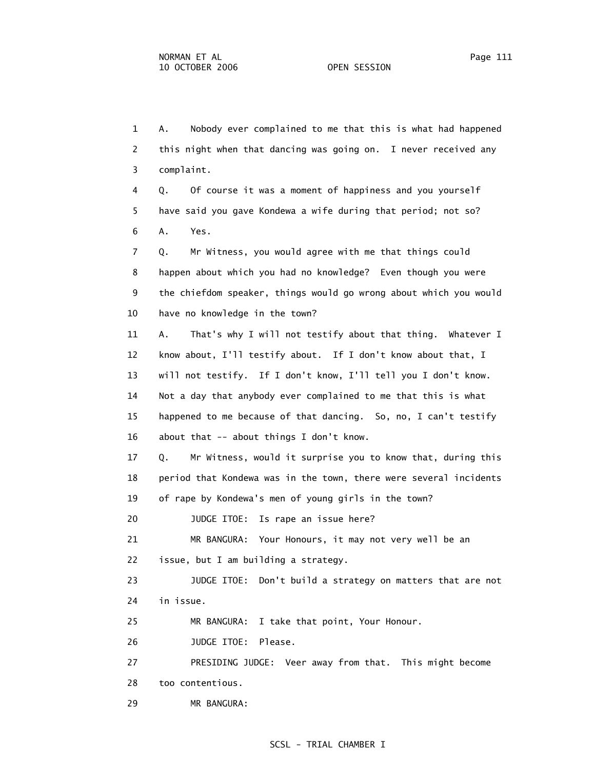A. Nobody ever complained to me that this is what had happened this night when that dancing was going on. I never received any complaint.

Q. Of course it was a moment of happiness and you yourself have said you gave Kondewa a wife during that period; not so?

A. Yes.

Q. Mr Witness, you would agree with me that things could happen about which you had no knowledge? Even though you were the chiefdom speaker, things would go wrong about which you would have no knowledge in the town?

A. That's why I will not testify about that thing. Whatever I know about, I'll testify about. If I don't know about that, I will not testify. If I don't know, I'll tell you I don't know. Not a day that anybody ever complained to me that this is what happened to me because of that dancing. So, no, I can't testify about that -- about things I don't know.

Q. Mr Witness, would it surprise you to know that, during this period that Kondewa was in the town, there were several incidents of rape by Kondewa's men of young girls in the town?

JUDGE ITOE: Is rape an issue here?

MR BANGURA: Your Honours, it may not very well be an issue, but I am building a strategy.

JUDGE ITOE: Don't build a strategy on matters that are not in issue.

MR BANGURA: I take that point, Your Honour.

JUDGE ITOE: Please.

PRESIDING JUDGE: Veer away from that. This might become too contentious.

MR BANGURA: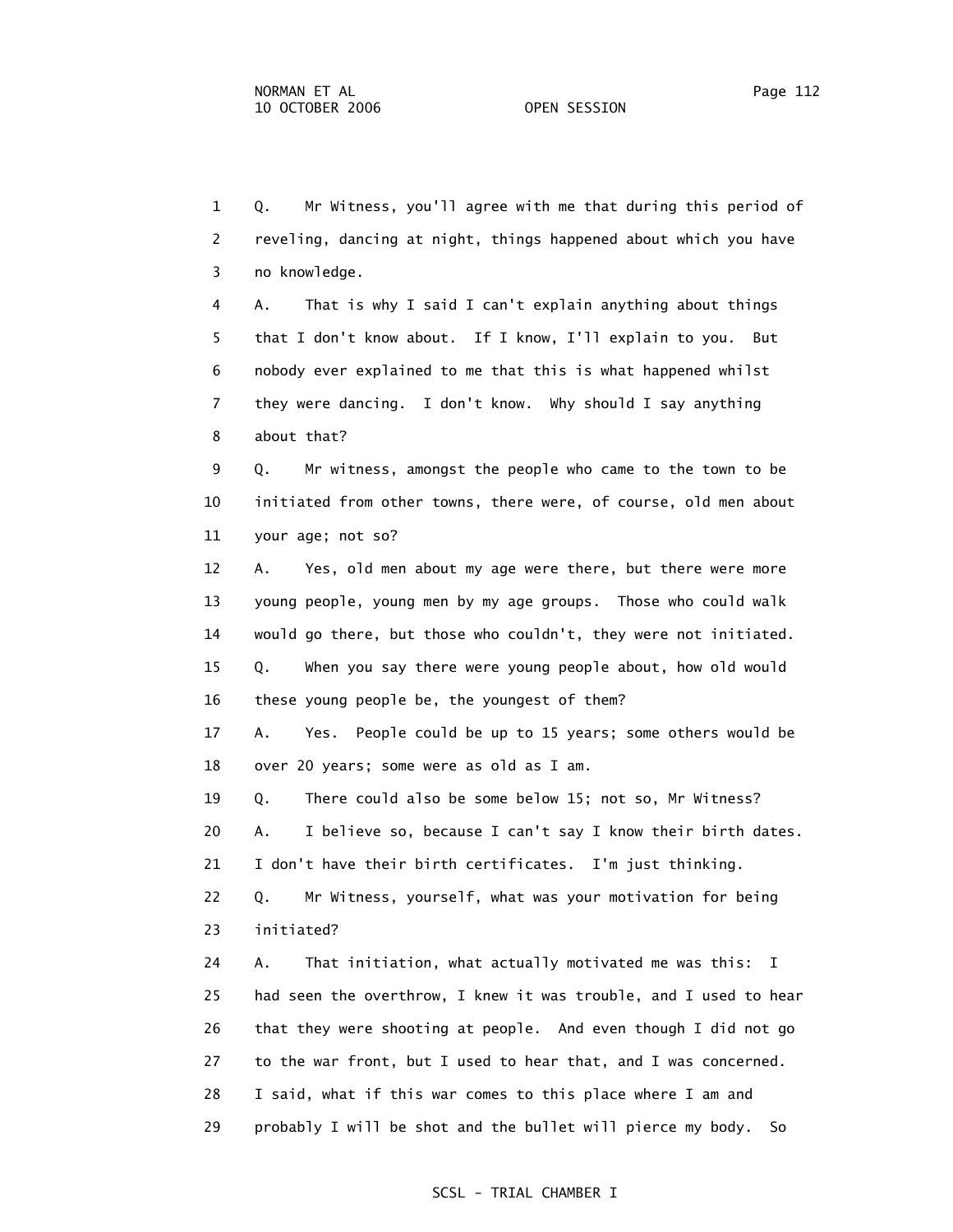1 Q. Mr Witness, you'll agree with me that during this period of
2 reveling, dancing at night, things happened about which you have
3 no knowledge.
4 A. That is why I said I can't explain anything about things
5 that I don't know about. If I know, I'll explain to you. But
6 nobody ever explained to me that this is what happened whilst
7 they were dancing. I don't know. Why should I say anything
8 about that?
9 Q. Mr witness, amongst the people who came to the town to be
10 initiated from other towns, there were, of course, old men about
11 your age; not so?
12 A. Yes, old men about my age were there, but there were more
13 young people, young men by my age groups. Those who could walk
14 would go there, but those who couldn't, they were not initiated.
15 Q. When you say there were young people about, how old would
16 these young people be, the youngest of them?
17 A. Yes. People could be up to 15 years; some others would be
18 over 20 years; some were as old as I am.
19 Q. There could also be some below 15; not so, Mr Witness?
20 A. I believe so, because I can't say I know their birth dates.
21 I don't have their birth certificates. I'm just thinking.
22 Q. Mr Witness, yourself, what was your motivation for being
23 initiated?
24 A. That initiation, what actually motivated me was this: I
25 had seen the overthrow, I knew it was trouble, and I used to hear
26 that they were shooting at people. And even though I did not go
27 to the war front, but I used to hear that, and I was concerned.
28 I said, what if this war comes to this place where I am and
29 probably I will be shot and the bullet will pierce my body. So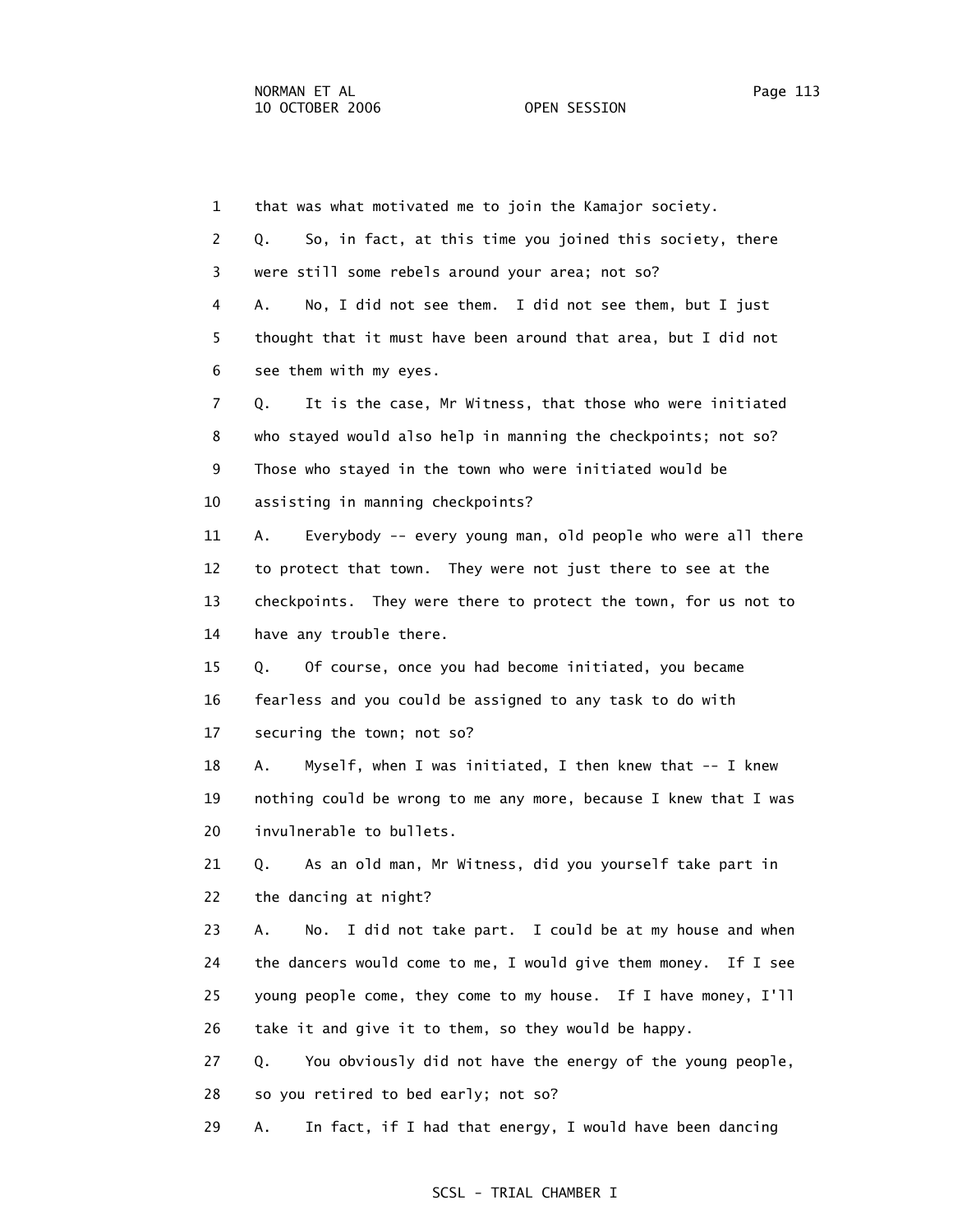1 that was what motivated me to join the Kamajor society.

2 Q. So, in fact, at this time you joined this society, there

3 were still some rebels around your area; not so?

4 A. No, I did not see them. I did not see them, but I just

5 thought that it must have been around that area, but I did not

6 see them with my eyes.

7 Q. It is the case, Mr Witness, that those who were initiated

8 who stayed would also help in manning the checkpoints; not so?

9 Those who stayed in the town who were initiated would be

10 assisting in manning checkpoints?

11 A. Everybody -- every young man, old people who were all there

12 to protect that town. They were not just there to see at the

13 checkpoints. They were there to protect the town, for us not to

14 have any trouble there.

15 Q. Of course, once you had become initiated, you became

16 fearless and you could be assigned to any task to do with

17 securing the town; not so?

18 A. Myself, when I was initiated, I then knew that -- I knew

19 nothing could be wrong to me any more, because I knew that I was

20 invulnerable to bullets.

21 Q. As an old man, Mr Witness, did you yourself take part in

22 the dancing at night?

23 A. No. I did not take part. I could be at my house and when

24 the dancers would come to me, I would give them money. If I see

25 young people come, they come to my house. If I have money, I'll

26 take it and give it to them, so they would be happy.

27 Q. You obviously did not have the energy of the young people,

28 so you retired to bed early; not so?

29 A. In fact, if I had that energy, I would have been dancing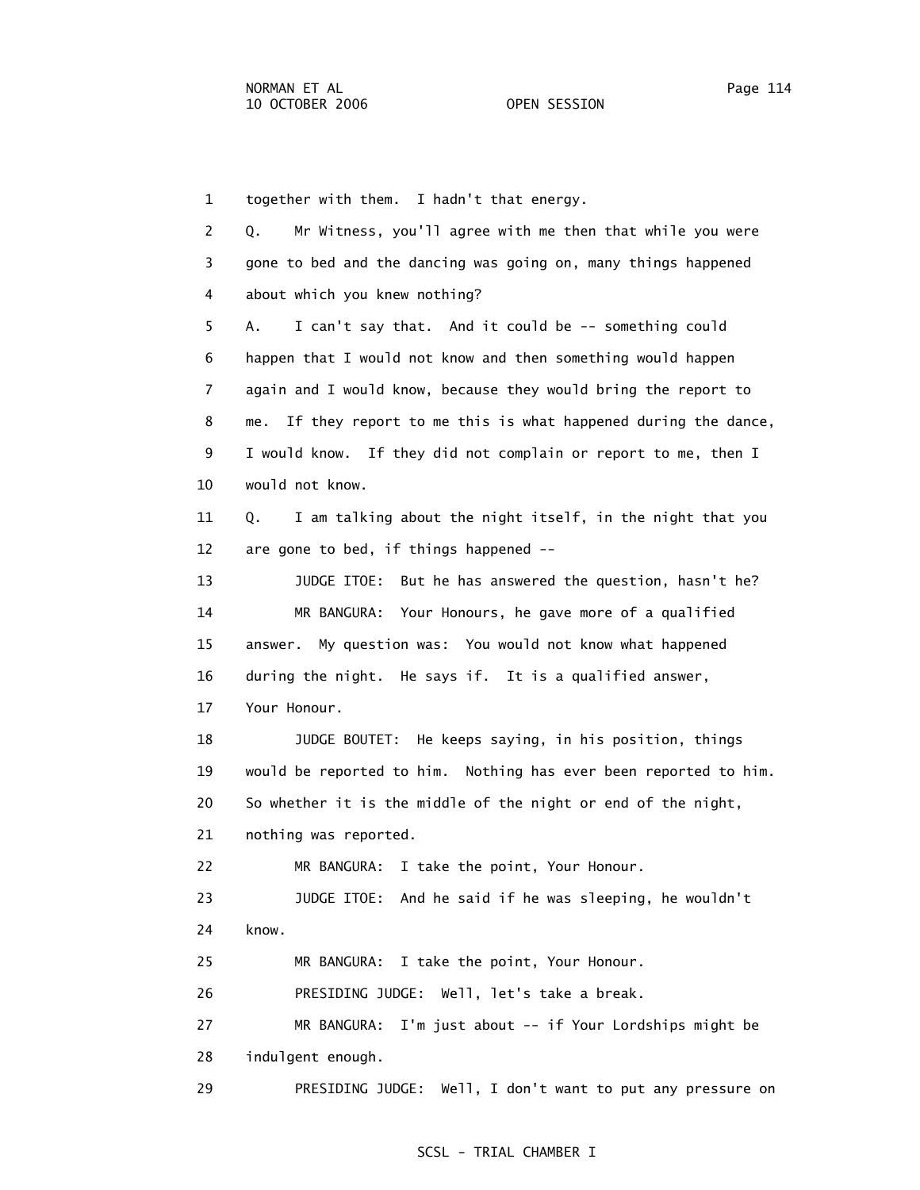1 together with them. I hadn't that energy.

2 Q. Mr Witness, you'll agree with me then that while you were

3 gone to bed and the dancing was going on, many things happened

4 about which you knew nothing?

5 A. I can't say that. And it could be -- something could

6 happen that I would not know and then something would happen

7 again and I would know, because they would bring the report to

8 me. If they report to me this is what happened during the dance,

9 I would know. If they did not complain or report to me, then I

10 would not know.

11 Q. I am talking about the night itself, in the night that you

12 are gone to bed, if things happened --

13 JUDGE ITOE: But he has answered the question, hasn't he?

14 MR BANGURA: Your Honours, he gave more of a qualified

15 answer. My question was: You would not know what happened

16 during the night. He says if. It is a qualified answer,

17 Your Honour.

18 JUDGE BOUTET: He keeps saying, in his position, things

19 would be reported to him. Nothing has ever been reported to him.

20 So whether it is the middle of the night or end of the night,

21 nothing was reported.

22 MR BANGURA: I take the point, Your Honour.

23 JUDGE ITOE: And he said if he was sleeping, he wouldn't

24 know.

25 MR BANGURA: I take the point, Your Honour.

26 PRESIDING JUDGE: Well, let's take a break.

27 MR BANGURA: I'm just about -- if Your Lordships might be

28 indulgent enough.

29 PRESIDING JUDGE: Well, I don't want to put any pressure on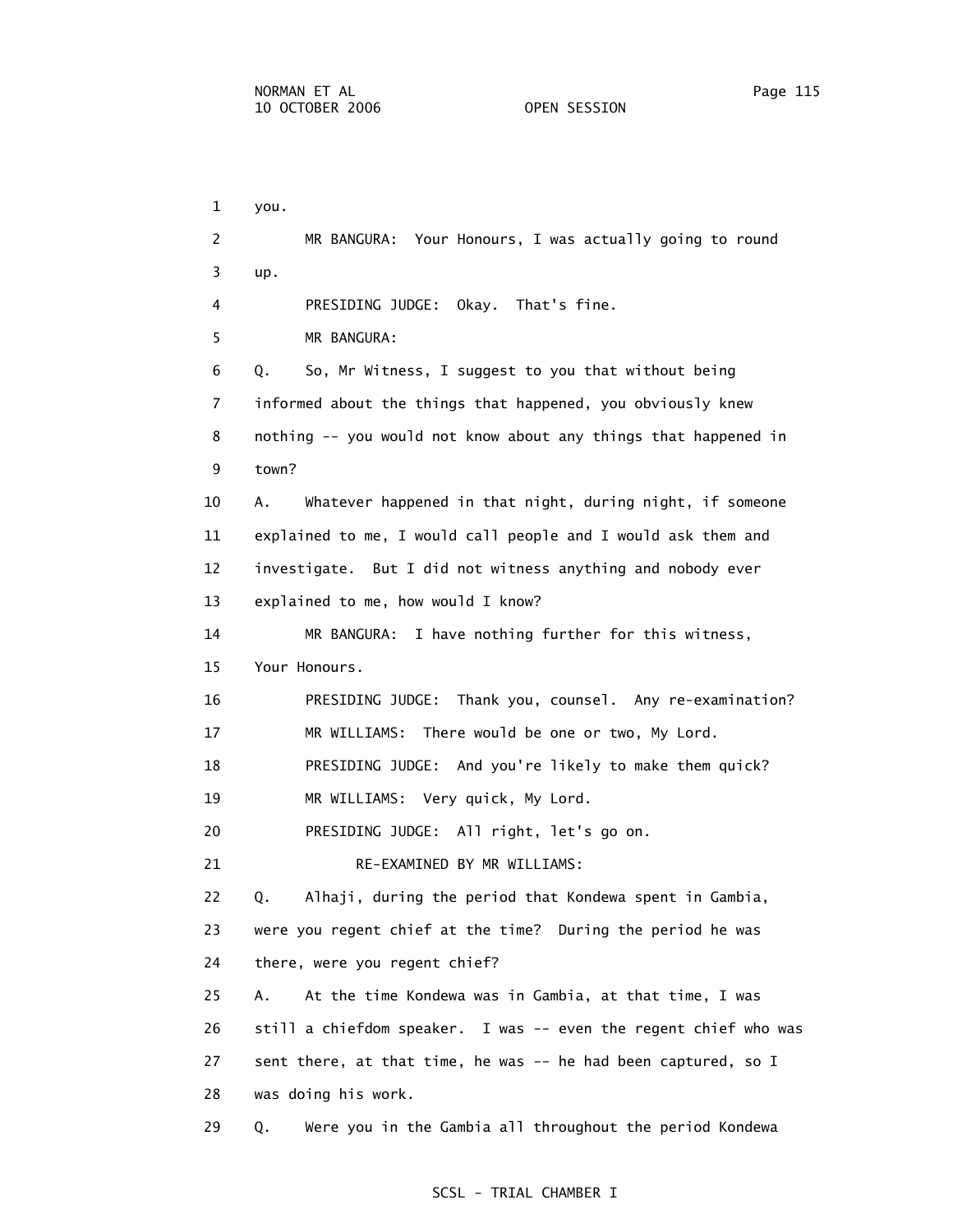1 you.

2 MR BANGURA: Your Honours, I was actually going to round

3 up.

4 PRESIDING JUDGE: Okay. That's fine.

5 MR BANGURA:

6 Q. So, Mr Witness, I suggest to you that without being

7 informed about the things that happened, you obviously knew

8 nothing -- you would not know about any things that happened in

9 town?

10 A. Whatever happened in that night, during night, if someone

11 explained to me, I would call people and I would ask them and

12 investigate. But I did not witness anything and nobody ever

13 explained to me, how would I know?

14 MR BANGURA: I have nothing further for this witness,

15 Your Honours.

16 PRESIDING JUDGE: Thank you, counsel. Any re-examination?

17 MR WILLIAMS: There would be one or two, My Lord.

18 PRESIDING JUDGE: And you're likely to make them quick?

19 MR WILLIAMS: Very quick, My Lord.

20 PRESIDING JUDGE: All right, let's go on.

21 RE-EXAMINED BY MR WILLIAMS:

22 Q. Alhaji, during the period that Kondewa spent in Gambia,

23 were you regent chief at the time? During the period he was

24 there, were you regent chief?

25 A. At the time Kondewa was in Gambia, at that time, I was

26 still a chiefdom speaker. I was -- even the regent chief who was

27 sent there, at that time, he was -- he had been captured, so I

28 was doing his work.

29 Q. Were you in the Gambia all throughout the period Kondewa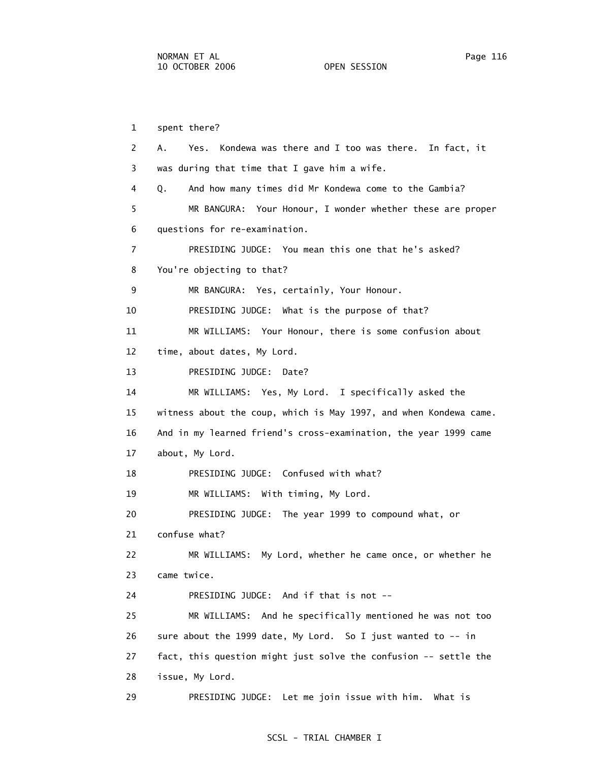1 spent there?

2 A. Yes. Kondewa was there and I too was there. In fact, it

3 was during that time that I gave him a wife.

4 Q. And how many times did Mr Kondewa come to the Gambia?

5 MR BANGURA: Your Honour, I wonder whether these are proper

6 questions for re-examination.

7 PRESIDING JUDGE: You mean this one that he's asked?

8 You're objecting to that?

9 MR BANGURA: Yes, certainly, Your Honour.

10 PRESIDING JUDGE: What is the purpose of that?

11 MR WILLIAMS: Your Honour, there is some confusion about

12 time, about dates, My Lord.

13 PRESIDING JUDGE: Date?

14 MR WILLIAMS: Yes, My Lord. I specifically asked the

15 witness about the coup, which is May 1997, and when Kondewa came.

16 And in my learned friend's cross-examination, the year 1999 came

17 about, My Lord.

18 PRESIDING JUDGE: Confused with what?

19 MR WILLIAMS: With timing, My Lord.

20 PRESIDING JUDGE: The year 1999 to compound what, or

21 confuse what?

22 MR WILLIAMS: My Lord, whether he came once, or whether he

23 came twice.

24 PRESIDING JUDGE: And if that is not --

25 MR WILLIAMS: And he specifically mentioned he was not too

26 sure about the 1999 date, My Lord. So I just wanted to -- in

27 fact, this question might just solve the confusion -- settle the

28 issue, My Lord.

29 PRESIDING JUDGE: Let me join issue with him. What is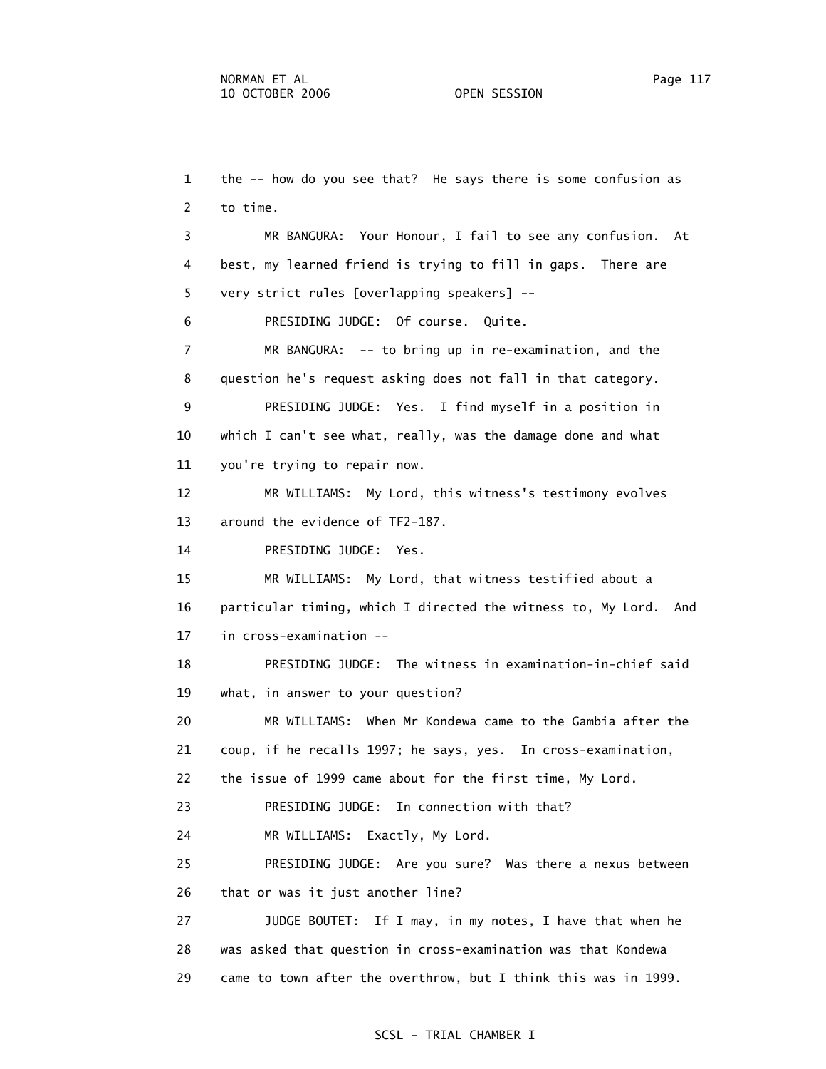1 the -- how do you see that? He says there is some confusion as
2 to time.

3 MR BANGURA: Your Honour, I fail to see any confusion. At
4 best, my learned friend is trying to fill in gaps. There are
5 very strict rules [overlapping speakers] --

6 PRESIDING JUDGE: Of course. Quite.

7 MR BANGURA: -- to bring up in re-examination, and the
8 question he's request asking does not fall in that category.

9 PRESIDING JUDGE: Yes. I find myself in a position in
10 which I can't see what, really, was the damage done and what
11 you're trying to repair now.

12 MR WILLIAMS: My Lord, this witness's testimony evolves
13 around the evidence of TF2-187.

14 PRESIDING JUDGE: Yes.

15 MR WILLIAMS: My Lord, that witness testified about a
16 particular timing, which I directed the witness to, My Lord. And
17 in cross-examination --

18 PRESIDING JUDGE: The witness in examination-in-chief said
19 what, in answer to your question?

20 MR WILLIAMS: When Mr Kondewa came to the Gambia after the
21 coup, if he recalls 1997; he says, yes. In cross-examination,
22 the issue of 1999 came about for the first time, My Lord.

23 PRESIDING JUDGE: In connection with that?

24 MR WILLIAMS: Exactly, My Lord.

25 PRESIDING JUDGE: Are you sure? Was there a nexus between
26 that or was it just another line?

27 JUDGE BOUTET: If I may, in my notes, I have that when he
28 was asked that question in cross-examination was that Kondewa
29 came to town after the overthrow, but I think this was in 1999.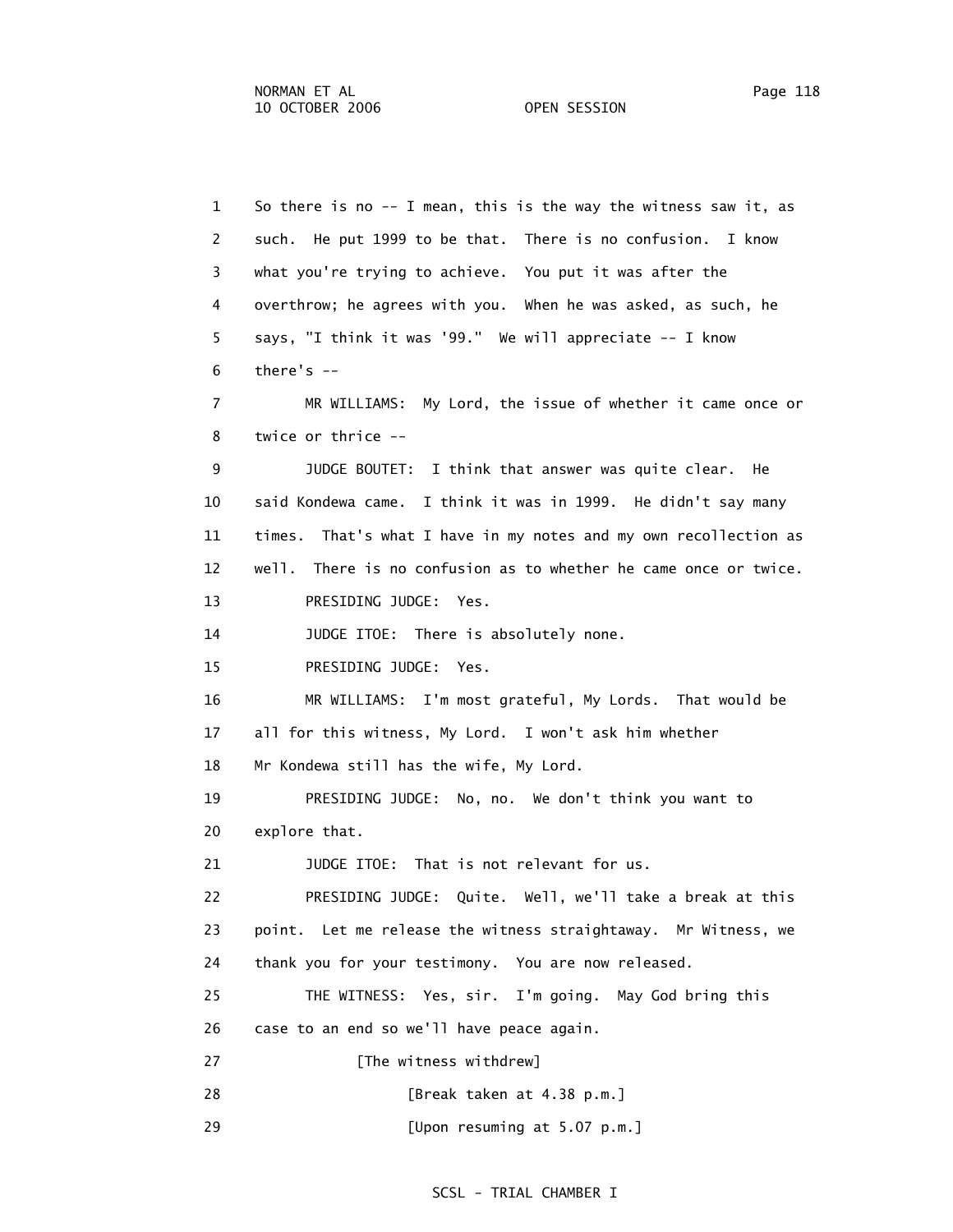1 So there is no -- I mean, this is the way the witness saw it, as
2 such. He put 1999 to be that. There is no confusion. I know
3 what you're trying to achieve. You put it was after the
4 overthrow; he agrees with you. When he was asked, as such, he
5 says, "I think it was '99." We will appreciate -- I know
6 there's --

7 MR WILLIAMS: My Lord, the issue of whether it came once or
8 twice or thrice --

9 JUDGE BOUTET: I think that answer was quite clear. He
10 said Kondewa came. I think it was in 1999. He didn't say many
11 times. That's what I have in my notes and my own recollection as
12 well. There is no confusion as to whether he came once or twice.

13 PRESIDING JUDGE: Yes.

14 JUDGE ITOE: There is absolutely none.

15 PRESIDING JUDGE: Yes.

16 MR WILLIAMS: I'm most grateful, My Lords. That would be
17 all for this witness, My Lord. I won't ask him whether
18 Mr Kondewa still has the wife, My Lord.

19 PRESIDING JUDGE: No, no. We don't think you want to
20 explore that.

21 JUDGE ITOE: That is not relevant for us.

22 PRESIDING JUDGE: Quite. Well, we'll take a break at this
23 point. Let me release the witness straightaway. Mr Witness, we
24 thank you for your testimony. You are now released.

25 THE WITNESS: Yes, sir. I'm going. May God bring this
26 case to an end so we'll have peace again.

27 [The witness withdrew]

28 [Break taken at 4.38 p.m.]

29 [Upon resuming at 5.07 p.m.]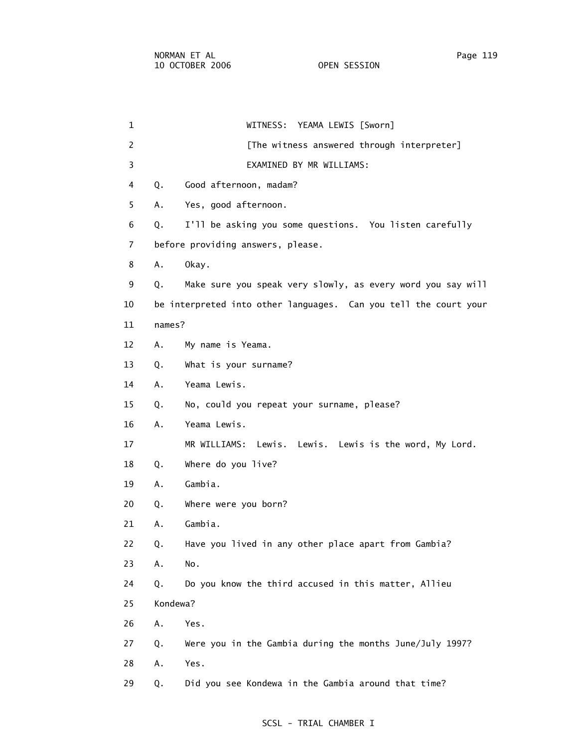WITNESS: YEAMA LEWIS [Sworn]

[The witness answered through interpreter]

EXAMINED BY MR WILLIAMS:

Q. Good afternoon, madam?

A. Yes, good afternoon.

Q. I'll be asking you some questions. You listen carefully before providing answers, please.

A. Okay.

Q. Make sure you speak very slowly, as every word you say will be interpreted into other languages. Can you tell the court your names?

A. My name is Yeama.

Q. What is your surname?

A. Yeama Lewis.

Q. No, could you repeat your surname, please?

A. Yeama Lewis.

MR WILLIAMS: Lewis. Lewis. Lewis is the word, My Lord.

Q. Where do you live?

A. Gambia.

Q. Where were you born?

A. Gambia.

Q. Have you lived in any other place apart from Gambia?

A. No.

Q. Do you know the third accused in this matter, Allieu Kondewa?

A. Yes.

Q. Were you in the Gambia during the months June/July 1997?

A. Yes.

Q. Did you see Kondewa in the Gambia around that time?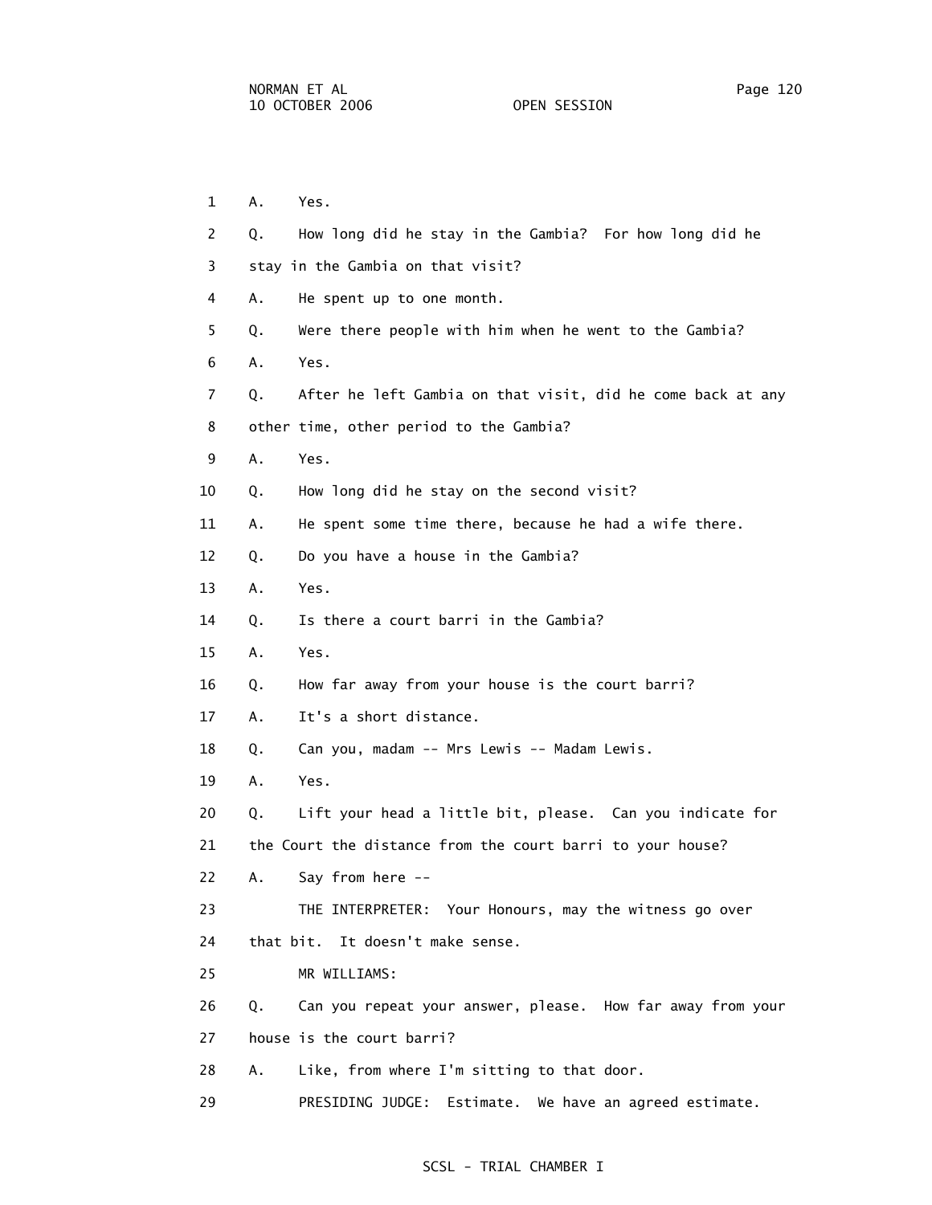A. Yes.

Q. How long did he stay in the Gambia? For how long did he stay in the Gambia on that visit?

A. He spent up to one month.

Q. Were there people with him when he went to the Gambia?

A. Yes.

Q. After he left Gambia on that visit, did he come back at any other time, other period to the Gambia?

A. Yes.

Q. How long did he stay on the second visit?

A. He spent some time there, because he had a wife there.

Q. Do you have a house in the Gambia?

A. Yes.

Q. Is there a court barri in the Gambia?

A. Yes.

Q. How far away from your house is the court barri?

A. It's a short distance.

Q. Can you, madam -- Mrs Lewis -- Madam Lewis.

A. Yes.

Q. Lift your head a little bit, please. Can you indicate for the Court the distance from the court barri to your house?

A. Say from here --

THE INTERPRETER: Your Honours, may the witness go over that bit. It doesn't make sense.

MR WILLIAMS:

Q. Can you repeat your answer, please. How far away from your house is the court barri?

A. Like, from where I'm sitting to that door.

PRESIDING JUDGE: Estimate. We have an agreed estimate.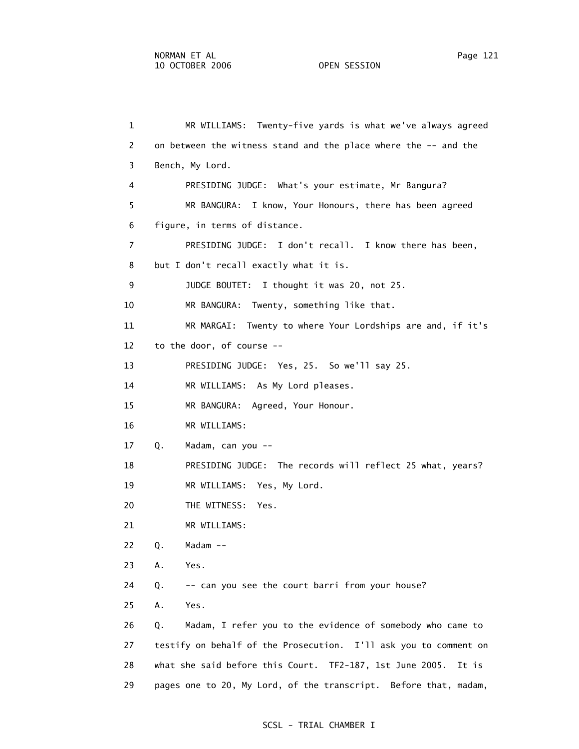1 MR WILLIAMS: Twenty-five yards is what we've always agreed
2 on between the witness stand and the place where the -- and the
3 Bench, My Lord.
4 PRESIDING JUDGE: What's your estimate, Mr Bangura?
5 MR BANGURA: I know, Your Honours, there has been agreed
6 figure, in terms of distance.
7 PRESIDING JUDGE: I don't recall. I know there has been,
8 but I don't recall exactly what it is.
9 JUDGE BOUTET: I thought it was 20, not 25.
10 MR BANGURA: Twenty, something like that.
11 MR MARGAI: Twenty to where Your Lordships are and, if it's
12 to the door, of course --
13 PRESIDING JUDGE: Yes, 25. So we'll say 25.
14 MR WILLIAMS: As My Lord pleases.
15 MR BANGURA: Agreed, Your Honour.
16 MR WILLIAMS:
17 Q. Madam, can you --
18 PRESIDING JUDGE: The records will reflect 25 what, years?
19 MR WILLIAMS: Yes, My Lord.
20 THE WITNESS: Yes.
21 MR WILLIAMS:
22 Q. Madam --
23 A. Yes.
24 Q. -- can you see the court barri from your house?
25 A. Yes.
26 Q. Madam, I refer you to the evidence of somebody who came to
27 testify on behalf of the Prosecution. I'll ask you to comment on
28 what she said before this Court. TF2-187, 1st June 2005. It is
29 pages one to 20, My Lord, of the transcript. Before that, madam,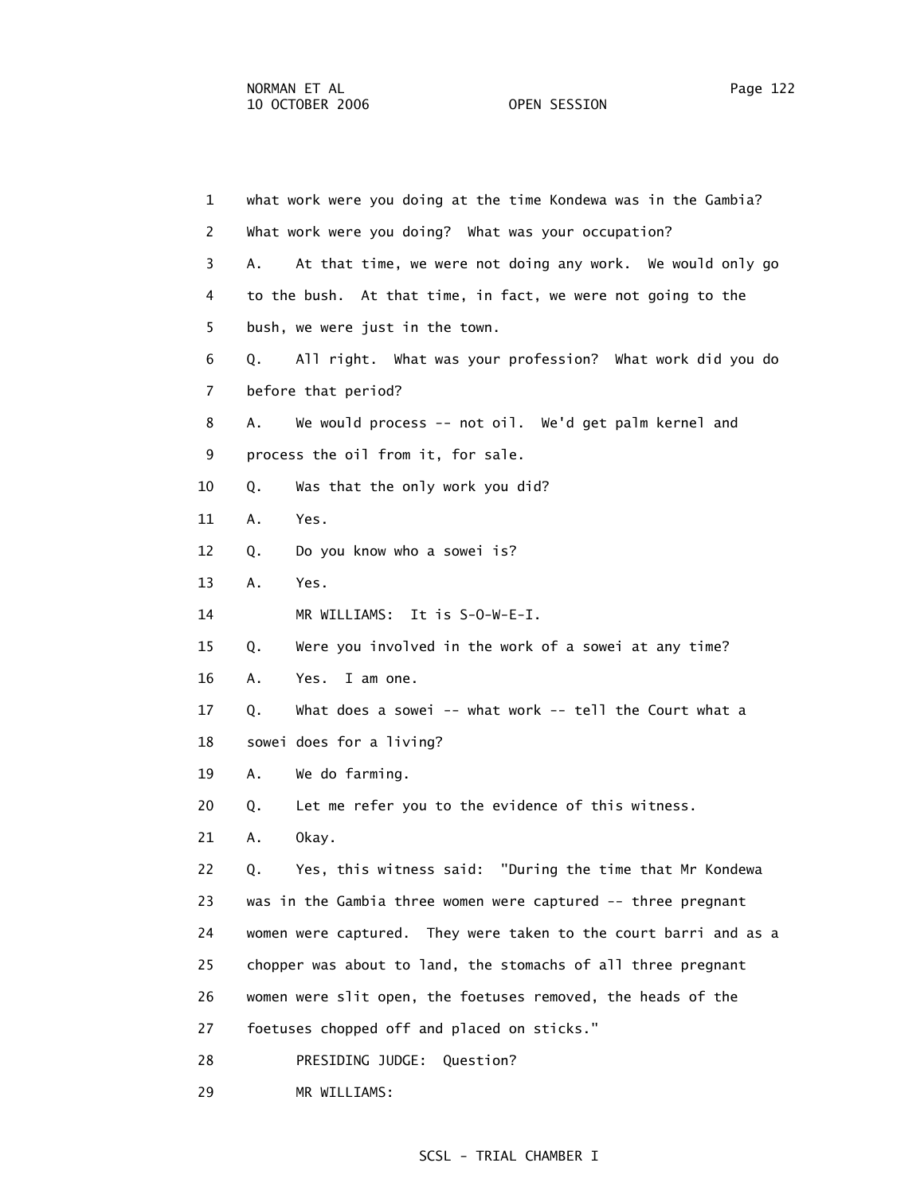1 what work were you doing at the time Kondewa was in the Gambia?

2 What work were you doing? What was your occupation?

3 A. At that time, we were not doing any work. We would only go

4 to the bush. At that time, in fact, we were not going to the

5 bush, we were just in the town.

6 Q. All right. What was your profession? What work did you do

7 before that period?

8 A. We would process -- not oil. We'd get palm kernel and

9 process the oil from it, for sale.

10 Q. Was that the only work you did?

11 A. Yes.

12 Q. Do you know who a sowei is?

13 A. Yes.

14 MR WILLIAMS: It is S-O-W-E-I.

15 Q. Were you involved in the work of a sowei at any time?

16 A. Yes. I am one.

17 Q. What does a sowei -- what work -- tell the Court what a

18 sowei does for a living?

19 A. We do farming.

20 Q. Let me refer you to the evidence of this witness.

21 A. Okay.

22 Q. Yes, this witness said: "During the time that Mr Kondewa

23 was in the Gambia three women were captured -- three pregnant

24 women were captured. They were taken to the court barri and as a

25 chopper was about to land, the stomachs of all three pregnant

26 women were slit open, the foetuses removed, the heads of the

27 foetuses chopped off and placed on sticks."

28 PRESIDING JUDGE: Question?

29 MR WILLIAMS: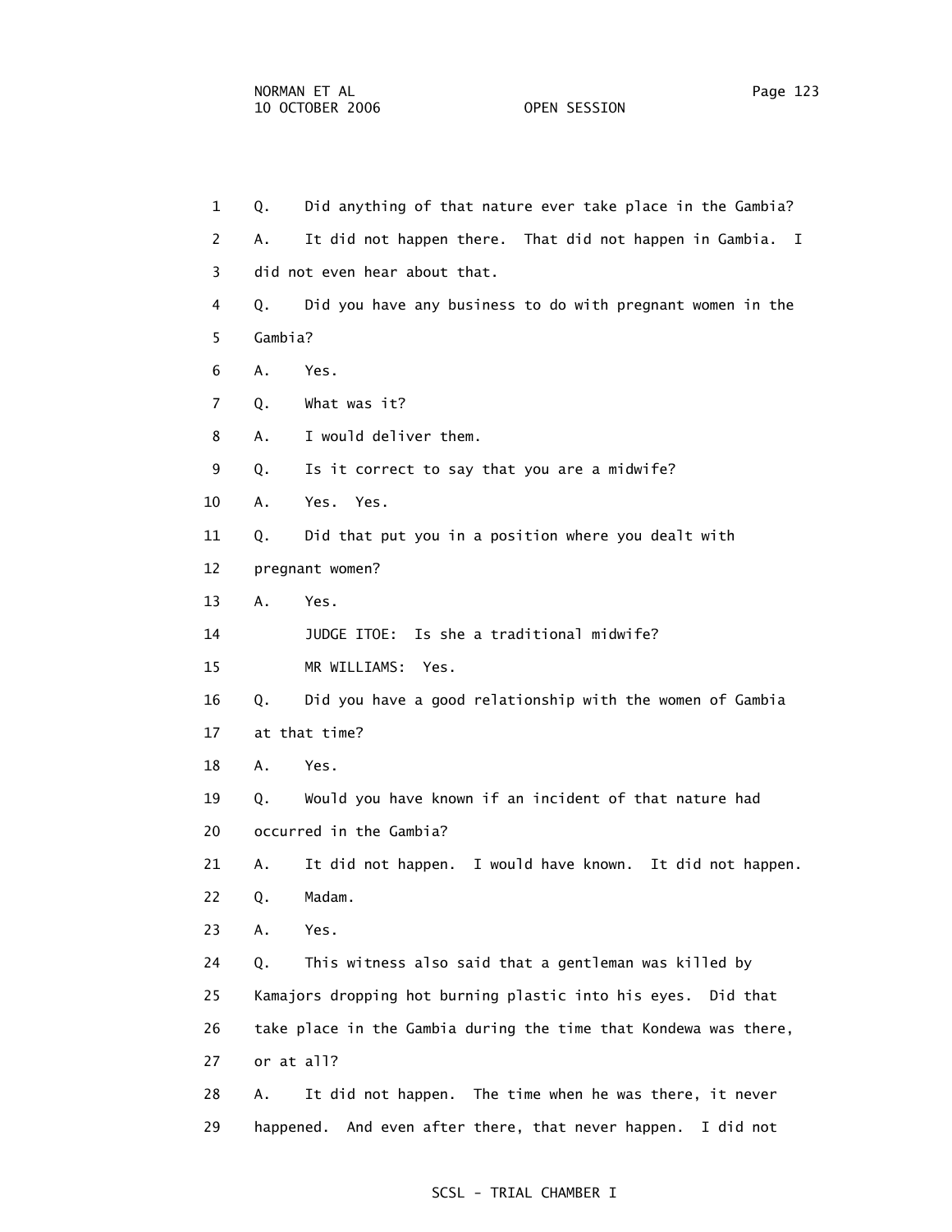1 Q. Did anything of that nature ever take place in the Gambia?

2 A. It did not happen there. That did not happen in Gambia. I

3 did not even hear about that.

4 Q. Did you have any business to do with pregnant women in the

5 Gambia?

6 A. Yes.

7 Q. What was it?

8 A. I would deliver them.

9 Q. Is it correct to say that you are a midwife?

10 A. Yes. Yes.

11 Q. Did that put you in a position where you dealt with

12 pregnant women?

13 A. Yes.

14 JUDGE ITOE: Is she a traditional midwife?

15 MR WILLIAMS: Yes.

16 Q. Did you have a good relationship with the women of Gambia

17 at that time?

18 A. Yes.

19 Q. Would you have known if an incident of that nature had

20 occurred in the Gambia?

21 A. It did not happen. I would have known. It did not happen.

22 Q. Madam.

23 A. Yes.

24 Q. This witness also said that a gentleman was killed by

25 Kamajors dropping hot burning plastic into his eyes. Did that

26 take place in the Gambia during the time that Kondewa was there,

27 or at all?

28 A. It did not happen. The time when he was there, it never

29 happened. And even after there, that never happen. I did not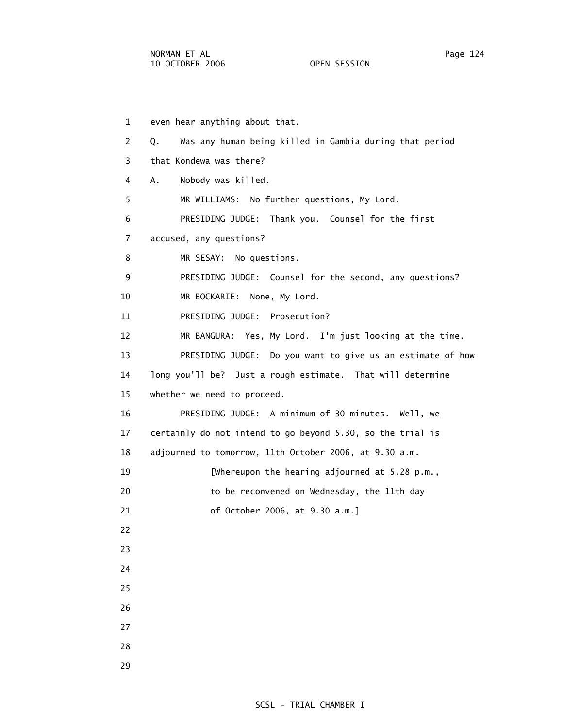even hear anything about that.

Q. Was any human being killed in Gambia during that period that Kondewa was there?

A. Nobody was killed.

MR WILLIAMS: No further questions, My Lord.

PRESIDING JUDGE: Thank you. Counsel for the first accused, any questions?

MR SESAY: No questions.

PRESIDING JUDGE: Counsel for the second, any questions?

MR BOCKARIE: None, My Lord.

PRESIDING JUDGE: Prosecution?

MR BANGURA: Yes, My Lord. I'm just looking at the time.

PRESIDING JUDGE: Do you want to give us an estimate of how long you'll be? Just a rough estimate. That will determine whether we need to proceed.

PRESIDING JUDGE: A minimum of 30 minutes. Well, we certainly do not intend to go beyond 5.30, so the trial is adjourned to tomorrow, 11th October 2006, at 9.30 a.m.

[Whereupon the hearing adjourned at 5.28 p.m., to be reconvened on Wednesday, the 11th day of October 2006, at 9.30 a.m.]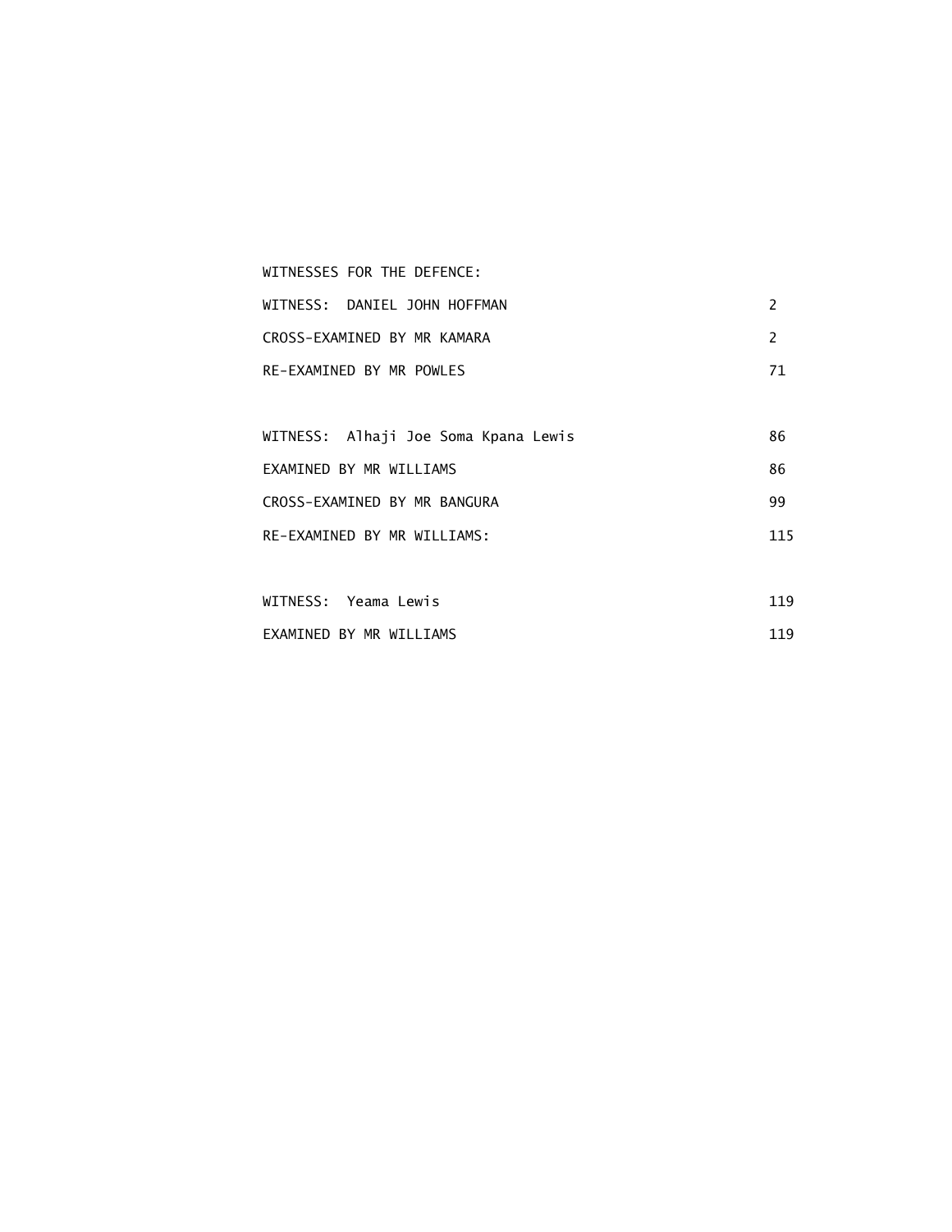WITNESSES FOR THE DEFENCE:

| | |
|---|---|
| WITNESS: DANIEL JOHN HOFFMAN | 2 |
| CROSS-EXAMINED BY MR KAMARA | 2 |
| RE-EXAMINED BY MR POWLES | 71 |
| | |
| WITNESS: Alhaji Joe Soma Kpana Lewis | 86 |
| EXAMINED BY MR WILLIAMS | 86 |
| CROSS-EXAMINED BY MR BANGURA | 99 |
| RE-EXAMINED BY MR WILLIAMS: | 115 |
| | |
| WITNESS: Yeama Lewis | 119 |
| EXAMINED BY MR WILLIAMS | 119 |